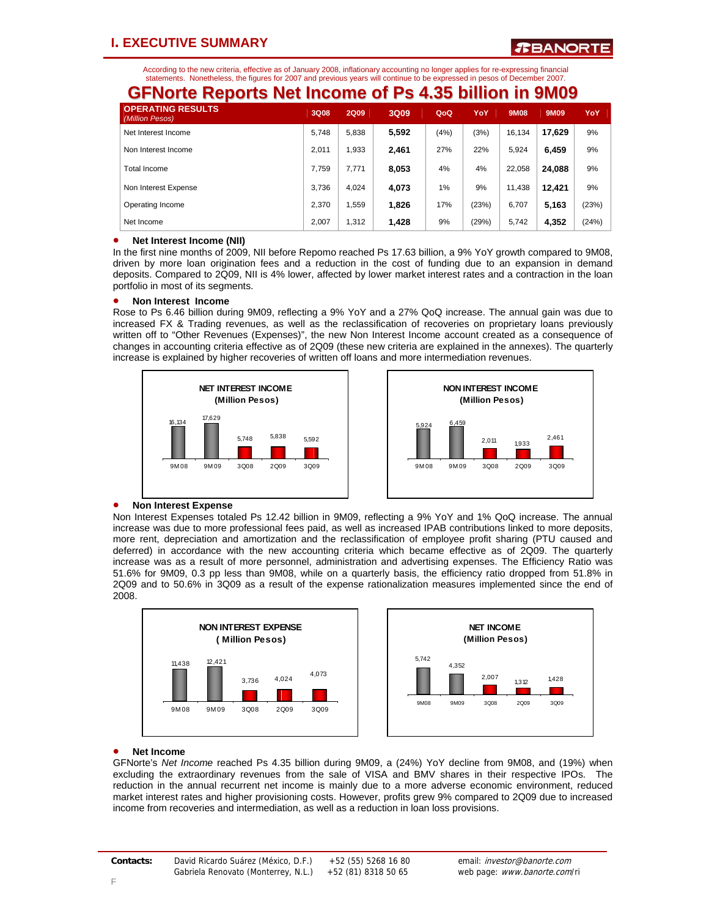# I. EXECUTIVE SUMMARY

According to the new criteria, effective as of January 2008, inflationary accounting no longer applies for re-expressing financial statements. Nonetheless, the figures for 2007 and previous years will continue to be expressed in pesos of December 2007.

## GFNorte Reports Net Income of Ps 4.35 billion in 9M09

| OPERATING RESULTS *(Million Pesos)* | 3Q08 | 2Q09 | 3Q09 | QoQ | YoY | 9M08 | 9M09 | YoY |
|---|---|---|---|---|---|---|---|---|
| Net Interest Income | 5,748 | 5,838 | **5,592** | (4%) | (3%) | 16,134 | **17,629** | 9% |
| Non Interest Income | 2,011 | 1,933 | **2,461** | 27% | 22% | 5,924 | **6,459** | 9% |
| Total Income | 7,759 | 7,771 | **8,053** | 4% | 4% | 22,058 | **24,088** | 9% |
| Non Interest Expense | 3,736 | 4,024 | **4,073** | 1% | 9% | 11,438 | **12,421** | 9% |
| Operating Income | 2,370 | 1,559 | **1,826** | 17% | (23%) | 6,707 | **5,163** | (23%) |
| Net Income | 2,007 | 1,312 | **1,428** | 9% | (29%) | 5,742 | **4,352** | (24%) |

- **Net Interest Income (NII)**

In the first nine months of 2009, NII before Repomo reached Ps 17.63 billion, a 9% YoY growth compared to 9M08, driven by more loan origination fees and a reduction in the cost of funding due to an expansion in demand deposits. Compared to 2Q09, NII is 4% lower, affected by lower market interest rates and a contraction in the loan portfolio in most of its segments.

- **Non Interest Income**

Rose to Ps 6.46 billion during 9M09, reflecting a 9% YoY and a 27% QoQ increase. The annual gain was due to increased FX & Trading revenues, as well as the reclassification of recoveries on proprietary loans previously written off to "Other Revenues (Expenses)", the new Non Interest Income account created as a consequence of changes in accounting criteria effective as of 2Q09 (these new criteria are explained in the annexes). The quarterly increase is explained by higher recoveries of written off loans and more intermediation revenues.

**NET INTEREST INCOME (Million Pesos)**

| 9M08 | 9M09 | 3Q08 | 2Q09 | 3Q09 |
|---|---|---|---|---|
| 16,134 | 17,629 | 5,748 | 5,838 | 5,592 |

**NON INTEREST INCOME (Million Pesos)**

| 9M08 | 9M09 | 3Q08 | 2Q09 | 3Q09 |
|---|---|---|---|---|
| 5,924 | 6,459 | 2,011 | 1,933 | 2,461 |

- **Non Interest Expense**

Non Interest Expenses totaled Ps 12.42 billion in 9M09, reflecting a 9% YoY and 1% QoQ increase. The annual increase was due to more professional fees paid, as well as increased IPAB contributions linked to more deposits, more rent, depreciation and amortization and the reclassification of employee profit sharing (PTU caused and deferred) in accordance with the new accounting criteria which became effective as of 2Q09. The quarterly increase was as a result of more personnel, administration and advertising expenses. The Efficiency Ratio was 51.6% for 9M09, 0.3 pp less than 9M08, while on a quarterly basis, the efficiency ratio dropped from 51.8% in 2Q09 and to 50.6% in 3Q09 as a result of the expense rationalization measures implemented since the end of 2008.

**NON INTEREST EXPENSE ( Million Pesos)**

| 9M08 | 9M09 | 3Q08 | 2Q09 | 3Q09 |
|---|---|---|---|---|
| 11,438 | 12,421 | 3,736 | 4,024 | 4,073 |

**NET INCOME (Million Pesos)**

| 9M08 | 9M09 | 3Q08 | 2Q09 | 3Q09 |
|---|---|---|---|---|
| 5,742 | 4,352 | 2,007 | 1,312 | 1,428 |

- **Net Income**

GFNorte's *Net Income* reached Ps 4.35 billion during 9M09, a (24%) YoY decline from 9M08, and (19%) when excluding the extraordinary revenues from the sale of VISA and BMV shares in their respective IPOs. The reduction in the annual recurrent net income is mainly due to a more adverse economic environment, reduced market interest rates and higher provisioning costs. However, profits grew 9% compared to 2Q09 due to increased income from recoveries and intermediation, as well as a reduction in loan loss provisions.

**Contacts:** David Ricardo Suárez (México, D.F.) +52 (55) 5268 16 80 email: *investor@banorte.com*
Gabriela Renovato (Monterrey, N.L.) +52 (81) 8318 50 65 web page: *www.banorte.com*/ri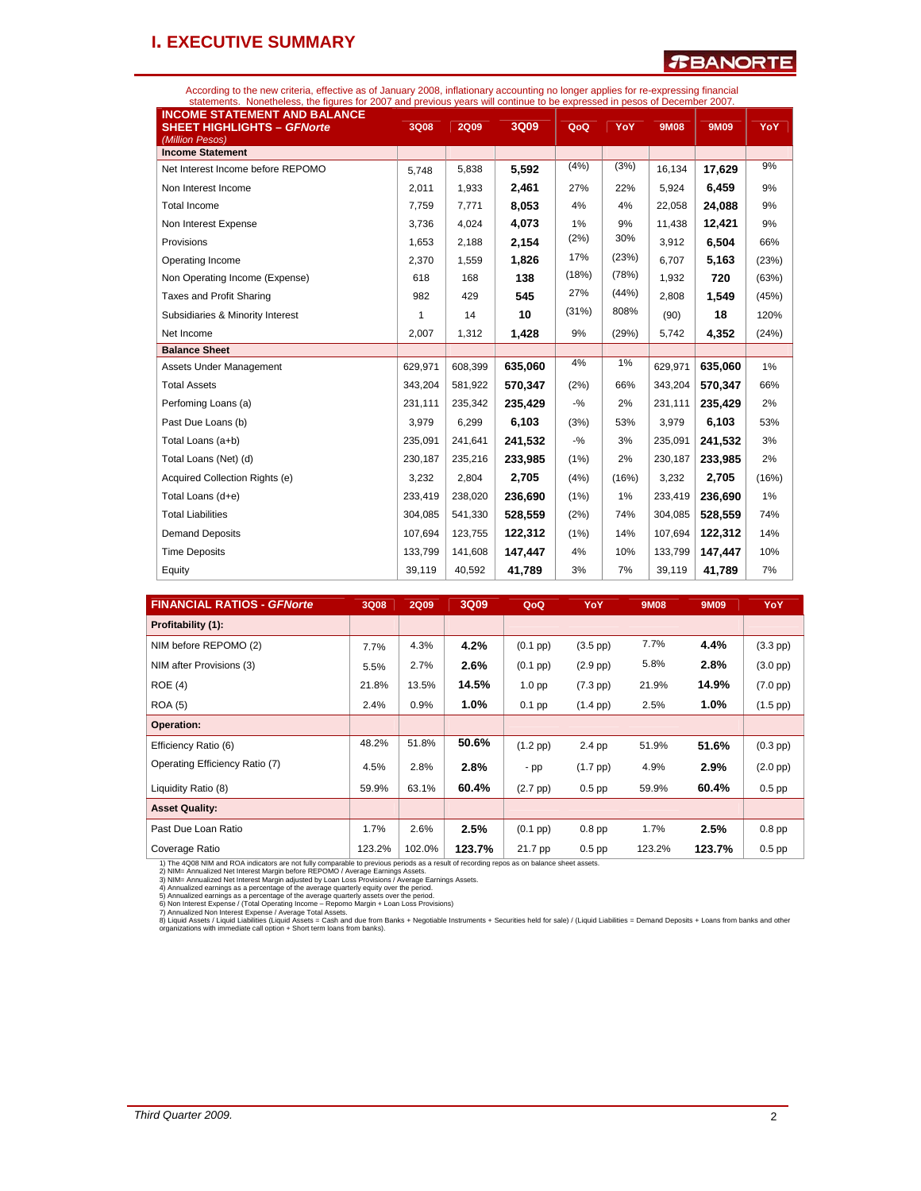# I. EXECUTIVE SUMMARY

According to the new criteria, effective as of January 2008, inflationary accounting no longer applies for re-expressing financial statements. Nonetheless, the figures for 2007 and previous years will continue to be expressed in pesos of December 2007.

| INCOME STATEMENT AND BALANCE SHEET HIGHLIGHTS – *GFNorte* *(Million Pesos)* | 3Q08 | 2Q09 | 3Q09 | QoQ | YoY | 9M08 | 9M09 | YoY |
|---|---|---|---|---|---|---|---|---|
| **Income Statement** | | | | | | | | |
| Net Interest Income before REPOMO | 5,748 | 5,838 | **5,592** | (4%) | (3%) | 16,134 | **17,629** | 9% |
| Non Interest Income | 2,011 | 1,933 | **2,461** | 27% | 22% | 5,924 | **6,459** | 9% |
| Total Income | 7,759 | 7,771 | **8,053** | 4% | 4% | 22,058 | **24,088** | 9% |
| Non Interest Expense | 3,736 | 4,024 | **4,073** | 1% | 9% | 11,438 | **12,421** | 9% |
| Provisions | 1,653 | 2,188 | **2,154** | (2%) | 30% | 3,912 | **6,504** | 66% |
| Operating Income | 2,370 | 1,559 | **1,826** | 17% | (23%) | 6,707 | **5,163** | (23%) |
| Non Operating Income (Expense) | 618 | 168 | **138** | (18%) | (78%) | 1,932 | **720** | (63%) |
| Taxes and Profit Sharing | 982 | 429 | **545** | 27% | (44%) | 2,808 | **1,549** | (45%) |
| Subsidiaries & Minority Interest | 1 | 14 | **10** | (31%) | 808% | (90) | **18** | 120% |
| Net Income | 2,007 | 1,312 | **1,428** | 9% | (29%) | 5,742 | **4,352** | (24%) |
| **Balance Sheet** | | | | | | | | |
| Assets Under Management | 629,971 | 608,399 | **635,060** | 4% | 1% | 629,971 | **635,060** | 1% |
| Total Assets | 343,204 | 581,922 | **570,347** | (2%) | 66% | 343,204 | **570,347** | 66% |
| Perfoming Loans (a) | 231,111 | 235,342 | **235,429** | -% | 2% | 231,111 | **235,429** | 2% |
| Past Due Loans (b) | 3,979 | 6,299 | **6,103** | (3%) | 53% | 3,979 | **6,103** | 53% |
| Total Loans (a+b) | 235,091 | 241,641 | **241,532** | -% | 3% | 235,091 | **241,532** | 3% |
| Total Loans (Net) (d) | 230,187 | 235,216 | **233,985** | (1%) | 2% | 230,187 | **233,985** | 2% |
| Acquired Collection Rights (e) | 3,232 | 2,804 | **2,705** | (4%) | (16%) | 3,232 | **2,705** | (16%) |
| Total Loans (d+e) | 233,419 | 238,020 | **236,690** | (1%) | 1% | 233,419 | **236,690** | 1% |
| Total Liabilities | 304,085 | 541,330 | **528,559** | (2%) | 74% | 304,085 | **528,559** | 74% |
| Demand Deposits | 107,694 | 123,755 | **122,312** | (1%) | 14% | 107,694 | **122,312** | 14% |
| Time Deposits | 133,799 | 141,608 | **147,447** | 4% | 10% | 133,799 | **147,447** | 10% |
| Equity | 39,119 | 40,592 | **41,789** | 3% | 7% | 39,119 | **41,789** | 7% |

| FINANCIAL RATIOS - *GFNorte* | 3Q08 | 2Q09 | 3Q09 | QoQ | YoY | 9M08 | 9M09 | YoY |
|---|---|---|---|---|---|---|---|---|
| **Profitability (1):** | | | | | | | | |
| NIM before REPOMO (2) | 7.7% | 4.3% | **4.2%** | (0.1 pp) | (3.5 pp) | 7.7% | **4.4%** | (3.3 pp) |
| NIM after Provisions (3) | 5.5% | 2.7% | **2.6%** | (0.1 pp) | (2.9 pp) | 5.8% | **2.8%** | (3.0 pp) |
| ROE (4) | 21.8% | 13.5% | **14.5%** | 1.0 pp | (7.3 pp) | 21.9% | **14.9%** | (7.0 pp) |
| ROA (5) | 2.4% | 0.9% | **1.0%** | 0.1 pp | (1.4 pp) | 2.5% | **1.0%** | (1.5 pp) |
| **Operation:** | | | | | | | | |
| Efficiency Ratio (6) | 48.2% | 51.8% | **50.6%** | (1.2 pp) | 2.4 pp | 51.9% | **51.6%** | (0.3 pp) |
| Operating Efficiency Ratio (7) | 4.5% | 2.8% | **2.8%** | - pp | (1.7 pp) | 4.9% | **2.9%** | (2.0 pp) |
| Liquidity Ratio (8) | 59.9% | 63.1% | **60.4%** | (2.7 pp) | 0.5 pp | 59.9% | **60.4%** | 0.5 pp |
| **Asset Quality:** | | | | | | | | |
| Past Due Loan Ratio | 1.7% | 2.6% | **2.5%** | (0.1 pp) | 0.8 pp | 1.7% | **2.5%** | 0.8 pp |
| Coverage Ratio | 123.2% | 102.0% | **123.7%** | 21.7 pp | 0.5 pp | 123.2% | **123.7%** | 0.5 pp |

1) The 4Q08 NIM and ROA indicators are not fully comparable to previous periods as a result of recording repos as on balance sheet assets.
2) NIM= Annualized Net Interest Margin before REPOMO / Average Earnings Assets.
3) NIM= Annualized Net Interest Margin adjusted by Loan Loss Provisions / Average Earnings Assets.
4) Annualized earnings as a percentage of the average quarterly equity over the period.
5) Annualized earnings as a percentage of the average quarterly assets over the period.
6) Non Interest Expense / (Total Operating Income – Repomo Margin + Loan Loss Provisions)
7) Annualized Non Interest Expense / Average Total Assets.
8) Liquid Assets / Liquid Liabilities (Liquid Assets = Cash and due from Banks + Negotiable Instruments + Securities held for sale) / (Liquid Liabilities = Demand Deposits + Loans from banks and other organizations with immediate call option + Short term loans from banks).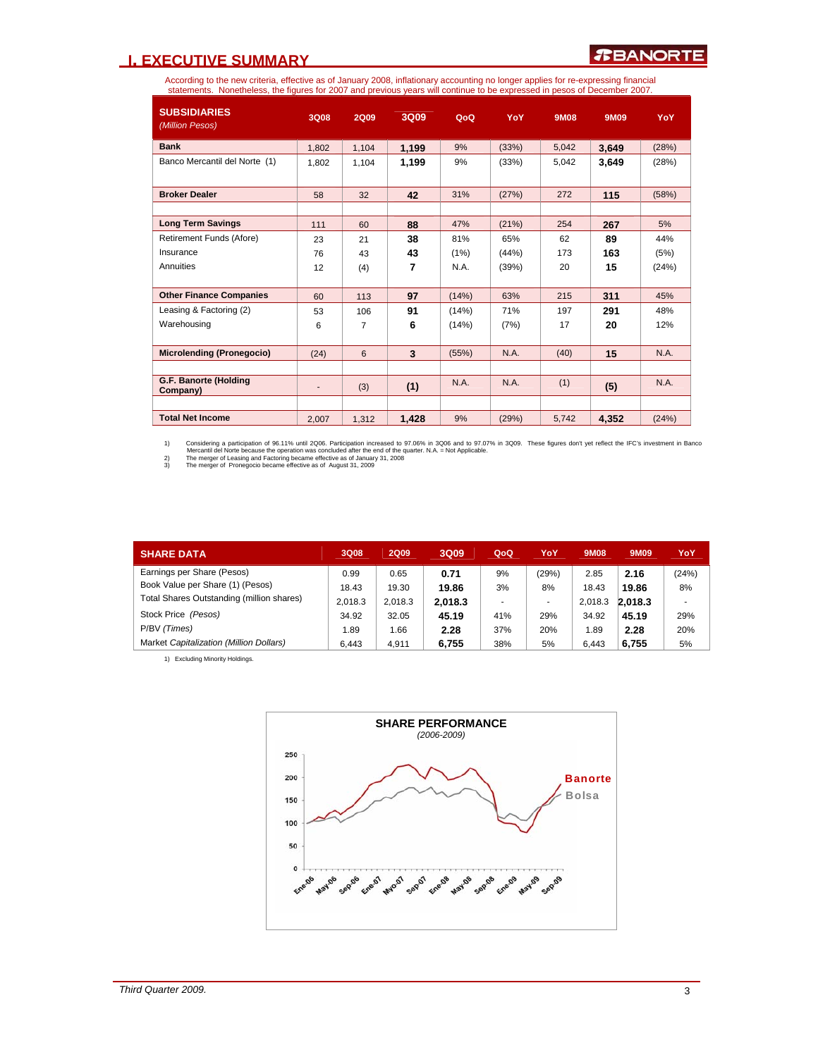## I. EXECUTIVE SUMMARY

According to the new criteria, effective as of January 2008, inflationary accounting no longer applies for re-expressing financial statements. Nonetheless, the figures for 2007 and previous years will continue to be expressed in pesos of December 2007.

| SUBSIDIARIES *(Million Pesos)* | 3Q08 | 2Q09 | 3Q09 | QoQ | YoY | 9M08 | 9M09 | YoY |
|---|---|---|---|---|---|---|---|---|
| **Bank** | 1,802 | 1,104 | **1,199** | 9% | (33%) | 5,042 | **3,649** | (28%) |
| Banco Mercantil del Norte (1) | 1,802 | 1,104 | **1,199** | 9% | (33%) | 5,042 | **3,649** | (28%) |
| **Broker Dealer** | 58 | 32 | **42** | 31% | (27%) | 272 | **115** | (58%) |
| **Long Term Savings** | 111 | 60 | **88** | 47% | (21%) | 254 | **267** | 5% |
| Retirement Funds (Afore) | 23 | 21 | **38** | 81% | 65% | 62 | **89** | 44% |
| Insurance | 76 | 43 | **43** | (1%) | (44%) | 173 | **163** | (5%) |
| Annuities | 12 | (4) | **7** | N.A. | (39%) | 20 | **15** | (24%) |
| **Other Finance Companies** | 60 | 113 | **97** | (14%) | 63% | 215 | **311** | 45% |
| Leasing & Factoring (2) | 53 | 106 | **91** | (14%) | 71% | 197 | **291** | 48% |
| Warehousing | 6 | 7 | **6** | (14%) | (7%) | 17 | **20** | 12% |
| **Microlending (Pronegocio)** | (24) | 6 | **3** | (55%) | N.A. | (40) | **15** | N.A. |
| **G.F. Banorte (Holding Company)** | - | (3) | **(1)** | N.A. | N.A. | (1) | **(5)** | N.A. |
| **Total Net Income** | 2,007 | 1,312 | **1,428** | 9% | (29%) | 5,742 | **4,352** | (24%) |

1) Considering a participation of 96.11% until 2Q06. Participation increased to 97.06% in 3Q06 and to 97.07% in 3Q09. These figures don't yet reflect the IFC's investment in Banco Mercantil del Norte because the operation was concluded after the end of the quarter. N.A. = Not Applicable.
2) The merger of Leasing and Factoring became effective as of January 31, 2008
3) The merger of Pronegocio became effective as of August 31, 2009

| SHARE DATA | 3Q08 | 2Q09 | 3Q09 | QoQ | YoY | 9M08 | 9M09 | YoY |
|---|---|---|---|---|---|---|---|---|
| Earnings per Share (Pesos) | 0.99 | 0.65 | **0.71** | 9% | (29%) | 2.85 | **2.16** | (24%) |
| Book Value per Share (1) (Pesos) | 18.43 | 19.30 | **19.86** | 3% | 8% | 18.43 | **19.86** | 8% |
| Total Shares Outstanding (million shares) | 2,018.3 | 2,018.3 | **2,018.3** | - | - | 2,018.3 | **2,018.3** | - |
| Stock Price *(Pesos)* | 34.92 | 32.05 | **45.19** | 41% | 29% | 34.92 | **45.19** | 29% |
| P/BV *(Times)* | 1.89 | 1.66 | **2.28** | 37% | 20% | 1.89 | **2.28** | 20% |
| Market *Capitalization (Million Dollars)* | 6,443 | 4,911 | **6,755** | 38% | 5% | 6,443 | **6,755** | 5% |

1) Excluding Minority Holdings.

**SHARE PERFORMANCE**
*(2006-2009)*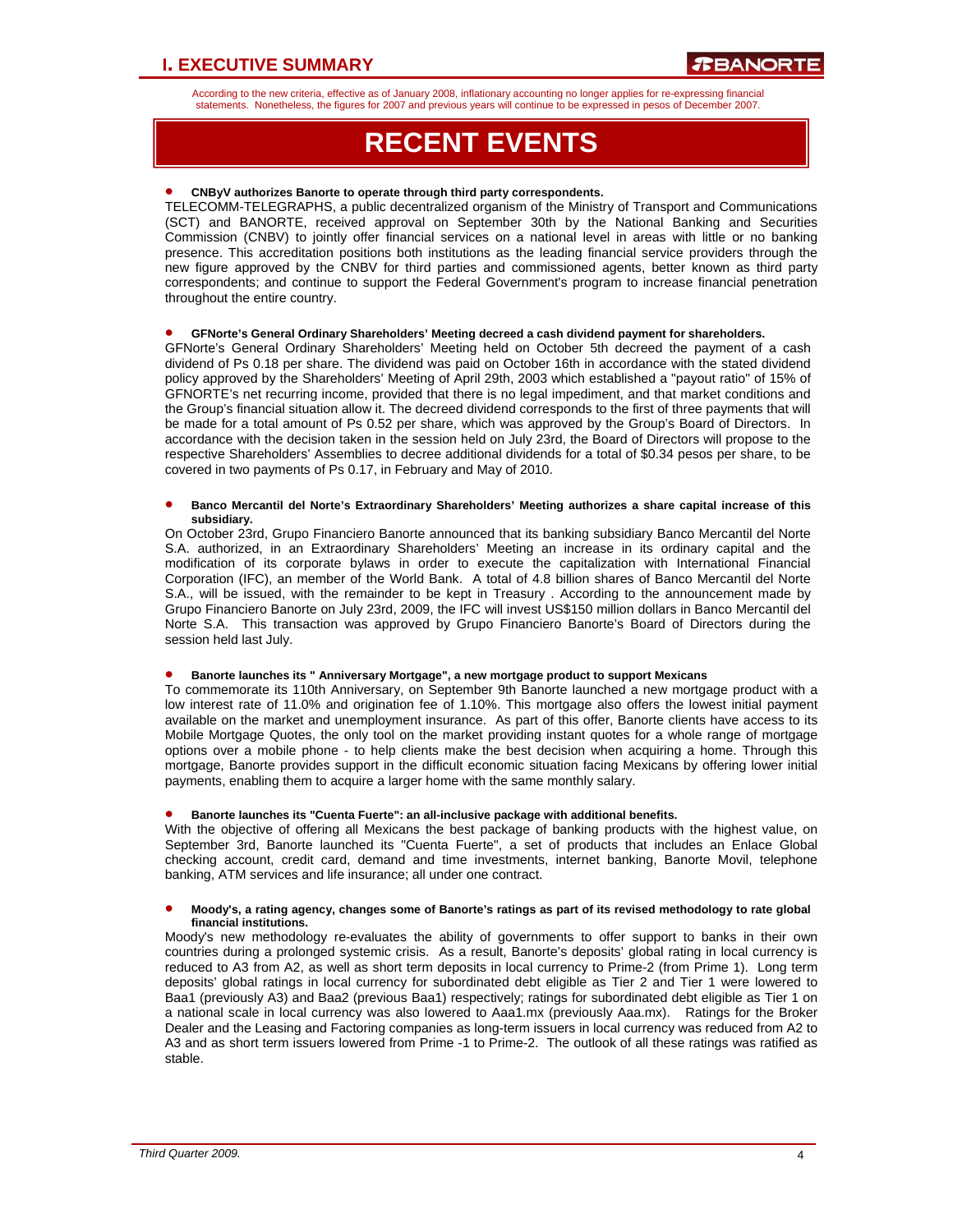According to the new criteria, effective as of January 2008, inflationary accounting no longer applies for re-expressing financial statements. Nonetheless, the figures for 2007 and previous years will continue to be expressed in pesos of December 2007.

# RECENT EVENTS

- **CNByV authorizes Banorte to operate through third party correspondents.**

TELECOMM-TELEGRAPHS, a public decentralized organism of the Ministry of Transport and Communications (SCT) and BANORTE, received approval on September 30th by the National Banking and Securities Commission (CNBV) to jointly offer financial services on a national level in areas with little or no banking presence. This accreditation positions both institutions as the leading financial service providers through the new figure approved by the CNBV for third parties and commissioned agents, better known as third party correspondents; and continue to support the Federal Government's program to increase financial penetration throughout the entire country.

- **GFNorte's General Ordinary Shareholders' Meeting decreed a cash dividend payment for shareholders.**

GFNorte's General Ordinary Shareholders' Meeting held on October 5th decreed the payment of a cash dividend of Ps 0.18 per share. The dividend was paid on October 16th in accordance with the stated dividend policy approved by the Shareholders' Meeting of April 29th, 2003 which established a "payout ratio" of 15% of GFNORTE's net recurring income, provided that there is no legal impediment, and that market conditions and the Group's financial situation allow it. The decreed dividend corresponds to the first of three payments that will be made for a total amount of Ps 0.52 per share, which was approved by the Group's Board of Directors. In accordance with the decision taken in the session held on July 23rd, the Board of Directors will propose to the respective Shareholders' Assemblies to decree additional dividends for a total of $0.34 pesos per share, to be covered in two payments of Ps 0.17, in February and May of 2010.

- **Banco Mercantil del Norte's Extraordinary Shareholders' Meeting authorizes a share capital increase of this subsidiary.**

On October 23rd, Grupo Financiero Banorte announced that its banking subsidiary Banco Mercantil del Norte S.A. authorized, in an Extraordinary Shareholders' Meeting an increase in its ordinary capital and the modification of its corporate bylaws in order to execute the capitalization with International Financial Corporation (IFC), an member of the World Bank. A total of 4.8 billion shares of Banco Mercantil del Norte S.A., will be issued, with the remainder to be kept in Treasury . According to the announcement made by Grupo Financiero Banorte on July 23rd, 2009, the IFC will invest US$150 million dollars in Banco Mercantil del Norte S.A. This transaction was approved by Grupo Financiero Banorte's Board of Directors during the session held last July.

- **Banorte launches its " Anniversary Mortgage", a new mortgage product to support Mexicans**

To commemorate its 110th Anniversary, on September 9th Banorte launched a new mortgage product with a low interest rate of 11.0% and origination fee of 1.10%. This mortgage also offers the lowest initial payment available on the market and unemployment insurance. As part of this offer, Banorte clients have access to its Mobile Mortgage Quotes, the only tool on the market providing instant quotes for a whole range of mortgage options over a mobile phone - to help clients make the best decision when acquiring a home. Through this mortgage, Banorte provides support in the difficult economic situation facing Mexicans by offering lower initial payments, enabling them to acquire a larger home with the same monthly salary.

- **Banorte launches its "Cuenta Fuerte": an all-inclusive package with additional benefits.**

With the objective of offering all Mexicans the best package of banking products with the highest value, on September 3rd, Banorte launched its "Cuenta Fuerte", a set of products that includes an Enlace Global checking account, credit card, demand and time investments, internet banking, Banorte Movil, telephone banking, ATM services and life insurance; all under one contract.

- **Moody's, a rating agency, changes some of Banorte's ratings as part of its revised methodology to rate global financial institutions.**

Moody's new methodology re-evaluates the ability of governments to offer support to banks in their own countries during a prolonged systemic crisis. As a result, Banorte's deposits' global rating in local currency is reduced to A3 from A2, as well as short term deposits in local currency to Prime-2 (from Prime 1). Long term deposits' global ratings in local currency for subordinated debt eligible as Tier 2 and Tier 1 were lowered to Baa1 (previously A3) and Baa2 (previous Baa1) respectively; ratings for subordinated debt eligible as Tier 1 on a national scale in local currency was also lowered to Aaa1.mx (previously Aaa.mx). Ratings for the Broker Dealer and the Leasing and Factoring companies as long-term issuers in local currency was reduced from A2 to A3 and as short term issuers lowered from Prime -1 to Prime-2. The outlook of all these ratings was ratified as stable.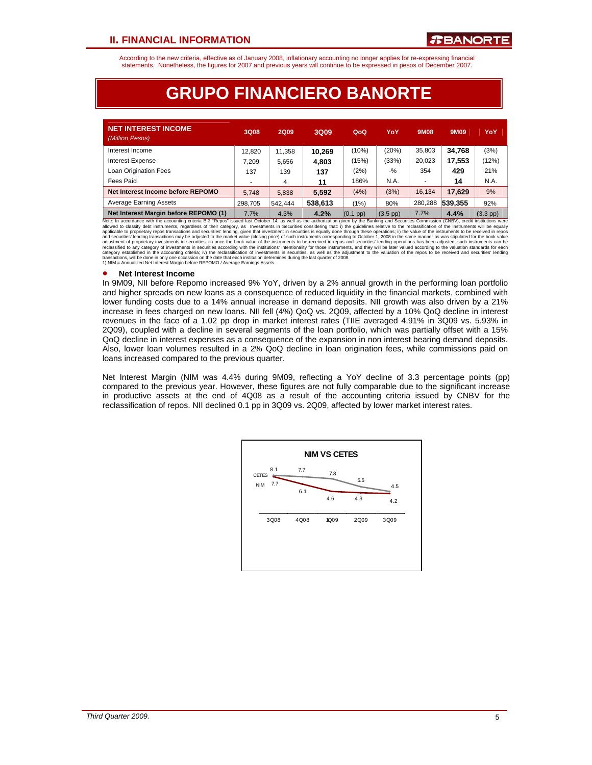## II. FINANCIAL INFORMATION

According to the new criteria, effective as of January 2008, inflationary accounting no longer applies for re-expressing financial statements. Nonetheless, the figures for 2007 and previous years will continue to be expressed in pesos of December 2007.

# GRUPO FINANCIERO BANORTE

| NET INTEREST INCOME *(Million Pesos)* | 3Q08 | 2Q09 | 3Q09 | QoQ | YoY | 9M08 | 9M09 | YoY |
|---|---|---|---|---|---|---|---|---|
| Interest Income | 12,820 | 11,358 | **10,269** | (10%) | (20%) | 35,803 | **34,768** | (3%) |
| Interest Expense | 7,209 | 5,656 | **4,803** | (15%) | (33%) | 20,023 | **17,553** | (12%) |
| Loan Origination Fees | 137 | 139 | **137** | (2%) | -% | 354 | **429** | 21% |
| Fees Paid | - | 4 | **11** | 186% | N.A. | - | **14** | N.A. |
| **Net Interest Income before REPOMO** | 5,748 | 5,838 | **5,592** | (4%) | (3%) | 16,134 | **17,629** | 9% |
| Average Earning Assets | 298,705 | 542,444 | **538,613** | (1%) | 80% | 280,288 | **539,355** | 92% |
| **Net Interest Margin before REPOMO (1)** | 7.7% | 4.3% | **4.2%** | (0.1 pp) | (3.5 pp) | 7.7% | **4.4%** | (3.3 pp) |

Note: In accordance with the accounting criteria B-3 "Repos" issued last October 14, as well as the authorization given by the Banking and Securities Commission (CNBV), credit institutions were allowed to classify debt instruments, regardless of their category, as Investments in Securities considering that: i) the guidelines relative to the reclassification of the instruments will be equally applicable to proprietary repos transactions and securities' lending, given that investment in securities is equally done through these operations; ii) the value of the instruments to be received in repos and securities' lending transactions may be adjusted to the market value (closing price) of such instruments corresponding to October 1, 2008 in the same manner as was stipulated for the book value adjustment of proprietary investments in securities; iii) once the book value of the instruments to be received in repos and securities' lending operations has been adjusted, such instruments can be reclassified to any category of investments in securities according with the institutions' intentionality for those instruments, and they will be later valued according to the valuation standards for each category established in the accounting criteria; iv) the reclassification of investments in securities, as well as the adjustment to the valuation of the repos to be received and securities' lending transactions, will be done in only one occassion on the date that each institution determines during the last quarter of 2008.
1) NIM = Annualized Net Interest Margin before REPOMO / Average Earnings Assets

- **Net Interest Income**

In 9M09, NII before Repomo increased 9% YoY, driven by a 2% annual growth in the performing loan portfolio and higher spreads on new loans as a consequence of reduced liquidity in the financial markets, combined with lower funding costs due to a 14% annual increase in demand deposits. NII growth was also driven by a 21% increase in fees charged on new loans. NII fell (4%) QoQ vs. 2Q09, affected by a 10% QoQ decline in interest revenues in the face of a 1.02 pp drop in market interest rates (TIIE averaged 4.91% in 3Q09 vs. 5.93% in 2Q09), coupled with a decline in several segments of the loan portfolio, which was partially offset with a 15% QoQ decline in interest expenses as a consequence of the expansion in non interest bearing demand deposits. Also, lower loan volumes resulted in a 2% QoQ decline in loan origination fees, while commissions paid on loans increased compared to the previous quarter.

Net Interest Margin (NIM was 4.4% during 9M09, reflecting a YoY decline of 3.3 percentage points (pp) compared to the previous year. However, these figures are not fully comparable due to the significant increase in productive assets at the end of 4Q08 as a result of the accounting criteria issued by CNBV for the reclassification of repos. NII declined 0.1 pp in 3Q09 vs. 2Q09, affected by lower market interest rates.

**NIM VS CETES**

| | 3Q08 | 4Q08 | 1Q09 | 2Q09 | 3Q09 |
|---|---|---|---|---|---|
| CETES | 8.1 | 7.7 | 7.3 | 5.5 | 4.5 |
| NIM | 7.7 | 6.1 | 4.6 | 4.3 | 4.2 |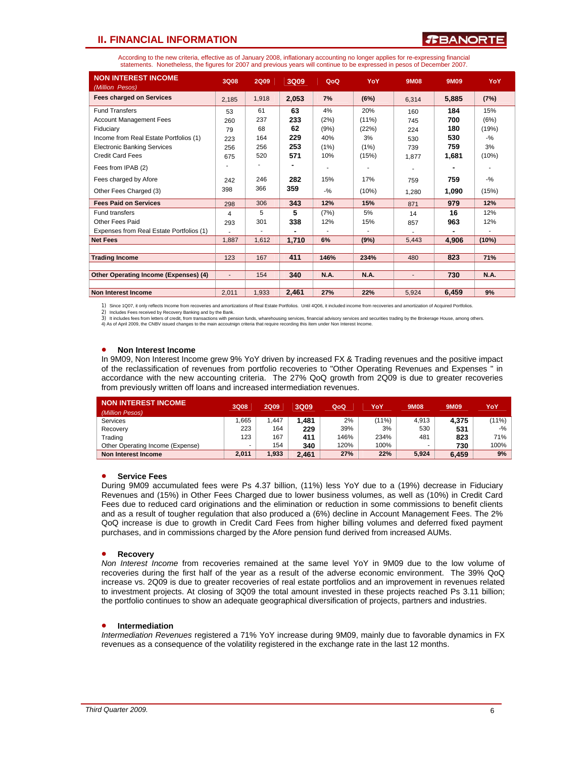## II. FINANCIAL INFORMATION

According to the new criteria, effective as of January 2008, inflationary accounting no longer applies for re-expressing financial statements. Nonetheless, the figures for 2007 and previous years will continue to be expressed in pesos of December 2007.

| NON INTEREST INCOME *(Million Pesos)* | 3Q08 | 2Q09 | 3Q09 | QoQ | YoY | 9M08 | 9M09 | YoY |
|---|---|---|---|---|---|---|---|---|
| **Fees charged on Services** | 2,185 | 1,918 | **2,053** | **7%** | **(6%)** | 6,314 | **5,885** | **(7%)** |
| Fund Transfers | 53 | 61 | **63** | 4% | 20% | 160 | **184** | 15% |
| Account Management Fees | 260 | 237 | **233** | (2%) | (11%) | 745 | **700** | (6%) |
| Fiduciary | 79 | 68 | **62** | (9%) | (22%) | 224 | **180** | (19%) |
| Income from Real Estate Portfolios (1) | 223 | 164 | **229** | 40% | 3% | 530 | **530** | -% |
| Electronic Banking Services | 256 | 256 | **253** | (1%) | (1%) | 739 | **759** | 3% |
| Credit Card Fees | 675 | 520 | **571** | 10% | (15%) | 1,877 | **1,681** | (10%) |
| Fees from IPAB (2) | - | - | **-** | - | - | - | **-** | - |
| Fees charged by Afore | 242 | 246 | **282** | 15% | 17% | 759 | **759** | -% |
| Other Fees Charged (3) | 398 | 366 | **359** | -% | (10%) | 1,280 | **1,090** | (15%) |
| **Fees Paid on Services** | 298 | 306 | **343** | **12%** | **15%** | 871 | **979** | **12%** |
| Fund transfers | 4 | 5 | **5** | (7%) | 5% | 14 | **16** | 12% |
| Other Fees Paid | 293 | 301 | **338** | 12% | 15% | 857 | **963** | 12% |
| Expenses from Real Estate Portfolios (1) | - | - | **-** | - | - | - | **-** | - |
| **Net Fees** | 1,887 | 1,612 | **1,710** | **6%** | **(9%)** | 5,443 | **4,906** | **(10%)** |
| | | | | | | | | |
| **Trading Income** | 123 | 167 | **411** | **146%** | **234%** | 480 | **823** | **71%** |
| | | | | | | | | |
| **Other Operating Income (Expenses) (4)** | - | 154 | **340** | **N.A.** | **N.A.** | - | **730** | **N.A.** |
| | | | | | | | | |
| **Non Interest Income** | 2,011 | 1,933 | **2,461** | **27%** | **22%** | 5,924 | **6,459** | **9%** |

1) Since 1Q07, it only reflects Income from recoveries and amortizations of Real Estate Portfolios. Until 4Q06, it included income from recoveries and amortization of Acquired Portfolios.
2) Includes Fees received by Recovery Banking and by the Bank.
3) It includes fees from letters of credit, from transactions with pension funds, wharehousing services, financial advisory services and securities trading by the Brokerage House, among others.
4) As of April 2009, the CNBV issued changes to the main accoutnign criteria that require recording this item under Non Interest Income.

- **Non Interest Income**

In 9M09, Non Interest Income grew 9% YoY driven by increased FX & Trading revenues and the positive impact of the reclassification of revenues from portfolio recoveries to "Other Operating Revenues and Expenses " in accordance with the new accounting criteria. The 27% QoQ growth from 2Q09 is due to greater recoveries from previously written off loans and increased intermediation revenues.

| NON INTEREST INCOME *(Million Pesos)* | 3Q08 | 2Q09 | 3Q09 | QoQ | YoY | 9M08 | 9M09 | YoY |
|---|---|---|---|---|---|---|---|---|
| Services | 1,665 | 1,447 | **1,481** | 2% | (11%) | 4,913 | **4,375** | (11%) |
| Recovery | 223 | 164 | **229** | 39% | 3% | 530 | **531** | -% |
| Trading | 123 | 167 | **411** | 146% | 234% | 481 | **823** | 71% |
| Other Operating Income (Expense) | - | 154 | **340** | 120% | 100% | - | **730** | 100% |
| **Non Interest Income** | **2,011** | **1,933** | **2,461** | **27%** | **22%** | **5,924** | **6,459** | **9%** |

- **Service Fees**

During 9M09 accumulated fees were Ps 4.37 billion, (11%) less YoY due to a (19%) decrease in Fiduciary Revenues and (15%) in Other Fees Charged due to lower business volumes, as well as (10%) in Credit Card Fees due to reduced card originations and the elimination or reduction in some commissions to benefit clients and as a result of tougher regulation that also produced a (6%) decline in Account Management Fees. The 2% QoQ increase is due to growth in Credit Card Fees from higher billing volumes and deferred fixed payment purchases, and in commissions charged by the Afore pension fund derived from increased AUMs.

- **Recovery**

*Non Interest Income* from recoveries remained at the same level YoY in 9M09 due to the low volume of recoveries during the first half of the year as a result of the adverse economic environment. The 39% QoQ increase vs. 2Q09 is due to greater recoveries of real estate portfolios and an improvement in revenues related to investment projects. At closing of 3Q09 the total amount invested in these projects reached Ps 3.11 billion; the portfolio continues to show an adequate geographical diversification of projects, partners and industries.

- **Intermediation**

*Intermediation Revenues* registered a 71% YoY increase during 9M09, mainly due to favorable dynamics in FX revenues as a consequence of the volatility registered in the exchange rate in the last 12 months.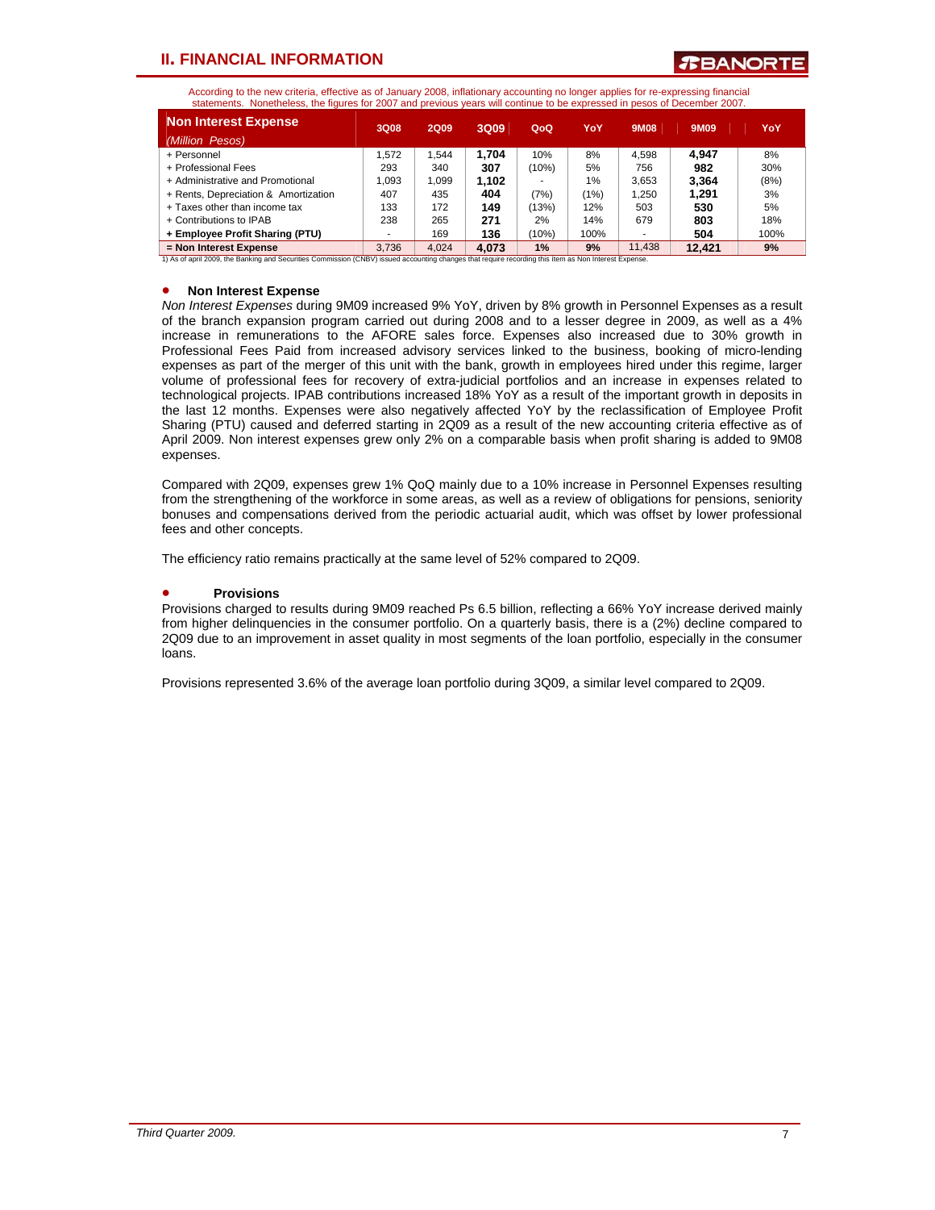## II. FINANCIAL INFORMATION

According to the new criteria, effective as of January 2008, inflationary accounting no longer applies for re-expressing financial statements. Nonetheless, the figures for 2007 and previous years will continue to be expressed in pesos of December 2007.

| **Non Interest Expense** *(Million Pesos)* | 3Q08 | 2Q09 | 3Q09 | QoQ | YoY | 9M08 | 9M09 | YoY |
|---|---|---|---|---|---|---|---|---|
| + Personnel | 1,572 | 1,544 | **1,704** | 10% | 8% | 4,598 | **4,947** | 8% |
| + Professional Fees | 293 | 340 | **307** | (10%) | 5% | 756 | **982** | 30% |
| + Administrative and Promotional | 1,093 | 1,099 | **1,102** | - | 1% | 3,653 | **3,364** | (8%) |
| + Rents, Depreciation & Amortization | 407 | 435 | **404** | (7%) | (1%) | 1,250 | **1,291** | 3% |
| + Taxes other than income tax | 133 | 172 | **149** | (13%) | 12% | 503 | **530** | 5% |
| + Contributions to IPAB | 238 | 265 | **271** | 2% | 14% | 679 | **803** | 18% |
| **+ Employee Profit Sharing (PTU)** | - | 169 | **136** | (10%) | 100% | - | **504** | 100% |
| **= Non Interest Expense** | 3,736 | 4,024 | **4,073** | **1%** | **9%** | 11,438 | **12,421** | **9%** |

1) As of april 2009, the Banking and Securities Commission (CNBV) issued accounting changes that require recording this item as Non Interest Expense.

- **Non Interest Expense**

*Non Interest Expenses* during 9M09 increased 9% YoY, driven by 8% growth in Personnel Expenses as a result of the branch expansion program carried out during 2008 and to a lesser degree in 2009, as well as a 4% increase in remunerations to the AFORE sales force. Expenses also increased due to 30% growth in Professional Fees Paid from increased advisory services linked to the business, booking of micro-lending expenses as part of the merger of this unit with the bank, growth in employees hired under this regime, larger volume of professional fees for recovery of extra-judicial portfolios and an increase in expenses related to technological projects. IPAB contributions increased 18% YoY as a result of the important growth in deposits in the last 12 months. Expenses were also negatively affected YoY by the reclassification of Employee Profit Sharing (PTU) caused and deferred starting in 2Q09 as a result of the new accounting criteria effective as of April 2009. Non interest expenses grew only 2% on a comparable basis when profit sharing is added to 9M08 expenses.

Compared with 2Q09, expenses grew 1% QoQ mainly due to a 10% increase in Personnel Expenses resulting from the strengthening of the workforce in some areas, as well as a review of obligations for pensions, seniority bonuses and compensations derived from the periodic actuarial audit, which was offset by lower professional fees and other concepts.

The efficiency ratio remains practically at the same level of 52% compared to 2Q09.

- **Provisions**

Provisions charged to results during 9M09 reached Ps 6.5 billion, reflecting a 66% YoY increase derived mainly from higher delinquencies in the consumer portfolio. On a quarterly basis, there is a (2%) decline compared to 2Q09 due to an improvement in asset quality in most segments of the loan portfolio, especially in the consumer loans.

Provisions represented 3.6% of the average loan portfolio during 3Q09, a similar level compared to 2Q09.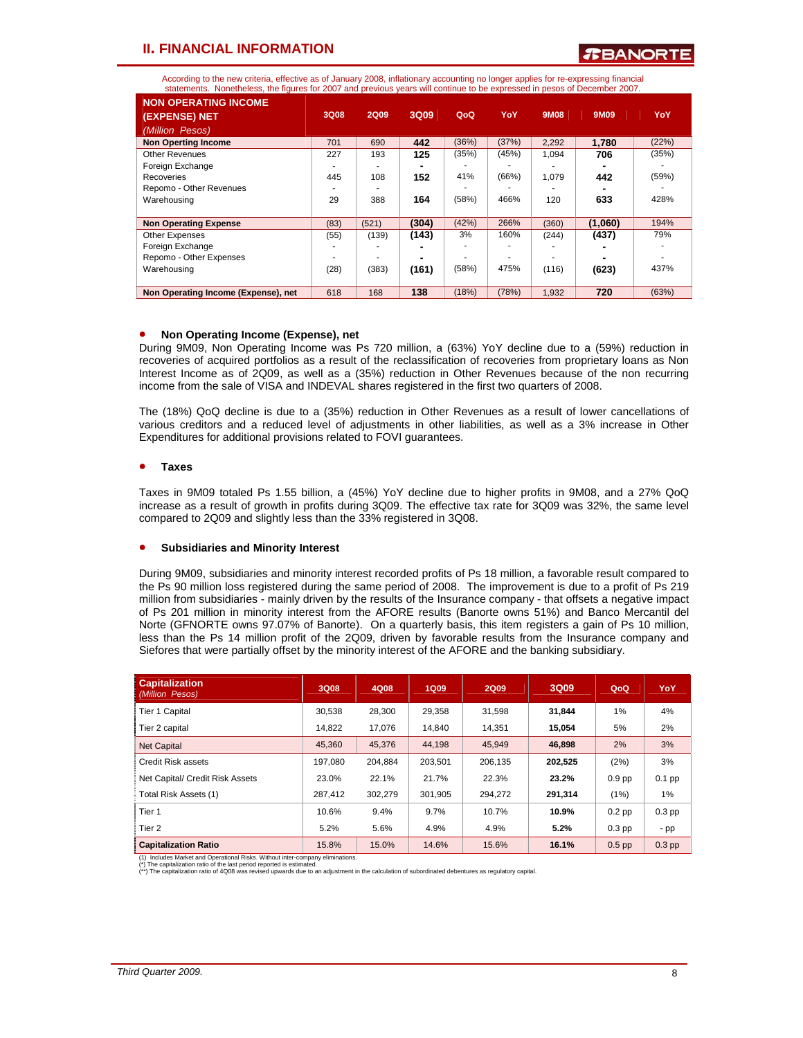## II. FINANCIAL INFORMATION

According to the new criteria, effective as of January 2008, inflationary accounting no longer applies for re-expressing financial statements. Nonetheless, the figures for 2007 and previous years will continue to be expressed in pesos of December 2007.

| NON OPERATING INCOME (EXPENSE) NET *(Million Pesos)* | 3Q08 | 2Q09 | 3Q09 | QoQ | YoY | 9M08 | 9M09 | YoY |
|---|---|---|---|---|---|---|---|---|
| **Non Operting Income** | 701 | 690 | **442** | (36%) | (37%) | 2,292 | **1,780** | (22%) |
| Other Revenues | 227 | 193 | **125** | (35%) | (45%) | 1,094 | **706** | (35%) |
| Foreign Exchange | - | - | **-** | - | - | - | **-** | - |
| Recoveries | 445 | 108 | **152** | 41% | (66%) | 1,079 | **442** | (59%) |
| Repomo - Other Revenues | - | - | **-** | - | - | - | **-** | - |
| Warehousing | 29 | 388 | **164** | (58%) | 466% | 120 | **633** | 428% |
| **Non Operating Expense** | (83) | (521) | **(304)** | (42%) | 266% | (360) | **(1,060)** | 194% |
| Other Expenses | (55) | (139) | **(143)** | 3% | 160% | (244) | **(437)** | 79% |
| Foreign Exchange | - | - | **-** | - | - | - | **-** | - |
| Repomo - Other Expenses | - | - | **-** | - | - | - | **-** | - |
| Warehousing | (28) | (383) | **(161)** | (58%) | 475% | (116) | **(623)** | 437% |
| **Non Operating Income (Expense), net** | 618 | 168 | **138** | (18%) | (78%) | 1,932 | **720** | (63%) |

- **Non Operating Income (Expense), net**

During 9M09, Non Operating Income was Ps 720 million, a (63%) YoY decline due to a (59%) reduction in recoveries of acquired portfolios as a result of the reclassification of recoveries from proprietary loans as Non Interest Income as of 2Q09, as well as a (35%) reduction in Other Revenues because of the non recurring income from the sale of VISA and INDEVAL shares registered in the first two quarters of 2008.

The (18%) QoQ decline is due to a (35%) reduction in Other Revenues as a result of lower cancellations of various creditors and a reduced level of adjustments in other liabilities, as well as a 3% increase in Other Expenditures for additional provisions related to FOVI guarantees.

- **Taxes**

Taxes in 9M09 totaled Ps 1.55 billion, a (45%) YoY decline due to higher profits in 9M08, and a 27% QoQ increase as a result of growth in profits during 3Q09. The effective tax rate for 3Q09 was 32%, the same level compared to 2Q09 and slightly less than the 33% registered in 3Q08.

- **Subsidiaries and Minority Interest**

During 9M09, subsidiaries and minority interest recorded profits of Ps 18 million, a favorable result compared to the Ps 90 million loss registered during the same period of 2008. The improvement is due to a profit of Ps 219 million from subsidiaries - mainly driven by the results of the Insurance company - that offsets a negative impact of Ps 201 million in minority interest from the AFORE results (Banorte owns 51%) and Banco Mercantil del Norte (GFNORTE owns 97.07% of Banorte). On a quarterly basis, this item registers a gain of Ps 10 million, less than the Ps 14 million profit of the 2Q09, driven by favorable results from the Insurance company and Siefores that were partially offset by the minority interest of the AFORE and the banking subsidiary.

| Capitalization *(Million Pesos)* | 3Q08 | 4Q08 | 1Q09 | 2Q09 | 3Q09 | QoQ | YoY |
|---|---|---|---|---|---|---|---|
| Tier 1 Capital | 30,538 | 28,300 | 29,358 | 31,598 | **31,844** | 1% | 4% |
| Tier 2 capital | 14,822 | 17,076 | 14,840 | 14,351 | **15,054** | 5% | 2% |
| Net Capital | 45,360 | 45,376 | 44,198 | 45,949 | **46,898** | 2% | 3% |
| Credit Risk assets | 197,080 | 204,884 | 203,501 | 206,135 | **202,525** | (2%) | 3% |
| Net Capital/ Credit Risk Assets | 23.0% | 22.1% | 21.7% | 22.3% | **23.2%** | 0.9 pp | 0.1 pp |
| Total Risk Assets (1) | 287,412 | 302,279 | 301,905 | 294,272 | **291,314** | (1%) | 1% |
| Tier 1 | 10.6% | 9.4% | 9.7% | 10.7% | **10.9%** | 0.2 pp | 0.3 pp |
| Tier 2 | 5.2% | 5.6% | 4.9% | 4.9% | **5.2%** | 0.3 pp | - pp |
| **Capitalization Ratio** | 15.8% | 15.0% | 14.6% | 15.6% | **16.1%** | 0.5 pp | 0.3 pp |

(1) Includes Market and Operational Risks. Without inter-company eliminations.
(*) The capitalization ratio of the last period reported is estimated.
(**) The capitalization ratio of 4Q08 was revised upwards due to an adjustment in the calculation of subordinated debentures as regulatory capital.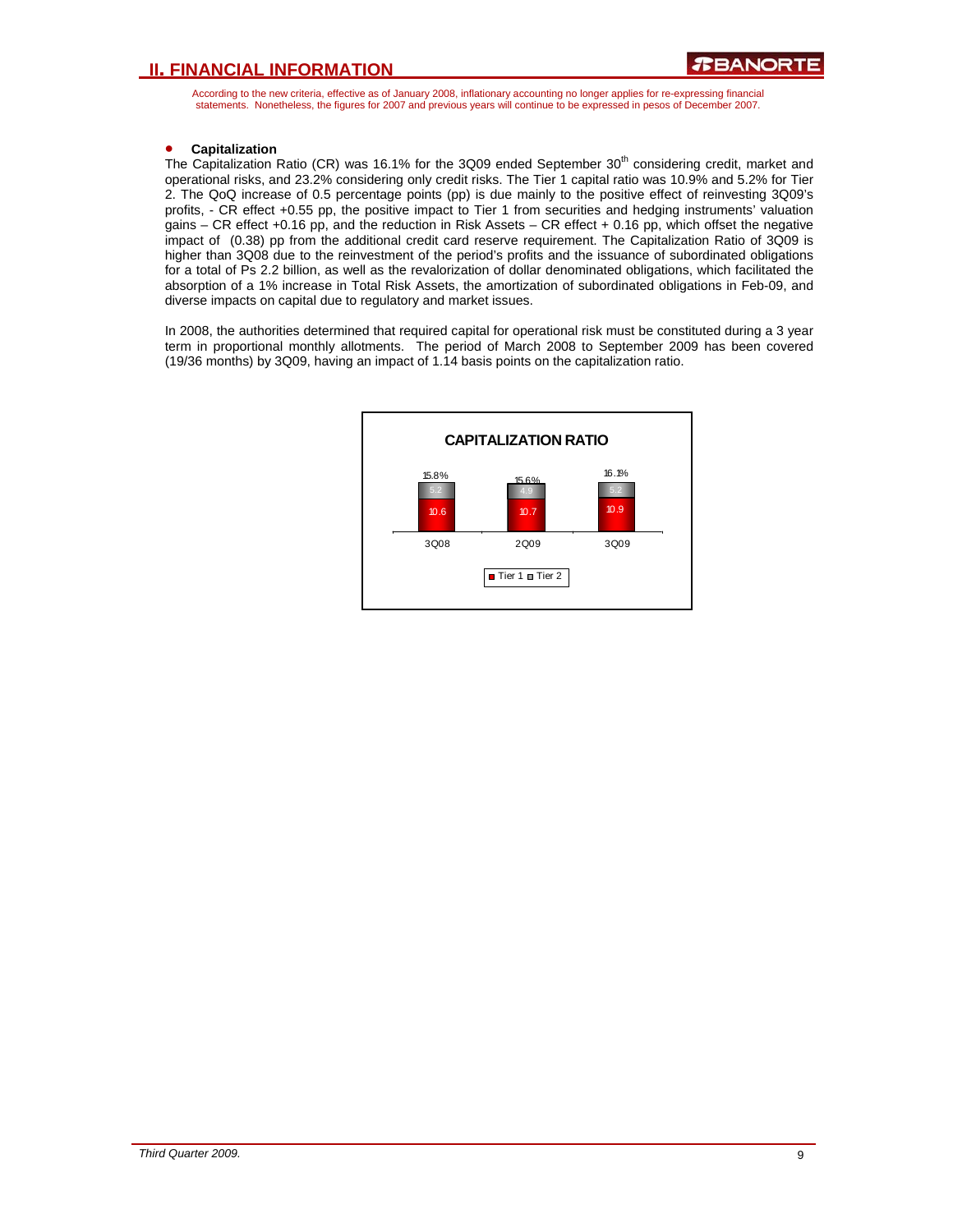## II. FINANCIAL INFORMATION

According to the new criteria, effective as of January 2008, inflationary accounting no longer applies for re-expressing financial statements. Nonetheless, the figures for 2007 and previous years will continue to be expressed in pesos of December 2007.

- **Capitalization**

The Capitalization Ratio (CR) was 16.1% for the 3Q09 ended September 30th considering credit, market and operational risks, and 23.2% considering only credit risks. The Tier 1 capital ratio was 10.9% and 5.2% for Tier 2. The QoQ increase of 0.5 percentage points (pp) is due mainly to the positive effect of reinvesting 3Q09's profits, - CR effect +0.55 pp, the positive impact to Tier 1 from securities and hedging instruments' valuation gains – CR effect +0.16 pp, and the reduction in Risk Assets – CR effect + 0.16 pp, which offset the negative impact of (0.38) pp from the additional credit card reserve requirement. The Capitalization Ratio of 3Q09 is higher than 3Q08 due to the reinvestment of the period's profits and the issuance of subordinated obligations for a total of Ps 2.2 billion, as well as the revalorization of dollar denominated obligations, which facilitated the absorption of a 1% increase in Total Risk Assets, the amortization of subordinated obligations in Feb-09, and diverse impacts on capital due to regulatory and market issues.

In 2008, the authorities determined that required capital for operational risk must be constituted during a 3 year term in proportional monthly allotments. The period of March 2008 to September 2009 has been covered (19/36 months) by 3Q09, having an impact of 1.14 basis points on the capitalization ratio.

**CAPITALIZATION RATIO**

| | 3Q08 | 2Q09 | 3Q09 |
|---|---|---|---|
| Tier 1 | 10.6 | 10.7 | 10.9 |
| Tier 2 | 5.2 | 4.9 | 5.2 |
| Total | 15.8% | 15.6% | 16.1% |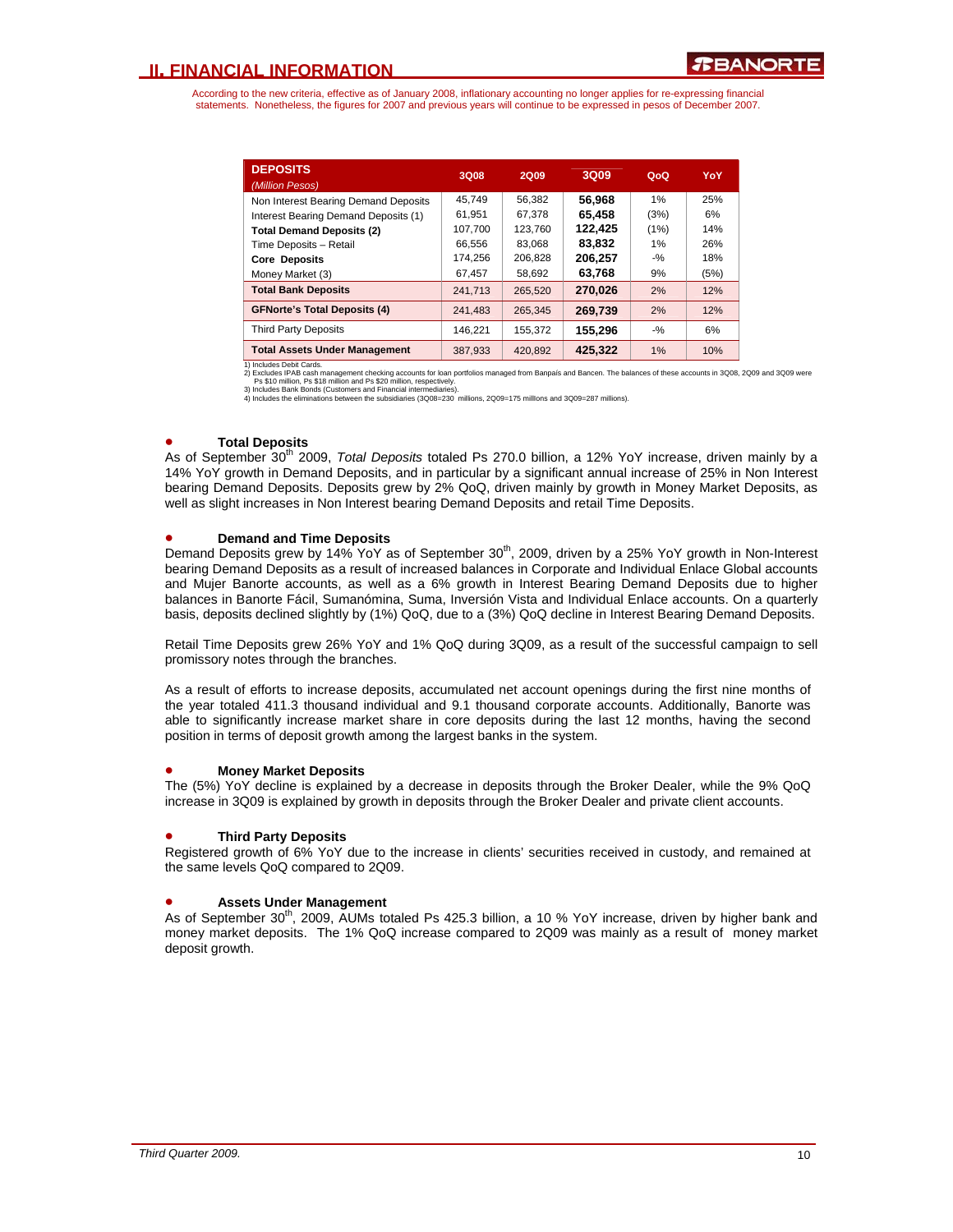## II. FINANCIAL INFORMATION

According to the new criteria, effective as of January 2008, inflationary accounting no longer applies for re-expressing financial statements. Nonetheless, the figures for 2007 and previous years will continue to be expressed in pesos of December 2007.

| DEPOSITS *(Million Pesos)* | 3Q08 | 2Q09 | 3Q09 | QoQ | YoY |
|---|---|---|---|---|---|
| Non Interest Bearing Demand Deposits | 45,749 | 56,382 | **56,968** | 1% | 25% |
| Interest Bearing Demand Deposits (1) | 61,951 | 67,378 | **65,458** | (3%) | 6% |
| **Total Demand Deposits (2)** | 107,700 | 123,760 | **122,425** | (1%) | 14% |
| Time Deposits – Retail | 66,556 | 83,068 | **83,832** | 1% | 26% |
| **Core Deposits** | 174,256 | 206,828 | **206,257** | -% | 18% |
| Money Market (3) | 67,457 | 58,692 | **63,768** | 9% | (5%) |
| **Total Bank Deposits** | 241,713 | 265,520 | **270,026** | 2% | 12% |
| **GFNorte's Total Deposits (4)** | 241,483 | 265,345 | **269,739** | 2% | 12% |
| Third Party Deposits | 146,221 | 155,372 | **155,296** | -% | 6% |
| **Total Assets Under Management** | 387,933 | 420,892 | **425,322** | 1% | 10% |

1) Includes Debit Cards.
2) Excludes IPAB cash management checking accounts for loan portfolios managed from Banpaís and Bancen. The balances of these accounts in 3Q08, 2Q09 and 3Q09 were Ps $10 million, Ps $18 million and Ps $20 million, respectively.
3) Includes Bank Bonds (Customers and Financial intermediaries).
4) Includes the eliminations between the subsidiaries (3Q08=230 millions, 2Q09=175 millions and 3Q09=287 millions).

- **Total Deposits**

As of September 30th 2009, *Total Deposits* totaled Ps 270.0 billion, a 12% YoY increase, driven mainly by a 14% YoY growth in Demand Deposits, and in particular by a significant annual increase of 25% in Non Interest bearing Demand Deposits. Deposits grew by 2% QoQ, driven mainly by growth in Money Market Deposits, as well as slight increases in Non Interest bearing Demand Deposits and retail Time Deposits.

- **Demand and Time Deposits**

Demand Deposits grew by 14% YoY as of September 30th, 2009, driven by a 25% YoY growth in Non-Interest bearing Demand Deposits as a result of increased balances in Corporate and Individual Enlace Global accounts and Mujer Banorte accounts, as well as a 6% growth in Interest Bearing Demand Deposits due to higher balances in Banorte Fácil, Sumanómina, Suma, Inversión Vista and Individual Enlace accounts. On a quarterly basis, deposits declined slightly by (1%) QoQ, due to a (3%) QoQ decline in Interest Bearing Demand Deposits.

Retail Time Deposits grew 26% YoY and 1% QoQ during 3Q09, as a result of the successful campaign to sell promissory notes through the branches.

As a result of efforts to increase deposits, accumulated net account openings during the first nine months of the year totaled 411.3 thousand individual and 9.1 thousand corporate accounts. Additionally, Banorte was able to significantly increase market share in core deposits during the last 12 months, having the second position in terms of deposit growth among the largest banks in the system.

- **Money Market Deposits**

The (5%) YoY decline is explained by a decrease in deposits through the Broker Dealer, while the 9% QoQ increase in 3Q09 is explained by growth in deposits through the Broker Dealer and private client accounts.

- **Third Party Deposits**

Registered growth of 6% YoY due to the increase in clients' securities received in custody, and remained at the same levels QoQ compared to 2Q09.

- **Assets Under Management**

As of September 30th, 2009, AUMs totaled Ps 425.3 billion, a 10 % YoY increase, driven by higher bank and money market deposits. The 1% QoQ increase compared to 2Q09 was mainly as a result of money market deposit growth.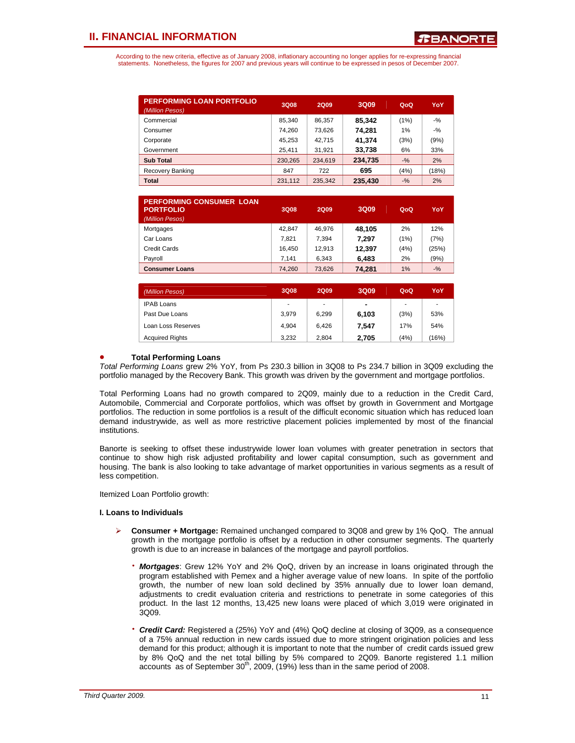According to the new criteria, effective as of January 2008, inflationary accounting no longer applies for re-expressing financial statements. Nonetheless, the figures for 2007 and previous years will continue to be expressed in pesos of December 2007.

| PERFORMING LOAN PORTFOLIO *(Million Pesos)* | 3Q08 | 2Q09 | 3Q09 | QoQ | YoY |
|---|---|---|---|---|---|
| Commercial | 85,340 | 86,357 | **85,342** | (1%) | -% |
| Consumer | 74,260 | 73,626 | **74,281** | 1% | -% |
| Corporate | 45,253 | 42,715 | **41,374** | (3%) | (9%) |
| Government | 25,411 | 31,921 | **33,738** | 6% | 33% |
| **Sub Total** | 230,265 | 234,619 | **234,735** | -% | 2% |
| Recovery Banking | 847 | 722 | **695** | (4%) | (18%) |
| **Total** | 231,112 | 235,342 | **235,430** | -% | 2% |

| PERFORMING CONSUMER LOAN PORTFOLIO *(Million Pesos)* | 3Q08 | 2Q09 | 3Q09 | QoQ | YoY |
|---|---|---|---|---|---|
| Mortgages | 42,847 | 46,976 | **48,105** | 2% | 12% |
| Car Loans | 7,821 | 7,394 | **7,297** | (1%) | (7%) |
| Credit Cards | 16,450 | 12,913 | **12,397** | (4%) | (25%) |
| Payroll | 7,141 | 6,343 | **6,483** | 2% | (9%) |
| **Consumer Loans** | 74,260 | 73,626 | **74,281** | 1% | -% |

| *(Million Pesos)* | 3Q08 | 2Q09 | 3Q09 | QoQ | YoY |
|---|---|---|---|---|---|
| IPAB Loans | - | - | **-** | - | - |
| Past Due Loans | 3,979 | 6,299 | **6,103** | (3%) | 53% |
| Loan Loss Reserves | 4,904 | 6,426 | **7,547** | 17% | 54% |
| Acquired Rights | 3,232 | 2,804 | **2,705** | (4%) | (16%) |

- **Total Performing Loans**

*Total Performing Loans* grew 2% YoY, from Ps 230.3 billion in 3Q08 to Ps 234.7 billion in 3Q09 excluding the portfolio managed by the Recovery Bank. This growth was driven by the government and mortgage portfolios.

Total Performing Loans had no growth compared to 2Q09, mainly due to a reduction in the Credit Card, Automobile, Commercial and Corporate portfolios, which was offset by growth in Government and Mortgage portfolios. The reduction in some portfolios is a result of the difficult economic situation which has reduced loan demand industrywide, as well as more restrictive placement policies implemented by most of the financial institutions.

Banorte is seeking to offset these industrywide lower loan volumes with greater penetration in sectors that continue to show high risk adjusted profitability and lower capital consumption, such as government and housing. The bank is also looking to take advantage of market opportunities in various segments as a result of less competition.

Itemized Loan Portfolio growth:

**I. Loans to Individuals**

- **Consumer + Mortgage:** Remained unchanged compared to 3Q08 and grew by 1% QoQ. The annual growth in the mortgage portfolio is offset by a reduction in other consumer segments. The quarterly growth is due to an increase in balances of the mortgage and payroll portfolios.

  - ***Mortgages***: Grew 12% YoY and 2% QoQ, driven by an increase in loans originated through the program established with Pemex and a higher average value of new loans. In spite of the portfolio growth, the number of new loan sold declined by 35% annually due to lower loan demand, adjustments to credit evaluation criteria and restrictions to penetrate in some categories of this product. In the last 12 months, 13,425 new loans were placed of which 3,019 were originated in 3Q09.

  - ***Credit Card:*** Registered a (25%) YoY and (4%) QoQ decline at closing of 3Q09, as a consequence of a 75% annual reduction in new cards issued due to more stringent origination policies and less demand for this product; although it is important to note that the number of credit cards issued grew by 8% QoQ and the net total billing by 5% compared to 2Q09. Banorte registered 1.1 million accounts as of September 30th, 2009, (19%) less than in the same period of 2008.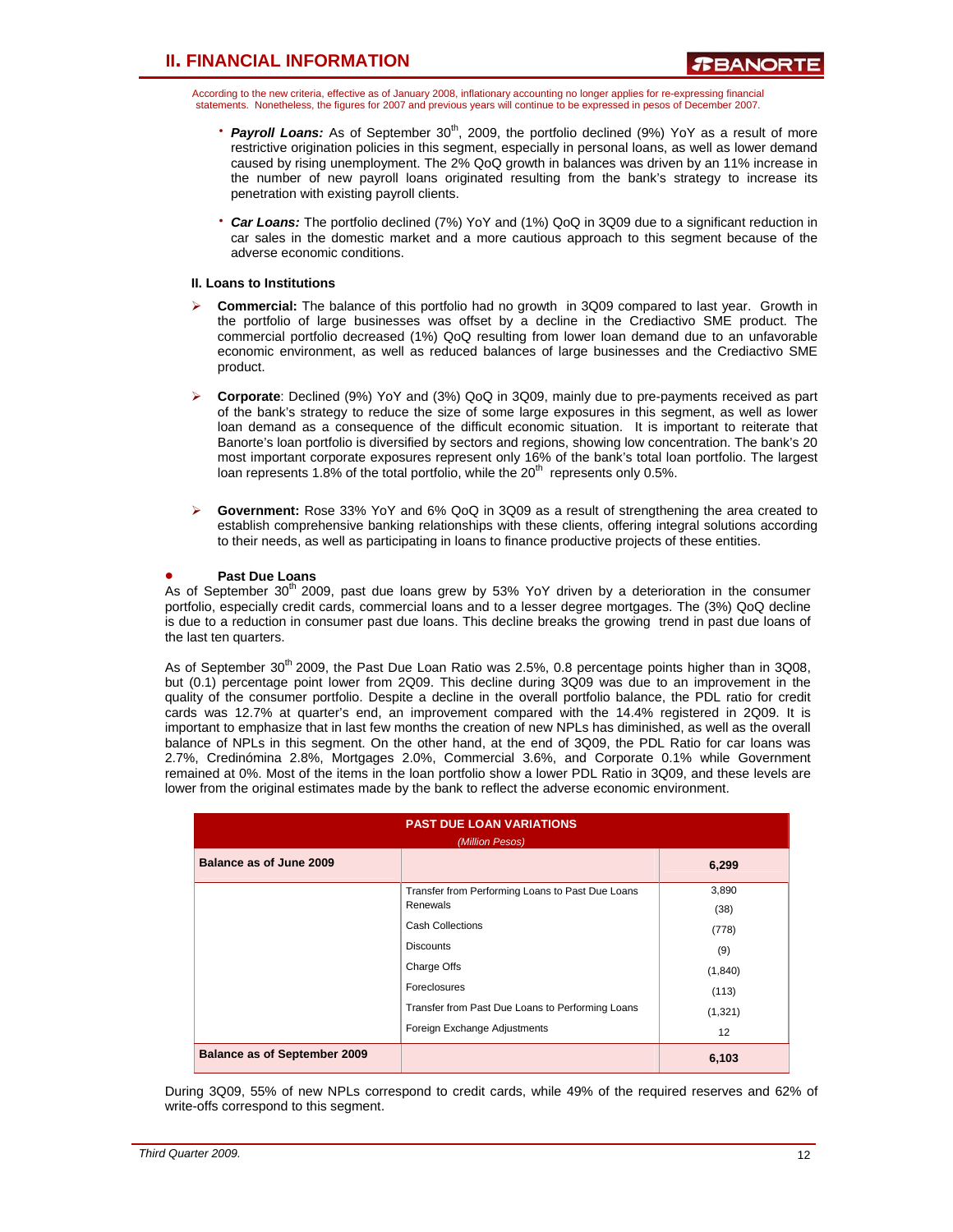According to the new criteria, effective as of January 2008, inflationary accounting no longer applies for re-expressing financial statements. Nonetheless, the figures for 2007 and previous years will continue to be expressed in pesos of December 2007.

- ***Payroll Loans:*** As of September 30th, 2009, the portfolio declined (9%) YoY as a result of more restrictive origination policies in this segment, especially in personal loans, as well as lower demand caused by rising unemployment. The 2% QoQ growth in balances was driven by an 11% increase in the number of new payroll loans originated resulting from the bank's strategy to increase its penetration with existing payroll clients.

- ***Car Loans:*** The portfolio declined (7%) YoY and (1%) QoQ in 3Q09 due to a significant reduction in car sales in the domestic market and a more cautious approach to this segment because of the adverse economic conditions.

**II. Loans to Institutions**

- **Commercial:** The balance of this portfolio had no growth in 3Q09 compared to last year. Growth in the portfolio of large businesses was offset by a decline in the Crediactivo SME product. The commercial portfolio decreased (1%) QoQ resulting from lower loan demand due to an unfavorable economic environment, as well as reduced balances of large businesses and the Crediactivo SME product.

- **Corporate**: Declined (9%) YoY and (3%) QoQ in 3Q09, mainly due to pre-payments received as part of the bank's strategy to reduce the size of some large exposures in this segment, as well as lower loan demand as a consequence of the difficult economic situation. It is important to reiterate that Banorte's loan portfolio is diversified by sectors and regions, showing low concentration. The bank's 20 most important corporate exposures represent only 16% of the bank's total loan portfolio. The largest loan represents 1.8% of the total portfolio, while the 20th represents only 0.5%.

- **Government:** Rose 33% YoY and 6% QoQ in 3Q09 as a result of strengthening the area created to establish comprehensive banking relationships with these clients, offering integral solutions according to their needs, as well as participating in loans to finance productive projects of these entities.

- **Past Due Loans**

As of September 30th 2009, past due loans grew by 53% YoY driven by a deterioration in the consumer portfolio, especially credit cards, commercial loans and to a lesser degree mortgages. The (3%) QoQ decline is due to a reduction in consumer past due loans. This decline breaks the growing trend in past due loans of the last ten quarters.

As of September 30th 2009, the Past Due Loan Ratio was 2.5%, 0.8 percentage points higher than in 3Q08, but (0.1) percentage point lower from 2Q09. This decline during 3Q09 was due to an improvement in the quality of the consumer portfolio. Despite a decline in the overall portfolio balance, the PDL ratio for credit cards was 12.7% at quarter's end, an improvement compared with the 14.4% registered in 2Q09. It is important to emphasize that in last few months the creation of new NPLs has diminished, as well as the overall balance of NPLs in this segment. On the other hand, at the end of 3Q09, the PDL Ratio for car loans was 2.7%, Credinómina 2.8%, Mortgages 2.0%, Commercial 3.6%, and Corporate 0.1% while Government remained at 0%. Most of the items in the loan portfolio show a lower PDL Ratio in 3Q09, and these levels are lower from the original estimates made by the bank to reflect the adverse economic environment.

| PAST DUE LOAN VARIATIONS *(Million Pesos)* | | |
|---|---|---|
| **Balance as of June 2009** | | **6,299** |
| | Transfer from Performing Loans to Past Due Loans | 3,890 |
| | Renewals | (38) |
| | Cash Collections | (778) |
| | Discounts | (9) |
| | Charge Offs | (1,840) |
| | Foreclosures | (113) |
| | Transfer from Past Due Loans to Performing Loans | (1,321) |
| | Foreign Exchange Adjustments | 12 |
| **Balance as of September 2009** | | **6,103** |

During 3Q09, 55% of new NPLs correspond to credit cards, while 49% of the required reserves and 62% of write-offs correspond to this segment.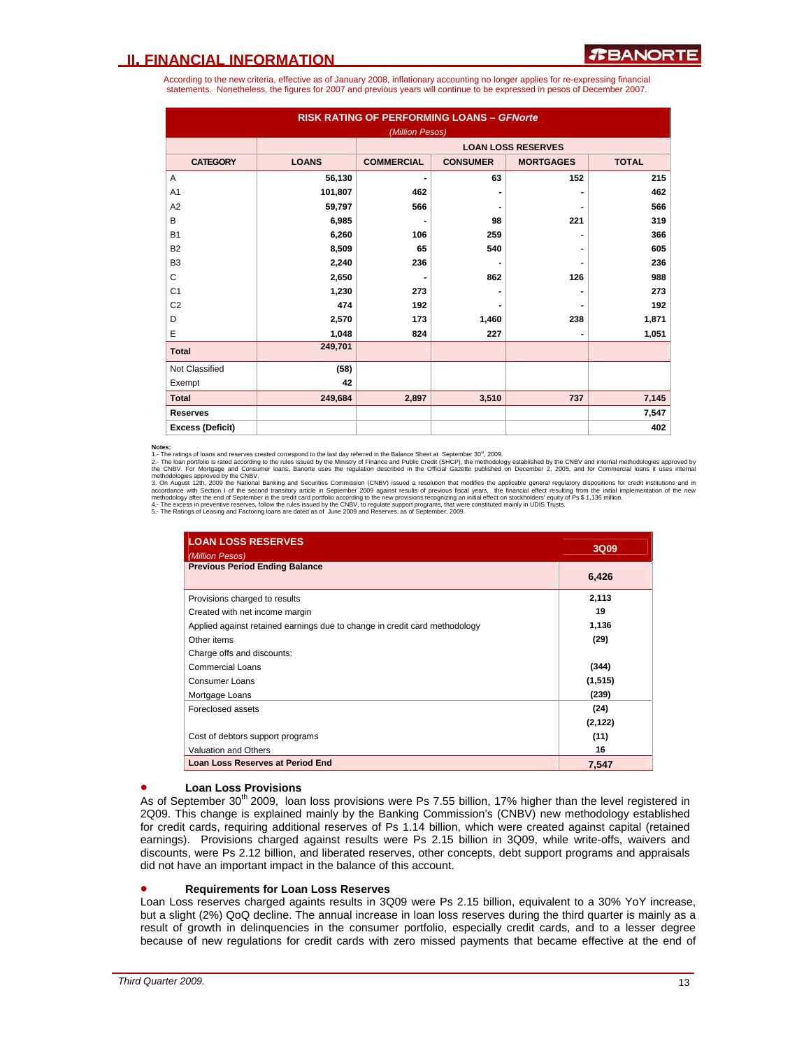According to the new criteria, effective as of January 2008, inflationary accounting no longer applies for re-expressing financial statements. Nonetheless, the figures for 2007 and previous years will continue to be expressed in pesos of December 2007.

**RISK RATING OF PERFORMING LOANS – *GFNorte***
*(Million Pesos)*

| | | LOAN LOSS RESERVES | | | |
|---|---|---|---|---|---|
| **CATEGORY** | **LOANS** | **COMMERCIAL** | **CONSUMER** | **MORTGAGES** | **TOTAL** |
| A | 56,130 | - | 63 | 152 | 215 |
| A1 | 101,807 | 462 | - | - | 462 |
| A2 | 59,797 | 566 | - | - | 566 |
| B | 6,985 | - | 98 | 221 | 319 |
| B1 | 6,260 | 106 | 259 | - | 366 |
| B2 | 8,509 | 65 | 540 | - | 605 |
| B3 | 2,240 | 236 | - | - | 236 |
| C | 2,650 | - | 862 | 126 | 988 |
| C1 | 1,230 | 273 | - | - | 273 |
| C2 | 474 | 192 | - | - | 192 |
| D | 2,570 | 173 | 1,460 | 238 | 1,871 |
| E | 1,048 | 824 | 227 | - | 1,051 |
| **Total** | 249,701 | | | | |
| Not Classified | (58) | | | | |
| Exempt | 42 | | | | |
| **Total** | 249,684 | 2,897 | 3,510 | 737 | 7,145 |
| **Reserves** | | | | | 7,547 |
| **Excess (Deficit)** | | | | | 402 |

**Notes:**
1.- The ratings of loans and reserves created correspond to the last day referred in the Balance Sheet at September 30th, 2009.
2.- The loan portfolio is rated according to the rules issued by the Ministry of Finance and Public Credit (SHCP), the methodology established by the CNBV and internal methodologies approved by the CNBV. For Mortgage and Consumer loans, Banorte uses the regulation described in the Official Gazette published on December 2, 2005, and for Commercial loans it uses internal methodologies approved by the CNBV.
3. On August 12th, 2009 the National Banking and Securities Commission (CNBV) issued a resolution that modifies the applicable general regulatory dispositions for credit institutions and in accordance with Section I of the second transitory article in September 2009 against results of previous fiscal years, the financial effect resulting from the initial implementation of the new methodology after the end of September is the credit card portfolio according to the new provisions recognizing an initial effect on stockholders' equity of Ps $ 1,136 million.
4.- The excess in preventive reserves, follow the rules issued by the CNBV, to regulate support programs, that were constituted mainly in UDIS Trusts.
5.- The Ratings of Leasing and Factoring loans are dated as of June 2009 and Reserves, as of September, 2009.

| **LOAN LOSS RESERVES** *(Million Pesos)* | **3Q09** |
|---|---|
| **Previous Period Ending Balance** | 6,426 |
| Provisions charged to results | 2,113 |
| Created with net income margin | 19 |
| Applied against retained earnings due to change in credit card methodology | 1,136 |
| Other items | (29) |
| Charge offs and discounts: | |
| Commercial Loans | (344) |
| Consumer Loans | (1,515) |
| Mortgage Loans | (239) |
| Foreclosed assets | (24) |
| | (2,122) |
| Cost of debtors support programs | (11) |
| Valuation and Others | 16 |
| **Loan Loss Reserves at Period End** | 7,547 |

- **Loan Loss Provisions**

As of September 30th 2009, loan loss provisions were Ps 7.55 billion, 17% higher than the level registered in 2Q09. This change is explained mainly by the Banking Commission's (CNBV) new methodology established for credit cards, requiring additional reserves of Ps 1.14 billion, which were created against capital (retained earnings). Provisions charged against results were Ps 2.15 billion in 3Q09, while write-offs, waivers and discounts, were Ps 2.12 billion, and liberated reserves, other concepts, debt support programs and appraisals did not have an important impact in the balance of this account.

- **Requirements for Loan Loss Reserves**

Loan Loss reserves charged againts results in 3Q09 were Ps 2.15 billion, equivalent to a 30% YoY increase, but a slight (2%) QoQ decline. The annual increase in loan loss reserves during the third quarter is mainly as a result of growth in delinquencies in the consumer portfolio, especially credit cards, and to a lesser degree because of new regulations for credit cards with zero missed payments that became effective at the end of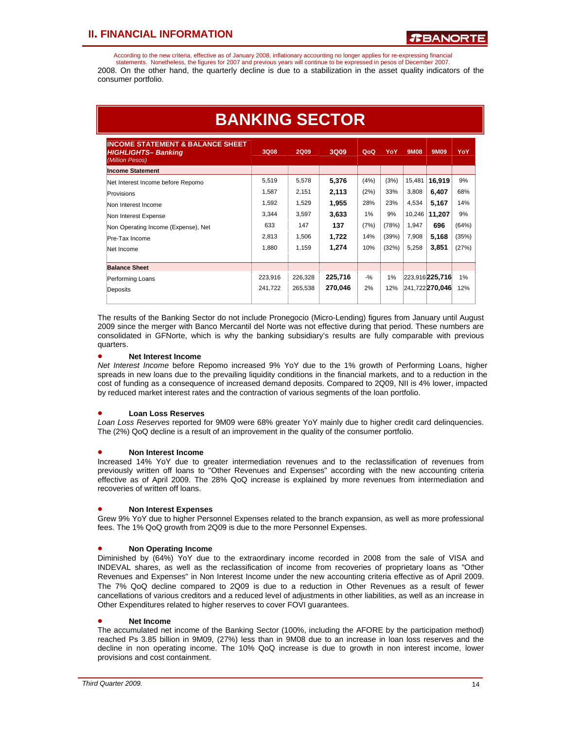According to the new criteria, effective as of January 2008, inflationary accounting no longer applies for re-expressing financial statements. Nonetheless, the figures for 2007 and previous years will continue to be expressed in pesos of December 2007.

2008. On the other hand, the quarterly decline is due to a stabilization in the asset quality indicators of the consumer portfolio.

# BANKING SECTOR

| INCOME STATEMENT & BALANCE SHEET *HIGHLIGHTS– Banking* *(Million Pesos)* | 3Q08 | 2Q09 | 3Q09 | QoQ | YoY | 9M08 | 9M09 | YoY |
|---|---|---|---|---|---|---|---|---|
| **Income Statement** | | | | | | | | |
| Net Interest Income before Repomo | 5,519 | 5,578 | **5,376** | (4%) | (3%) | 15,481 | **16,919** | 9% |
| Provisions | 1,587 | 2,151 | **2,113** | (2%) | 33% | 3,808 | **6,407** | 68% |
| Non Interest Income | 1,592 | 1,529 | **1,955** | 28% | 23% | 4,534 | **5,167** | 14% |
| Non Interest Expense | 3,344 | 3,597 | **3,633** | 1% | 9% | 10,246 | **11,207** | 9% |
| Non Operating Income (Expense), Net | 633 | 147 | **137** | (7%) | (78%) | 1,947 | **696** | (64%) |
| Pre-Tax Income | 2,813 | 1,506 | **1,722** | 14% | (39%) | 7,908 | **5,168** | (35%) |
| Net Income | 1,880 | 1,159 | **1,274** | 10% | (32%) | 5,258 | **3,851** | (27%) |
| **Balance Sheet** | | | | | | | | |
| Performing Loans | 223,916 | 226,328 | **225,716** | -% | 1% | 223,916 | **225,716** | 1% |
| Deposits | 241,722 | 265,538 | **270,046** | 2% | 12% | 241,722 | **270,046** | 12% |

The results of the Banking Sector do not include Pronegocio (Micro-Lending) figures from January until August 2009 since the merger with Banco Mercantil del Norte was not effective during that period. These numbers are consolidated in GFNorte, which is why the banking subsidiary's results are fully comparable with previous quarters.

- **Net Interest Income**

*Net Interest Income* before Repomo increased 9% YoY due to the 1% growth of Performing Loans, higher spreads in new loans due to the prevailing liquidity conditions in the financial markets, and to a reduction in the cost of funding as a consequence of increased demand deposits. Compared to 2Q09, NII is 4% lower, impacted by reduced market interest rates and the contraction of various segments of the loan portfolio.

- **Loan Loss Reserves**

*Loan Loss Reserves* reported for 9M09 were 68% greater YoY mainly due to higher credit card delinquencies. The (2%) QoQ decline is a result of an improvement in the quality of the consumer portfolio.

- **Non Interest Income**

Increased 14% YoY due to greater intermediation revenues and to the reclassification of revenues from previously written off loans to "Other Revenues and Expenses" according with the new accounting criteria effective as of April 2009. The 28% QoQ increase is explained by more revenues from intermediation and recoveries of written off loans.

- **Non Interest Expenses**

Grew 9% YoY due to higher Personnel Expenses related to the branch expansion, as well as more professional fees. The 1% QoQ growth from 2Q09 is due to the more Personnel Expenses.

- **Non Operating Income**

Diminished by (64%) YoY due to the extraordinary income recorded in 2008 from the sale of VISA and INDEVAL shares, as well as the reclassification of income from recoveries of proprietary loans as "Other Revenues and Expenses" in Non Interest Income under the new accounting criteria effective as of April 2009. The 7% QoQ decline compared to 2Q09 is due to a reduction in Other Revenues as a result of fewer cancellations of various creditors and a reduced level of adjustments in other liabilities, as well as an increase in Other Expenditures related to higher reserves to cover FOVI guarantees.

- **Net Income**

The accumulated net income of the Banking Sector (100%, including the AFORE by the participation method) reached Ps 3.85 billion in 9M09, (27%) less than in 9M08 due to an increase in loan loss reserves and the decline in non operating income. The 10% QoQ increase is due to growth in non interest income, lower provisions and cost containment.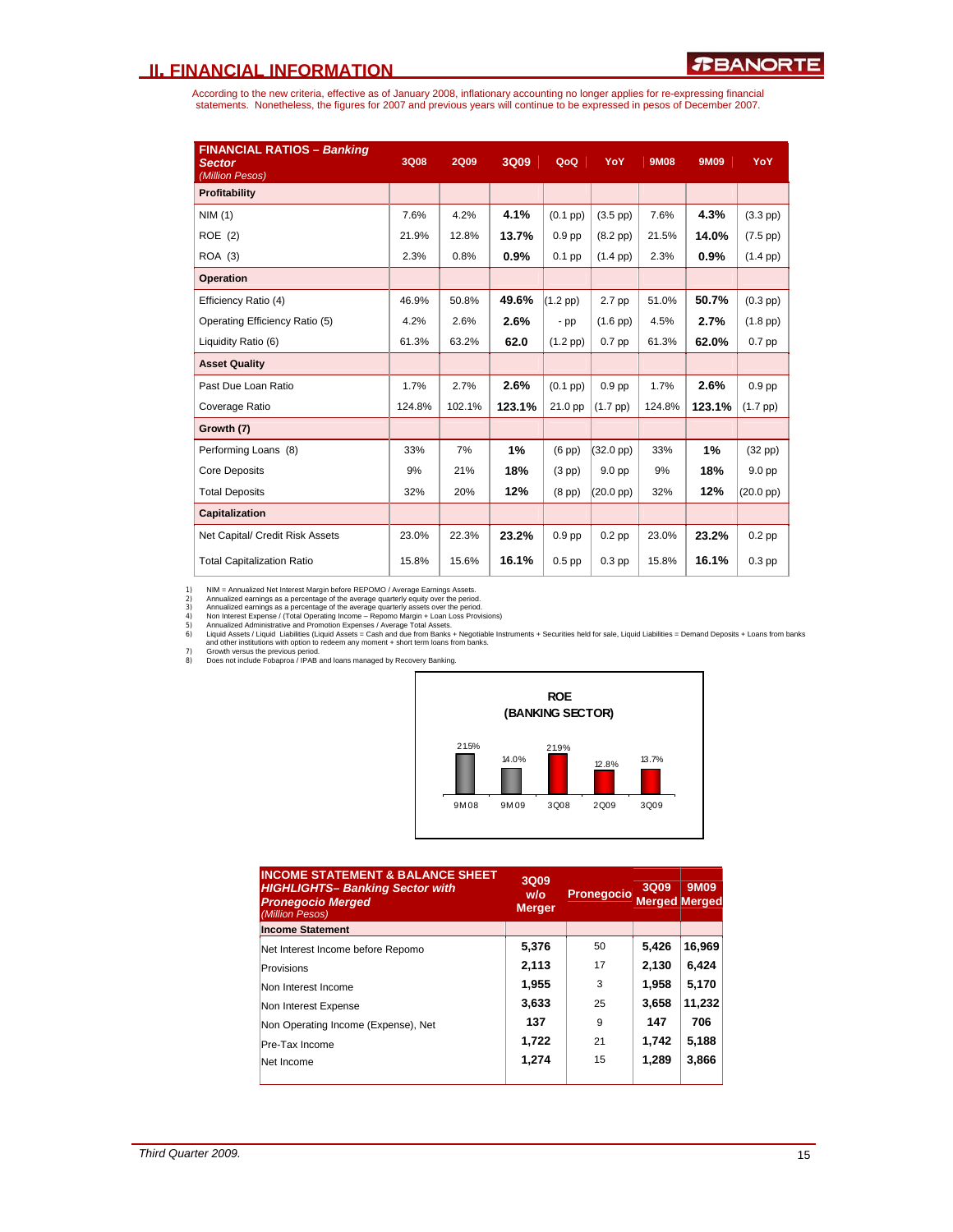## II. FINANCIAL INFORMATION

According to the new criteria, effective as of January 2008, inflationary accounting no longer applies for re-expressing financial statements. Nonetheless, the figures for 2007 and previous years will continue to be expressed in pesos of December 2007.

| FINANCIAL RATIOS – *Banking Sector* (Million Pesos) | 3Q08 | 2Q09 | 3Q09 | QoQ | YoY | 9M08 | 9M09 | YoY |
|---|---|---|---|---|---|---|---|---|
| **Profitability** | | | | | | | | |
| NIM (1) | 7.6% | 4.2% | **4.1%** | (0.1 pp) | (3.5 pp) | 7.6% | **4.3%** | (3.3 pp) |
| ROE (2) | 21.9% | 12.8% | **13.7%** | 0.9 pp | (8.2 pp) | 21.5% | **14.0%** | (7.5 pp) |
| ROA (3) | 2.3% | 0.8% | **0.9%** | 0.1 pp | (1.4 pp) | 2.3% | **0.9%** | (1.4 pp) |
| **Operation** | | | | | | | | |
| Efficiency Ratio (4) | 46.9% | 50.8% | **49.6%** | (1.2 pp) | 2.7 pp | 51.0% | **50.7%** | (0.3 pp) |
| Operating Efficiency Ratio (5) | 4.2% | 2.6% | **2.6%** | - pp | (1.6 pp) | 4.5% | **2.7%** | (1.8 pp) |
| Liquidity Ratio (6) | 61.3% | 63.2% | **62.0** | (1.2 pp) | 0.7 pp | 61.3% | **62.0%** | 0.7 pp |
| **Asset Quality** | | | | | | | | |
| Past Due Loan Ratio | 1.7% | 2.7% | **2.6%** | (0.1 pp) | 0.9 pp | 1.7% | **2.6%** | 0.9 pp |
| Coverage Ratio | 124.8% | 102.1% | **123.1%** | 21.0 pp | (1.7 pp) | 124.8% | **123.1%** | (1.7 pp) |
| **Growth (7)** | | | | | | | | |
| Performing Loans (8) | 33% | 7% | **1%** | (6 pp) | (32.0 pp) | 33% | **1%** | (32 pp) |
| Core Deposits | 9% | 21% | **18%** | (3 pp) | 9.0 pp | 9% | **18%** | 9.0 pp |
| Total Deposits | 32% | 20% | **12%** | (8 pp) | (20.0 pp) | 32% | **12%** | (20.0 pp) |
| **Capitalization** | | | | | | | | |
| Net Capital/ Credit Risk Assets | 23.0% | 22.3% | **23.2%** | 0.9 pp | 0.2 pp | 23.0% | **23.2%** | 0.2 pp |
| Total Capitalization Ratio | 15.8% | 15.6% | **16.1%** | 0.5 pp | 0.3 pp | 15.8% | **16.1%** | 0.3 pp |

1) NIM = Annualized Net Interest Margin before REPOMO / Average Earnings Assets.
2) Annualized earnings as a percentage of the average quarterly equity over the period.
3) Annualized earnings as a percentage of the average quarterly assets over the period.
4) Non Interest Expense / (Total Operating Income – Repomo Margin + Loan Loss Provisions)
5) Annualized Administrative and Promotion Expenses / Average Total Assets.
6) Liquid Assets / Liquid Liabilities (Liquid Assets = Cash and due from Banks + Negotiable Instruments + Securities held for sale, Liquid Liabilities = Demand Deposits + Loans from banks and other institutions with option to redeem any moment + short term loans from banks.
7) Growth versus the previous period.
8) Does not include Fobaproa / IPAB and loans managed by Recovery Banking.

**ROE (BANKING SECTOR)**

| 9M08 | 9M09 | 3Q08 | 2Q09 | 3Q09 |
|---|---|---|---|---|
| 21.5% | 14.0% | 21.9% | 12.8% | 13.7% |

| INCOME STATEMENT & BALANCE SHEET HIGHLIGHTS– *Banking Sector with Pronegocio Merged* (Million Pesos) | 3Q09 w/o Merger | Pronegocio | 3Q09 Merged | 9M09 Merged |
|---|---|---|---|---|
| **Income Statement** | | | | |
| Net Interest Income before Repomo | **5,376** | 50 | **5,426** | **16,969** |
| Provisions | **2,113** | 17 | **2,130** | **6,424** |
| Non Interest Income | **1,955** | 3 | **1,958** | **5,170** |
| Non Interest Expense | **3,633** | 25 | **3,658** | **11,232** |
| Non Operating Income (Expense), Net | **137** | 9 | **147** | **706** |
| Pre-Tax Income | **1,722** | 21 | **1,742** | **5,188** |
| Net Income | **1,274** | 15 | **1,289** | **3,866** |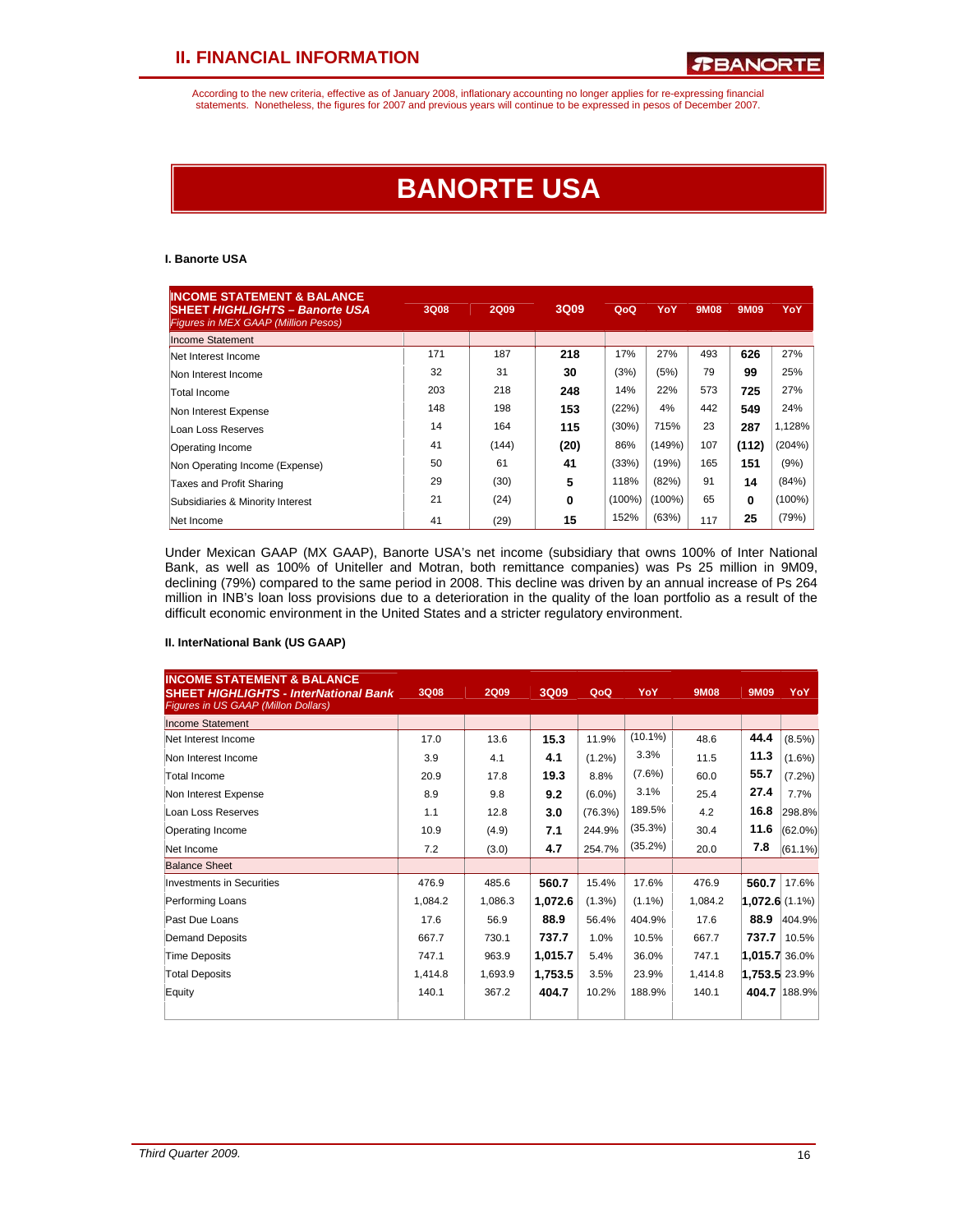According to the new criteria, effective as of January 2008, inflationary accounting no longer applies for re-expressing financial statements. Nonetheless, the figures for 2007 and previous years will continue to be expressed in pesos of December 2007.

# BANORTE USA

### I. Banorte USA

| INCOME STATEMENT & BALANCE SHEET *HIGHLIGHTS – Banorte USA* *Figures in MEX GAAP (Million Pesos)* | 3Q08 | 2Q09 | 3Q09 | QoQ | YoY | 9M08 | 9M09 | YoY |
|---|---|---|---|---|---|---|---|---|
| Income Statement | | | | | | | | |
| Net Interest Income | 171 | 187 | **218** | 17% | 27% | 493 | **626** | 27% |
| Non Interest Income | 32 | 31 | **30** | (3%) | (5%) | 79 | **99** | 25% |
| Total Income | 203 | 218 | **248** | 14% | 22% | 573 | **725** | 27% |
| Non Interest Expense | 148 | 198 | **153** | (22%) | 4% | 442 | **549** | 24% |
| Loan Loss Reserves | 14 | 164 | **115** | (30%) | 715% | 23 | **287** | 1,128% |
| Operating Income | 41 | (144) | **(20)** | 86% | (149%) | 107 | **(112)** | (204%) |
| Non Operating Income (Expense) | 50 | 61 | **41** | (33%) | (19%) | 165 | **151** | (9%) |
| Taxes and Profit Sharing | 29 | (30) | **5** | 118% | (82%) | 91 | **14** | (84%) |
| Subsidiaries & Minority Interest | 21 | (24) | **0** | (100%) | (100%) | 65 | **0** | (100%) |
| Net Income | 41 | (29) | **15** | 152% | (63%) | 117 | **25** | (79%) |

Under Mexican GAAP (MX GAAP), Banorte USA's net income (subsidiary that owns 100% of Inter National Bank, as well as 100% of Uniteller and Motran, both remittance companies) was Ps 25 million in 9M09, declining (79%) compared to the same period in 2008. This decline was driven by an annual increase of Ps 264 million in INB's loan loss provisions due to a deterioration in the quality of the loan portfolio as a result of the difficult economic environment in the United States and a stricter regulatory environment.

### II. InterNational Bank (US GAAP)

| INCOME STATEMENT & BALANCE SHEET *HIGHLIGHTS - InterNational Bank* *Figures in US GAAP (Millon Dollars)* | 3Q08 | 2Q09 | 3Q09 | QoQ | YoY | 9M08 | 9M09 | YoY |
|---|---|---|---|---|---|---|---|---|
| Income Statement | | | | | | | | |
| Net Interest Income | 17.0 | 13.6 | **15.3** | 11.9% | (10.1%) | 48.6 | **44.4** | (8.5%) |
| Non Interest Income | 3.9 | 4.1 | **4.1** | (1.2%) | 3.3% | 11.5 | **11.3** | (1.6%) |
| Total Income | 20.9 | 17.8 | **19.3** | 8.8% | (7.6%) | 60.0 | **55.7** | (7.2%) |
| Non Interest Expense | 8.9 | 9.8 | **9.2** | (6.0%) | 3.1% | 25.4 | **27.4** | 7.7% |
| Loan Loss Reserves | 1.1 | 12.8 | **3.0** | (76.3%) | 189.5% | 4.2 | **16.8** | 298.8% |
| Operating Income | 10.9 | (4.9) | **7.1** | 244.9% | (35.3%) | 30.4 | **11.6** | (62.0%) |
| Net Income | 7.2 | (3.0) | **4.7** | 254.7% | (35.2%) | 20.0 | **7.8** | (61.1%) |
| Balance Sheet | | | | | | | | |
| Investments in Securities | 476.9 | 485.6 | **560.7** | 15.4% | 17.6% | 476.9 | **560.7** | 17.6% |
| Performing Loans | 1,084.2 | 1,086.3 | **1,072.6** | (1.3%) | (1.1%) | 1,084.2 | **1,072.6** | (1.1%) |
| Past Due Loans | 17.6 | 56.9 | **88.9** | 56.4% | 404.9% | 17.6 | **88.9** | 404.9% |
| Demand Deposits | 667.7 | 730.1 | **737.7** | 1.0% | 10.5% | 667.7 | **737.7** | 10.5% |
| Time Deposits | 747.1 | 963.9 | **1,015.7** | 5.4% | 36.0% | 747.1 | **1,015.7** | 36.0% |
| Total Deposits | 1,414.8 | 1,693.9 | **1,753.5** | 3.5% | 23.9% | 1,414.8 | **1,753.5** | 23.9% |
| Equity | 140.1 | 367.2 | **404.7** | 10.2% | 188.9% | 140.1 | **404.7** | 188.9% |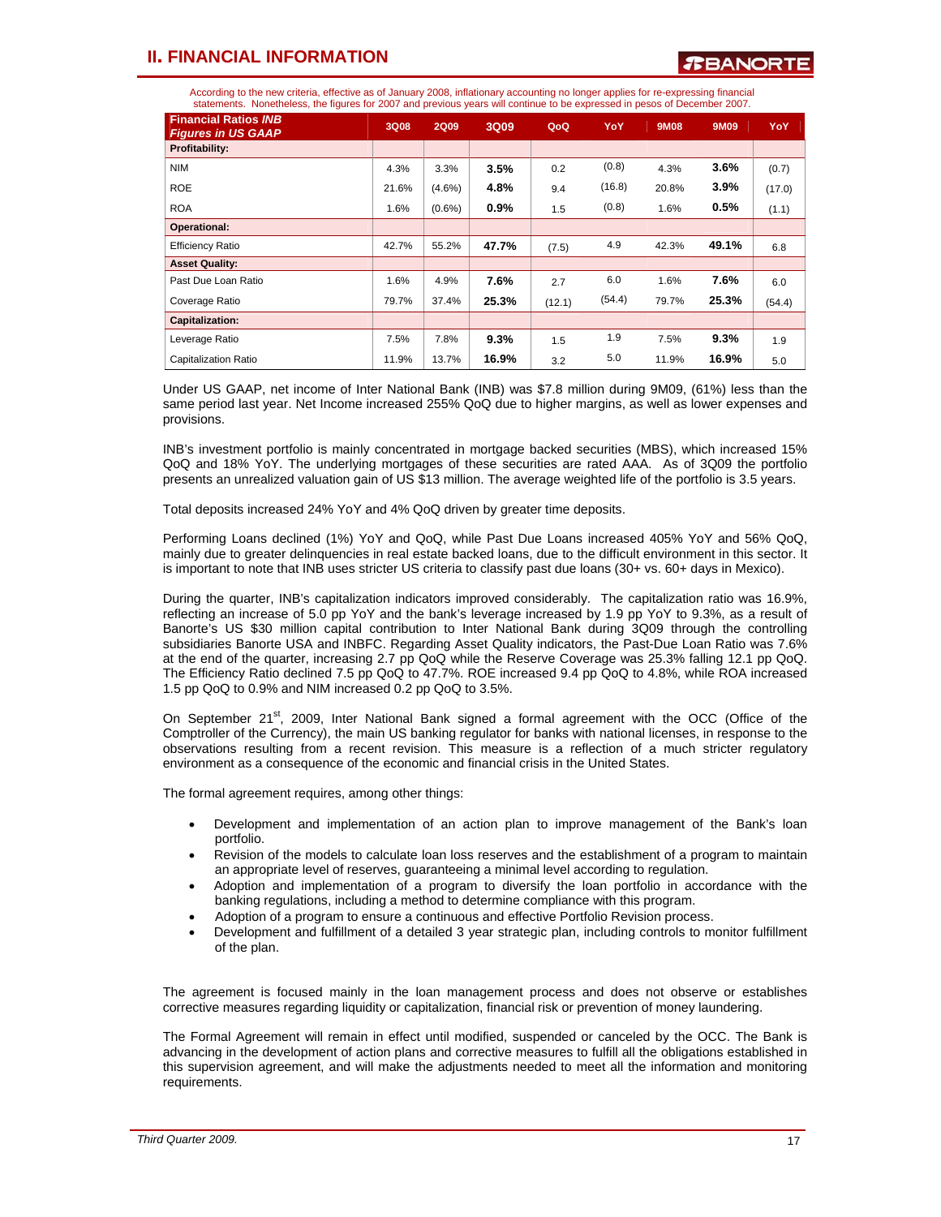## II. FINANCIAL INFORMATION

According to the new criteria, effective as of January 2008, inflationary accounting no longer applies for re-expressing financial statements. Nonetheless, the figures for 2007 and previous years will continue to be expressed in pesos of December 2007.

| Financial Ratios *INB Figures in US GAAP* | 3Q08 | 2Q09 | 3Q09 | QoQ | YoY | 9M08 | 9M09 | YoY |
|---|---|---|---|---|---|---|---|---|
| **Profitability:** | | | | | | | | |
| NIM | 4.3% | 3.3% | **3.5%** | 0.2 | (0.8) | 4.3% | **3.6%** | (0.7) |
| ROE | 21.6% | (4.6%) | **4.8%** | 9.4 | (16.8) | 20.8% | **3.9%** | (17.0) |
| ROA | 1.6% | (0.6%) | **0.9%** | 1.5 | (0.8) | 1.6% | **0.5%** | (1.1) |
| **Operational:** | | | | | | | | |
| Efficiency Ratio | 42.7% | 55.2% | **47.7%** | (7.5) | 4.9 | 42.3% | **49.1%** | 6.8 |
| **Asset Quality:** | | | | | | | | |
| Past Due Loan Ratio | 1.6% | 4.9% | **7.6%** | 2.7 | 6.0 | 1.6% | **7.6%** | 6.0 |
| Coverage Ratio | 79.7% | 37.4% | **25.3%** | (12.1) | (54.4) | 79.7% | **25.3%** | (54.4) |
| **Capitalization:** | | | | | | | | |
| Leverage Ratio | 7.5% | 7.8% | **9.3%** | 1.5 | 1.9 | 7.5% | **9.3%** | 1.9 |
| Capitalization Ratio | 11.9% | 13.7% | **16.9%** | 3.2 | 5.0 | 11.9% | **16.9%** | 5.0 |

Under US GAAP, net income of Inter National Bank (INB) was $7.8 million during 9M09, (61%) less than the same period last year. Net Income increased 255% QoQ due to higher margins, as well as lower expenses and provisions.

INB's investment portfolio is mainly concentrated in mortgage backed securities (MBS), which increased 15% QoQ and 18% YoY. The underlying mortgages of these securities are rated AAA. As of 3Q09 the portfolio presents an unrealized valuation gain of US $13 million. The average weighted life of the portfolio is 3.5 years.

Total deposits increased 24% YoY and 4% QoQ driven by greater time deposits.

Performing Loans declined (1%) YoY and QoQ, while Past Due Loans increased 405% YoY and 56% QoQ, mainly due to greater delinquencies in real estate backed loans, due to the difficult environment in this sector. It is important to note that INB uses stricter US criteria to classify past due loans (30+ vs. 60+ days in Mexico).

During the quarter, INB's capitalization indicators improved considerably. The capitalization ratio was 16.9%, reflecting an increase of 5.0 pp YoY and the bank's leverage increased by 1.9 pp YoY to 9.3%, as a result of Banorte's US $30 million capital contribution to Inter National Bank during 3Q09 through the controlling subsidiaries Banorte USA and INBFC. Regarding Asset Quality indicators, the Past-Due Loan Ratio was 7.6% at the end of the quarter, increasing 2.7 pp QoQ while the Reserve Coverage was 25.3% falling 12.1 pp QoQ. The Efficiency Ratio declined 7.5 pp QoQ to 47.7%. ROE increased 9.4 pp QoQ to 4.8%, while ROA increased 1.5 pp QoQ to 0.9% and NIM increased 0.2 pp QoQ to 3.5%.

On September 21st, 2009, Inter National Bank signed a formal agreement with the OCC (Office of the Comptroller of the Currency), the main US banking regulator for banks with national licenses, in response to the observations resulting from a recent revision. This measure is a reflection of a much stricter regulatory environment as a consequence of the economic and financial crisis in the United States.

The formal agreement requires, among other things:

- Development and implementation of an action plan to improve management of the Bank's loan portfolio.
- Revision of the models to calculate loan loss reserves and the establishment of a program to maintain an appropriate level of reserves, guaranteeing a minimal level according to regulation.
- Adoption and implementation of a program to diversify the loan portfolio in accordance with the banking regulations, including a method to determine compliance with this program.
- Adoption of a program to ensure a continuous and effective Portfolio Revision process.
- Development and fulfillment of a detailed 3 year strategic plan, including controls to monitor fulfillment of the plan.

The agreement is focused mainly in the loan management process and does not observe or establishes corrective measures regarding liquidity or capitalization, financial risk or prevention of money laundering.

The Formal Agreement will remain in effect until modified, suspended or canceled by the OCC. The Bank is advancing in the development of action plans and corrective measures to fulfill all the obligations established in this supervision agreement, and will make the adjustments needed to meet all the information and monitoring requirements.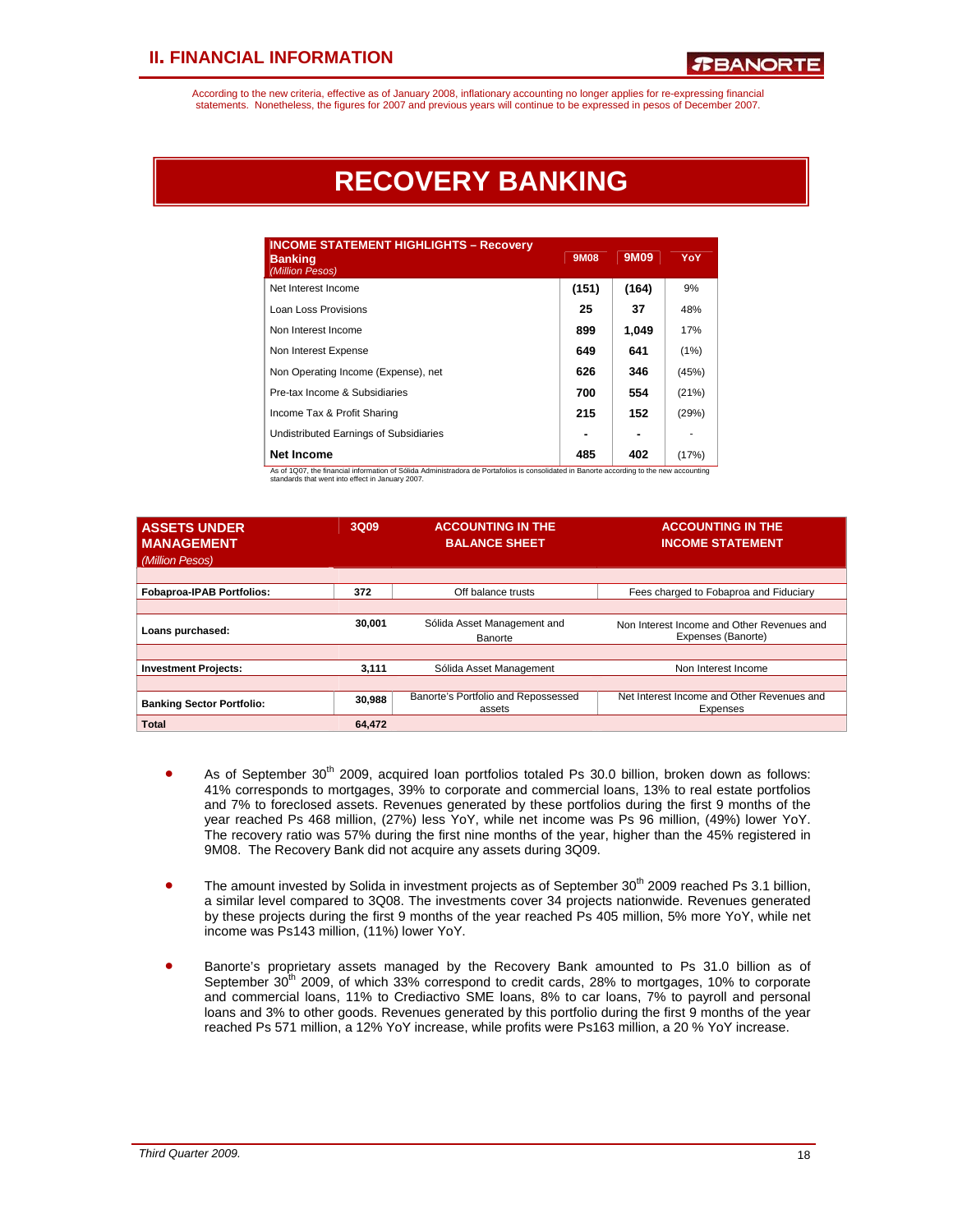According to the new criteria, effective as of January 2008, inflationary accounting no longer applies for re-expressing financial statements. Nonetheless, the figures for 2007 and previous years will continue to be expressed in pesos of December 2007.

# RECOVERY BANKING

| INCOME STATEMENT HIGHLIGHTS – Recovery Banking *(Million Pesos)* | 9M08 | 9M09 | YoY |
|---|---|---|---|
| Net Interest Income | (151) | (164) | 9% |
| Loan Loss Provisions | 25 | 37 | 48% |
| Non Interest Income | 899 | 1,049 | 17% |
| Non Interest Expense | 649 | 641 | (1%) |
| Non Operating Income (Expense), net | 626 | 346 | (45%) |
| Pre-tax Income & Subsidiaries | 700 | 554 | (21%) |
| Income Tax & Profit Sharing | 215 | 152 | (29%) |
| Undistributed Earnings of Subsidiaries | - | - | - |
| **Net Income** | 485 | 402 | (17%) |

As of 1Q07, the financial information of Sólida Administradora de Portafolios is consolidated in Banorte according to the new accounting standards that went into effect in January 2007.

| ASSETS UNDER MANAGEMENT *(Million Pesos)* | 3Q09 | ACCOUNTING IN THE BALANCE SHEET | ACCOUNTING IN THE INCOME STATEMENT |
|---|---|---|---|
| **Fobaproa-IPAB Portfolios:** | 372 | Off balance trusts | Fees charged to Fobaproa and Fiduciary |
| **Loans purchased:** | 30,001 | Sólida Asset Management and Banorte | Non Interest Income and Other Revenues and Expenses (Banorte) |
| **Investment Projects:** | 3,111 | Sólida Asset Management | Non Interest Income |
| **Banking Sector Portfolio:** | 30,988 | Banorte's Portfolio and Repossessed assets | Net Interest Income and Other Revenues and Expenses |
| **Total** | 64,472 | | |

- As of September 30th 2009, acquired loan portfolios totaled Ps 30.0 billion, broken down as follows: 41% corresponds to mortgages, 39% to corporate and commercial loans, 13% to real estate portfolios and 7% to foreclosed assets. Revenues generated by these portfolios during the first 9 months of the year reached Ps 468 million, (27%) less YoY, while net income was Ps 96 million, (49%) lower YoY. The recovery ratio was 57% during the first nine months of the year, higher than the 45% registered in 9M08. The Recovery Bank did not acquire any assets during 3Q09.

- The amount invested by Solida in investment projects as of September 30th 2009 reached Ps 3.1 billion, a similar level compared to 3Q08. The investments cover 34 projects nationwide. Revenues generated by these projects during the first 9 months of the year reached Ps 405 million, 5% more YoY, while net income was Ps143 million, (11%) lower YoY.

- Banorte's proprietary assets managed by the Recovery Bank amounted to Ps 31.0 billion as of September 30th 2009, of which 33% correspond to credit cards, 28% to mortgages, 10% to corporate and commercial loans, 11% to Crediactivo SME loans, 8% to car loans, 7% to payroll and personal loans and 3% to other goods. Revenues generated by this portfolio during the first 9 months of the year reached Ps 571 million, a 12% YoY increase, while profits were Ps163 million, a 20 % YoY increase.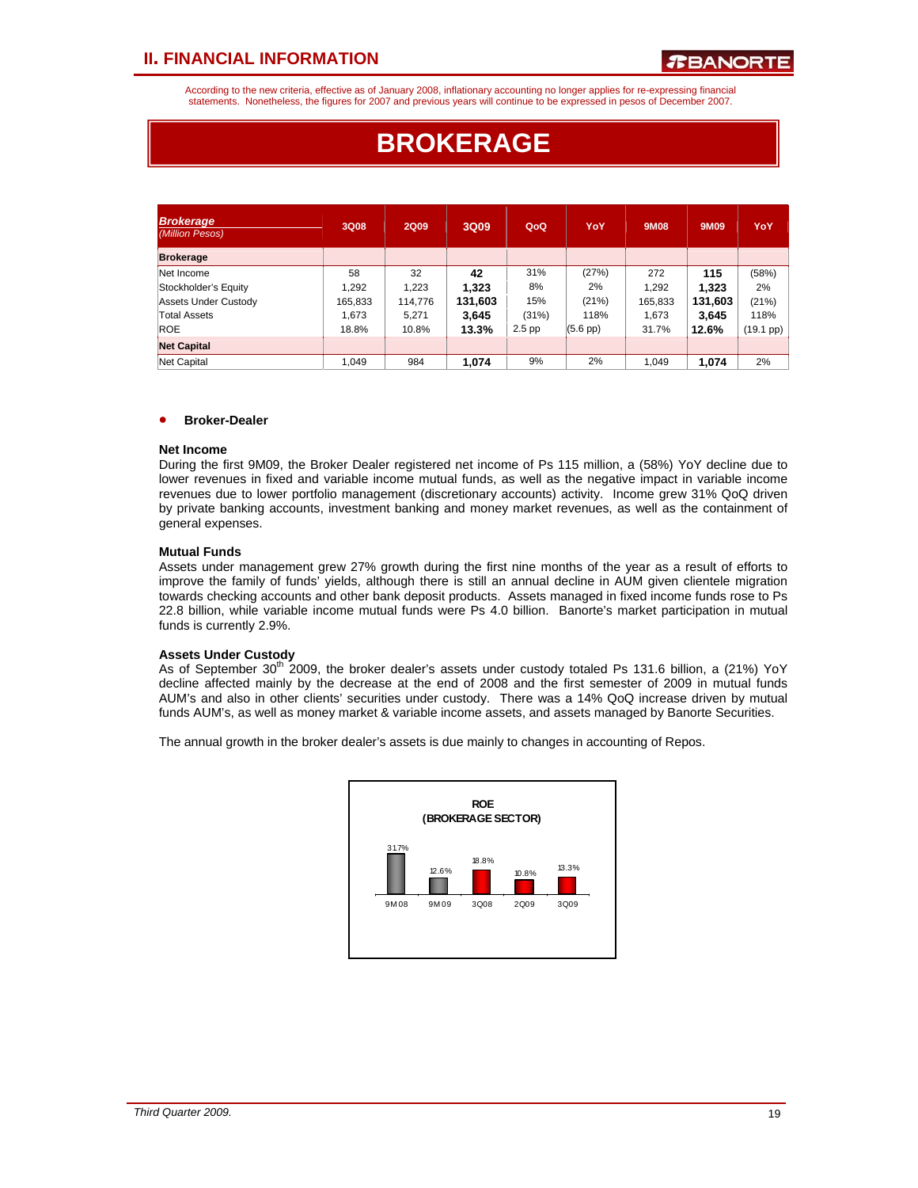According to the new criteria, effective as of January 2008, inflationary accounting no longer applies for re-expressing financial statements. Nonetheless, the figures for 2007 and previous years will continue to be expressed in pesos of December 2007.

# BROKERAGE

| ***Brokerage*** *(Million Pesos)* | 3Q08 | 2Q09 | 3Q09 | QoQ | YoY | 9M08 | 9M09 | YoY |
|---|---|---|---|---|---|---|---|---|
| **Brokerage** | | | | | | | | |
| Net Income | 58 | 32 | **42** | 31% | (27%) | 272 | **115** | (58%) |
| Stockholder's Equity | 1,292 | 1,223 | **1,323** | 8% | 2% | 1,292 | **1,323** | 2% |
| Assets Under Custody | 165,833 | 114,776 | **131,603** | 15% | (21%) | 165,833 | **131,603** | (21%) |
| Total Assets | 1,673 | 5,271 | **3,645** | (31%) | 118% | 1,673 | **3,645** | 118% |
| ROE | 18.8% | 10.8% | **13.3%** | 2.5 pp | (5.6 pp) | 31.7% | **12.6%** | (19.1 pp) |
| **Net Capital** | | | | | | | | |
| Net Capital | 1,049 | 984 | **1,074** | 9% | 2% | 1,049 | **1,074** | 2% |

- **Broker-Dealer**

#### Net Income

During the first 9M09, the Broker Dealer registered net income of Ps 115 million, a (58%) YoY decline due to lower revenues in fixed and variable income mutual funds, as well as the negative impact in variable income revenues due to lower portfolio management (discretionary accounts) activity. Income grew 31% QoQ driven by private banking accounts, investment banking and money market revenues, as well as the containment of general expenses.

#### Mutual Funds

Assets under management grew 27% growth during the first nine months of the year as a result of efforts to improve the family of funds' yields, although there is still an annual decline in AUM given clientele migration towards checking accounts and other bank deposit products. Assets managed in fixed income funds rose to Ps 22.8 billion, while variable income mutual funds were Ps 4.0 billion. Banorte's market participation in mutual funds is currently 2.9%.

#### Assets Under Custody

As of September 30th 2009, the broker dealer's assets under custody totaled Ps 131.6 billion, a (21%) YoY decline affected mainly by the decrease at the end of 2008 and the first semester of 2009 in mutual funds AUM's and also in other clients' securities under custody. There was a 14% QoQ increase driven by mutual funds AUM's, as well as money market & variable income assets, and assets managed by Banorte Securities.

The annual growth in the broker dealer's assets is due mainly to changes in accounting of Repos.

**ROE (BROKERAGE SECTOR)**

| 9M08 | 9M09 | 3Q08 | 2Q09 | 3Q09 |
|---|---|---|---|---|
| 31.7% | 12.6% | 18.8% | 10.8% | 13.3% |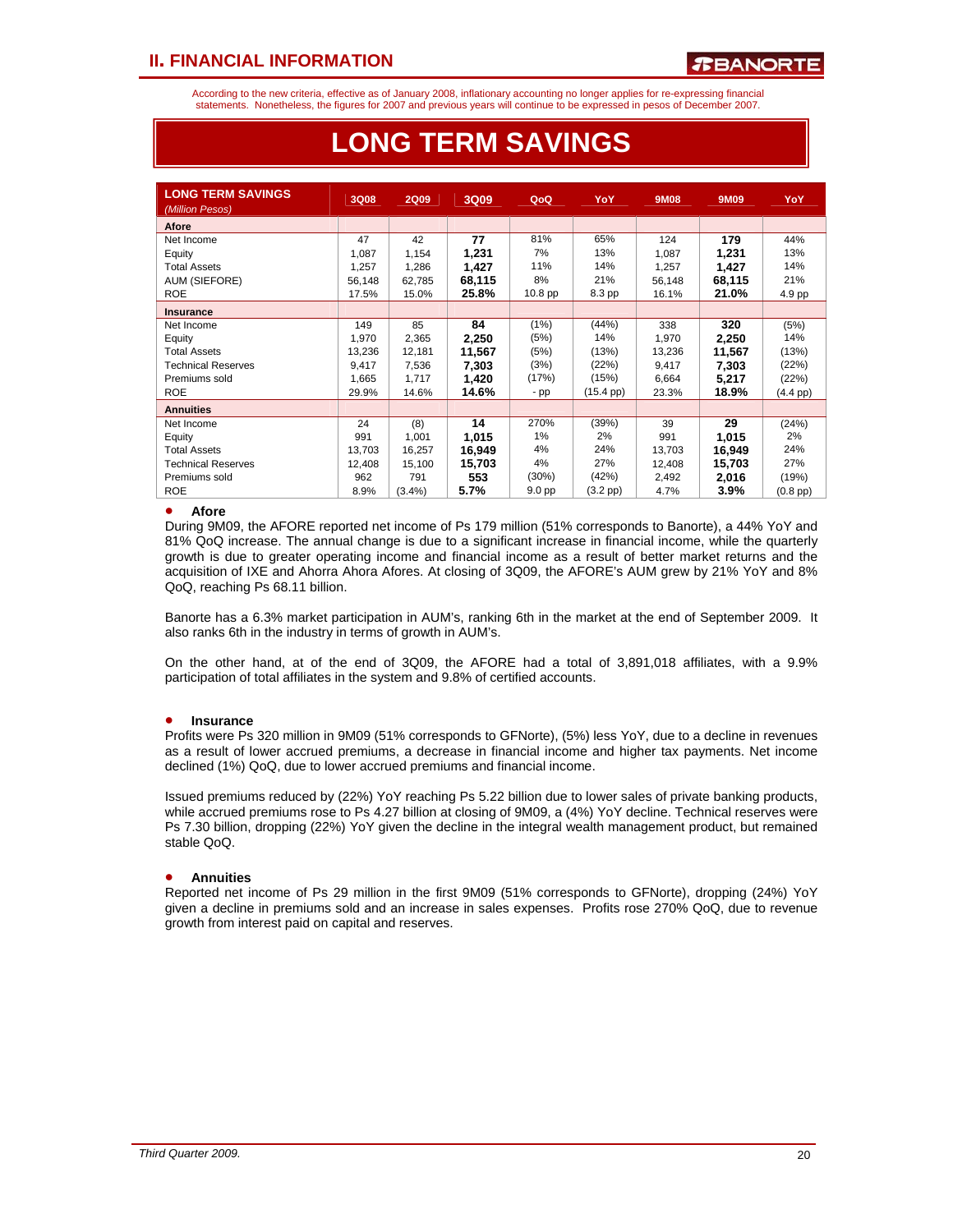According to the new criteria, effective as of January 2008, inflationary accounting no longer applies for re-expressing financial statements. Nonetheless, the figures for 2007 and previous years will continue to be expressed in pesos of December 2007.

# LONG TERM SAVINGS

| LONG TERM SAVINGS *(Million Pesos)* | 3Q08 | 2Q09 | 3Q09 | QoQ | YoY | 9M08 | 9M09 | YoY |
|---|---|---|---|---|---|---|---|---|
| **Afore** | | | | | | | | |
| Net Income | 47 | 42 | **77** | 81% | 65% | 124 | **179** | 44% |
| Equity | 1,087 | 1,154 | **1,231** | 7% | 13% | 1,087 | **1,231** | 13% |
| Total Assets | 1,257 | 1,286 | **1,427** | 11% | 14% | 1,257 | **1,427** | 14% |
| AUM (SIEFORE) | 56,148 | 62,785 | **68,115** | 8% | 21% | 56,148 | **68,115** | 21% |
| ROE | 17.5% | 15.0% | **25.8%** | 10.8 pp | 8.3 pp | 16.1% | **21.0%** | 4.9 pp |
| **Insurance** | | | | | | | | |
| Net Income | 149 | 85 | **84** | (1%) | (44%) | 338 | **320** | (5%) |
| Equity | 1,970 | 2,365 | **2,250** | (5%) | 14% | 1,970 | **2,250** | 14% |
| Total Assets | 13,236 | 12,181 | **11,567** | (5%) | (13%) | 13,236 | **11,567** | (13%) |
| Technical Reserves | 9,417 | 7,536 | **7,303** | (3%) | (22%) | 9,417 | **7,303** | (22%) |
| Premiums sold | 1,665 | 1,717 | **1,420** | (17%) | (15%) | 6,664 | **5,217** | (22%) |
| ROE | 29.9% | 14.6% | **14.6%** | - pp | (15.4 pp) | 23.3% | **18.9%** | (4.4 pp) |
| **Annuities** | | | | | | | | |
| Net Income | 24 | (8) | **14** | 270% | (39%) | 39 | **29** | (24%) |
| Equity | 991 | 1,001 | **1,015** | 1% | 2% | 991 | **1,015** | 2% |
| Total Assets | 13,703 | 16,257 | **16,949** | 4% | 24% | 13,703 | **16,949** | 24% |
| Technical Reserves | 12,408 | 15,100 | **15,703** | 4% | 27% | 12,408 | **15,703** | 27% |
| Premiums sold | 962 | 791 | **553** | (30%) | (42%) | 2,492 | **2,016** | (19%) |
| ROE | 8.9% | (3.4%) | **5.7%** | 9.0 pp | (3.2 pp) | 4.7% | **3.9%** | (0.8 pp) |

- **Afore**

During 9M09, the AFORE reported net income of Ps 179 million (51% corresponds to Banorte), a 44% YoY and 81% QoQ increase. The annual change is due to a significant increase in financial income, while the quarterly growth is due to greater operating income and financial income as a result of better market returns and the acquisition of IXE and Ahorra Ahora Afores. At closing of 3Q09, the AFORE's AUM grew by 21% YoY and 8% QoQ, reaching Ps 68.11 billion.

Banorte has a 6.3% market participation in AUM's, ranking 6th in the market at the end of September 2009. It also ranks 6th in the industry in terms of growth in AUM's.

On the other hand, at of the end of 3Q09, the AFORE had a total of 3,891,018 affiliates, with a 9.9% participation of total affiliates in the system and 9.8% of certified accounts.

- **Insurance**

Profits were Ps 320 million in 9M09 (51% corresponds to GFNorte), (5%) less YoY, due to a decline in revenues as a result of lower accrued premiums, a decrease in financial income and higher tax payments. Net income declined (1%) QoQ, due to lower accrued premiums and financial income.

Issued premiums reduced by (22%) YoY reaching Ps 5.22 billion due to lower sales of private banking products, while accrued premiums rose to Ps 4.27 billion at closing of 9M09, a (4%) YoY decline. Technical reserves were Ps 7.30 billion, dropping (22%) YoY given the decline in the integral wealth management product, but remained stable QoQ.

- **Annuities**

Reported net income of Ps 29 million in the first 9M09 (51% corresponds to GFNorte), dropping (24%) YoY given a decline in premiums sold and an increase in sales expenses. Profits rose 270% QoQ, due to revenue growth from interest paid on capital and reserves.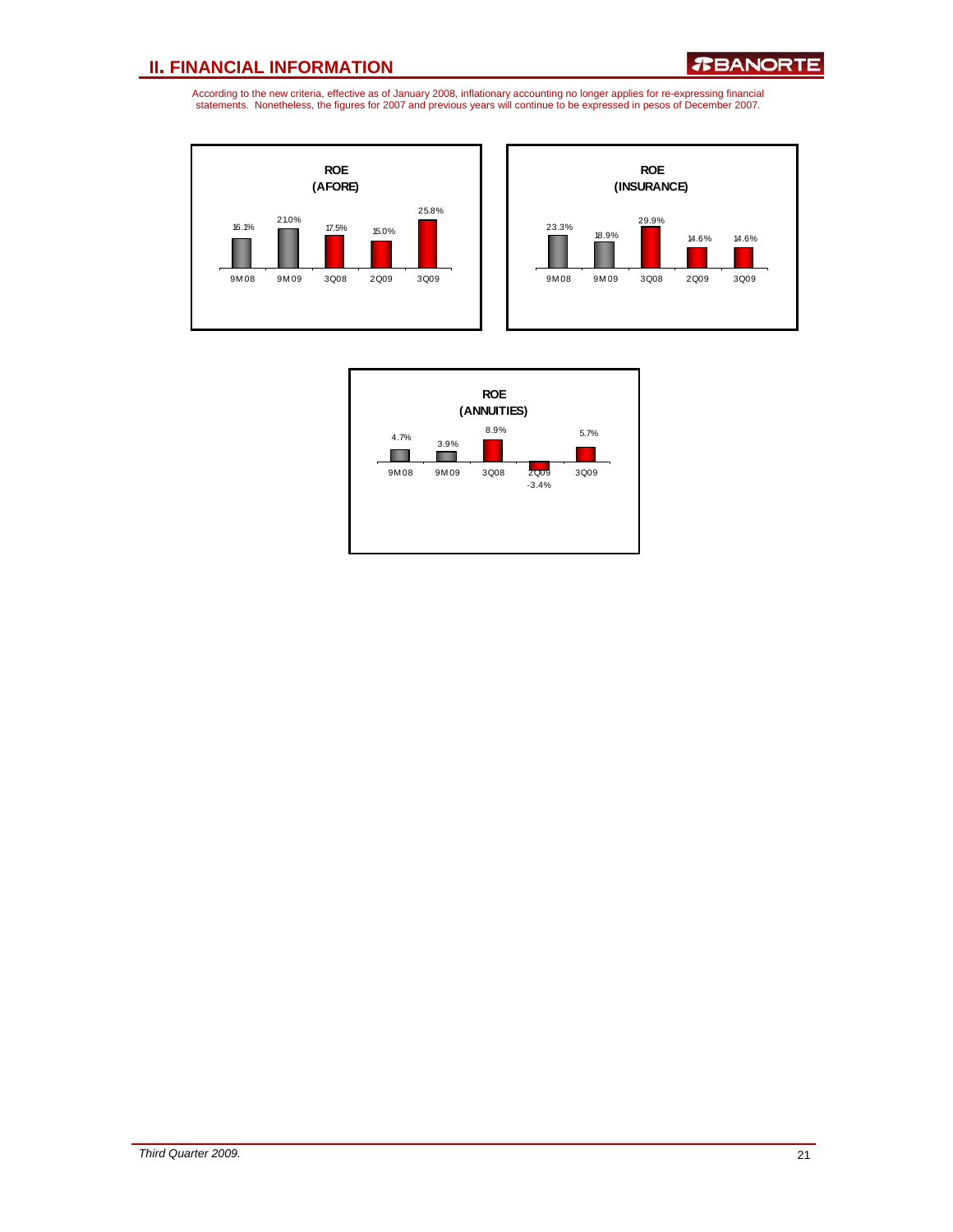## II. FINANCIAL INFORMATION

According to the new criteria, effective as of January 2008, inflationary accounting no longer applies for re-expressing financial statements. Nonetheless, the figures for 2007 and previous years will continue to be expressed in pesos of December 2007.

**ROE (AFORE)**

| 9M08 | 9M09 | 3Q08 | 2Q09 | 3Q09 |
|---|---|---|---|---|
| 16.1% | 21.0% | 17.5% | 15.0% | 25.8% |

**ROE (INSURANCE)**

| 9M08 | 9M09 | 3Q08 | 2Q09 | 3Q09 |
|---|---|---|---|---|
| 23.3% | 18.9% | 29.9% | 14.6% | 14.6% |

**ROE (ANNUITIES)**

| 9M08 | 9M09 | 3Q08 | 2Q09 | 3Q09 |
|---|---|---|---|---|
| 4.7% | 3.9% | 8.9% | -3.4% | 5.7% |

*Third Quarter 2009.*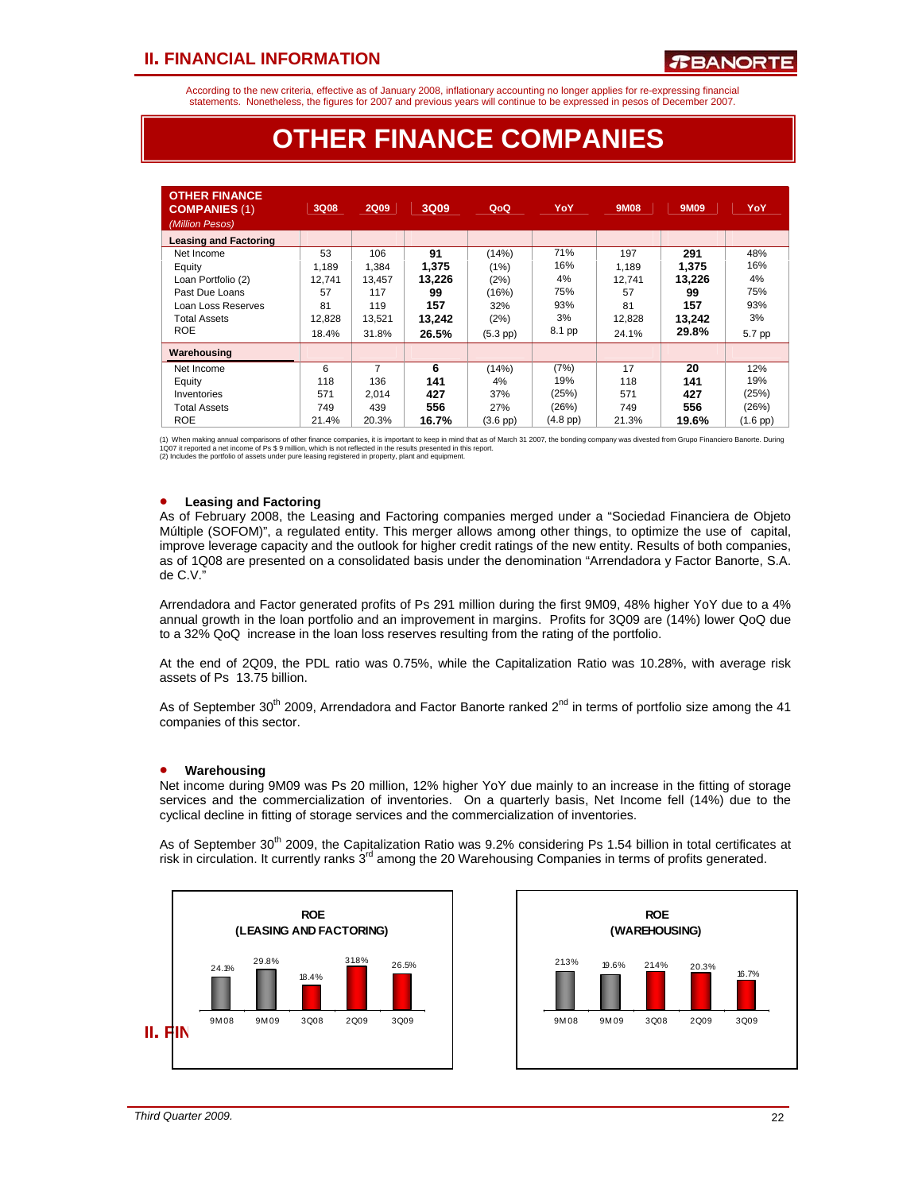According to the new criteria, effective as of January 2008, inflationary accounting no longer applies for re-expressing financial statements. Nonetheless, the figures for 2007 and previous years will continue to be expressed in pesos of December 2007.

# OTHER FINANCE COMPANIES

| OTHER FINANCE COMPANIES (1) *(Million Pesos)* | 3Q08 | 2Q09 | 3Q09 | QoQ | YoY | 9M08 | 9M09 | YoY |
|---|---|---|---|---|---|---|---|---|
| **Leasing and Factoring** | | | | | | | | |
| Net Income | 53 | 106 | **91** | (14%) | 71% | 197 | **291** | 48% |
| Equity | 1,189 | 1,384 | **1,375** | (1%) | 16% | 1,189 | **1,375** | 16% |
| Loan Portfolio (2) | 12,741 | 13,457 | **13,226** | (2%) | 4% | 12,741 | **13,226** | 4% |
| Past Due Loans | 57 | 117 | **99** | (16%) | 75% | 57 | **99** | 75% |
| Loan Loss Reserves | 81 | 119 | **157** | 32% | 93% | 81 | **157** | 93% |
| Total Assets | 12,828 | 13,521 | **13,242** | (2%) | 3% | 12,828 | **13,242** | 3% |
| ROE | 18.4% | 31.8% | **26.5%** | (5.3 pp) | 8.1 pp | 24.1% | **29.8%** | 5.7 pp |
| **Warehousing** | | | | | | | | |
| Net Income | 6 | 7 | **6** | (14%) | (7%) | 17 | **20** | 12% |
| Equity | 118 | 136 | **141** | 4% | 19% | 118 | **141** | 19% |
| Inventories | 571 | 2,014 | **427** | 37% | (25%) | 571 | **427** | (25%) |
| Total Assets | 749 | 439 | **556** | 27% | (26%) | 749 | **556** | (26%) |
| ROE | 21.4% | 20.3% | **16.7%** | (3.6 pp) | (4.8 pp) | 21.3% | **19.6%** | (1.6 pp) |

(1) When making annual comparisons of other finance companies, it is important to keep in mind that as of March 31 2007, the bonding company was divested from Grupo Financiero Banorte. During 1Q07 it reported a net income of Ps $ 9 million, which is not reflected in the results presented in this report.
(2) Includes the portfolio of assets under pure leasing registered in property, plant and equipment.

- **Leasing and Factoring**

As of February 2008, the Leasing and Factoring companies merged under a "Sociedad Financiera de Objeto Múltiple (SOFOM)", a regulated entity. This merger allows among other things, to optimize the use of capital, improve leverage capacity and the outlook for higher credit ratings of the new entity. Results of both companies, as of 1Q08 are presented on a consolidated basis under the denomination "Arrendadora y Factor Banorte, S.A. de C.V."

Arrendadora and Factor generated profits of Ps 291 million during the first 9M09, 48% higher YoY due to a 4% annual growth in the loan portfolio and an improvement in margins. Profits for 3Q09 are (14%) lower QoQ due to a 32% QoQ increase in the loan loss reserves resulting from the rating of the portfolio.

At the end of 2Q09, the PDL ratio was 0.75%, while the Capitalization Ratio was 10.28%, with average risk assets of Ps 13.75 billion.

As of September 30th 2009, Arrendadora and Factor Banorte ranked 2nd in terms of portfolio size among the 41 companies of this sector.

- **Warehousing**

Net income during 9M09 was Ps 20 million, 12% higher YoY due mainly to an increase in the fitting of storage services and the commercialization of inventories. On a quarterly basis, Net Income fell (14%) due to the cyclical decline in fitting of storage services and the commercialization of inventories.

As of September 30th 2009, the Capitalization Ratio was 9.2% considering Ps 1.54 billion in total certificates at risk in circulation. It currently ranks 3rd among the 20 Warehousing Companies in terms of profits generated.

**ROE (LEASING AND FACTORING)**

| 9M08 | 9M09 | 3Q08 | 2Q09 | 3Q09 |
|---|---|---|---|---|
| 24.1% | 29.8% | 18.4% | 31.8% | 26.5% |

**ROE (WAREHOUSING)**

| 9M08 | 9M09 | 3Q08 | 2Q09 | 3Q09 |
|---|---|---|---|---|
| 21.3% | 19.6% | 21.4% | 20.3% | 16.7% |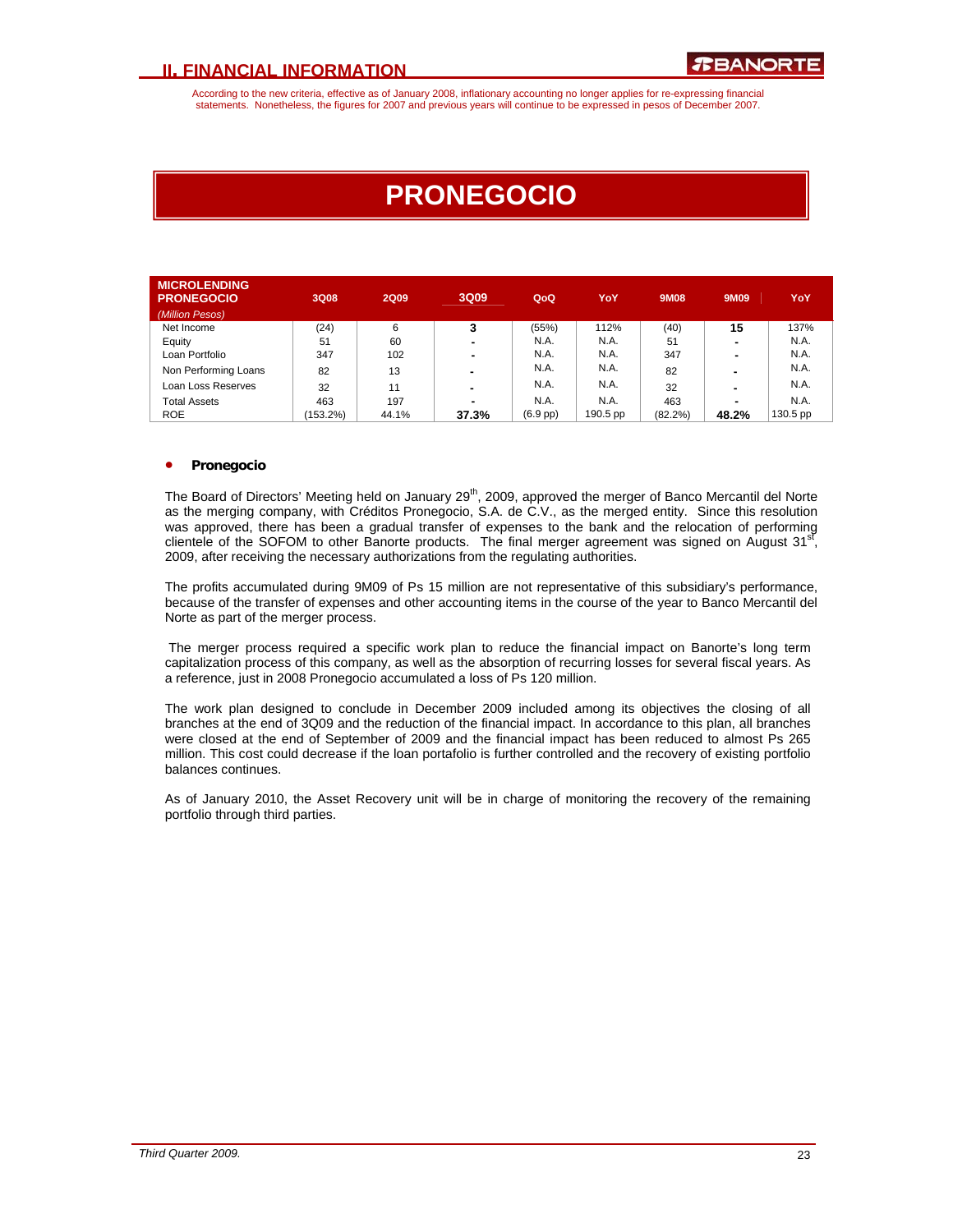According to the new criteria, effective as of January 2008, inflationary accounting no longer applies for re-expressing financial statements. Nonetheless, the figures for 2007 and previous years will continue to be expressed in pesos of December 2007.

# PRONEGOCIO

| MICROLENDING PRONEGOCIO *(Million Pesos)* | 3Q08 | 2Q09 | 3Q09 | QoQ | YoY | 9M08 | 9M09 | YoY |
|---|---|---|---|---|---|---|---|---|
| Net Income | (24) | 6 | **3** | (55%) | 112% | (40) | **15** | 137% |
| Equity | 51 | 60 | **-** | N.A. | N.A. | 51 | **-** | N.A. |
| Loan Portfolio | 347 | 102 | **-** | N.A. | N.A. | 347 | **-** | N.A. |
| Non Performing Loans | 82 | 13 | **-** | N.A. | N.A. | 82 | **-** | N.A. |
| Loan Loss Reserves | 32 | 11 | **-** | N.A. | N.A. | 32 | **-** | N.A. |
| Total Assets | 463 | 197 | **-** | N.A. | N.A. | 463 | **-** | N.A. |
| ROE | (153.2%) | 44.1% | **37.3%** | (6.9 pp) | 190.5 pp | (82.2%) | **48.2%** | 130.5 pp |

- **Pronegocio**

The Board of Directors' Meeting held on January 29th, 2009, approved the merger of Banco Mercantil del Norte as the merging company, with Créditos Pronegocio, S.A. de C.V., as the merged entity. Since this resolution was approved, there has been a gradual transfer of expenses to the bank and the relocation of performing clientele of the SOFOM to other Banorte products. The final merger agreement was signed on August 31st, 2009, after receiving the necessary authorizations from the regulating authorities.

The profits accumulated during 9M09 of Ps 15 million are not representative of this subsidiary's performance, because of the transfer of expenses and other accounting items in the course of the year to Banco Mercantil del Norte as part of the merger process.

The merger process required a specific work plan to reduce the financial impact on Banorte's long term capitalization process of this company, as well as the absorption of recurring losses for several fiscal years. As a reference, just in 2008 Pronegocio accumulated a loss of Ps 120 million.

The work plan designed to conclude in December 2009 included among its objectives the closing of all branches at the end of 3Q09 and the reduction of the financial impact. In accordance to this plan, all branches were closed at the end of September of 2009 and the financial impact has been reduced to almost Ps 265 million. This cost could decrease if the loan portafolio is further controlled and the recovery of existing portfolio balances continues.

As of January 2010, the Asset Recovery unit will be in charge of monitoring the recovery of the remaining portfolio through third parties.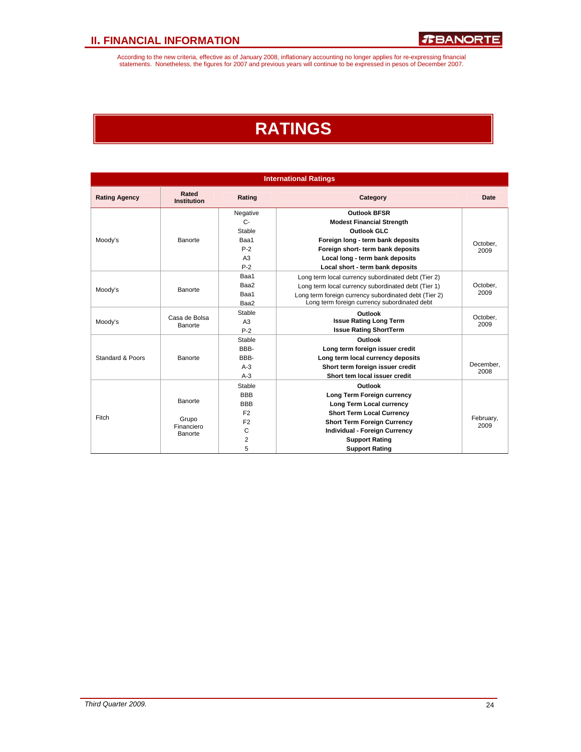According to the new criteria, effective as of January 2008, inflationary accounting no longer applies for re-expressing financial statements. Nonetheless, the figures for 2007 and previous years will continue to be expressed in pesos of December 2007.

# RATINGS

| International Ratings | | | | |
|---|---|---|---|---|
| **Rating Agency** | **Rated Institution** | **Rating** | **Category** | **Date** |
| Moody's | Banorte | Negative | **Outlook BFSR** | October, 2009 |
| | | C- | **Modest Financial Strength** | |
| | | Stable | **Outlook GLC** | |
| | | Baa1 | **Foreign long - term bank deposits** | |
| | | P-2 | **Foreign short- term bank deposits** | |
| | | A3 | **Local long - term bank deposits** | |
| | | P-2 | **Local short - term bank deposits** | |
| Moody's | Banorte | Baa1 | Long term local currency subordinated debt (Tier 2) | October, 2009 |
| | | Baa2 | Long term local currency subordinated debt (Tier 1) | |
| | | Baa1 | Long term foreign currency subordinated debt (Tier 2) | |
| | | Baa2 | Long term foreign currency subordinated debt | |
| Moody's | Casa de Bolsa Banorte | Stable | **Outlook** | October, 2009 |
| | | A3 | **Issue Rating Long Term** | |
| | | P-2 | **Issue Rating ShortTerm** | |
| Standard & Poors | Banorte | Stable | **Outlook** | December, 2008 |
| | | BBB- | **Long term foreign issuer credit** | |
| | | BBB- | **Long term local currency deposits** | |
| | | A-3 | **Short term foreign issuer credit** | |
| | | A-3 | **Short tem local issuer credit** | |
| Fitch | Banorte | Stable | **Outlook** | February, 2009 |
| | | BBB | **Long Term Foreign currency** | |
| | | BBB | **Long Term Local currency** | |
| | | F2 | **Short Term Local Currency** | |
| | Grupo Financiero Banorte | F2 | **Short Term Foreign Currency** | |
| | | C | **Individual - Foreign Currency** | |
| | | 2 | **Support Rating** | |
| | | 5 | **Support Rating** | |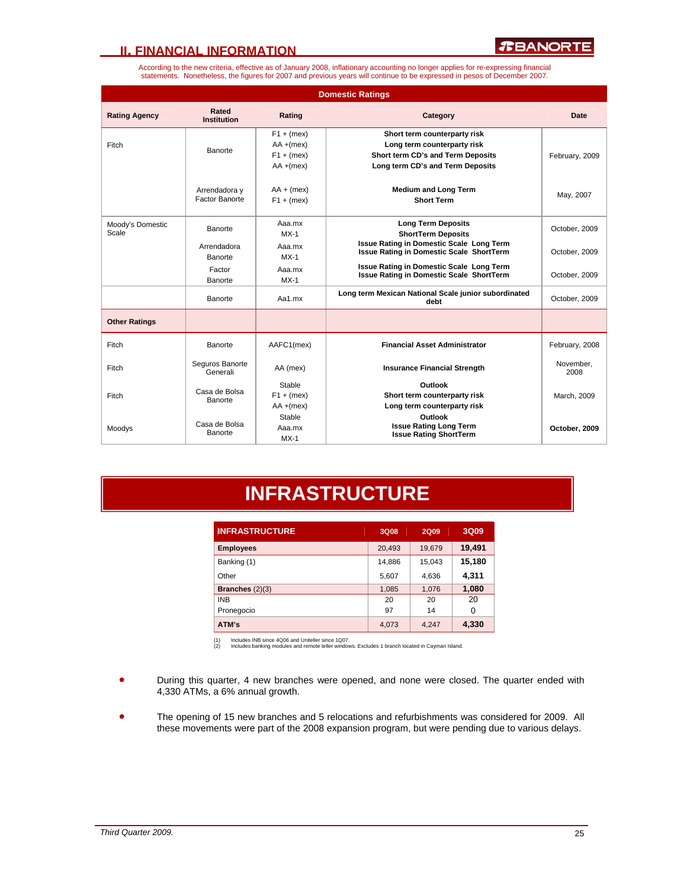## II. FINANCIAL INFORMATION

According to the new criteria, effective as of January 2008, inflationary accounting no longer applies for re-expressing financial statements. Nonetheless, the figures for 2007 and previous years will continue to be expressed in pesos of December 2007.

| Rating Agency | Rated Institution | Rating | Category | Date |
|---|---|---|---|---|
| **Domestic Ratings** | | | | |
| Fitch | Banorte | F1 + (mex)<br>AA +(mex)<br>F1 + (mex)<br>AA +(mex) | **Short term counterparty risk**<br>**Long term counterparty risk**<br>**Short term CD's and Term Deposits**<br>**Long term CD's and Term Deposits** | February, 2009 |
| | Arrendadora y Factor Banorte | AA + (mex)<br>F1 + (mex) | **Medium and Long Term**<br>**Short Term** | May, 2007 |
| Moody's Domestic Scale | Banorte | Aaa.mx<br>MX-1 | **Long Term Deposits**<br>**ShortTerm Deposits** | October, 2009 |
| | Arrendadora Banorte | Aaa.mx<br>MX-1 | **Issue Rating in Domestic Scale Long Term**<br>**Issue Rating in Domestic Scale ShortTerm** | October, 2009 |
| | Factor Banorte | Aaa.mx<br>MX-1 | **Issue Rating in Domestic Scale Long Term**<br>**Issue Rating in Domestic Scale ShortTerm** | October, 2009 |
| | Banorte | Aa1.mx | **Long term Mexican National Scale junior subordinated debt** | October, 2009 |
| **Other Ratings** | | | | |
| Fitch | Banorte | AAFC1(mex) | **Financial Asset Administrator** | February, 2008 |
| Fitch | Seguros Banorte Generali | AA (mex) | **Insurance Financial Strength** | November, 2008 |
| Fitch | Casa de Bolsa Banorte | Stable<br>F1 + (mex)<br>AA +(mex) | **Outlook**<br>**Short term counterparty risk**<br>**Long term counterparty risk** | March, 2009 |
| Moodys | Casa de Bolsa Banorte | Stable<br>Aaa.mx<br>MX-1 | **Outlook**<br>**Issue Rating Long Term**<br>**Issue Rating ShortTerm** | **October, 2009** |

# INFRASTRUCTURE

| INFRASTRUCTURE | 3Q08 | 2Q09 | 3Q09 |
|---|---|---|---|
| **Employees** | 20,493 | 19,679 | **19,491** |
| Banking (1) | 14,886 | 15,043 | **15,180** |
| Other | 5,607 | 4,636 | **4,311** |
| **Branches** (2)(3) | 1,085 | 1,076 | **1,080** |
| INB | 20 | 20 | 20 |
| Pronegocio | 97 | 14 | 0 |
| **ATM's** | 4,073 | 4,247 | **4,330** |

(1) Includes INB since 4Q06 and Uniteller since 1Q07.
(2) Includes banking modules and remote teller windows. Excludes 1 branch located in Cayman Island.

- During this quarter, 4 new branches were opened, and none were closed. The quarter ended with 4,330 ATMs, a 6% annual growth.
- The opening of 15 new branches and 5 relocations and refurbishments was considered for 2009. All these movements were part of the 2008 expansion program, but were pending due to various delays.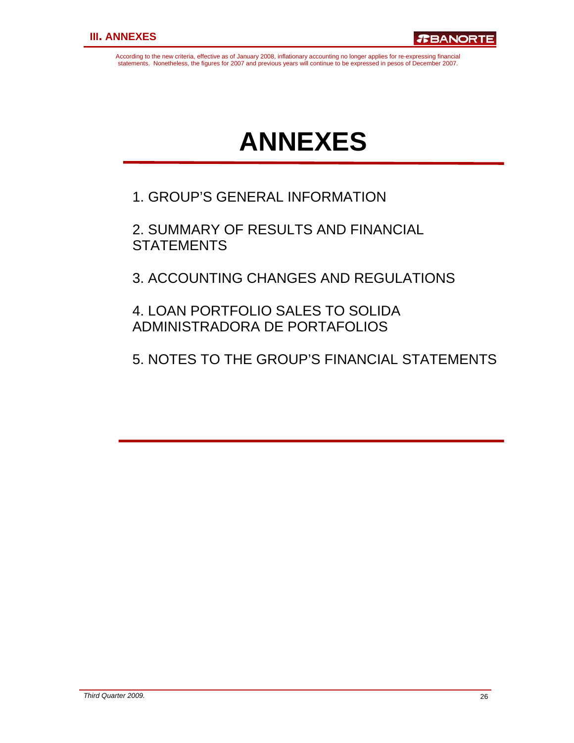According to the new criteria, effective as of January 2008, inflationary accounting no longer applies for re-expressing financial statements. Nonetheless, the figures for 2007 and previous years will continue to be expressed in pesos of December 2007.

# ANNEXES

1. GROUP'S GENERAL INFORMATION

2. SUMMARY OF RESULTS AND FINANCIAL STATEMENTS

3. ACCOUNTING CHANGES AND REGULATIONS

4. LOAN PORTFOLIO SALES TO SOLIDA ADMINISTRADORA DE PORTAFOLIOS

5. NOTES TO THE GROUP'S FINANCIAL STATEMENTS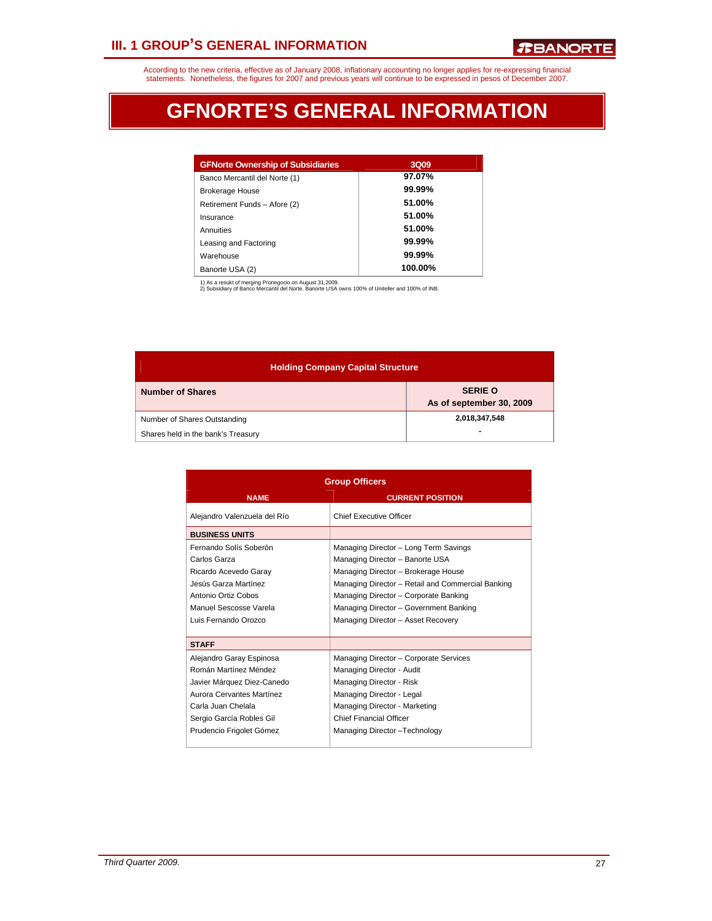According to the new criteria, effective as of January 2008, inflationary accounting no longer applies for re-expressing financial statements. Nonetheless, the figures for 2007 and previous years will continue to be expressed in pesos of December 2007.

# GFNORTE'S GENERAL INFORMATION

| GFNorte Ownership of Subsidiaries | 3Q09 |
|---|---|
| Banco Mercantil del Norte (1) | 97.07% |
| Brokerage House | 99.99% |
| Retirement Funds – Afore (2) | 51.00% |
| Insurance | 51.00% |
| Annuities | 51.00% |
| Leasing and Factoring | 99.99% |
| Warehouse | 99.99% |
| Banorte USA (2) | 100.00% |

1) As a resukt of merging Pronegocio on August 31,2009.
2) Subsidiary of Banco Mercantil del Norte. Banorte USA owns 100% of Uniteller and 100% of INB.

| Holding Company Capital Structure | |
|---|---|
| **Number of Shares** | **SERIE O As of september 30, 2009** |
| Number of Shares Outstanding | 2,018,347,548 |
| Shares held in the bank's Treasury | - |

| Group Officers | |
|---|---|
| **NAME** | **CURRENT POSITION** |
| Alejandro Valenzuela del Río | Chief Executive Officer |
| **BUSINESS UNITS** | |
| Fernando Solís Soberón | Managing Director – Long Term Savings |
| Carlos Garza | Managing Director – Banorte USA |
| Ricardo Acevedo Garay | Managing Director – Brokerage House |
| Jesús Garza Martínez | Managing Director – Retail and Commercial Banking |
| Antonio Ortiz Cobos | Managing Director – Corporate Banking |
| Manuel Sescosse Varela | Managing Director – Government Banking |
| Luis Fernando Orozco | Managing Director – Asset Recovery |
| **STAFF** | |
| Alejandro Garay Espinosa | Managing Director – Corporate Services |
| Román Martínez Méndez | Managing Director - Audit |
| Javier Márquez Diez-Canedo | Managing Director - Risk |
| Aurora Cervantes Martínez | Managing Director - Legal |
| Carla Juan Chelala | Managing Director - Marketing |
| Sergio García Robles Gil | Chief Financial Officer |
| Prudencio Frigolet Gómez | Managing Director –Technology |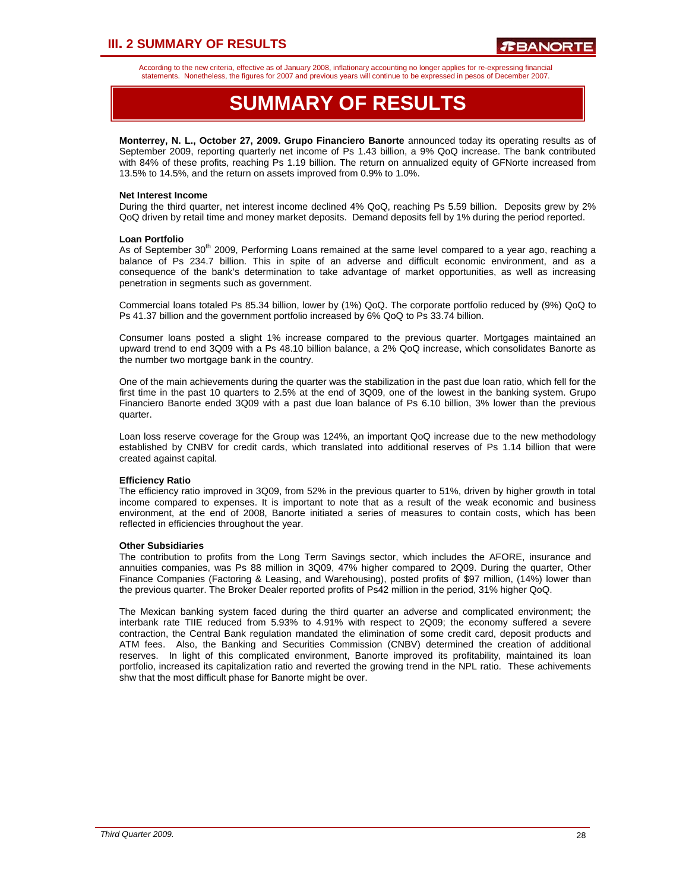According to the new criteria, effective as of January 2008, inflationary accounting no longer applies for re-expressing financial statements. Nonetheless, the figures for 2007 and previous years will continue to be expressed in pesos of December 2007.

# SUMMARY OF RESULTS

**Monterrey, N. L., October 27, 2009. Grupo Financiero Banorte** announced today its operating results as of September 2009, reporting quarterly net income of Ps 1.43 billion, a 9% QoQ increase. The bank contributed with 84% of these profits, reaching Ps 1.19 billion. The return on annualized equity of GFNorte increased from 13.5% to 14.5%, and the return on assets improved from 0.9% to 1.0%.

**Net Interest Income**

During the third quarter, net interest income declined 4% QoQ, reaching Ps 5.59 billion. Deposits grew by 2% QoQ driven by retail time and money market deposits. Demand deposits fell by 1% during the period reported.

**Loan Portfolio**

As of September 30th 2009, Performing Loans remained at the same level compared to a year ago, reaching a balance of Ps 234.7 billion. This in spite of an adverse and difficult economic environment, and as a consequence of the bank's determination to take advantage of market opportunities, as well as increasing penetration in segments such as government.

Commercial loans totaled Ps 85.34 billion, lower by (1%) QoQ. The corporate portfolio reduced by (9%) QoQ to Ps 41.37 billion and the government portfolio increased by 6% QoQ to Ps 33.74 billion.

Consumer loans posted a slight 1% increase compared to the previous quarter. Mortgages maintained an upward trend to end 3Q09 with a Ps 48.10 billion balance, a 2% QoQ increase, which consolidates Banorte as the number two mortgage bank in the country.

One of the main achievements during the quarter was the stabilization in the past due loan ratio, which fell for the first time in the past 10 quarters to 2.5% at the end of 3Q09, one of the lowest in the banking system. Grupo Financiero Banorte ended 3Q09 with a past due loan balance of Ps 6.10 billion, 3% lower than the previous quarter.

Loan loss reserve coverage for the Group was 124%, an important QoQ increase due to the new methodology established by CNBV for credit cards, which translated into additional reserves of Ps 1.14 billion that were created against capital.

**Efficiency Ratio**

The efficiency ratio improved in 3Q09, from 52% in the previous quarter to 51%, driven by higher growth in total income compared to expenses. It is important to note that as a result of the weak economic and business environment, at the end of 2008, Banorte initiated a series of measures to contain costs, which has been reflected in efficiencies throughout the year.

**Other Subsidiaries**

The contribution to profits from the Long Term Savings sector, which includes the AFORE, insurance and annuities companies, was Ps 88 million in 3Q09, 47% higher compared to 2Q09. During the quarter, Other Finance Companies (Factoring & Leasing, and Warehousing), posted profits of $97 million, (14%) lower than the previous quarter. The Broker Dealer reported profits of Ps42 million in the period, 31% higher QoQ.

The Mexican banking system faced during the third quarter an adverse and complicated environment; the interbank rate TIIE reduced from 5.93% to 4.91% with respect to 2Q09; the economy suffered a severe contraction, the Central Bank regulation mandated the elimination of some credit card, deposit products and ATM fees. Also, the Banking and Securities Commission (CNBV) determined the creation of additional reserves. In light of this complicated environment, Banorte improved its profitability, maintained its loan portfolio, increased its capitalization ratio and reverted the growing trend in the NPL ratio. These achivements shw that the most difficult phase for Banorte might be over.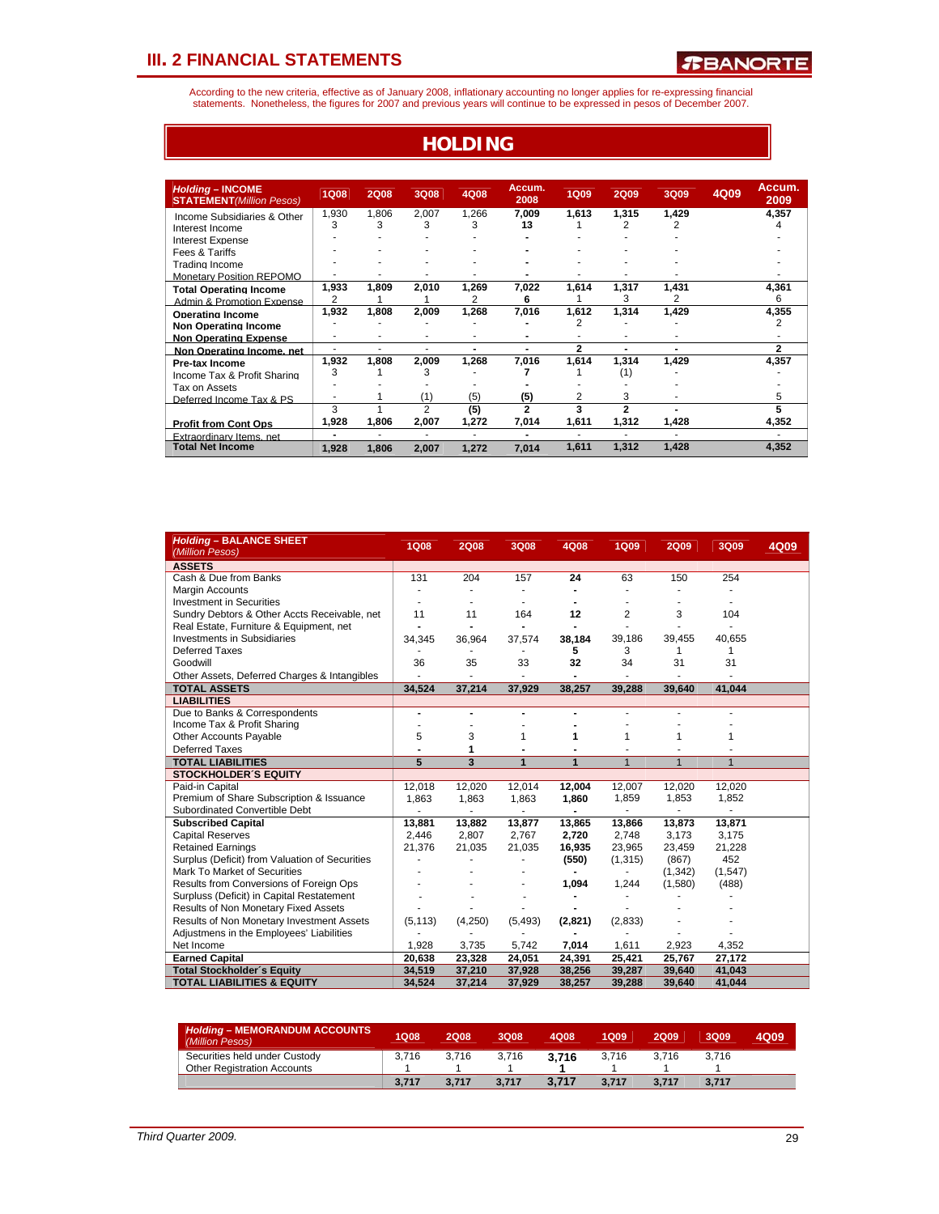# III. 2 FINANCIAL STATEMENTS

According to the new criteria, effective as of January 2008, inflationary accounting no longer applies for re-expressing financial statements. Nonetheless, the figures for 2007 and previous years will continue to be expressed in pesos of December 2007.

## HOLDING

| *Holding* – INCOME STATEMENT *(Million Pesos)* | 1Q08 | 2Q08 | 3Q08 | 4Q08 | Accum. 2008 | 1Q09 | 2Q09 | 3Q09 | 4Q09 | Accum. 2009 |
|---|---|---|---|---|---|---|---|---|---|---|
| Income Subsidiaries & Other | 1,930 | 1,806 | 2,007 | 1,266 | 7,009 | 1,613 | 1,315 | 1,429 | | 4,357 |
| Interest Income | 3 | 3 | 3 | 3 | 13 | 1 | 2 | 2 | | 4 |
| Interest Expense | - | - | - | - | - | - | - | - | | - |
| Fees & Tariffs | - | - | - | - | - | - | - | - | | - |
| Trading Income | - | - | - | - | - | - | - | - | | - |
| Monetary Position REPOMO | - | - | - | - | - | - | - | - | | - |
| **Total Operating Income** | 1,933 | 1,809 | 2,010 | 1,269 | 7,022 | 1,614 | 1,317 | 1,431 | | 4,361 |
| Admin & Promotion Expense | 2 | 1 | 1 | 2 | 6 | 1 | 3 | 2 | | 6 |
| **Operating Income** | 1,932 | 1,808 | 2,009 | 1,268 | 7,016 | 1,612 | 1,314 | 1,429 | | 4,355 |
| **Non Operating Income** | - | - | - | - | - | 2 | - | - | | 2 |
| **Non Operating Expense** | - | - | - | - | - | - | - | - | | - |
| **Non Operating Income, net** | - | - | - | - | - | 2 | - | - | | 2 |
| **Pre-tax Income** | 1,932 | 1,808 | 2,009 | 1,268 | 7,016 | 1,614 | 1,314 | 1,429 | | 4,357 |
| Income Tax & Profit Sharing | 3 | 1 | 3 | - | 7 | 1 | (1) | - | | - |
| Tax on Assets | - | - | - | - | - | - | - | - | | - |
| Deferred Income Tax & PS | - | 1 | (1) | (5) | (5) | 2 | 3 | - | | 5 |
| | 3 | 1 | 2 | (5) | 2 | 3 | 2 | - | | 5 |
| **Profit from Cont Ops** | 1,928 | 1,806 | 2,007 | 1,272 | 7,014 | 1,611 | 1,312 | 1,428 | | 4,352 |
| Extraordinary Items, net | - | - | - | - | - | - | - | - | | - |
| **Total Net Income** | 1,928 | 1,806 | 2,007 | 1,272 | 7,014 | 1,611 | 1,312 | 1,428 | | 4,352 |

| *Holding* – BALANCE SHEET *(Million Pesos)* | 1Q08 | 2Q08 | 3Q08 | 4Q08 | 1Q09 | 2Q09 | 3Q09 | 4Q09 |
|---|---|---|---|---|---|---|---|---|
| **ASSETS** | | | | | | | | |
| Cash & Due from Banks | 131 | 204 | 157 | 24 | 63 | 150 | 254 | |
| Margin Accounts | - | - | - | - | - | - | - | |
| Investment in Securities | - | - | - | - | - | - | - | |
| Sundry Debtors & Other Accts Receivable, net | 11 | 11 | 164 | 12 | 2 | 3 | 104 | |
| Real Estate, Furniture & Equipment, net | - | - | - | - | - | - | - | |
| Investments in Subsidiaries | 34,345 | 36,964 | 37,574 | 38,184 | 39,186 | 39,455 | 40,655 | |
| Deferred Taxes | - | - | - | 5 | 3 | 1 | 1 | |
| Goodwill | 36 | 35 | 33 | 32 | 34 | 31 | 31 | |
| Other Assets, Deferred Charges & Intangibles | - | - | - | - | - | - | - | |
| **TOTAL ASSETS** | 34,524 | 37,214 | 37,929 | 38,257 | 39,288 | 39,640 | 41,044 | |
| **LIABILITIES** | | | | | | | | |
| Due to Banks & Correspondents | - | - | - | - | - | - | - | |
| Income Tax & Profit Sharing | - | - | - | - | - | - | - | |
| Other Accounts Payable | 5 | 3 | 1 | 1 | 1 | 1 | 1 | |
| Deferred Taxes | - | 1 | - | - | - | - | - | |
| **TOTAL LIABILITIES** | 5 | 3 | 1 | 1 | 1 | 1 | 1 | |
| **STOCKHOLDER´S EQUITY** | | | | | | | | |
| Paid-in Capital | 12,018 | 12,020 | 12,014 | 12,004 | 12,007 | 12,020 | 12,020 | |
| Premium of Share Subscription & Issuance | 1,863 | 1,863 | 1,863 | 1,860 | 1,859 | 1,853 | 1,852 | |
| Subordinated Convertible Debt | - | - | - | - | - | - | - | |
| **Subscribed Capital** | 13,881 | 13,882 | 13,877 | 13,865 | 13,866 | 13,873 | 13,871 | |
| Capital Reserves | 2,446 | 2,807 | 2,767 | 2,720 | 2,748 | 3,173 | 3,175 | |
| Retained Earnings | 21,376 | 21,035 | 21,035 | 16,935 | 23,965 | 23,459 | 21,228 | |
| Surplus (Deficit) from Valuation of Securities | - | - | - | (550) | (1,315) | (867) | 452 | |
| Mark To Market of Securities | - | - | - | - | - | (1,342) | (1,547) | |
| Results from Conversions of Foreign Ops | - | - | - | 1,094 | 1,244 | (1,580) | (488) | |
| Surplus (Deficit) in Capital Restatement | - | - | - | - | - | - | - | |
| Results of Non Monetary Fixed Assets | - | - | - | - | - | - | - | |
| Results of Non Monetary Investment Assets | (5,113) | (4,250) | (5,493) | (2,821) | (2,833) | - | - | |
| Adjustmens in the Employees' Liabilities | - | - | - | - | - | - | - | |
| Net Income | 1,928 | 3,735 | 5,742 | 7,014 | 1,611 | 2,923 | 4,352 | |
| **Earned Capital** | 20,638 | 23,328 | 24,051 | 24,391 | 25,421 | 25,767 | 27,172 | |
| **Total Stockholder´s Equity** | 34,519 | 37,210 | 37,928 | 38,256 | 39,287 | 39,640 | 41,043 | |
| **TOTAL LIABILITIES & EQUITY** | 34,524 | 37,214 | 37,929 | 38,257 | 39,288 | 39,640 | 41,044 | |

| *Holding* – MEMORANDUM ACCOUNTS *(Million Pesos)* | 1Q08 | 2Q08 | 3Q08 | 4Q08 | 1Q09 | 2Q09 | 3Q09 | 4Q09 |
|---|---|---|---|---|---|---|---|---|
| Securities held under Custody | 3,716 | 3,716 | 3,716 | 3,716 | 3,716 | 3,716 | 3,716 | |
| Other Registration Accounts | 1 | 1 | 1 | 1 | 1 | 1 | 1 | |
| | 3,717 | 3,717 | 3,717 | 3,717 | 3,717 | 3,717 | 3,717 | |

*Third Quarter 2009.*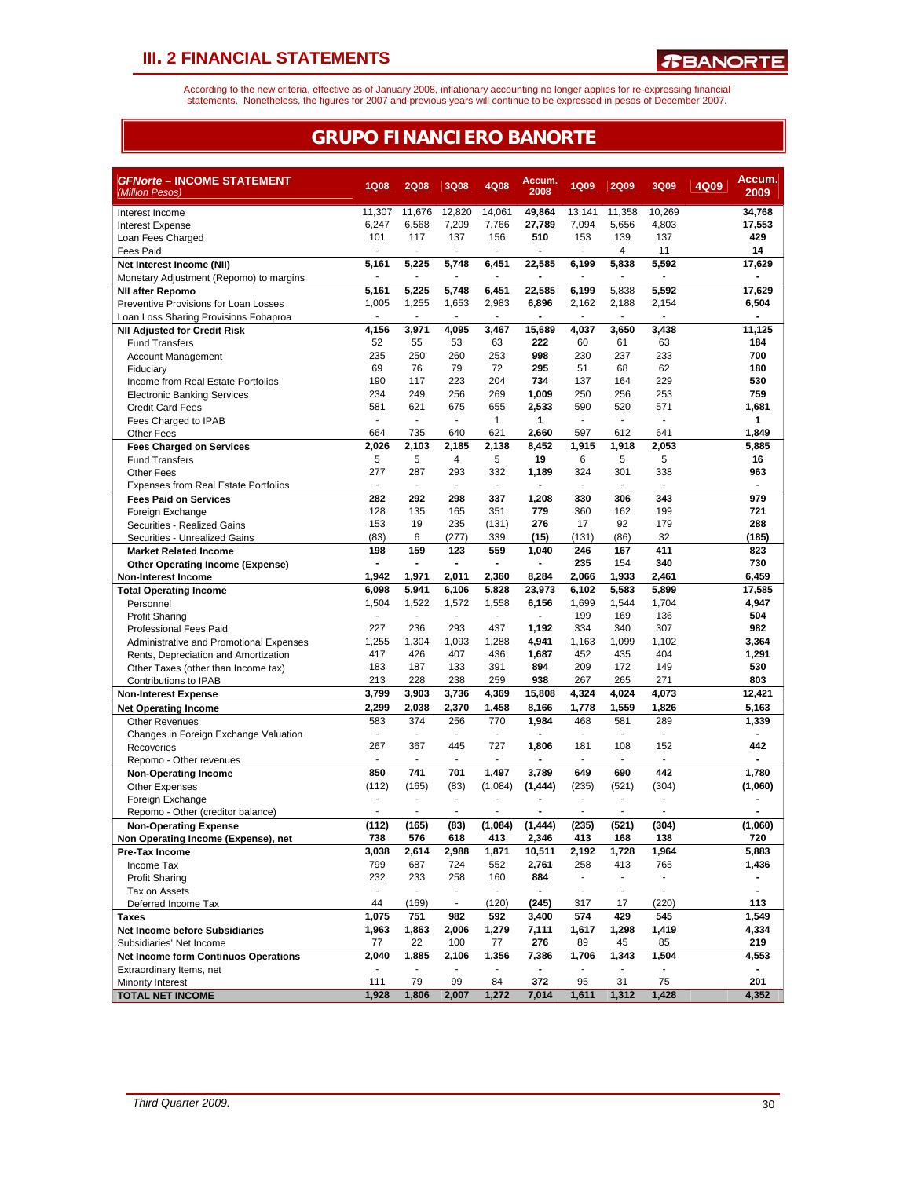# III. 2 FINANCIAL STATEMENTS

According to the new criteria, effective as of January 2008, inflationary accounting no longer applies for re-expressing financial statements. Nonetheless, the figures for 2007 and previous years will continue to be expressed in pesos of December 2007.

## GRUPO FINANCIERO BANORTE

| *GFNorte – INCOME STATEMENT* *(Million Pesos)* | 1Q08 | 2Q08 | 3Q08 | 4Q08 | Accum. 2008 | 1Q09 | 2Q09 | 3Q09 | 4Q09 | Accum. 2009 |
|---|---|---|---|---|---|---|---|---|---|---|
| Interest Income | 11,307 | 11,676 | 12,820 | 14,061 | **49,864** | 13,141 | 11,358 | 10,269 | | **34,768** |
| Interest Expense | 6,247 | 6,568 | 7,209 | 7,766 | **27,789** | 7,094 | 5,656 | 4,803 | | **17,553** |
| Loan Fees Charged | 101 | 117 | 137 | 156 | **510** | 153 | 139 | 137 | | **429** |
| Fees Paid | - | - | - | - | **-** | - | 4 | 11 | | **14** |
| **Net Interest Income (NII)** | **5,161** | **5,225** | **5,748** | **6,451** | **22,585** | **6,199** | **5,838** | **5,592** | | **17,629** |
| Monetary Adjustment (Repomo) to margins | - | - | - | - | **-** | - | - | - | | **-** |
| **NII after Repomo** | **5,161** | **5,225** | **5,748** | **6,451** | **22,585** | **6,199** | 5,838 | **5,592** | | **17,629** |
| Preventive Provisions for Loan Losses | 1,005 | 1,255 | 1,653 | 2,983 | **6,896** | 2,162 | 2,188 | 2,154 | | **6,504** |
| Loan Loss Sharing Provisions Fobaproa | - | - | - | - | **-** | - | - | - | | **-** |
| **NII Adjusted for Credit Risk** | **4,156** | **3,971** | **4,095** | **3,467** | **15,689** | **4,037** | **3,650** | **3,438** | | **11,125** |
| Fund Transfers | 52 | 55 | 53 | 63 | **222** | 60 | 61 | 63 | | **184** |
| Account Management | 235 | 250 | 260 | 253 | **998** | 230 | 237 | 233 | | **700** |
| Fiduciary | 69 | 76 | 79 | 72 | **295** | 51 | 68 | 62 | | **180** |
| Income from Real Estate Portfolios | 190 | 117 | 223 | 204 | **734** | 137 | 164 | 229 | | **530** |
| Electronic Banking Services | 234 | 249 | 256 | 269 | **1,009** | 250 | 256 | 253 | | **759** |
| Credit Card Fees | 581 | 621 | 675 | 655 | **2,533** | 590 | 520 | 571 | | **1,681** |
| Fees Charged to IPAB | - | - | - | 1 | **1** | - | - | - | | **1** |
| Other Fees | 664 | 735 | 640 | 621 | **2,660** | 597 | 612 | 641 | | **1,849** |
| **Fees Charged on Services** | **2,026** | **2,103** | **2,185** | **2,138** | **8,452** | **1,915** | **1,918** | **2,053** | | **5,885** |
| Fund Transfers | 5 | 5 | 4 | 5 | **19** | 6 | 5 | 5 | | **16** |
| Other Fees | 277 | 287 | 293 | 332 | **1,189** | 324 | 301 | 338 | | **963** |
| Expenses from Real Estate Portfolios | - | - | - | - | **-** | - | - | - | | **-** |
| **Fees Paid on Services** | **282** | **292** | **298** | **337** | **1,208** | **330** | **306** | **343** | | **979** |
| Foreign Exchange | 128 | 135 | 165 | 351 | **779** | 360 | 162 | 199 | | **721** |
| Securities - Realized Gains | 153 | 19 | 235 | (131) | **276** | 17 | 92 | 179 | | **288** |
| Securities - Unrealized Gains | (83) | 6 | (277) | 339 | **(15)** | (131) | (86) | 32 | | **(185)** |
| **Market Related Income** | **198** | **159** | **123** | **559** | **1,040** | **246** | **167** | **411** | | **823** |
| **Other Operating Income (Expense)** | **-** | **-** | **-** | **-** | **-** | **235** | 154 | **340** | | **730** |
| **Non-Interest Income** | **1,942** | **1,971** | **2,011** | **2,360** | **8,284** | **2,066** | **1,933** | **2,461** | | **6,459** |
| **Total Operating Income** | **6,098** | **5,941** | **6,106** | **5,828** | **23,973** | **6,102** | **5,583** | **5,899** | | **17,585** |
| Personnel | 1,504 | 1,522 | 1,572 | 1,558 | **6,156** | 1,699 | 1,544 | 1,704 | | **4,947** |
| Profit Sharing | - | - | - | - | **-** | 199 | 169 | 136 | | **504** |
| Professional Fees Paid | 227 | 236 | 293 | 437 | **1,192** | 334 | 340 | 307 | | **982** |
| Administrative and Promotional Expenses | 1,255 | 1,304 | 1,093 | 1,288 | **4,941** | 1,163 | 1,099 | 1,102 | | **3,364** |
| Rents, Depreciation and Amortization | 417 | 426 | 407 | 436 | **1,687** | 452 | 435 | 404 | | **1,291** |
| Other Taxes (other than Income tax) | 183 | 187 | 133 | 391 | **894** | 209 | 172 | 149 | | **530** |
| Contributions to IPAB | 213 | 228 | 238 | 259 | **938** | 267 | 265 | 271 | | **803** |
| **Non-Interest Expense** | **3,799** | **3,903** | **3,736** | **4,369** | **15,808** | **4,324** | **4,024** | **4,073** | | **12,421** |
| **Net Operating Income** | **2,299** | **2,038** | **2,370** | **1,458** | **8,166** | **1,778** | **1,559** | **1,826** | | **5,163** |
| Other Revenues | 583 | 374 | 256 | 770 | **1,984** | 468 | 581 | 289 | | **1,339** |
| Changes in Foreign Exchange Valuation | - | - | - | - | **-** | - | - | - | | **-** |
| Recoveries | 267 | 367 | 445 | 727 | **1,806** | 181 | 108 | 152 | | **442** |
| Repomo - Other revenues | - | - | - | - | **-** | - | - | - | | **-** |
| **Non-Operating Income** | **850** | **741** | **701** | **1,497** | **3,789** | **649** | **690** | **442** | | **1,780** |
| Other Expenses | (112) | (165) | (83) | (1,084) | **(1,444)** | (235) | (521) | (304) | | **(1,060)** |
| Foreign Exchange | - | - | - | - | **-** | - | - | - | | **-** |
| Repomo - Other (creditor balance) | - | - | - | - | **-** | - | - | - | | **-** |
| **Non-Operating Expense** | **(112)** | **(165)** | **(83)** | **(1,084)** | (1,444) | **(235)** | **(521)** | **(304)** | | **(1,060)** |
| **Non Operating Income (Expense), net** | **738** | **576** | **618** | **413** | **2,346** | **413** | **168** | **138** | | **720** |
| **Pre-Tax Income** | **3,038** | **2,614** | **2,988** | **1,871** | **10,511** | **2,192** | **1,728** | **1,964** | | **5,883** |
| Income Tax | 799 | 687 | 724 | 552 | **2,761** | 258 | 413 | 765 | | **1,436** |
| Profit Sharing | 232 | 233 | 258 | 160 | **884** | - | - | - | | **-** |
| Tax on Assets | - | - | - | - | **-** | - | - | - | | **-** |
| Deferred Income Tax | 44 | (169) | - | (120) | **(245)** | 317 | 17 | (220) | | **113** |
| **Taxes** | **1,075** | **751** | **982** | **592** | **3,400** | **574** | **429** | **545** | | **1,549** |
| **Net Income before Subsidiaries** | **1,963** | **1,863** | **2,006** | **1,279** | **7,111** | **1,617** | **1,298** | **1,419** | | **4,334** |
| Subsidiaries' Net Income | 77 | 22 | 100 | 77 | **276** | 89 | 45 | 85 | | **219** |
| **Net Income form Continuos Operations** | **2,040** | **1,885** | **2,106** | **1,356** | **7,386** | **1,706** | **1,343** | **1,504** | | **4,553** |
| Extraordinary Items, net | - | - | - | - | **-** | - | - | - | | **-** |
| Minority Interest | 111 | 79 | 99 | 84 | **372** | 95 | 31 | 75 | | **201** |
| **TOTAL NET INCOME** | **1,928** | **1,806** | **2,007** | **1,272** | **7,014** | **1,611** | **1,312** | **1,428** | | **4,352** |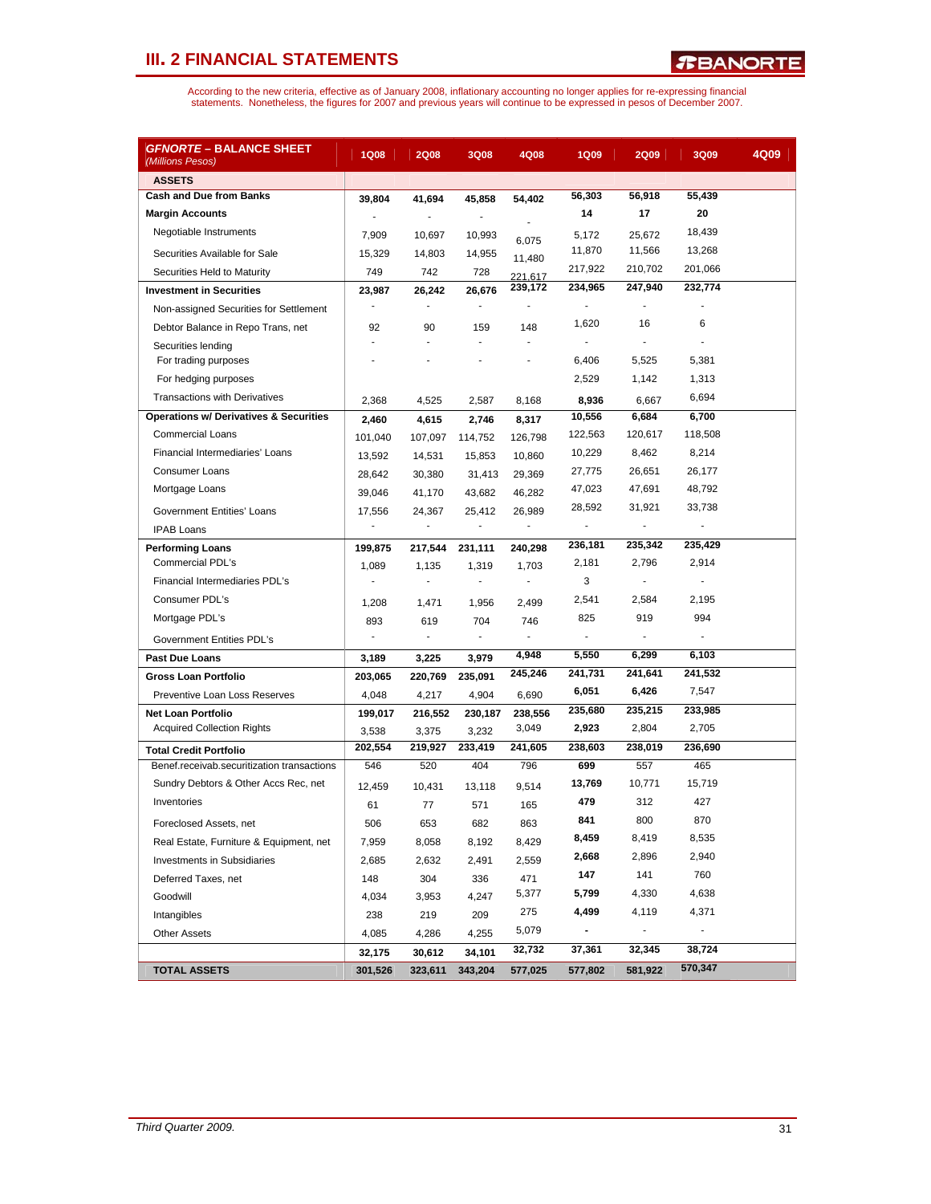## III. 2 FINANCIAL STATEMENTS

According to the new criteria, effective as of January 2008, inflationary accounting no longer applies for re-expressing financial statements. Nonetheless, the figures for 2007 and previous years will continue to be expressed in pesos of December 2007.

| **GFNORTE – BALANCE SHEET** *(Millions Pesos)* | 1Q08 | 2Q08 | 3Q08 | 4Q08 | 1Q09 | 2Q09 | 3Q09 | 4Q09 |
|---|---|---|---|---|---|---|---|---|
| **ASSETS** | | | | | | | | |
| **Cash and Due from Banks** | 39,804 | 41,694 | 45,858 | 54,402 | 56,303 | 56,918 | 55,439 | |
| **Margin Accounts** | - | - | - | - | 14 | 17 | 20 | |
| Negotiable Instruments | 7,909 | 10,697 | 10,993 | 6,075 | 5,172 | 25,672 | 18,439 | |
| Securities Available for Sale | 15,329 | 14,803 | 14,955 | 11,480 | 11,870 | 11,566 | 13,268 | |
| Securities Held to Maturity | 749 | 742 | 728 | 221,617 | 217,922 | 210,702 | 201,066 | |
| **Investment in Securities** | 23,987 | 26,242 | 26,676 | 239,172 | 234,965 | 247,940 | 232,774 | |
| Non-assigned Securities for Settlement | - | - | - | - | - | - | - | |
| Debtor Balance in Repo Trans, net | 92 | 90 | 159 | 148 | 1,620 | 16 | 6 | |
| Securities lending | - | - | - | - | - | - | - | |
| For trading purposes | - | - | - | - | 6,406 | 5,525 | 5,381 | |
| For hedging purposes | | | | | 2,529 | 1,142 | 1,313 | |
| Transactions with Derivatives | 2,368 | 4,525 | 2,587 | 8,168 | 8,936 | 6,667 | 6,694 | |
| **Operations w/ Derivatives & Securities** | 2,460 | 4,615 | 2,746 | 8,317 | 10,556 | 6,684 | 6,700 | |
| Commercial Loans | 101,040 | 107,097 | 114,752 | 126,798 | 122,563 | 120,617 | 118,508 | |
| Financial Intermediaries' Loans | 13,592 | 14,531 | 15,853 | 10,860 | 10,229 | 8,462 | 8,214 | |
| Consumer Loans | 28,642 | 30,380 | 31,413 | 29,369 | 27,775 | 26,651 | 26,177 | |
| Mortgage Loans | 39,046 | 41,170 | 43,682 | 46,282 | 47,023 | 47,691 | 48,792 | |
| Government Entities' Loans | 17,556 | 24,367 | 25,412 | 26,989 | 28,592 | 31,921 | 33,738 | |
| IPAB Loans | - | - | - | - | - | - | - | |
| **Performing Loans** | 199,875 | 217,544 | 231,111 | 240,298 | 236,181 | 235,342 | 235,429 | |
| Commercial PDL's | 1,089 | 1,135 | 1,319 | 1,703 | 2,181 | 2,796 | 2,914 | |
| Financial Intermediaries PDL's | - | - | - | - | 3 | - | - | |
| Consumer PDL's | 1,208 | 1,471 | 1,956 | 2,499 | 2,541 | 2,584 | 2,195 | |
| Mortgage PDL's | 893 | 619 | 704 | 746 | 825 | 919 | 994 | |
| Government Entities PDL's | - | - | - | - | - | - | - | |
| **Past Due Loans** | 3,189 | 3,225 | 3,979 | 4,948 | 5,550 | 6,299 | 6,103 | |
| **Gross Loan Portfolio** | 203,065 | 220,769 | 235,091 | 245,246 | 241,731 | 241,641 | 241,532 | |
| Preventive Loan Loss Reserves | 4,048 | 4,217 | 4,904 | 6,690 | 6,051 | 6,426 | 7,547 | |
| **Net Loan Portfolio** | 199,017 | 216,552 | 230,187 | 238,556 | 235,680 | 235,215 | 233,985 | |
| Acquired Collection Rights | 3,538 | 3,375 | 3,232 | 3,049 | 2,923 | 2,804 | 2,705 | |
| **Total Credit Portfolio** | 202,554 | 219,927 | 233,419 | 241,605 | 238,603 | 238,019 | 236,690 | |
| Benef.receivab.securitization transactions | 546 | 520 | 404 | 796 | 699 | 557 | 465 | |
| Sundry Debtors & Other Accs Rec, net | 12,459 | 10,431 | 13,118 | 9,514 | 13,769 | 10,771 | 15,719 | |
| Inventories | 61 | 77 | 571 | 165 | 479 | 312 | 427 | |
| Foreclosed Assets, net | 506 | 653 | 682 | 863 | 841 | 800 | 870 | |
| Real Estate, Furniture & Equipment, net | 7,959 | 8,058 | 8,192 | 8,429 | 8,459 | 8,419 | 8,535 | |
| Investments in Subsidiaries | 2,685 | 2,632 | 2,491 | 2,559 | 2,668 | 2,896 | 2,940 | |
| Deferred Taxes, net | 148 | 304 | 336 | 471 | 147 | 141 | 760 | |
| Goodwill | 4,034 | 3,953 | 4,247 | 5,377 | 5,799 | 4,330 | 4,638 | |
| Intangibles | 238 | 219 | 209 | 275 | 4,499 | 4,119 | 4,371 | |
| Other Assets | 4,085 | 4,286 | 4,255 | 5,079 | - | - | - | |
| | 32,175 | 30,612 | 34,101 | 32,732 | 37,361 | 32,345 | 38,724 | |
| **TOTAL ASSETS** | 301,526 | 323,611 | 343,204 | 577,025 | 577,802 | 581,922 | 570,347 | |

*Third Quarter 2009.*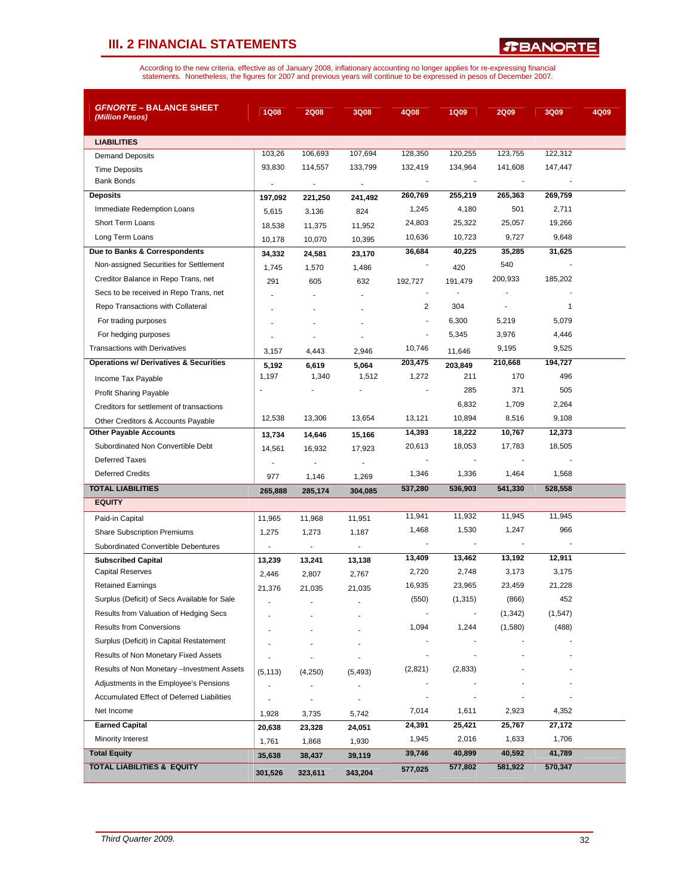# III. 2 FINANCIAL STATEMENTS

According to the new criteria, effective as of January 2008, inflationary accounting no longer applies for re-expressing financial statements. Nonetheless, the figures for 2007 and previous years will continue to be expressed in pesos of December 2007.

| GFNORTE – BALANCE SHEET (Million Pesos) | 1Q08 | 2Q08 | 3Q08 | 4Q08 | 1Q09 | 2Q09 | 3Q09 | 4Q09 |
|---|---|---|---|---|---|---|---|---|
| **LIABILITIES** | | | | | | | | |
| Demand Deposits | 103,26 | 106,693 | 107,694 | 128,350 | 120,255 | 123,755 | 122,312 | |
| Time Deposits | 93,830 | 114,557 | 133,799 | 132,419 | 134,964 | 141,608 | 147,447 | |
| Bank Bonds | - | - | - | - | - | - | - | |
| **Deposits** | **197,092** | **221,250** | **241,492** | **260,769** | **255,219** | **265,363** | **269,759** | |
| Immediate Redemption Loans | 5,615 | 3,136 | 824 | 1,245 | 4,180 | 501 | 2,711 | |
| Short Term Loans | 18,538 | 11,375 | 11,952 | 24,803 | 25,322 | 25,057 | 19,266 | |
| Long Term Loans | 10,178 | 10,070 | 10,395 | 10,636 | 10,723 | 9,727 | 9,648 | |
| **Due to Banks & Correspondents** | **34,332** | **24,581** | **23,170** | **36,684** | **40,225** | **35,285** | **31,625** | |
| Non-assigned Securities for Settlement | 1,745 | 1,570 | 1,486 | - | 420 | 540 | - | |
| Creditor Balance in Repo Trans, net | 291 | 605 | 632 | 192,727 | 191,479 | 200,933 | 185,202 | |
| Secs to be received in Repo Trans, net | - | - | - | - | - | - | - | |
| Repo Transactions with Collateral | - | - | - | 2 | 304 | - | 1 | |
| For trading purposes | - | - | - | - | 6,300 | 5,219 | 5,079 | |
| For hedging purposes | - | - | - | - | 5,345 | 3,976 | 4,446 | |
| Transactions with Derivatives | 3,157 | 4,443 | 2,946 | 10,746 | 11,646 | 9,195 | 9,525 | |
| **Operations w/ Derivatives & Securities** | **5,192** | **6,619** | **5,064** | **203,475** | **203,849** | **210,668** | **194,727** | |
| Income Tax Payable | 1,197 | 1,340 | 1,512 | 1,272 | 211 | 170 | 496 | |
| Profit Sharing Payable | - | - | - | - | 285 | 371 | 505 | |
| Creditors for settlement of transactions | | | | | 6,832 | 1,709 | 2,264 | |
| Other Creditors & Accounts Payable | 12,538 | 13,306 | 13,654 | 13,121 | 10,894 | 8,516 | 9,108 | |
| **Other Payable Accounts** | **13,734** | **14,646** | **15,166** | **14,393** | **18,222** | **10,767** | **12,373** | |
| Subordinated Non Convertible Debt | 14,561 | 16,932 | 17,923 | 20,613 | 18,053 | 17,783 | 18,505 | |
| Deferred Taxes | - | - | - | - | - | - | - | |
| Deferred Credits | 977 | 1,146 | 1,269 | 1,346 | 1,336 | 1,464 | 1,568 | |
| **TOTAL LIABILITIES** | **265,888** | **285,174** | **304,085** | **537,280** | **536,903** | **541,330** | **528,558** | |
| **EQUITY** | | | | | | | | |
| Paid-in Capital | 11,965 | 11,968 | 11,951 | 11,941 | 11,932 | 11,945 | 11,945 | |
| Share Subscription Premiums | 1,275 | 1,273 | 1,187 | 1,468 | 1,530 | 1,247 | 966 | |
| Subordinated Convertible Debentures | - | - | - | - | - | - | - | |
| **Subscribed Capital** | **13,239** | **13,241** | **13,138** | **13,409** | **13,462** | **13,192** | **12,911** | |
| Capital Reserves | 2,446 | 2,807 | 2,767 | 2,720 | 2,748 | 3,173 | 3,175 | |
| Retained Earnings | 21,376 | 21,035 | 21,035 | 16,935 | 23,965 | 23,459 | 21,228 | |
| Surplus (Deficit) of Secs Available for Sale | - | - | - | (550) | (1,315) | (866) | 452 | |
| Results from Valuation of Hedging Secs | - | - | - | - | - | (1,342) | (1,547) | |
| Results from Conversions | - | - | - | 1,094 | 1,244 | (1,580) | (488) | |
| Surplus (Deficit) in Capital Restatement | - | - | - | - | - | - | - | |
| Results of Non Monetary Fixed Assets | - | - | - | - | - | - | - | |
| Results of Non Monetary –Investment Assets | (5,113) | (4,250) | (5,493) | (2,821) | (2,833) | - | - | |
| Adjustments in the Employee's Pensions | - | - | - | - | - | - | - | |
| Accumulated Effect of Deferred Liabilities | - | - | - | - | - | - | - | |
| Net Income | 1,928 | 3,735 | 5,742 | 7,014 | 1,611 | 2,923 | 4,352 | |
| **Earned Capital** | **20,638** | **23,328** | **24,051** | **24,391** | **25,421** | **25,767** | **27,172** | |
| Minority Interest | 1,761 | 1,868 | 1,930 | 1,945 | 2,016 | 1,633 | 1,706 | |
| **Total Equity** | **35,638** | **38,437** | **39,119** | **39,746** | **40,899** | **40,592** | **41,789** | |
| **TOTAL LIABILITIES & EQUITY** | **301,526** | **323,611** | **343,204** | **577,025** | **577,802** | **581,922** | **570,347** | |

*Third Quarter 2009.*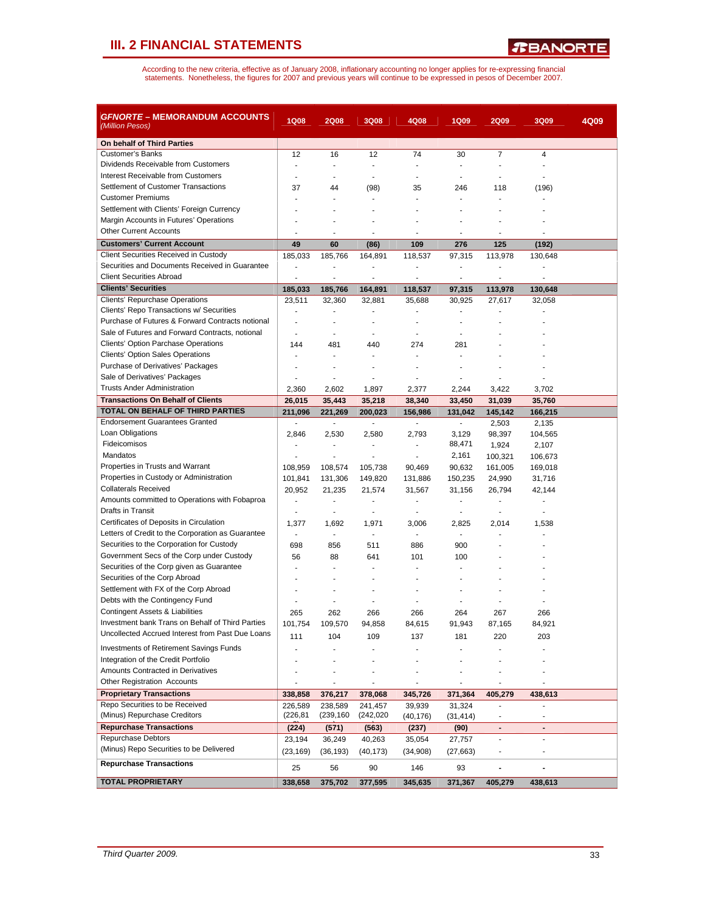## III. 2 FINANCIAL STATEMENTS

According to the new criteria, effective as of January 2008, inflationary accounting no longer applies for re-expressing financial statements. Nonetheless, the figures for 2007 and previous years will continue to be expressed in pesos of December 2007.

| *GFNORTE* – MEMORANDUM ACCOUNTS *(Million Pesos)* | 1Q08 | 2Q08 | 3Q08 | 4Q08 | 1Q09 | 2Q09 | 3Q09 | 4Q09 |
|---|---|---|---|---|---|---|---|---|
| **On behalf of Third Parties** | | | | | | | | |
| Customer's Banks | 12 | 16 | 12 | 74 | 30 | 7 | 4 | |
| Dividends Receivable from Customers | - | - | - | - | - | - | - | |
| Interest Receivable from Customers | - | - | - | - | - | - | - | |
| Settlement of Customer Transactions | 37 | 44 | (98) | 35 | 246 | 118 | (196) | |
| Customer Premiums | - | - | - | - | - | - | - | |
| Settlement with Clients' Foreign Currency | - | - | - | - | - | - | - | |
| Margin Accounts in Futures' Operations | - | - | - | - | - | - | - | |
| Other Current Accounts | - | - | - | - | - | - | - | |
| **Customers' Current Account** | **49** | **60** | **(86)** | **109** | **276** | **125** | **(192)** | |
| Client Securities Received in Custody | 185,033 | 185,766 | 164,891 | 118,537 | 97,315 | 113,978 | 130,648 | |
| Securities and Documents Received in Guarantee | - | - | - | - | - | - | - | |
| Client Securities Abroad | - | - | - | - | - | - | - | |
| **Clients' Securities** | **185,033** | **185,766** | **164,891** | **118,537** | **97,315** | **113,978** | **130,648** | |
| Clients' Repurchase Operations | 23,511 | 32,360 | 32,881 | 35,688 | 30,925 | 27,617 | 32,058 | |
| Clients' Repo Transactions w/ Securities | - | - | - | - | - | - | - | |
| Purchase of Futures & Forward Contracts notional | - | - | - | - | - | - | - | |
| Sale of Futures and Forward Contracts, notional | - | - | - | - | - | - | - | |
| Clients' Option Purchase Operations | 144 | 481 | 440 | 274 | 281 | - | - | |
| Clients' Option Sales Operations | - | - | - | - | - | - | - | |
| Purchase of Derivatives' Packages | - | - | - | - | - | - | - | |
| Sale of Derivatives' Packages | - | - | - | - | - | - | - | |
| Trusts Ander Administration | 2,360 | 2,602 | 1,897 | 2,377 | 2,244 | 3,422 | 3,702 | |
| **Transactions On Behalf of Clients** | **26,015** | **35,443** | **35,218** | **38,340** | **33,450** | **31,039** | **35,760** | |
| **TOTAL ON BEHALF OF THIRD PARTIES** | **211,096** | **221,269** | **200,023** | **156,986** | **131,042** | **145,142** | **166,215** | |
| Endorsement Guarantees Granted | - | - | - | - | - | 2,503 | 2,135 | |
| Loan Obligations | 2,846 | 2,530 | 2,580 | 2,793 | 3,129 | 98,397 | 104,565 | |
| Fideicomisos | - | - | - | - | 88,471 | 1,924 | 2,107 | |
| Mandatos | - | - | - | - | 2,161 | 100,321 | 106,673 | |
| Properties in Trusts and Warrant | 108,959 | 108,574 | 105,738 | 90,469 | 90,632 | 161,005 | 169,018 | |
| Properties in Custody or Administration | 101,841 | 131,306 | 149,820 | 131,886 | 150,235 | 24,990 | 31,716 | |
| Collaterals Received | 20,952 | 21,235 | 21,574 | 31,567 | 31,156 | 26,794 | 42,144 | |
| Amounts committed to Operations with Fobaproa | - | - | - | - | - | - | - | |
| Drafts in Transit | - | - | - | - | - | - | - | |
| Certificates of Deposits in Circulation | 1,377 | 1,692 | 1,971 | 3,006 | 2,825 | 2,014 | 1,538 | |
| Letters of Credit to the Corporation as Guarantee | - | - | - | - | - | - | - | |
| Securities to the Corporation for Custody | 698 | 856 | 511 | 886 | 900 | - | - | |
| Government Secs of the Corp under Custody | 56 | 88 | 641 | 101 | 100 | - | - | |
| Securities of the Corp given as Guarantee | - | - | - | - | - | - | - | |
| Securities of the Corp Abroad | - | - | - | - | - | - | - | |
| Settlement with FX of the Corp Abroad | - | - | - | - | - | - | - | |
| Debts with the Contingency Fund | - | - | - | - | - | - | - | |
| Contingent Assets & Liabilities | 265 | 262 | 266 | 266 | 264 | 267 | 266 | |
| Investment bank Trans on Behalf of Third Parties | 101,754 | 109,570 | 94,858 | 84,615 | 91,943 | 87,165 | 84,921 | |
| Uncollected Accrued Interest from Past Due Loans | 111 | 104 | 109 | 137 | 181 | 220 | 203 | |
| Investments of Retirement Savings Funds | - | - | - | - | - | - | - | |
| Integration of the Credit Portfolio | - | - | - | - | - | - | - | |
| Amounts Contracted in Derivatives | - | - | - | - | - | - | - | |
| Other Registration Accounts | - | - | - | - | - | - | - | |
| **Proprietary Transactions** | **338,858** | **376,217** | **378,068** | **345,726** | **371,364** | **405,279** | **438,613** | |
| Repo Securities to be Received | 226,589 | 238,589 | 241,457 | 39,939 | 31,324 | - | - | |
| (Minus) Repurchase Creditors | (226,81 | (239,160 | (242,020 | (40,176) | (31,414) | - | - | |
| **Repurchase Transactions** | **(224)** | **(571)** | **(563)** | **(237)** | **(90)** | **-** | **-** | |
| Repurchase Debtors | 23,194 | 36,249 | 40,263 | 35,054 | 27,757 | - | - | |
| (Minus) Repo Securities to be Delivered | (23,169) | (36,193) | (40,173) | (34,908) | (27,663) | - | - | |
| **Repurchase Transactions** | 25 | 56 | 90 | 146 | 93 | - | - | |
| **TOTAL PROPRIETARY** | **338,658** | **375,702** | **377,595** | **345,635** | **371,367** | **405,279** | **438,613** | |

*Third Quarter 2009.*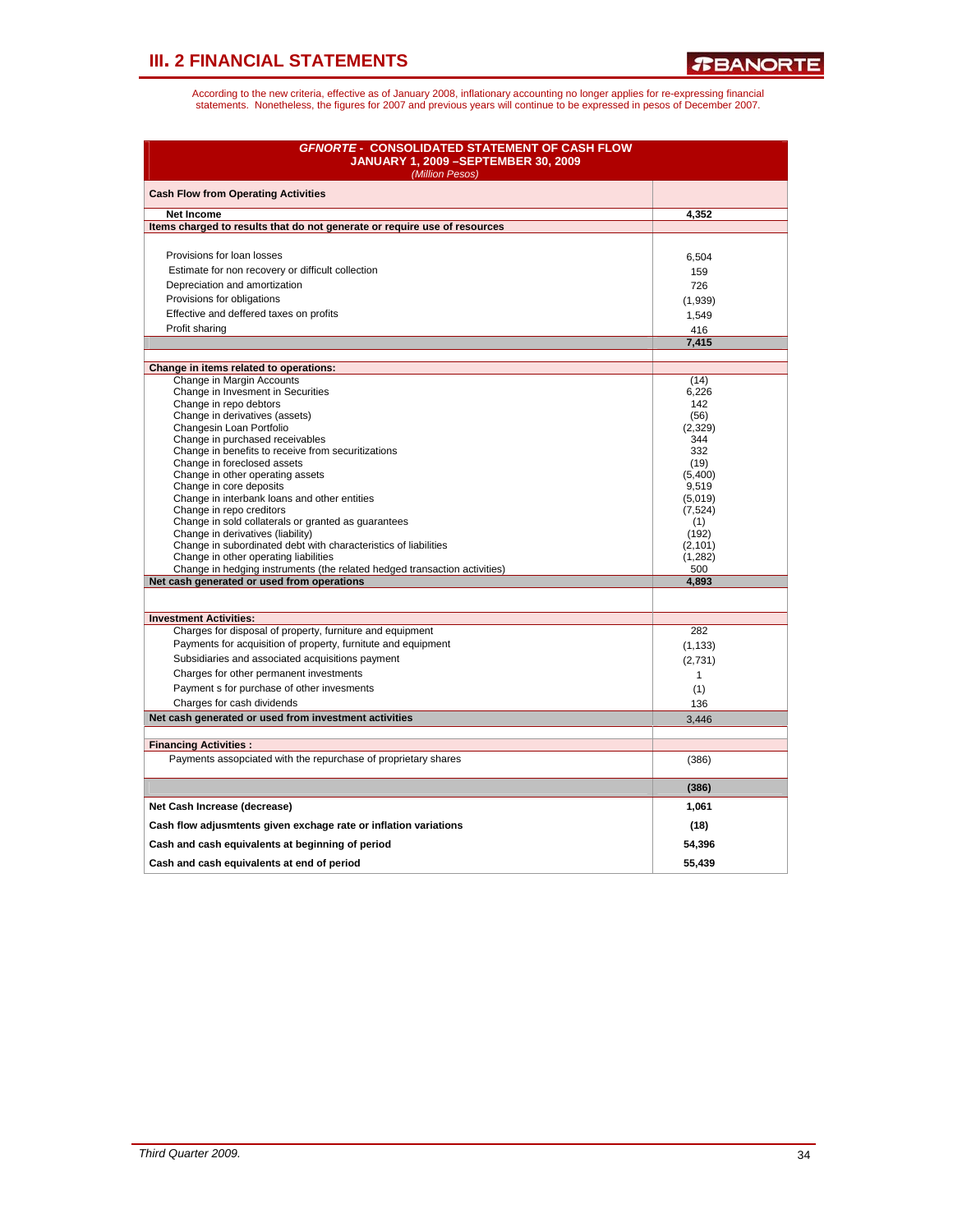## III. 2 FINANCIAL STATEMENTS

According to the new criteria, effective as of January 2008, inflationary accounting no longer applies for re-expressing financial statements. Nonetheless, the figures for 2007 and previous years will continue to be expressed in pesos of December 2007.

| *GFNORTE* - CONSOLIDATED STATEMENT OF CASH FLOW JANUARY 1, 2009 –SEPTEMBER 30, 2009 *(Million Pesos)* | |
|---|---|
| **Cash Flow from Operating Activities** | |
| **Net Income** | **4,352** |
| **Items charged to results that do not generate or require use of resources** | |
| Provisions for loan losses | 6,504 |
| Estimate for non recovery or difficult collection | 159 |
| Depreciation and amortization | 726 |
| Provisions for obligations | (1,939) |
| Effective and deffered taxes on profits | 1,549 |
| Profit sharing | 416 |
| | **7,415** |
| **Change in items related to operations:** | |
| Change in Margin Accounts | (14) |
| Change in Invesment in Securities | 6,226 |
| Change in repo debtors | 142 |
| Change in derivatives (assets) | (56) |
| Changesin Loan Portfolio | (2,329) |
| Change in purchased receivables | 344 |
| Change in benefits to receive from securitizations | 332 |
| Change in foreclosed assets | (19) |
| Change in other operating assets | (5,400) |
| Change in core deposits | 9,519 |
| Change in interbank loans and other entities | (5,019) |
| Change in repo creditors | (7,524) |
| Change in sold collaterals or granted as guarantees | (1) |
| Change in derivatives (liability) | (192) |
| Change in subordinated debt with characteristics of liabilities | (2,101) |
| Change in other operating liabilities | (1,282) |
| Change in hedging instruments (the related hedged transaction activities) | 500 |
| **Net cash generated or used from operations** | **4,893** |
| **Investment Activities:** | |
| Charges for disposal of property, furniture and equipment | 282 |
| Payments for acquisition of property, furnitute and equipment | (1,133) |
| Subsidiaries and associated acquisitions payment | (2,731) |
| Charges for other permanent investments | 1 |
| Payment s for purchase of other invesments | (1) |
| Charges for cash dividends | 136 |
| **Net cash generated or used from investment activities** | 3,446 |
| **Financing Activities :** | |
| Payments assopciated with the repurchase of proprietary shares | (386) |
| | **(386)** |
| **Net Cash Increase (decrease)** | **1,061** |
| **Cash flow adjusmtents given exchage rate or inflation variations** | **(18)** |
| **Cash and cash equivalents at beginning of period** | **54,396** |
| **Cash and cash equivalents at end of period** | **55,439** |

*Third Quarter 2009.*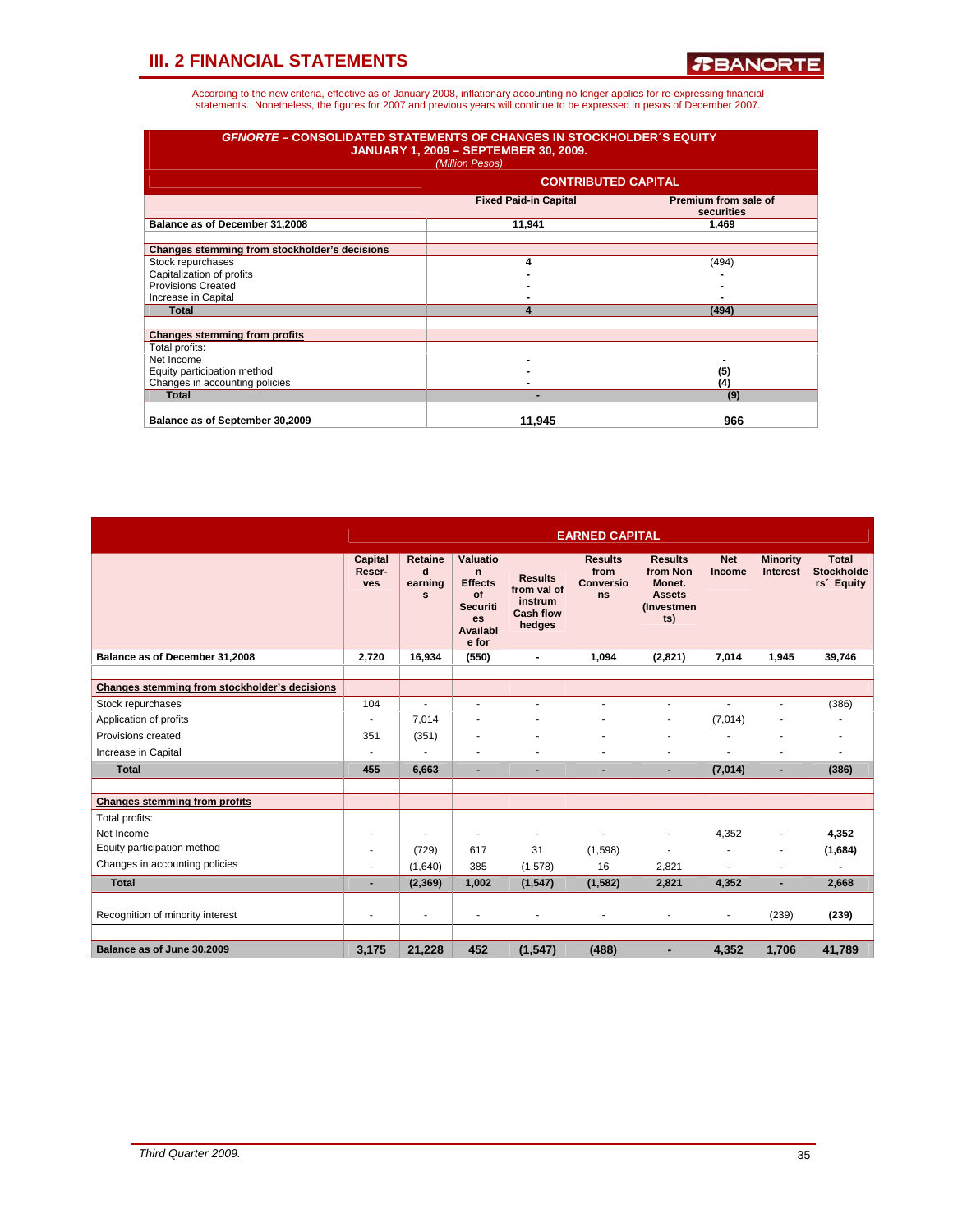## III. 2 FINANCIAL STATEMENTS

According to the new criteria, effective as of January 2008, inflationary accounting no longer applies for re-expressing financial statements. Nonetheless, the figures for 2007 and previous years will continue to be expressed in pesos of December 2007.

**GFNORTE – CONSOLIDATED STATEMENTS OF CHANGES IN STOCKHOLDER´S EQUITY**
**JANUARY 1, 2009 – SEPTEMBER 30, 2009.**
*(Million Pesos)*

| | CONTRIBUTED CAPITAL | |
|---|---|---|
| | Fixed Paid-in Capital | Premium from sale of securities |
| **Balance as of December 31,2008** | 11,941 | 1,469 |
| **Changes stemming from stockholder's decisions** | | |
| Stock repurchases | 4 | (494) |
| Capitalization of profits | - | - |
| Provisions Created | - | - |
| Increase in Capital | - | - |
| **Total** | 4 | (494) |
| **Changes stemming from profits** | | |
| Total profits: | | |
| Net Income | - | - |
| Equity participation method | - | (5) |
| Changes in accounting policies | - | (4) |
| **Total** | - | (9) |
| **Balance as of September 30,2009** | 11,945 | 966 |

| | EARNED CAPITAL | | | | | | | | |
|---|---|---|---|---|---|---|---|---|---|
| | Capital Reser-ves | Retained earnings | Valuation Effects of Securities Available for | Results from val of instrum Cash flow hedges | Results from Conversions | Results from Non Monet. Assets (Investments) | Net Income | Minority Interest | Total Stockholders´ Equity |
| **Balance as of December 31,2008** | 2,720 | 16,934 | (550) | - | 1,094 | (2,821) | 7,014 | 1,945 | 39,746 |
| **Changes stemming from stockholder's decisions** | | | | | | | | | |
| Stock repurchases | 104 | - | - | - | - | - | - | - | (386) |
| Application of profits | - | 7,014 | - | - | - | - | (7,014) | - | - |
| Provisions created | 351 | (351) | - | - | - | - | - | - | - |
| Increase in Capital | - | - | - | - | - | - | - | - | - |
| **Total** | 455 | 6,663 | - | - | - | - | (7,014) | - | (386) |
| **Changes stemming from profits** | | | | | | | | | |
| Total profits: | | | | | | | | | |
| Net Income | - | - | - | - | - | - | 4,352 | - | 4,352 |
| Equity participation method | - | (729) | 617 | 31 | (1,598) | - | - | - | (1,684) |
| Changes in accounting policies | - | (1,640) | 385 | (1,578) | 16 | 2,821 | - | - | - |
| **Total** | - | (2,369) | 1,002 | (1,547) | (1,582) | 2,821 | 4,352 | - | 2,668 |
| Recognition of minority interest | - | - | - | - | - | - | - | (239) | (239) |
| **Balance as of June 30,2009** | 3,175 | 21,228 | 452 | (1,547) | (488) | - | 4,352 | 1,706 | 41,789 |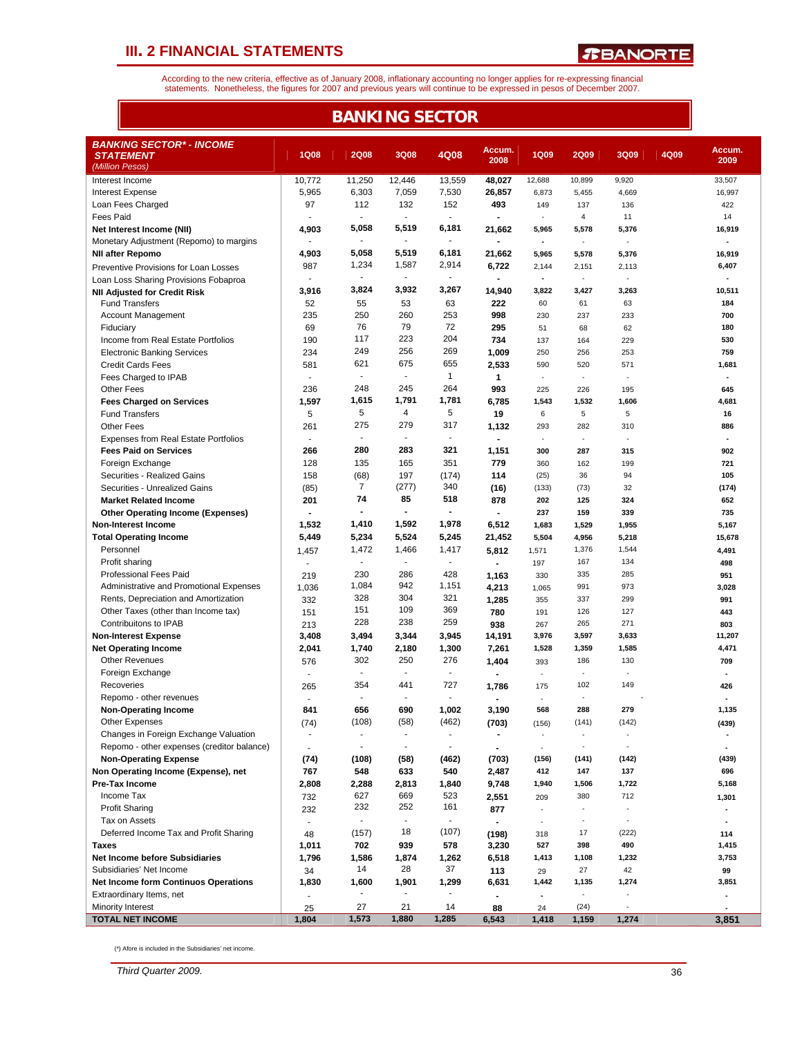# III. 2 FINANCIAL STATEMENTS

According to the new criteria, effective as of January 2008, inflationary accounting no longer applies for re-expressing financial statements. Nonetheless, the figures for 2007 and previous years will continue to be expressed in pesos of December 2007.

## BANKING SECTOR

| BANKING SECTOR* - INCOME STATEMENT (Million Pesos) | 1Q08 | 2Q08 | 3Q08 | 4Q08 | Accum. 2008 | 1Q09 | 2Q09 | 3Q09 | 4Q09 | Accum. 2009 |
|---|---|---|---|---|---|---|---|---|---|---|
| Interest Income | 10,772 | 11,250 | 12,446 | 13,559 | 48,027 | 12,688 | 10,899 | 9,920 | | 33,507 |
| Interest Expense | 5,965 | 6,303 | 7,059 | 7,530 | 26,857 | 6,873 | 5,455 | 4,669 | | 16,997 |
| Loan Fees Charged | 97 | 112 | 132 | 152 | 493 | 149 | 137 | 136 | | 422 |
| Fees Paid | - | - | - | - | - | - | 4 | 11 | | 14 |
| **Net Interest Income (NII)** | 4,903 | 5,058 | 5,519 | 6,181 | 21,662 | 5,965 | 5,578 | 5,376 | | 16,919 |
| Monetary Adjustment (Repomo) to margins | - | - | - | - | - | - | - | - | | - |
| **NII after Repomo** | 4,903 | 5,058 | 5,519 | 6,181 | 21,662 | 5,965 | 5,578 | 5,376 | | 16,919 |
| Preventive Provisions for Loan Losses | 987 | 1,234 | 1,587 | 2,914 | 6,722 | 2,144 | 2,151 | 2,113 | | 6,407 |
| Loan Loss Sharing Provisions Fobaproa | - | - | - | - | - | - | - | - | | - |
| **NII Adjusted for Credit Risk** | 3,916 | 3,824 | 3,932 | 3,267 | 14,940 | 3,822 | 3,427 | 3,263 | | 10,511 |
| Fund Transfers | 52 | 55 | 53 | 63 | 222 | 60 | 61 | 63 | | 184 |
| Account Management | 235 | 250 | 260 | 253 | 998 | 230 | 237 | 233 | | 700 |
| Fiduciary | 69 | 76 | 79 | 72 | 295 | 51 | 68 | 62 | | 180 |
| Income from Real Estate Portfolios | 190 | 117 | 223 | 204 | 734 | 137 | 164 | 229 | | 530 |
| Electronic Banking Services | 234 | 249 | 256 | 269 | 1,009 | 250 | 256 | 253 | | 759 |
| Credit Cards Fees | 581 | 621 | 675 | 655 | 2,533 | 590 | 520 | 571 | | 1,681 |
| Fees Charged to IPAB | - | - | - | 1 | 1 | - | - | - | | - |
| Other Fees | 236 | 248 | 245 | 264 | 993 | 225 | 226 | 195 | | 645 |
| **Fees Charged on Services** | 1,597 | 1,615 | 1,791 | 1,781 | 6,785 | 1,543 | 1,532 | 1,606 | | 4,681 |
| Fund Transfers | 5 | 5 | 4 | 5 | 19 | 6 | 5 | 5 | | 16 |
| Other Fees | 261 | 275 | 279 | 317 | 1,132 | 293 | 282 | 310 | | 886 |
| Expenses from Real Estate Portfolios | - | - | - | - | - | - | - | - | | - |
| **Fees Paid on Services** | 266 | 280 | 283 | 321 | 1,151 | 300 | 287 | 315 | | 902 |
| Foreign Exchange | 128 | 135 | 165 | 351 | 779 | 360 | 162 | 199 | | 721 |
| Securities - Realized Gains | 158 | (68) | 197 | (174) | 114 | (25) | 36 | 94 | | 105 |
| Securities - Unrealized Gains | (85) | 7 | (277) | 340 | (16) | (133) | (73) | 32 | | (174) |
| **Market Related Income** | 201 | 74 | 85 | 518 | 878 | 202 | 125 | 324 | | 652 |
| **Other Operating Income (Expenses)** | - | - | - | - | - | 237 | 159 | 339 | | 735 |
| **Non-Interest Income** | 1,532 | 1,410 | 1,592 | 1,978 | 6,512 | 1,683 | 1,529 | 1,955 | | 5,167 |
| **Total Operating Income** | 5,449 | 5,234 | 5,524 | 5,245 | 21,452 | 5,504 | 4,956 | 5,218 | | 15,678 |
| Personnel | 1,457 | 1,472 | 1,466 | 1,417 | 5,812 | 1,571 | 1,376 | 1,544 | | 4,491 |
| Profit sharing | - | - | - | - | - | 197 | 167 | 134 | | 498 |
| Professional Fees Paid | 219 | 230 | 286 | 428 | 1,163 | 330 | 335 | 285 | | 951 |
| Administrative and Promotional Expenses | 1,036 | 1,084 | 942 | 1,151 | 4,213 | 1,065 | 991 | 973 | | 3,028 |
| Rents, Depreciation and Amortization | 332 | 328 | 304 | 321 | 1,285 | 355 | 337 | 299 | | 991 |
| Other Taxes (other than Income tax) | 151 | 151 | 109 | 369 | 780 | 191 | 126 | 127 | | 443 |
| Contribuitons to IPAB | 213 | 228 | 238 | 259 | 938 | 267 | 265 | 271 | | 803 |
| **Non-Interest Expense** | 3,408 | 3,494 | 3,344 | 3,945 | 14,191 | 3,976 | 3,597 | 3,633 | | 11,207 |
| **Net Operating Income** | 2,041 | 1,740 | 2,180 | 1,300 | 7,261 | 1,528 | 1,359 | 1,585 | | 4,471 |
| Other Revenues | 576 | 302 | 250 | 276 | 1,404 | 393 | 186 | 130 | | 709 |
| Foreign Exchange | - | - | - | - | - | - | - | - | | - |
| Recoveries | 265 | 354 | 441 | 727 | 1,786 | 175 | 102 | 149 | | 426 |
| Repomo - other revenues | - | - | - | - | - | - | - | - | | - |
| **Non-Operating Income** | 841 | 656 | 690 | 1,002 | 3,190 | 568 | 288 | 279 | | 1,135 |
| Other Expenses | (74) | (108) | (58) | (462) | (703) | (156) | (141) | (142) | | (439) |
| Changes in Foreign Exchange Valuation | - | - | - | - | - | - | - | - | | - |
| Repomo - other expenses (creditor balance) | - | - | - | - | - | - | - | - | | - |
| **Non-Operating Expense** | (74) | (108) | (58) | (462) | (703) | (156) | (141) | (142) | | (439) |
| **Non Operating Income (Expense), net** | 767 | 548 | 633 | 540 | 2,487 | 412 | 147 | 137 | | 696 |
| **Pre-Tax Income** | 2,808 | 2,288 | 2,813 | 1,840 | 9,748 | 1,940 | 1,506 | 1,722 | | 5,168 |
| Income Tax | 732 | 627 | 669 | 523 | 2,551 | 209 | 380 | 712 | | 1,301 |
| Profit Sharing | 232 | 232 | 252 | 161 | 877 | - | - | - | | - |
| Tax on Assets | - | - | - | - | - | - | - | - | | - |
| Deferred Income Tax and Profit Sharing | 48 | (157) | 18 | (107) | (198) | 318 | 17 | (222) | | 114 |
| **Taxes** | 1,011 | 702 | 939 | 578 | 3,230 | 527 | 398 | 490 | | 1,415 |
| **Net Income before Subsidiaries** | 1,796 | 1,586 | 1,874 | 1,262 | 6,518 | 1,413 | 1,108 | 1,232 | | 3,753 |
| Subsidiaries' Net Income | 34 | 14 | 28 | 37 | 113 | 29 | 27 | 42 | | 99 |
| **Net Income form Continuos Operations** | 1,830 | 1,600 | 1,901 | 1,299 | 6,631 | 1,442 | 1,135 | 1,274 | | 3,851 |
| Extraordinary Items, net | - | - | - | - | - | - | - | - | | - |
| Minority Interest | 25 | 27 | 21 | 14 | 88 | 24 | (24) | - | | - |
| **TOTAL NET INCOME** | 1,804 | 1,573 | 1,880 | 1,285 | 6,543 | 1,418 | 1,159 | 1,274 | | 3,851 |

(*) Afore is included in the Subsidiaries' net income.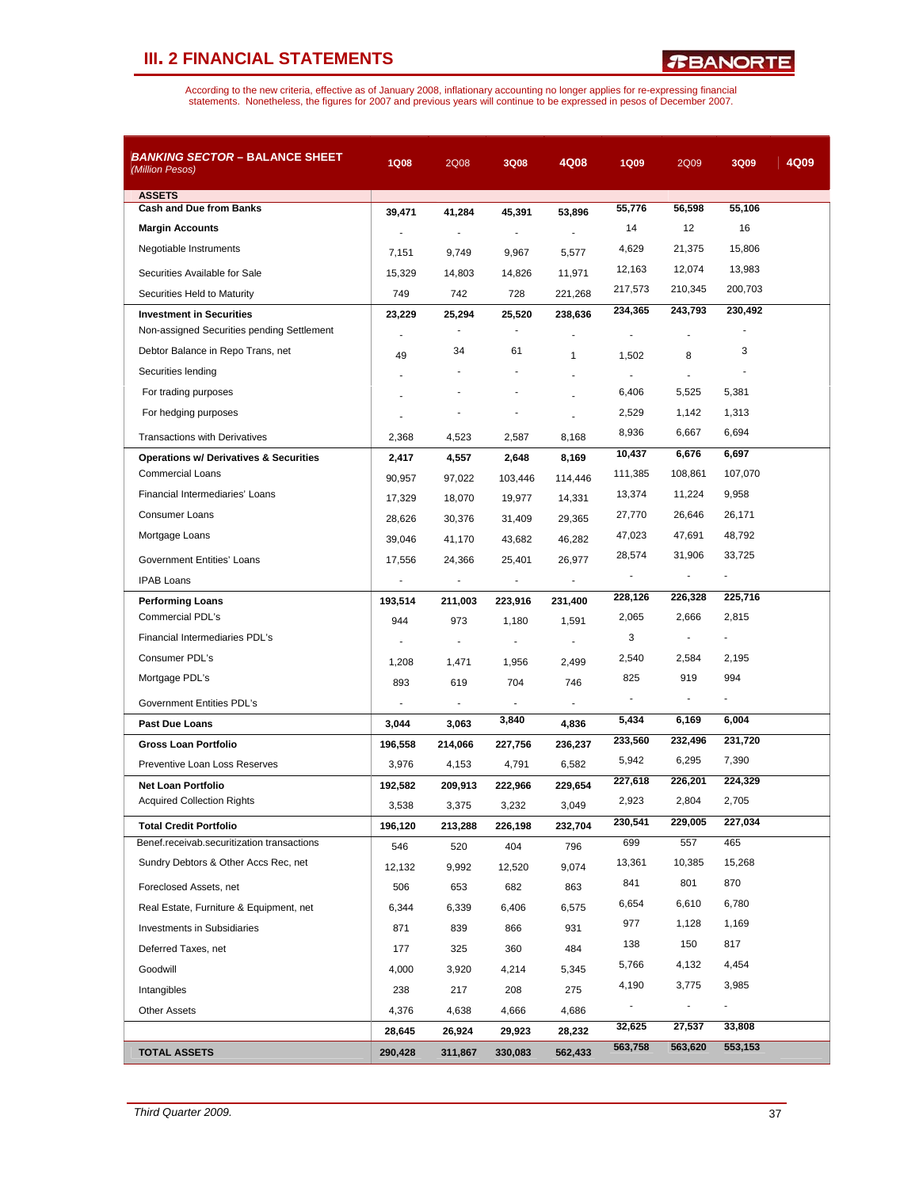## III. 2 FINANCIAL STATEMENTS

According to the new criteria, effective as of January 2008, inflationary accounting no longer applies for re-expressing financial statements. Nonetheless, the figures for 2007 and previous years will continue to be expressed in pesos of December 2007.

| ***BANKING SECTOR* – BALANCE SHEET** *(Million Pesos)* | 1Q08 | 2Q08 | 3Q08 | 4Q08 | 1Q09 | 2Q09 | 3Q09 | 4Q09 |
|---|---|---|---|---|---|---|---|---|
| **ASSETS** | | | | | | | | |
| **Cash and Due from Banks** | 39,471 | 41,284 | 45,391 | 53,896 | 55,776 | 56,598 | 55,106 | |
| **Margin Accounts** | - | - | - | - | 14 | 12 | 16 | |
| Negotiable Instruments | 7,151 | 9,749 | 9,967 | 5,577 | 4,629 | 21,375 | 15,806 | |
| Securities Available for Sale | 15,329 | 14,803 | 14,826 | 11,971 | 12,163 | 12,074 | 13,983 | |
| Securities Held to Maturity | 749 | 742 | 728 | 221,268 | 217,573 | 210,345 | 200,703 | |
| **Investment in Securities** | 23,229 | 25,294 | 25,520 | 238,636 | 234,365 | 243,793 | 230,492 | |
| Non-assigned Securities pending Settlement | - | - | - | - | - | - | - | |
| Debtor Balance in Repo Trans, net | 49 | 34 | 61 | 1 | 1,502 | 8 | 3 | |
| Securities lending | - | - | - | - | - | - | - | |
| For trading purposes | - | - | - | - | 6,406 | 5,525 | 5,381 | |
| For hedging purposes | - | - | - | - | 2,529 | 1,142 | 1,313 | |
| Transactions with Derivatives | 2,368 | 4,523 | 2,587 | 8,168 | 8,936 | 6,667 | 6,694 | |
| **Operations w/ Derivatives & Securities** | 2,417 | 4,557 | 2,648 | 8,169 | 10,437 | 6,676 | 6,697 | |
| Commercial Loans | 90,957 | 97,022 | 103,446 | 114,446 | 111,385 | 108,861 | 107,070 | |
| Financial Intermediaries' Loans | 17,329 | 18,070 | 19,977 | 14,331 | 13,374 | 11,224 | 9,958 | |
| Consumer Loans | 28,626 | 30,376 | 31,409 | 29,365 | 27,770 | 26,646 | 26,171 | |
| Mortgage Loans | 39,046 | 41,170 | 43,682 | 46,282 | 47,023 | 47,691 | 48,792 | |
| Government Entities' Loans | 17,556 | 24,366 | 25,401 | 26,977 | 28,574 | 31,906 | 33,725 | |
| IPAB Loans | - | - | - | - | - | - | - | |
| **Performing Loans** | 193,514 | 211,003 | 223,916 | 231,400 | 228,126 | 226,328 | 225,716 | |
| Commercial PDL's | 944 | 973 | 1,180 | 1,591 | 2,065 | 2,666 | 2,815 | |
| Financial Intermediaries PDL's | - | - | - | - | 3 | - | - | |
| Consumer PDL's | 1,208 | 1,471 | 1,956 | 2,499 | 2,540 | 2,584 | 2,195 | |
| Mortgage PDL's | 893 | 619 | 704 | 746 | 825 | 919 | 994 | |
| Government Entities PDL's | - | - | - | - | - | - | - | |
| **Past Due Loans** | 3,044 | 3,063 | 3,840 | 4,836 | 5,434 | 6,169 | 6,004 | |
| **Gross Loan Portfolio** | 196,558 | 214,066 | 227,756 | 236,237 | 233,560 | 232,496 | 231,720 | |
| Preventive Loan Loss Reserves | 3,976 | 4,153 | 4,791 | 6,582 | 5,942 | 6,295 | 7,390 | |
| **Net Loan Portfolio** | 192,582 | 209,913 | 222,966 | 229,654 | 227,618 | 226,201 | 224,329 | |
| Acquired Collection Rights | 3,538 | 3,375 | 3,232 | 3,049 | 2,923 | 2,804 | 2,705 | |
| **Total Credit Portfolio** | 196,120 | 213,288 | 226,198 | 232,704 | 230,541 | 229,005 | 227,034 | |
| Benef.receivab.securitization transactions | 546 | 520 | 404 | 796 | 699 | 557 | 465 | |
| Sundry Debtors & Other Accs Rec, net | 12,132 | 9,992 | 12,520 | 9,074 | 13,361 | 10,385 | 15,268 | |
| Foreclosed Assets, net | 506 | 653 | 682 | 863 | 841 | 801 | 870 | |
| Real Estate, Furniture & Equipment, net | 6,344 | 6,339 | 6,406 | 6,575 | 6,654 | 6,610 | 6,780 | |
| Investments in Subsidiaries | 871 | 839 | 866 | 931 | 977 | 1,128 | 1,169 | |
| Deferred Taxes, net | 177 | 325 | 360 | 484 | 138 | 150 | 817 | |
| Goodwill | 4,000 | 3,920 | 4,214 | 5,345 | 5,766 | 4,132 | 4,454 | |
| Intangibles | 238 | 217 | 208 | 275 | 4,190 | 3,775 | 3,985 | |
| Other Assets | 4,376 | 4,638 | 4,666 | 4,686 | - | - | - | |
| | 28,645 | 26,924 | 29,923 | 28,232 | 32,625 | 27,537 | 33,808 | |
| **TOTAL ASSETS** | 290,428 | 311,867 | 330,083 | 562,433 | 563,758 | 563,620 | 553,153 | |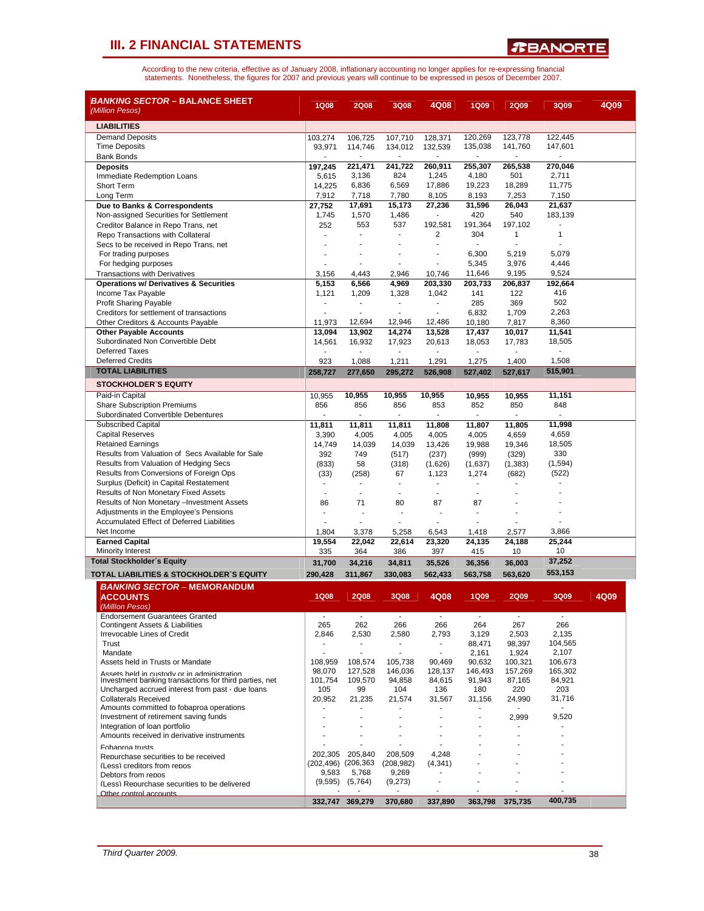# III. 2 FINANCIAL STATEMENTS

According to the new criteria, effective as of January 2008, inflationary accounting no longer applies for re-expressing financial statements. Nonetheless, the figures for 2007 and previous years will continue to be expressed in pesos of December 2007.

| **BANKING SECTOR – BALANCE SHEET** *(Million Pesos)* | 1Q08 | 2Q08 | 3Q08 | 4Q08 | 1Q09 | 2Q09 | 3Q09 | 4Q09 |
|---|---|---|---|---|---|---|---|---|
| **LIABILITIES** | | | | | | | | |
| Demand Deposits | 103,274 | 106,725 | 107,710 | 128,371 | 120,269 | 123,778 | 122,445 | |
| Time Deposits | 93,971 | 114,746 | 134,012 | 132,539 | 135,038 | 141,760 | 147,601 | |
| Bank Bonds | - | - | - | - | - | - | - | |
| **Deposits** | **197,245** | **221,471** | **241,722** | **260,911** | **255,307** | **265,538** | **270,046** | |
| Immediate Redemption Loans | 5,615 | 3,136 | 824 | 1,245 | 4,180 | 501 | 2,711 | |
| Short Term | 14,225 | 6,836 | 6,569 | 17,886 | 19,223 | 18,289 | 11,775 | |
| Long Term | 7,912 | 7,718 | 7,780 | 8,105 | 8,193 | 7,253 | 7,150 | |
| **Due to Banks & Correspondents** | **27,752** | **17,691** | **15,173** | **27,236** | **31,596** | **26,043** | **21,637** | |
| Non-assigned Securities for Settlement | 1,745 | 1,570 | 1,486 | - | 420 | 540 | 183,139 | |
| Creditor Balance in Repo Trans, net | 252 | 553 | 537 | 192,581 | 191,364 | 197,102 | - | |
| Repo Transactions with Collateral | - | - | - | 2 | 304 | 1 | 1 | |
| Secs to be received in Repo Trans, net | - | - | - | - | - | - | - | |
| For trading purposes | - | - | - | - | 6,300 | 5,219 | 5,079 | |
| For hedging purposes | - | - | - | - | 5,345 | 3,976 | 4,446 | |
| Transactions with Derivatives | 3,156 | 4,443 | 2,946 | 10,746 | 11,646 | 9,195 | 9,524 | |
| **Operations w/ Derivatives & Securities** | **5,153** | **6,566** | **4,969** | **203,330** | **203,733** | **206,837** | **192,664** | |
| Income Tax Payable | 1,121 | 1,209 | 1,328 | 1,042 | 141 | 122 | 416 | |
| Profit Sharing Payable | - | - | - | - | 285 | 369 | 502 | |
| Creditors for settlement of transactions | - | - | - | - | 6,832 | 1,709 | 2,263 | |
| Other Creditors & Accounts Payable | 11,973 | 12,694 | 12,946 | 12,486 | 10,180 | 7,817 | 8,360 | |
| **Other Payable Accounts** | **13,094** | **13,902** | **14,274** | **13,528** | **17,437** | **10,017** | **11,541** | |
| Subordinated Non Convertible Debt | 14,561 | 16,932 | 17,923 | 20,613 | 18,053 | 17,783 | 18,505 | |
| Deferred Taxes | - | - | - | - | - | - | - | |
| Deferred Credits | 923 | 1,088 | 1,211 | 1,291 | 1,275 | 1,400 | 1,508 | |
| **TOTAL LIABILITIES** | **258,727** | **277,650** | **295,272** | **526,908** | **527,402** | **527,617** | **515,901** | |
| **STOCKHOLDER'S EQUITY** | | | | | | | | |
| Paid-in Capital | 10,955 | 10,955 | 10,955 | 10,955 | 10,955 | 10,955 | 11,151 | |
| Share Subscription Premiums | 856 | 856 | 856 | 853 | 852 | 850 | 848 | |
| Subordinated Convertible Debentures | - | - | - | - | - | - | - | |
| Subscribed Capital | **11,811** | **11,811** | **11,811** | **11,808** | **11,807** | **11,805** | **11,998** | |
| Capital Reserves | 3,390 | 4,005 | 4,005 | 4,005 | 4,005 | 4,659 | 4,659 | |
| Retained Earnings | 14,749 | 14,039 | 14,039 | 13,426 | 19,988 | 19,346 | 18,505 | |
| Results from Valuation of Secs Available for Sale | 392 | 749 | (517) | (237) | (999) | (329) | 330 | |
| Results from Valuation of Hedging Secs | (833) | 58 | (318) | (1,626) | (1,637) | (1,383) | (1,594) | |
| Results from Conversions of Foreign Ops | (33) | (258) | 67 | 1,123 | 1,274 | (682) | (522) | |
| Surplus (Deficit) in Capital Restatement | - | - | - | - | - | - | - | |
| Results of Non Monetary Fixed Assets | - | - | - | - | - | - | - | |
| Results of Non Monetary –Investment Assets | 86 | 71 | 80 | 87 | 87 | - | - | |
| Adjustments in the Employee's Pensions | - | - | - | - | - | - | - | |
| Accumulated Effect of Deferred Liabilities | - | - | - | - | - | - | - | |
| Net Income | 1,804 | 3,378 | 5,258 | 6,543 | 1,418 | 2,577 | 3,866 | |
| **Earned Capital** | **19,554** | **22,042** | **22,614** | **23,320** | **24,135** | **24,188** | **25,244** | |
| Minority Interest | 335 | 364 | 386 | 397 | 415 | 10 | 10 | |
| **Total Stockholder's Equity** | **31,700** | **34,216** | **34,811** | **35,526** | **36,356** | **36,003** | **37,252** | |
| **TOTAL LIABILITIES & STOCKHOLDER'S EQUITY** | **290,428** | **311,867** | **330,083** | **562,433** | **563,758** | **563,620** | **553,153** | |

| **BANKING SECTOR – MEMORANDUM ACCOUNTS** *(Million Pesos)* | 1Q08 | 2Q08 | 3Q08 | 4Q08 | 1Q09 | 2Q09 | 3Q09 | 4Q09 |
|---|---|---|---|---|---|---|---|---|
| Endorsement Guarantees Granted | - | - | - | - | - | - | - | |
| Contingent Assets & Liabilities | 265 | 262 | 266 | 266 | 264 | 267 | 266 | |
| Irrevocable Lines of Credit | 2,846 | 2,530 | 2,580 | 2,793 | 3,129 | 2,503 | 2,135 | |
| Trust | - | - | - | - | 88,471 | 98,397 | 104,565 | |
| Mandate | - | - | - | - | 2,161 | 1,924 | 2,107 | |
| Assets held in Trusts or Mandate | 108,959 | 108,574 | 105,738 | 90,469 | 90,632 | 100,321 | 106,673 | |
| Assets held in custody or in administration | 98,070 | 127,528 | 146,036 | 128,137 | 146,493 | 157,269 | 165,302 | |
| Investment banking transactions for third parties, net | 101,754 | 109,570 | 94,858 | 84,615 | 91,943 | 87,165 | 84,921 | |
| Uncharged accrued interest from past - due loans | 105 | 99 | 104 | 136 | 180 | 220 | 203 | |
| Collaterals Received | 20,952 | 21,235 | 21,574 | 31,567 | 31,156 | 24,990 | 31,716 | |
| Amounts committed to fobaproa operations | - | - | - | - | - | - | - | |
| Investment of retirement saving funds | - | - | - | - | - | 2,999 | 9,520 | |
| Integration of loan portfolio | - | - | - | - | - | - | - | |
| Amounts received in derivative instruments | - | - | - | - | - | - | - | |
| Fobaproa trusts | - | - | - | - | - | - | - | |
| Repurchase securities to be received | 202,305 | 205,840 | 208,509 | 4,248 | - | - | - | |
| (Less) creditors from repos | (202,496) | (206,363) | (208,982) | (4,341) | - | - | - | |
| Debtors from repos | 9,583 | 5,768 | 9,269 | - | - | - | - | |
| (Less) Repurchase securities to be delivered | (9,595) | (5,764) | (9,273) | - | - | - | - | |
| Other control accounts | - | - | - | - | - | - | - | |
| | **332,747** | **369,279** | **370,680** | **337,890** | **363,798** | **375,735** | **400,735** | |

Third Quarter 2009.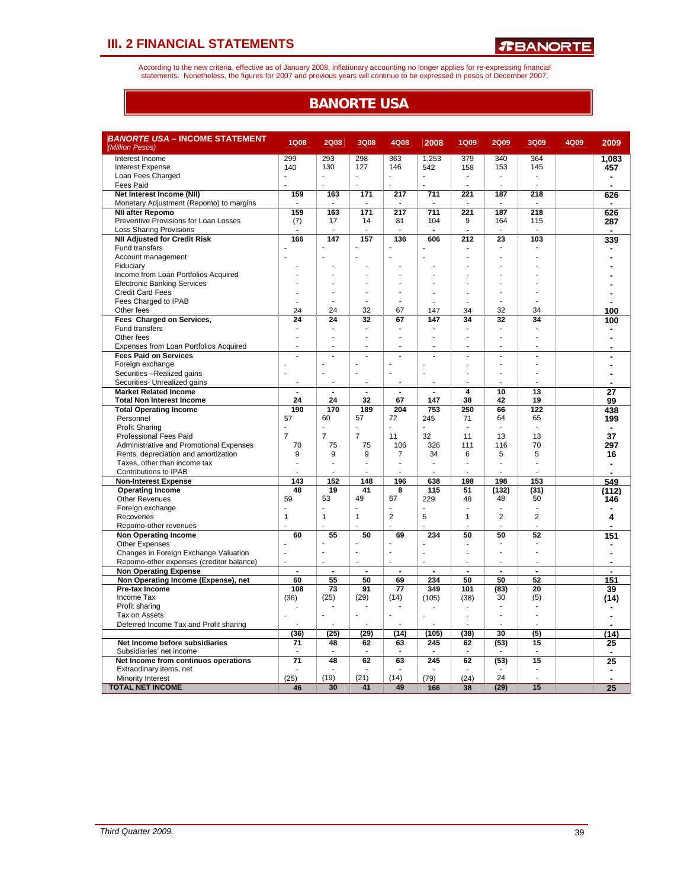# III. 2 FINANCIAL STATEMENTS

According to the new criteria, effective as of January 2008, inflationary accounting no longer applies for re-expressing financial statements. Nonetheless, the figures for 2007 and previous years will continue to be expressed in pesos of December 2007.

## BANORTE USA

| ***BANORTE USA* – INCOME STATEMENT** *(Million Pesos)* | 1Q08 | 2Q08 | 3Q08 | 4Q08 | 2008 | 1Q09 | 2Q09 | 3Q09 | 4Q09 | 2009 |
|---|---|---|---|---|---|---|---|---|---|---|
| Interest Income | 299 | 293 | 298 | 363 | 1,253 | 379 | 340 | 364 | | 1,083 |
| Interest Expense | 140 | 130 | 127 | 146 | 542 | 158 | 153 | 145 | | 457 |
| Loan Fees Charged | - | - | - | - | - | - | - | - | | - |
| Fees Paid | - | - | - | - | - | - | - | - | | - |
| **Net Interest Income (NII)** | **159** | **163** | **171** | **217** | **711** | **221** | **187** | **218** | | **626** |
| Monetary Adjustment (Repomo) to margins | - | - | - | - | - | - | - | - | | - |
| **NII after Repomo** | **159** | **163** | **171** | **217** | **711** | **221** | **187** | **218** | | **626** |
| Preventive Provisions for Loan Losses | (7) | 17 | 14 | 81 | 104 | 9 | 164 | 115 | | 287 |
| Loss Sharing Provisions | - | - | - | - | - | - | - | - | | - |
| **NII Adjusted for Credit Risk** | **166** | **147** | **157** | **136** | **606** | **212** | **23** | **103** | | **339** |
| Fund transfers | - | - | - | - | - | - | - | - | | - |
| Account management | - | - | - | - | - | - | - | - | | - |
| Fiduciary | - | - | - | - | - | - | - | - | | - |
| Income from Loan Portfolios Acquired | - | - | - | - | - | - | - | - | | - |
| Electronic Banking Services | - | - | - | - | - | - | - | - | | - |
| Credit Card Fees | - | - | - | - | - | - | - | - | | - |
| Fees Charged to IPAB | - | - | - | - | - | - | - | - | | - |
| Other fees | 24 | 24 | 32 | 67 | 147 | 34 | 32 | 34 | | 100 |
| **Fees Charged on Services,** | **24** | **24** | **32** | **67** | **147** | **34** | **32** | **34** | | **100** |
| Fund transfers | - | - | - | - | - | - | - | - | | - |
| Other fees | - | - | - | - | - | - | - | - | | - |
| Expenses from Loan Portfolios Acquired | - | - | - | - | - | - | - | - | | - |
| **Fees Paid on Services** | **-** | **-** | **-** | **-** | **-** | **-** | **-** | **-** | | **-** |
| Foreign exchange | - | - | - | - | - | - | - | - | | - |
| Securities –Realized gains | - | - | - | - | - | - | - | - | | - |
| Securities- Unrealized gains | - | - | - | - | - | - | - | - | | - |
| **Market Related Income** | **-** | **-** | **-** | **-** | **-** | **4** | **10** | **13** | | **27** |
| **Total Non Interest Income** | **24** | **24** | **32** | **67** | **147** | **38** | **42** | **19** | | **99** |
| **Total Operating Income** | **190** | **170** | **189** | **204** | **753** | **250** | **66** | **122** | | **438** |
| Personnel | 57 | 60 | 57 | 72 | 245 | 71 | 64 | 65 | | 199 |
| Profit Sharing | - | - | - | - | - | - | - | - | | - |
| Professional Fees Paid | 7 | 7 | 7 | 11 | 32 | 11 | 13 | 13 | | 37 |
| Administrative and Promotional Expenses | 70 | 75 | 75 | 106 | 326 | 111 | 116 | 70 | | 297 |
| Rents, depreciation and amortization | 9 | 9 | 9 | 7 | 34 | 6 | 5 | 5 | | 16 |
| Taxes, other than income tax | - | - | - | - | - | - | - | - | | - |
| Contributions to IPAB | - | - | - | - | - | - | - | - | | - |
| **Non-Interest Expense** | **143** | **152** | **148** | **196** | **638** | **198** | **198** | **153** | | **549** |
| **Operating Income** | **48** | **19** | **41** | **8** | **115** | **51** | **(132)** | **(31)** | | **(112)** |
| Other Revenues | 59 | 53 | 49 | 67 | 229 | 48 | 48 | 50 | | 146 |
| Foreign exchange | - | - | - | - | - | - | - | - | | - |
| Recoveries | 1 | 1 | 1 | 2 | 5 | 1 | 2 | 2 | | 4 |
| Repomo-other revenues | - | - | - | - | - | - | - | - | | - |
| **Non Operating Income** | **60** | **55** | **50** | **69** | **234** | **50** | **50** | **52** | | **151** |
| Other Expenses | - | - | - | - | - | - | - | - | | - |
| Changes in Foreign Exchange Valuation | - | - | - | - | - | - | - | - | | - |
| Repomo-other expenses (creditor balance) | - | - | - | - | - | - | - | - | | - |
| **Non Operating Expense** | **-** | **-** | **-** | **-** | **-** | **-** | **-** | **-** | | **-** |
| **Non Operating Income (Expense), net** | **60** | **55** | **50** | **69** | **234** | **50** | **50** | **52** | | **151** |
| **Pre-tax Income** | **108** | **73** | **91** | **77** | **349** | **101** | **(83)** | **20** | | **39** |
| Income Tax | (36) | (25) | (29) | (14) | (105) | (38) | 30 | (5) | | (14) |
| Profit sharing | - | - | - | - | - | - | - | - | | - |
| Tax on Assets | - | - | - | - | - | - | - | - | | - |
| Deferred Income Tax and Profit sharing | - | - | - | - | - | - | - | - | | - |
| | **(36)** | **(25)** | **(29)** | **(14)** | **(105)** | **(38)** | **30** | **(5)** | | **(14)** |
| **Net Income before subsidiaries** | **71** | **48** | **62** | **63** | **245** | **62** | **(53)** | **15** | | **25** |
| Subsidiaries' net income | - | - | - | - | - | - | - | - | | - |
| **Net Income from continuos operations** | **71** | **48** | **62** | **63** | **245** | **62** | **(53)** | **15** | | **25** |
| Extraordinary items, net | - | - | - | - | - | - | - | - | | - |
| Minority Interest | (25) | (19) | (21) | (14) | (79) | (24) | 24 | - | | - |
| **TOTAL NET INCOME** | **46** | **30** | **41** | **49** | **166** | **38** | **(29)** | **15** | | **25** |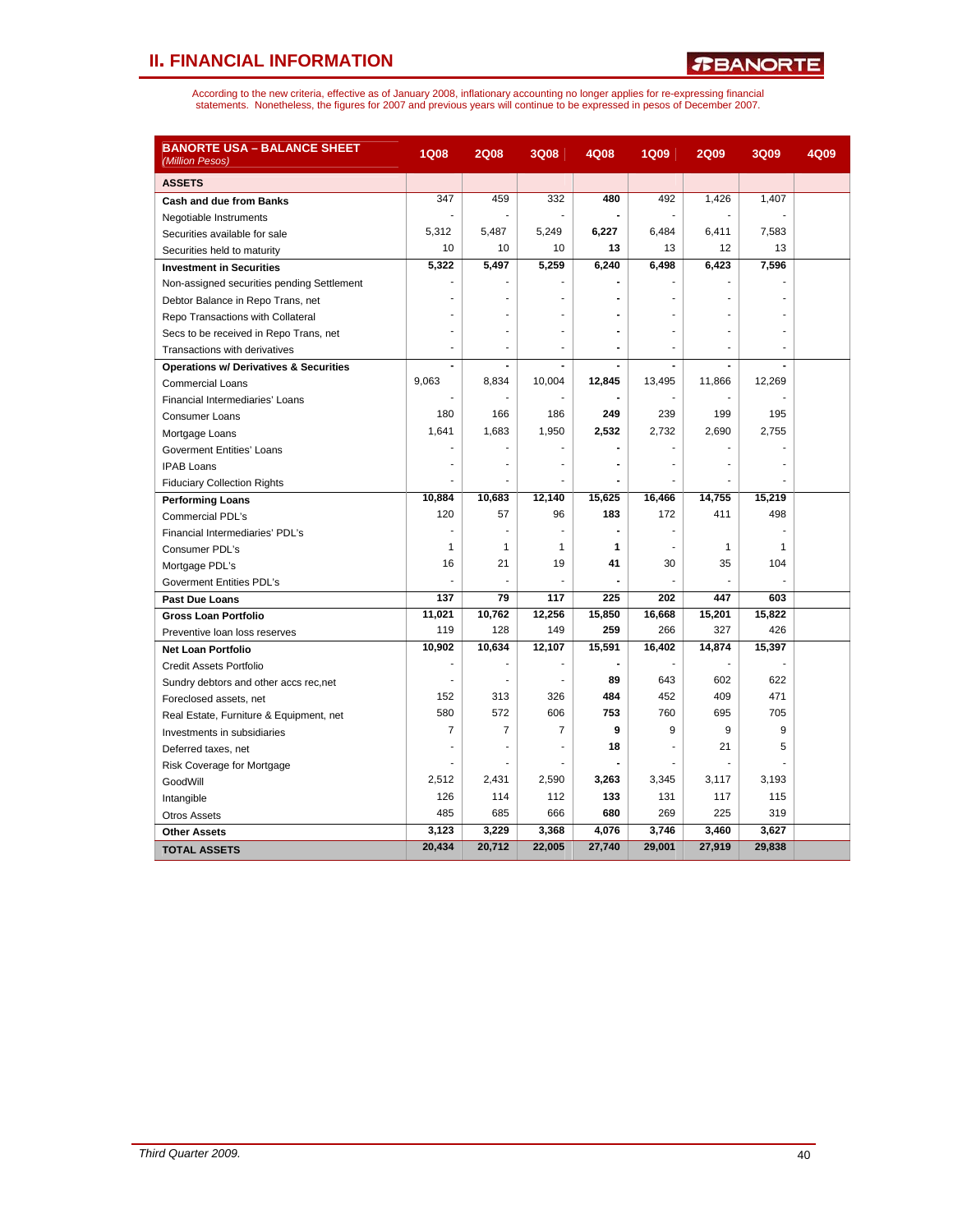## II. FINANCIAL INFORMATION

According to the new criteria, effective as of January 2008, inflationary accounting no longer applies for re-expressing financial statements. Nonetheless, the figures for 2007 and previous years will continue to be expressed in pesos of December 2007.

| **BANORTE USA – BALANCE SHEET** *(Million Pesos)* | 1Q08 | 2Q08 | 3Q08 | 4Q08 | 1Q09 | 2Q09 | 3Q09 | 4Q09 |
|---|---|---|---|---|---|---|---|---|
| **ASSETS** | | | | | | | | |
| **Cash and due from Banks** | 347 | 459 | 332 | **480** | 492 | 1,426 | 1,407 | |
| Negotiable Instruments | - | - | - | **-** | - | - | - | |
| Securities available for sale | 5,312 | 5,487 | 5,249 | **6,227** | 6,484 | 6,411 | 7,583 | |
| Securities held to maturity | 10 | 10 | 10 | **13** | 13 | 12 | 13 | |
| **Investment in Securities** | **5,322** | **5,497** | **5,259** | **6,240** | **6,498** | **6,423** | **7,596** | |
| Non-assigned securities pending Settlement | - | - | - | **-** | - | - | - | |
| Debtor Balance in Repo Trans, net | - | - | - | **-** | - | - | - | |
| Repo Transactions with Collateral | - | - | - | **-** | - | - | - | |
| Secs to be received in Repo Trans, net | - | - | - | **-** | - | - | - | |
| Transactions with derivatives | - | - | - | **-** | - | - | - | |
| **Operations w/ Derivatives & Securities** | **-** | **-** | **-** | **-** | **-** | **-** | **-** | |
| Commercial Loans | 9,063 | 8,834 | 10,004 | **12,845** | 13,495 | 11,866 | 12,269 | |
| Financial Intermediaries' Loans | - | - | - | **-** | - | - | - | |
| Consumer Loans | 180 | 166 | 186 | **249** | 239 | 199 | 195 | |
| Mortgage Loans | 1,641 | 1,683 | 1,950 | **2,532** | 2,732 | 2,690 | 2,755 | |
| Goverment Entities' Loans | - | - | - | **-** | - | - | - | |
| IPAB Loans | - | - | - | **-** | - | - | - | |
| Fiduciary Collection Rights | - | - | - | **-** | - | - | - | |
| **Performing Loans** | **10,884** | **10,683** | **12,140** | **15,625** | **16,466** | **14,755** | **15,219** | |
| Commercial PDL's | 120 | 57 | 96 | **183** | 172 | 411 | 498 | |
| Financial Intermediaries' PDL's | - | - | - | **-** | - | - | - | |
| Consumer PDL's | 1 | 1 | 1 | **1** | - | 1 | 1 | |
| Mortgage PDL's | 16 | 21 | 19 | **41** | 30 | 35 | 104 | |
| Goverment Entities PDL's | - | - | - | **-** | - | - | - | |
| **Past Due Loans** | **137** | **79** | **117** | **225** | **202** | **447** | **603** | |
| **Gross Loan Portfolio** | **11,021** | **10,762** | **12,256** | **15,850** | **16,668** | **15,201** | **15,822** | |
| Preventive loan loss reserves | 119 | 128 | 149 | **259** | 266 | 327 | 426 | |
| **Net Loan Portfolio** | **10,902** | **10,634** | **12,107** | **15,591** | **16,402** | **14,874** | **15,397** | |
| Credit Assets Portfolio | - | - | - | **-** | - | - | - | |
| Sundry debtors and other accs rec,net | - | - | - | **89** | 643 | 602 | 622 | |
| Foreclosed assets, net | 152 | 313 | 326 | **484** | 452 | 409 | 471 | |
| Real Estate, Furniture & Equipment, net | 580 | 572 | 606 | **753** | 760 | 695 | 705 | |
| Investments in subsidiaries | 7 | 7 | 7 | **9** | 9 | 9 | 9 | |
| Deferred taxes, net | - | - | - | **18** | - | 21 | 5 | |
| Risk Coverage for Mortgage | - | - | - | **-** | - | - | - | |
| GoodWill | 2,512 | 2,431 | 2,590 | **3,263** | 3,345 | 3,117 | 3,193 | |
| Intangible | 126 | 114 | 112 | **133** | 131 | 117 | 115 | |
| Otros Assets | 485 | 685 | 666 | **680** | 269 | 225 | 319 | |
| **Other Assets** | **3,123** | **3,229** | **3,368** | **4,076** | **3,746** | **3,460** | **3,627** | |
| **TOTAL ASSETS** | **20,434** | **20,712** | **22,005** | **27,740** | **29,001** | **27,919** | **29,838** | |

*Third Quarter 2009.*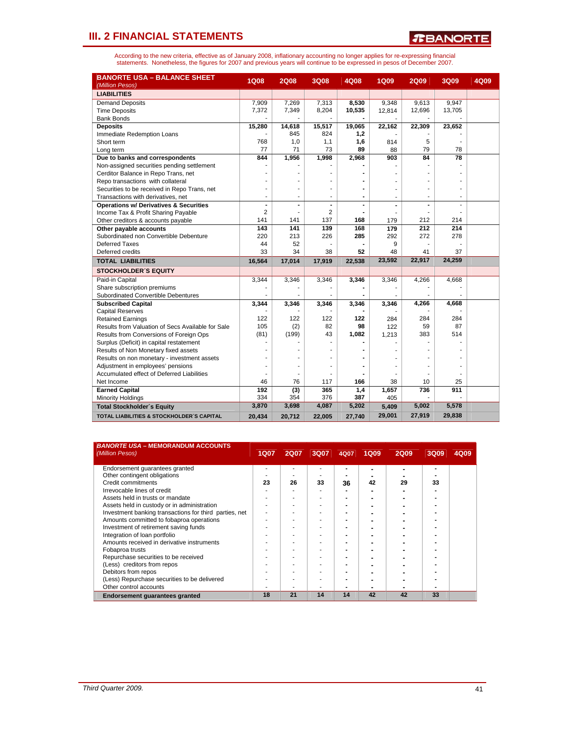## III. 2 FINANCIAL STATEMENTS

According to the new criteria, effective as of January 2008, inflationary accounting no longer applies for re-expressing financial statements. Nonetheless, the figures for 2007 and previous years will continue to be expressed in pesos of December 2007.

| **BANORTE USA – BALANCE SHEET** *(Million Pesos)* | 1Q08 | 2Q08 | 3Q08 | 4Q08 | 1Q09 | 2Q09 | 3Q09 | 4Q09 |
|---|---|---|---|---|---|---|---|---|
| **LIABILITIES** | | | | | | | | |
| Demand Deposits | 7,909 | 7,269 | 7,313 | 8,530 | 9,348 | 9,613 | 9,947 | |
| Time Deposits | 7,372 | 7,349 | 8,204 | 10,535 | 12,814 | 12,696 | 13,705 | |
| Bank Bonds | - | - | - | - | - | - | - | |
| **Deposits** | **15,280** | **14,618** | **15,517** | **19,065** | **22,162** | **22,309** | **23,652** | |
| Immediate Redemption Loans | - | 845 | 824 | 1,2 | - | - | - | |
| Short term | 768 | 1,0 | 1,1 | 1,6 | 814 | 5 | - | |
| Long term | 77 | 71 | 73 | 89 | 88 | 79 | 78 | |
| **Due to banks and correspondents** | **844** | **1,956** | **1,998** | **2,968** | **903** | **84** | **78** | |
| Non-assigned securities pending settlement | - | - | - | - | - | - | - | |
| Cerditor Balance in Repo Trans, net | - | - | - | - | - | - | - | |
| Repo transactions with collateral | - | - | - | - | - | - | - | |
| Securities to be received in Repo Trans, net | - | - | - | - | - | - | - | |
| Transactions with derivatives, net | - | - | - | - | - | - | - | |
| **Operations w/ Derivatives & Securities** | **-** | **-** | **-** | **-** | **-** | **-** | - | |
| Income Tax & Profit Sharing Payable | 2 | - | 2 | - | - | - | - | |
| Other creditors & accounts payable | 141 | 141 | 137 | 168 | 179 | 212 | 214 | |
| **Other payable accounts** | **143** | **141** | **139** | **168** | **179** | **212** | **214** | |
| Subordinated non Convertible Debenture | 220 | 213 | 226 | 285 | 292 | 272 | 278 | |
| Deferred Taxes | 44 | 52 | - | - | 9 | - | - | |
| Deferred credits | 33 | 34 | 38 | 52 | 48 | 41 | 37 | |
| **TOTAL LIABILITIES** | **16,564** | **17,014** | **17,919** | **22,538** | **23,592** | **22,917** | **24,259** | |
| **STOCKHOLDER´S EQUITY** | | | | | | | | |
| Paid-in Capital | 3,344 | 3,346 | 3,346 | 3,346 | 3,346 | 4,266 | 4,668 | |
| Share subscription premiums | - | - | - | - | - | - | - | |
| Subordinated Convertible Debentures | - | - | - | - | - | - | - | |
| **Subscribed Capital** | **3,344** | **3,346** | **3,346** | **3,346** | **3,346** | **4,266** | **4,668** | |
| Capital Reserves | - | - | - | - | - | - | - | |
| Retained Earnings | 122 | 122 | 122 | 122 | 284 | 284 | 284 | |
| Results from Valuation of Secs Available for Sale | 105 | (2) | 82 | 98 | 122 | 59 | 87 | |
| Results from Conversions of Foreign Ops | (81) | (199) | 43 | 1,082 | 1,213 | 383 | 514 | |
| Surplus (Deficit) in capital restatement | - | - | - | - | - | - | - | |
| Results of Non Monetary fixed assets | - | - | - | - | - | - | - | |
| Results on non monetary - investment assets | - | - | - | - | - | - | - | |
| Adjustment in employees' pensions | - | - | - | - | - | - | - | |
| Accumulated effect of Deferred Liabilities | - | - | - | - | - | - | - | |
| Net Income | 46 | 76 | 117 | 166 | 38 | 10 | 25 | |
| **Earned Capital** | **192** | **(3)** | **365** | **1,4** | **1,657** | **736** | **911** | |
| Minority Holdings | 334 | 354 | 376 | 387 | 405 | - | - | |
| **Total Stockholder´s Equity** | **3,870** | **3,698** | **4,087** | **5,202** | **5,409** | **5,002** | **5,578** | |
| **TOTAL LIABILITIES & STOCKHOLDER´S CAPITAL** | **20,434** | **20,712** | **22,005** | **27,740** | **29,001** | **27,919** | **29,838** | |

| ***BANORTE USA* – MEMORANDUM ACCOUNTS** *(Million Pesos)* | 1Q07 | 2Q07 | 3Q07 | 4Q07 | 1Q09 | 2Q09 | 3Q09 | 4Q09 |
|---|---|---|---|---|---|---|---|---|
| Endorsement guarantees granted | - | - | - | - | - | - | - | |
| Other contingent obligations | - | - | - | - | - | - | - | |
| Credit commitments | **23** | **26** | **33** | **36** | **42** | **29** | **33** | |
| Irrevocable lines of credit | - | - | - | - | - | - | - | |
| Assets held in trusts or mandate | - | - | - | - | - | - | - | |
| Assets held in custody or in administration | - | - | - | - | - | - | - | |
| Investment banking transactions for third parties, net | - | - | - | - | - | - | - | |
| Amounts committed to fobaproa operations | - | - | - | - | - | - | - | |
| Investment of retirement saving funds | - | - | - | - | - | - | - | |
| Integration of loan portfolio | - | - | - | - | - | - | - | |
| Amounts received in derivative instruments | - | - | - | - | - | - | - | |
| Fobaproa trusts | - | - | - | - | - | - | - | |
| Repurchase securities to be received | - | - | - | - | - | - | - | |
| (Less) creditors from repos | - | - | - | - | - | - | - | |
| Debitors from repos | - | - | - | - | - | - | - | |
| (Less) Repurchase securities to be delivered | - | - | - | - | - | - | - | |
| Other control accounts | - | - | - | - | - | - | - | |
| **Endorsement guarantees granted** | **18** | **21** | **14** | **14** | **42** | **42** | **33** | |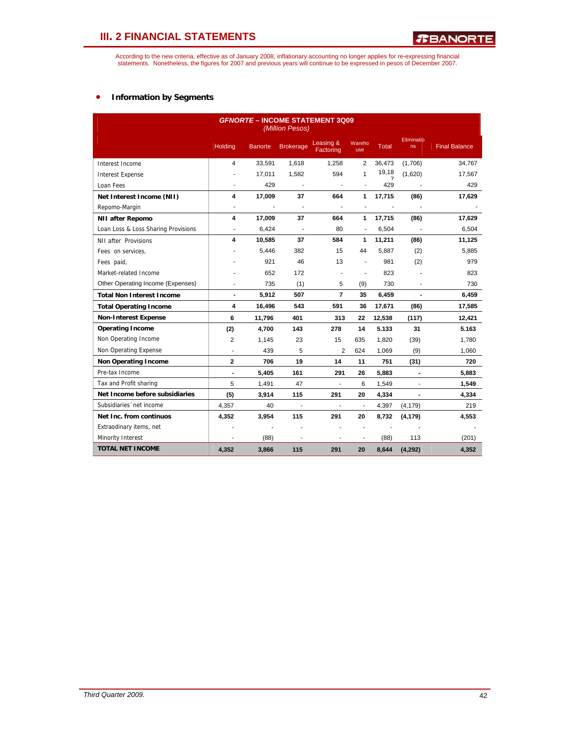## III. 2 FINANCIAL STATEMENTS

According to the new criteria, effective as of January 2008, inflationary accounting no longer applies for re-expressing financial statements. Nonetheless, the figures for 2007 and previous years will continue to be expressed in pesos of December 2007.

- **Information by Segments**

| ***GFNORTE* – INCOME STATEMENT 3Q09** *(Million Pesos)* | | | | | | | | |
|---|---|---|---|---|---|---|---|---|
| | Holding | Banorte | Brokerage | Leasing & Factoring | Warehouse | Total | Eliminations | Final Balance |
| Interest Income | 4 | 33,591 | 1,618 | 1,258 | 2 | 36,473 | (1,706) | 34,767 |
| Interest Expense | - | 17,011 | 1,582 | 594 | 1 | 19,187 | (1,620) | 17,567 |
| Loan Fees | - | 429 | - | - | - | 429 | - | 429 |
| **Net Interest Income (NII)** | **4** | **17,009** | **37** | **664** | **1** | **17,715** | **(86)** | **17,629** |
| Repomo-Margin | - | - | - | - | - | - | - | - |
| **NII after Repomo** | **4** | **17,009** | **37** | **664** | **1** | **17,715** | **(86)** | **17,629** |
| Loan Loss & Loss Sharing Provisions | - | 6,424 | - | 80 | - | 6,504 | - | 6,504 |
| NII after Provisions | **4** | **10,585** | **37** | **584** | **1** | **11,211** | **(86)** | **11,125** |
| Fees on services, | - | 5,446 | 382 | 15 | 44 | 5,887 | (2) | 5,885 |
| Fees paid, | - | 921 | 46 | 13 | - | 981 | (2) | 979 |
| Market-related Income | - | 652 | 172 | - | - | 823 | - | 823 |
| Other Operating Income (Expenses) | - | 735 | (1) | 5 | (9) | 730 | - | 730 |
| **Total Non Interest Income** | **-** | **5,912** | **507** | **7** | **35** | **6,459** | **-** | **6,459** |
| **Total Operating Income** | **4** | **16,496** | **543** | **591** | **36** | **17,671** | **(86)** | **17,585** |
| **Non-Interest Expense** | **6** | **11,796** | **401** | **313** | **22** | **12,538** | **(117)** | **12,421** |
| **Operating Income** | **(2)** | **4,700** | **143** | **278** | **14** | **5.133** | **31** | **5.163** |
| Non Operating Income | 2 | 1,145 | 23 | 15 | 635 | 1,820 | (39) | 1,780 |
| Non Operating Expense | - | 439 | 5 | 2 | 624 | 1,069 | (9) | 1,060 |
| **Non Operating Income** | **2** | **706** | **19** | **14** | **11** | **751** | **(31)** | **720** |
| Pre-tax Income | **-** | **5,405** | **161** | **291** | **26** | **5,883** | **-** | **5,883** |
| Tax and Profit sharing | 5 | 1,491 | 47 | - | 6 | 1,549 | - | **1,549** |
| **Net Income before subsidiaries** | **(5)** | **3,914** | **115** | **291** | **20** | **4,334** | **-** | **4,334** |
| Subsidiaries´net income | 4,357 | 40 | - | - | - | 4,397 | (4,179) | 219 |
| **Net Inc. from continuos** | **4,352** | **3,954** | **115** | **291** | **20** | **8,732** | **(4,179)** | **4,553** |
| Extraodinary items, net | - | - | - | - | - | - | - | - |
| Minority Interest | - | (88) | - | - | - | (88) | 113 | (201) |
| **TOTAL NET INCOME** | **4,352** | **3,866** | **115** | **291** | **20** | **8,644** | **(4,292)** | **4,352** |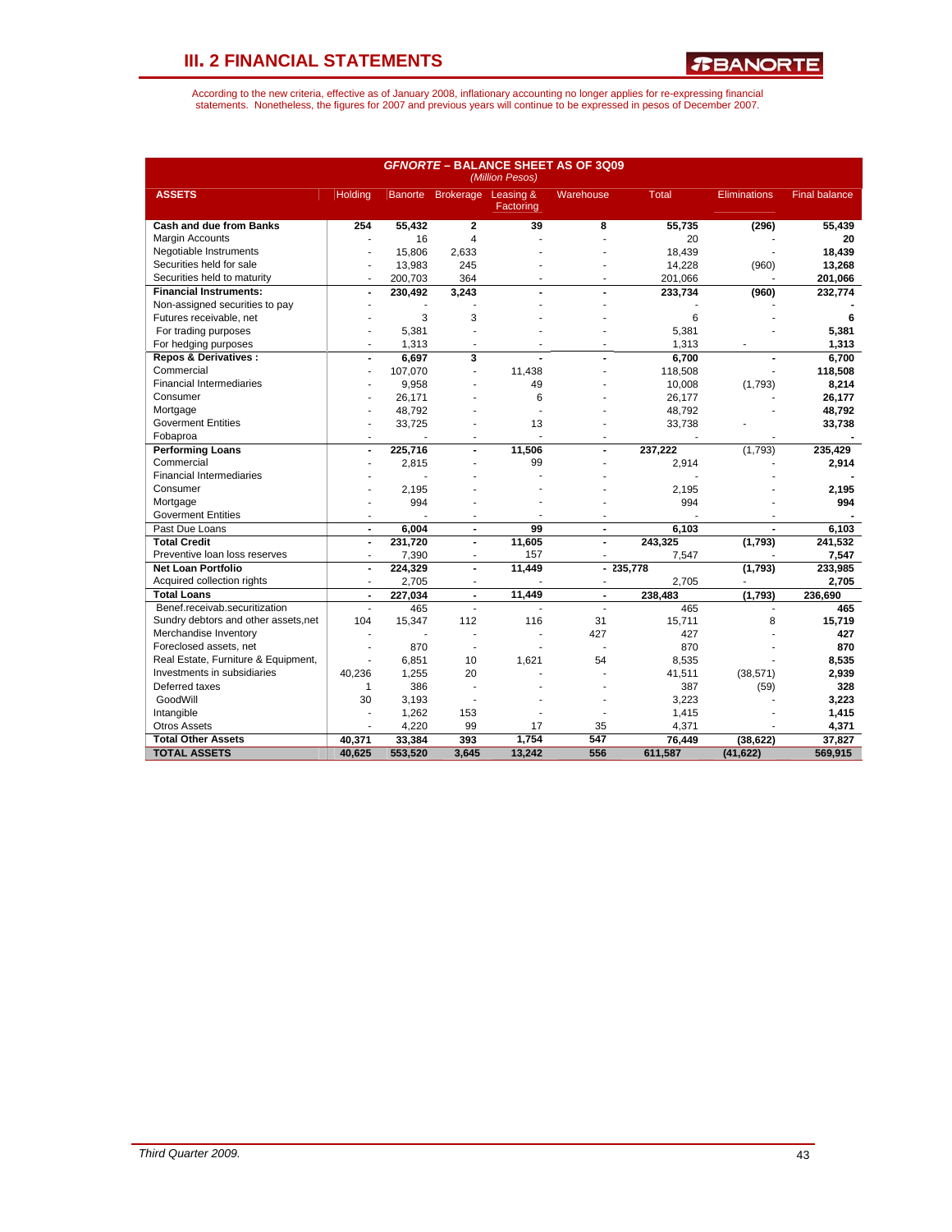# III. 2 FINANCIAL STATEMENTS

According to the new criteria, effective as of January 2008, inflationary accounting no longer applies for re-expressing financial statements. Nonetheless, the figures for 2007 and previous years will continue to be expressed in pesos of December 2007.

**GFNORTE – BALANCE SHEET AS OF 3Q09**
*(Million Pesos)*

| ASSETS | Holding | Banorte | Brokerage | Leasing & Factoring | Warehouse | Total | Eliminations | Final balance |
|---|---|---|---|---|---|---|---|---|
| **Cash and due from Banks** | **254** | **55,432** | **2** | **39** | **8** | **55,735** | **(296)** | **55,439** |
| Margin Accounts | - | 16 | 4 | - | - | 20 | - | **20** |
| Negotiable Instruments | - | 15,806 | 2,633 | - | - | 18,439 | - | **18,439** |
| Securities held for sale | - | 13,983 | 245 | - | - | 14,228 | (960) | **13,268** |
| Securities held to maturity | - | 200,703 | 364 | - | - | 201,066 | - | **201,066** |
| **Financial Instruments:** | **-** | **230,492** | **3,243** | **-** | **-** | **233,734** | **(960)** | **232,774** |
| Non-assigned securities to pay | - | - | - | - | - | - | - | **-** |
| Futures receivable, net | - | 3 | 3 | - | - | 6 | - | **6** |
| For trading purposes | - | 5,381 | - | - | - | 5,381 | - | **5,381** |
| For hedging purposes | - | 1,313 | - | - | - | 1,313 | - | **1,313** |
| **Repos & Derivatives :** | **-** | **6,697** | **3** | **-** | **-** | **6,700** | **-** | **6,700** |
| Commercial | - | 107,070 | - | 11,438 | - | 118,508 | - | **118,508** |
| Financial Intermediaries | - | 9,958 | - | 49 | - | 10,008 | (1,793) | **8,214** |
| Consumer | - | 26,171 | - | 6 | - | 26,177 | - | **26,177** |
| Mortgage | - | 48,792 | - | - | - | 48,792 | - | **48,792** |
| Goverment Entities | - | 33,725 | - | 13 | - | 33,738 | - | **33,738** |
| Fobaproa | - | - | - | - | - | - | - | **-** |
| **Performing Loans** | **-** | **225,716** | **-** | **11,506** | **-** | **237,222** | (1,793) | **235,429** |
| Commercial | - | 2,815 | - | 99 | - | 2,914 | - | **2,914** |
| Financial Intermediaries | - | - | - | - | - | - | - | **-** |
| Consumer | - | 2,195 | - | - | - | 2,195 | - | **2,195** |
| Mortgage | - | 994 | - | - | - | 994 | - | **994** |
| Goverment Entities | - | - | - | - | - | - | - | **-** |
| Past Due Loans | **-** | **6,004** | **-** | **99** | **-** | **6,103** | **-** | **6,103** |
| **Total Credit** | **-** | **231,720** | **-** | **11,605** | **-** | **243,325** | **(1,793)** | **241,532** |
| Preventive loan loss reserves | - | 7,390 | - | 157 | - | 7,547 | - | **7,547** |
| **Net Loan Portfolio** | **-** | **224,329** | **-** | **11,449** | **-** | **235,778** | **(1,793)** | **233,985** |
| Acquired collection rights | - | 2,705 | - | - | - | 2,705 | - | **2,705** |
| **Total Loans** | **-** | **227,034** | **-** | **11,449** | **-** | **238,483** | **(1,793)** | **236,690** |
| Benef.receivab.securitization | - | 465 | - | - | - | 465 | - | **465** |
| Sundry debtors and other assets,net | 104 | 15,347 | 112 | 116 | 31 | 15,711 | 8 | **15,719** |
| Merchandise Inventory | - | - | - | - | 427 | 427 | - | **427** |
| Foreclosed assets, net | - | 870 | - | - | - | 870 | - | **870** |
| Real Estate, Furniture & Equipment, | - | 6,851 | 10 | 1,621 | 54 | 8,535 | - | **8,535** |
| Investments in subsidiaries | 40,236 | 1,255 | 20 | - | - | 41,511 | (38,571) | **2,939** |
| Deferred taxes | 1 | 386 | - | - | - | 387 | (59) | **328** |
| GoodWill | 30 | 3,193 | - | - | - | 3,223 | - | **3,223** |
| Intangible | - | 1,262 | 153 | - | - | 1,415 | - | **1,415** |
| Otros Assets | - | 4,220 | 99 | 17 | 35 | 4,371 | - | **4,371** |
| **Total Other Assets** | **40,371** | **33,384** | **393** | **1,754** | **547** | **76,449** | **(38,622)** | **37,827** |
| **TOTAL ASSETS** | **40,625** | **553,520** | **3,645** | **13,242** | **556** | **611,587** | **(41,622)** | **569,915** |

*Third Quarter 2009.*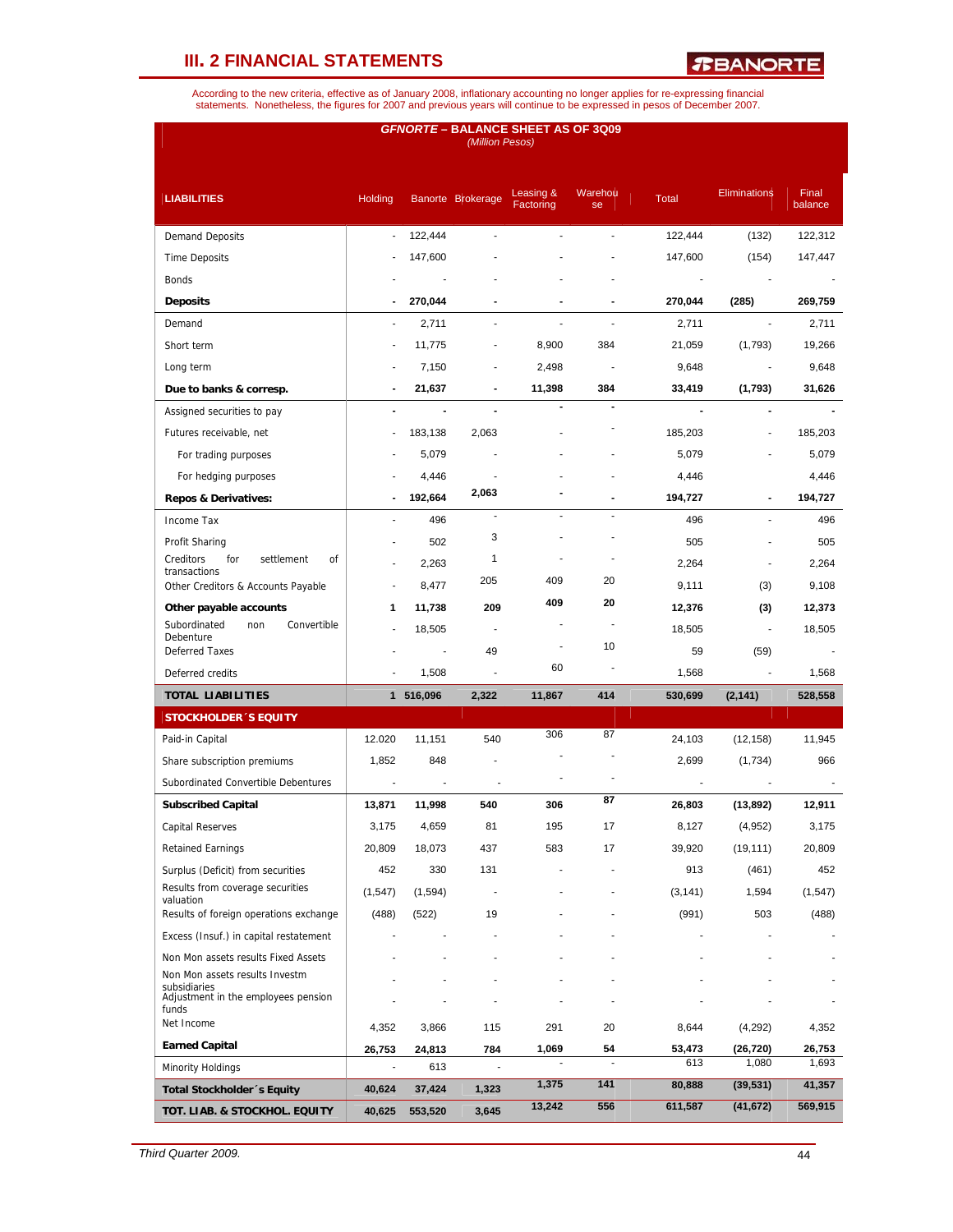# III. 2 FINANCIAL STATEMENTS

According to the new criteria, effective as of January 2008, inflationary accounting no longer applies for re-expressing financial statements. Nonetheless, the figures for 2007 and previous years will continue to be expressed in pesos of December 2007.

**GFNORTE – BALANCE SHEET AS OF 3Q09**
*(Million Pesos)*

| LIABILITIES | Holding | Banorte | Brokerage | Leasing & Factoring | Warehouse | Total | Eliminations | Final balance |
|---|---|---|---|---|---|---|---|---|
| Demand Deposits | - | 122,444 | - | - | - | 122,444 | (132) | 122,312 |
| Time Deposits | - | 147,600 | - | - | - | 147,600 | (154) | 147,447 |
| Bonds | - | - | - | - | - | - | - | - |
| **Deposits** | **-** | **270,044** | **-** | **-** | **-** | **270,044** | **(285)** | **269,759** |
| Demand | - | 2,711 | - | - | - | 2,711 | - | 2,711 |
| Short term | - | 11,775 | - | 8,900 | 384 | 21,059 | (1,793) | 19,266 |
| Long term | - | 7,150 | - | 2,498 | - | 9,648 | - | 9,648 |
| **Due to banks & corresp.** | **-** | **21,637** | **-** | **11,398** | **384** | **33,419** | **(1,793)** | **31,626** |
| Assigned securities to pay | - | - | - | - | - | - | - | - |
| Futures receivable, net | - | 183,138 | 2,063 | - | - | 185,203 | - | 185,203 |
| For trading purposes | - | 5,079 | - | - | - | 5,079 | - | 5,079 |
| For hedging purposes | - | 4,446 | - | - | - | 4,446 | - | 4,446 |
| **Repos & Derivatives:** | **-** | **192,664** | **2,063** | **-** | **-** | **194,727** | **-** | **194,727** |
| Income Tax | - | 496 | - | - | - | 496 | - | 496 |
| Profit Sharing | - | 502 | 3 | - | - | 505 | - | 505 |
| Creditors for settlement of transactions | - | 2,263 | 1 | - | - | 2,264 | - | 2,264 |
| Other Creditors & Accounts Payable | - | 8,477 | 205 | 409 | 20 | 9,111 | (3) | 9,108 |
| **Other payable accounts** | **1** | **11,738** | **209** | **409** | **20** | **12,376** | **(3)** | **12,373** |
| Subordinated non Convertible Debenture | - | 18,505 | - | - | - | 18,505 | - | 18,505 |
| Deferred Taxes | - | - | 49 | - | 10 | 59 | (59) | - |
| Deferred credits | - | 1,508 | - | 60 | - | 1,568 | - | 1,568 |
| **TOTAL LIABILITIES** | **1** | **516,096** | **2,322** | **11,867** | **414** | **530,699** | **(2,141)** | **528,558** |
| **STOCKHOLDER´S EQUITY** | | | | | | | | |
| Paid-in Capital | 12.020 | 11,151 | 540 | 306 | 87 | 24,103 | (12,158) | 11,945 |
| Share subscription premiums | 1,852 | 848 | - | - | - | 2,699 | (1,734) | 966 |
| Subordinated Convertible Debentures | - | - | - | - | - | - | - | - |
| **Subscribed Capital** | **13,871** | **11,998** | **540** | **306** | **87** | **26,803** | **(13,892)** | **12,911** |
| Capital Reserves | 3,175 | 4,659 | 81 | 195 | 17 | 8,127 | (4,952) | 3,175 |
| Retained Earnings | 20,809 | 18,073 | 437 | 583 | 17 | 39,920 | (19,111) | 20,809 |
| Surplus (Deficit) from securities | 452 | 330 | 131 | - | - | 913 | (461) | 452 |
| Results from coverage securities valuation | (1,547) | (1,594) | - | - | - | (3,141) | 1,594 | (1,547) |
| Results of foreign operations exchange | (488) | (522) | 19 | - | - | (991) | 503 | (488) |
| Excess (Insuf.) in capital restatement | - | - | - | - | - | - | - | - |
| Non Mon assets results Fixed Assets | - | - | - | - | - | - | - | - |
| Non Mon assets results Investm subsidiaries | - | - | - | - | - | - | - | - |
| Adjustment in the employees pension funds | - | - | - | - | - | - | - | - |
| Net Income | 4,352 | 3,866 | 115 | 291 | 20 | 8,644 | (4,292) | 4,352 |
| **Earned Capital** | **26,753** | **24,813** | **784** | **1,069** | **54** | **53,473** | **(26,720)** | **26,753** |
| Minority Holdings | - | 613 | - | - | - | 613 | 1,080 | 1,693 |
| **Total Stockholder´s Equity** | **40,624** | **37,424** | **1,323** | **1,375** | **141** | **80,888** | **(39,531)** | **41,357** |
| **TOT. LIAB. & STOCKHOL. EQUITY** | **40,625** | **553,520** | **3,645** | **13,242** | **556** | **611,587** | **(41,672)** | **569,915** |

*Third Quarter 2009.*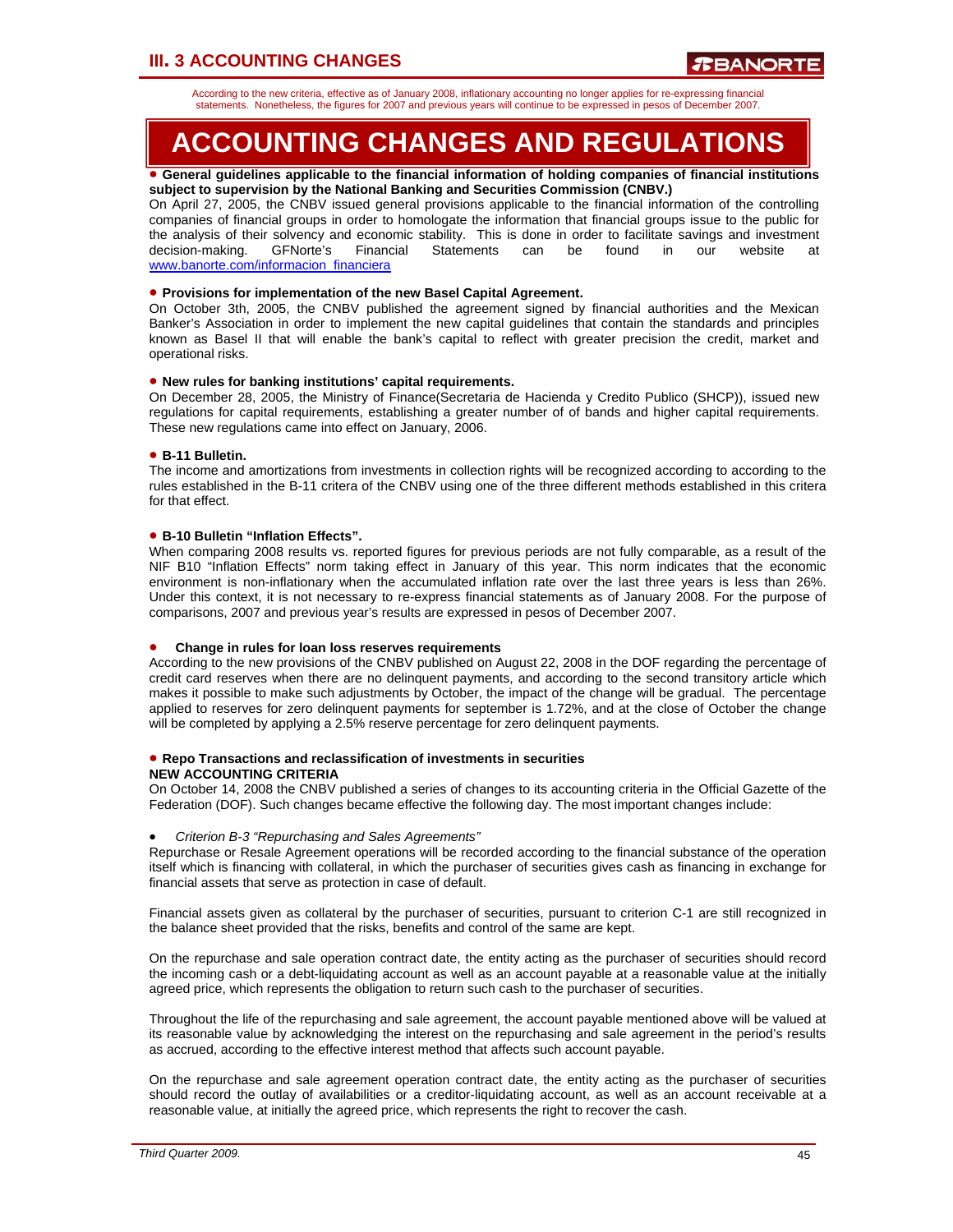# III. 3 ACCOUNTING CHANGES

According to the new criteria, effective as of January 2008, inflationary accounting no longer applies for re-expressing financial statements. Nonetheless, the figures for 2007 and previous years will continue to be expressed in pesos of December 2007.

# ACCOUNTING CHANGES AND REGULATIONS

- **General guidelines applicable to the financial information of holding companies of financial institutions subject to supervision by the National Banking and Securities Commission (CNBV.)**

On April 27, 2005, the CNBV issued general provisions applicable to the financial information of the controlling companies of financial groups in order to homologate the information that financial groups issue to the public for the analysis of their solvency and economic stability. This is done in order to facilitate savings and investment decision-making. GFNorte's Financial Statements can be found in our website at www.banorte.com/informacion_financiera

- **Provisions for implementation of the new Basel Capital Agreement.**

On October 3th, 2005, the CNBV published the agreement signed by financial authorities and the Mexican Banker's Association in order to implement the new capital guidelines that contain the standards and principles known as Basel II that will enable the bank's capital to reflect with greater precision the credit, market and operational risks.

- **New rules for banking institutions' capital requirements.**

On December 28, 2005, the Ministry of Finance(Secretaria de Hacienda y Credito Publico (SHCP)), issued new regulations for capital requirements, establishing a greater number of of bands and higher capital requirements. These new regulations came into effect on January, 2006.

- **B-11 Bulletin.**

The income and amortizations from investments in collection rights will be recognized according to according to the rules established in the B-11 critera of the CNBV using one of the three different methods established in this critera for that effect.

- **B-10 Bulletin "Inflation Effects".**

When comparing 2008 results vs. reported figures for previous periods are not fully comparable, as a result of the NIF B10 "Inflation Effects" norm taking effect in January of this year. This norm indicates that the economic environment is non-inflationary when the accumulated inflation rate over the last three years is less than 26%. Under this context, it is not necessary to re-express financial statements as of January 2008. For the purpose of comparisons, 2007 and previous year's results are expressed in pesos of December 2007.

- **Change in rules for loan loss reserves requirements**

According to the new provisions of the CNBV published on August 22, 2008 in the DOF regarding the percentage of credit card reserves when there are no delinquent payments, and according to the second transitory article which makes it possible to make such adjustments by October, the impact of the change will be gradual. The percentage applied to reserves for zero delinquent payments for september is 1.72%, and at the close of October the change will be completed by applying a 2.5% reserve percentage for zero delinquent payments.

- **Repo Transactions and reclassification of investments in securities**

**NEW ACCOUNTING CRITERIA**

On October 14, 2008 the CNBV published a series of changes to its accounting criteria in the Official Gazette of the Federation (DOF). Such changes became effective the following day. The most important changes include:

- *Criterion B-3 "Repurchasing and Sales Agreements"*

Repurchase or Resale Agreement operations will be recorded according to the financial substance of the operation itself which is financing with collateral, in which the purchaser of securities gives cash as financing in exchange for financial assets that serve as protection in case of default.

Financial assets given as collateral by the purchaser of securities, pursuant to criterion C-1 are still recognized in the balance sheet provided that the risks, benefits and control of the same are kept.

On the repurchase and sale operation contract date, the entity acting as the purchaser of securities should record the incoming cash or a debt-liquidating account as well as an account payable at a reasonable value at the initially agreed price, which represents the obligation to return such cash to the purchaser of securities.

Throughout the life of the repurchasing and sale agreement, the account payable mentioned above will be valued at its reasonable value by acknowledging the interest on the repurchasing and sale agreement in the period's results as accrued, according to the effective interest method that affects such account payable.

On the repurchase and sale agreement operation contract date, the entity acting as the purchaser of securities should record the outlay of availabilities or a creditor-liquidating account, as well as an account receivable at a reasonable value, at initially the agreed price, which represents the right to recover the cash.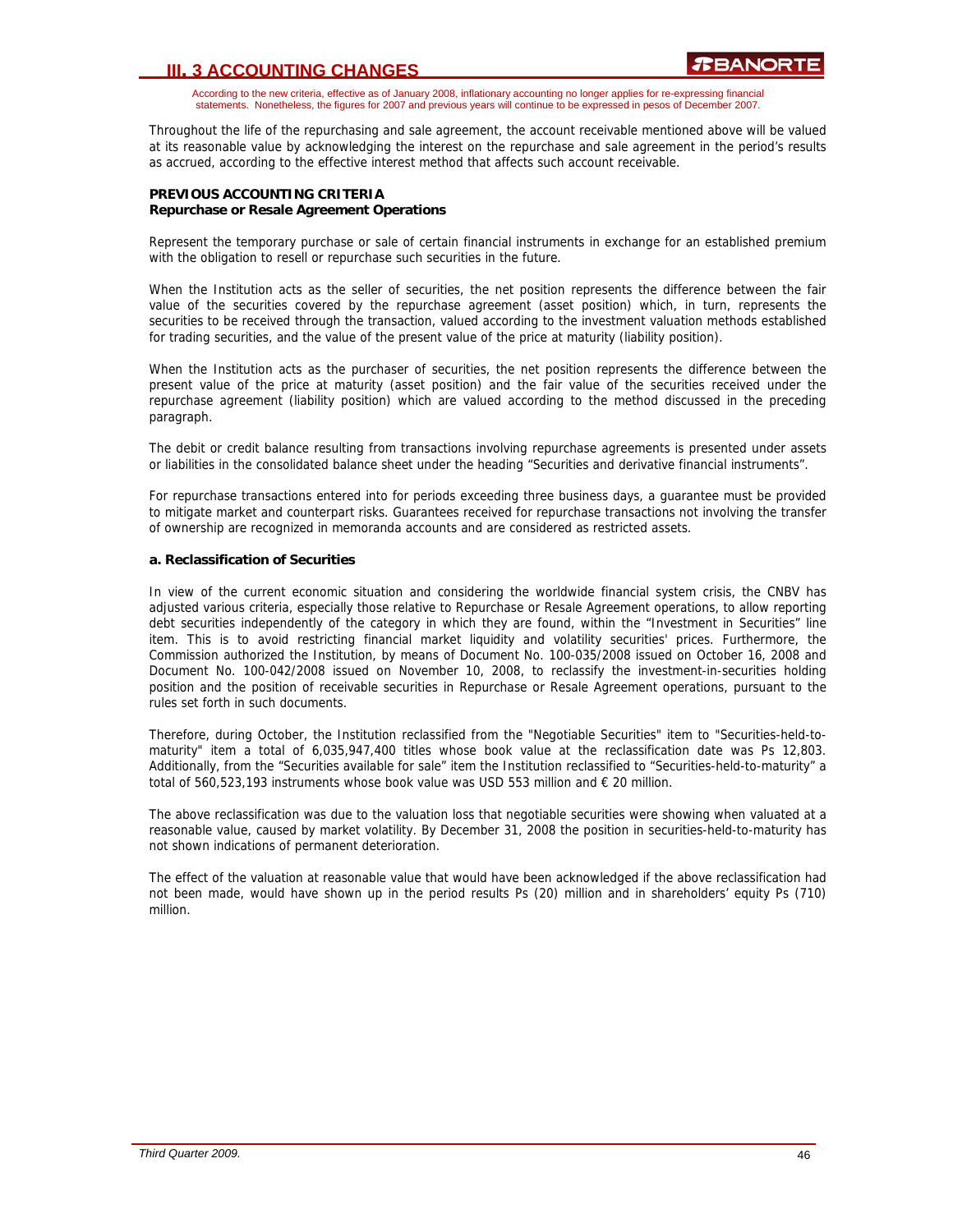Throughout the life of the repurchasing and sale agreement, the account receivable mentioned above will be valued at its reasonable value by acknowledging the interest on the repurchase and sale agreement in the period's results as accrued, according to the effective interest method that affects such account receivable.

**PREVIOUS ACCOUNTING CRITERIA**
**Repurchase or Resale Agreement Operations**

Represent the temporary purchase or sale of certain financial instruments in exchange for an established premium with the obligation to resell or repurchase such securities in the future.

When the Institution acts as the seller of securities, the net position represents the difference between the fair value of the securities covered by the repurchase agreement (asset position) which, in turn, represents the securities to be received through the transaction, valued according to the investment valuation methods established for trading securities, and the value of the present value of the price at maturity (liability position).

When the Institution acts as the purchaser of securities, the net position represents the difference between the present value of the price at maturity (asset position) and the fair value of the securities received under the repurchase agreement (liability position) which are valued according to the method discussed in the preceding paragraph.

The debit or credit balance resulting from transactions involving repurchase agreements is presented under assets or liabilities in the consolidated balance sheet under the heading "Securities and derivative financial instruments".

For repurchase transactions entered into for periods exceeding three business days, a guarantee must be provided to mitigate market and counterpart risks. Guarantees received for repurchase transactions not involving the transfer of ownership are recognized in memoranda accounts and are considered as restricted assets.

**a. Reclassification of Securities**

In view of the current economic situation and considering the worldwide financial system crisis, the CNBV has adjusted various criteria, especially those relative to Repurchase or Resale Agreement operations, to allow reporting debt securities independently of the category in which they are found, within the "Investment in Securities" line item. This is to avoid restricting financial market liquidity and volatility securities' prices. Furthermore, the Commission authorized the Institution, by means of Document No. 100-035/2008 issued on October 16, 2008 and Document No. 100-042/2008 issued on November 10, 2008, to reclassify the investment-in-securities holding position and the position of receivable securities in Repurchase or Resale Agreement operations, pursuant to the rules set forth in such documents.

Therefore, during October, the Institution reclassified from the "Negotiable Securities" item to "Securities-held-to-maturity" item a total of 6,035,947,400 titles whose book value at the reclassification date was Ps 12,803. Additionally, from the "Securities available for sale" item the Institution reclassified to "Securities-held-to-maturity" a total of 560,523,193 instruments whose book value was USD 553 million and € 20 million.

The above reclassification was due to the valuation loss that negotiable securities were showing when valuated at a reasonable value, caused by market volatility. By December 31, 2008 the position in securities-held-to-maturity has not shown indications of permanent deterioration.

The effect of the valuation at reasonable value that would have been acknowledged if the above reclassification had not been made, would have shown up in the period results Ps (20) million and in shareholders' equity Ps (710) million.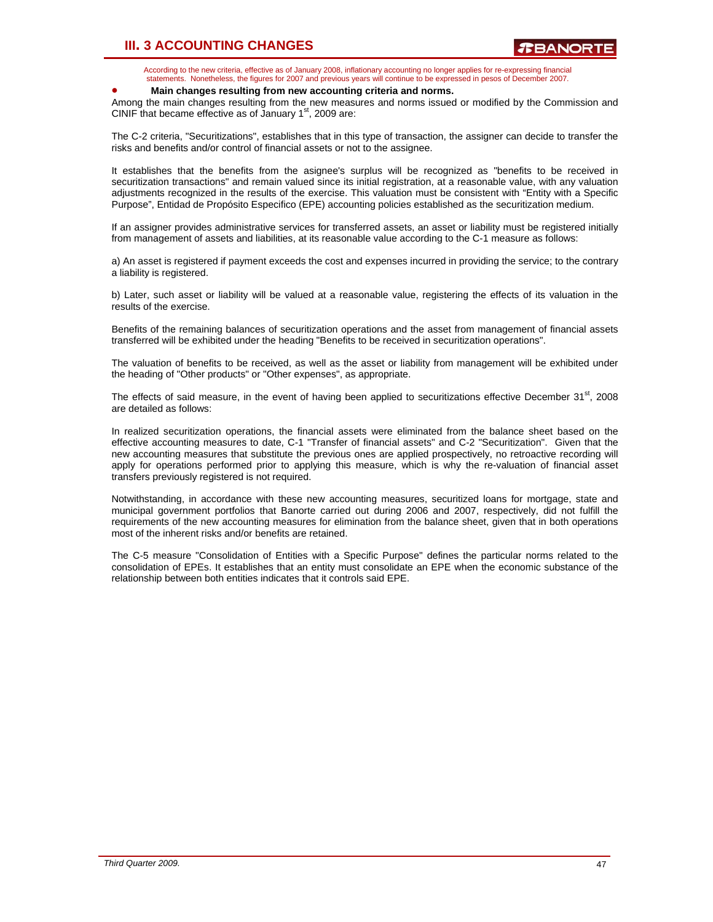# III. 3 ACCOUNTING CHANGES

According to the new criteria, effective as of January 2008, inflationary accounting no longer applies for re-expressing financial statements. Nonetheless, the figures for 2007 and previous years will continue to be expressed in pesos of December 2007.

- **Main changes resulting from new accounting criteria and norms.**

Among the main changes resulting from the new measures and norms issued or modified by the Commission and CINIF that became effective as of January 1st, 2009 are:

The C-2 criteria, "Securitizations", establishes that in this type of transaction, the assigner can decide to transfer the risks and benefits and/or control of financial assets or not to the assignee.

It establishes that the benefits from the asignee's surplus will be recognized as "benefits to be received in securitization transactions" and remain valued since its initial registration, at a reasonable value, with any valuation adjustments recognized in the results of the exercise. This valuation must be consistent with "Entity with a Specific Purpose", Entidad de Propósito Especifico (EPE) accounting policies established as the securitization medium.

If an assigner provides administrative services for transferred assets, an asset or liability must be registered initially from management of assets and liabilities, at its reasonable value according to the C-1 measure as follows:

a) An asset is registered if payment exceeds the cost and expenses incurred in providing the service; to the contrary a liability is registered.

b) Later, such asset or liability will be valued at a reasonable value, registering the effects of its valuation in the results of the exercise.

Benefits of the remaining balances of securitization operations and the asset from management of financial assets transferred will be exhibited under the heading "Benefits to be received in securitization operations".

The valuation of benefits to be received, as well as the asset or liability from management will be exhibited under the heading of "Other products" or "Other expenses", as appropriate.

The effects of said measure, in the event of having been applied to securitizations effective December 31st, 2008 are detailed as follows:

In realized securitization operations, the financial assets were eliminated from the balance sheet based on the effective accounting measures to date, C-1 "Transfer of financial assets" and C-2 "Securitization". Given that the new accounting measures that substitute the previous ones are applied prospectively, no retroactive recording will apply for operations performed prior to applying this measure, which is why the re-valuation of financial asset transfers previously registered is not required.

Notwithstanding, in accordance with these new accounting measures, securitized loans for mortgage, state and municipal government portfolios that Banorte carried out during 2006 and 2007, respectively, did not fulfill the requirements of the new accounting measures for elimination from the balance sheet, given that in both operations most of the inherent risks and/or benefits are retained.

The C-5 measure "Consolidation of Entities with a Specific Purpose" defines the particular norms related to the consolidation of EPEs. It establishes that an entity must consolidate an EPE when the economic substance of the relationship between both entities indicates that it controls said EPE.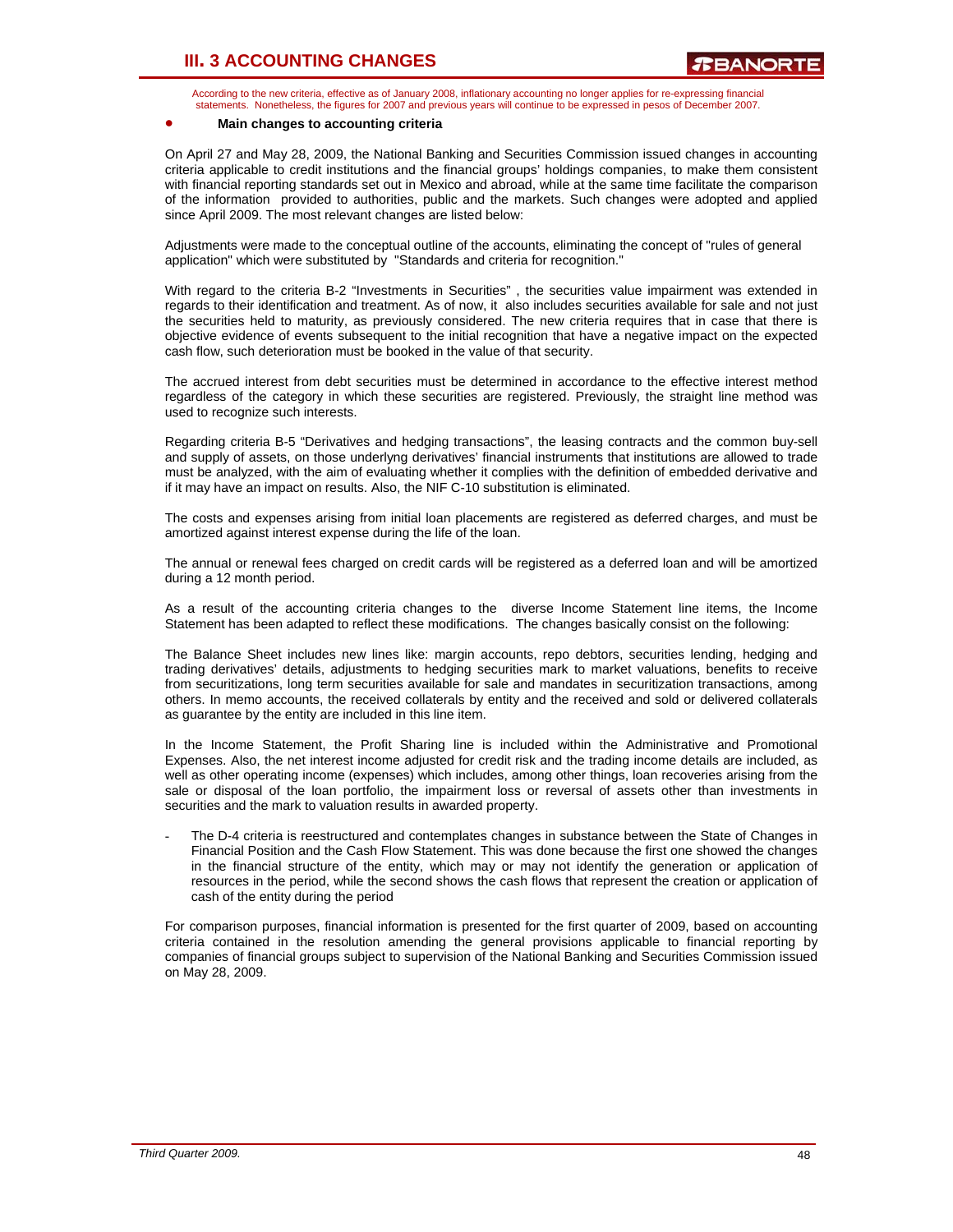# III. 3 ACCOUNTING CHANGES

According to the new criteria, effective as of January 2008, inflationary accounting no longer applies for re-expressing financial statements. Nonetheless, the figures for 2007 and previous years will continue to be expressed in pesos of December 2007.

- **Main changes to accounting criteria**

On April 27 and May 28, 2009, the National Banking and Securities Commission issued changes in accounting criteria applicable to credit institutions and the financial groups' holdings companies, to make them consistent with financial reporting standards set out in Mexico and abroad, while at the same time facilitate the comparison of the information provided to authorities, public and the markets. Such changes were adopted and applied since April 2009. The most relevant changes are listed below:

Adjustments were made to the conceptual outline of the accounts, eliminating the concept of "rules of general application" which were substituted by "Standards and criteria for recognition."

With regard to the criteria B-2 "Investments in Securities" , the securities value impairment was extended in regards to their identification and treatment. As of now, it also includes securities available for sale and not just the securities held to maturity, as previously considered. The new criteria requires that in case that there is objective evidence of events subsequent to the initial recognition that have a negative impact on the expected cash flow, such deterioration must be booked in the value of that security.

The accrued interest from debt securities must be determined in accordance to the effective interest method regardless of the category in which these securities are registered. Previously, the straight line method was used to recognize such interests.

Regarding criteria B-5 "Derivatives and hedging transactions", the leasing contracts and the common buy-sell and supply of assets, on those underlyng derivatives' financial instruments that institutions are allowed to trade must be analyzed, with the aim of evaluating whether it complies with the definition of embedded derivative and if it may have an impact on results. Also, the NIF C-10 substitution is eliminated.

The costs and expenses arising from initial loan placements are registered as deferred charges, and must be amortized against interest expense during the life of the loan.

The annual or renewal fees charged on credit cards will be registered as a deferred loan and will be amortized during a 12 month period.

As a result of the accounting criteria changes to the diverse Income Statement line items, the Income Statement has been adapted to reflect these modifications. The changes basically consist on the following:

The Balance Sheet includes new lines like: margin accounts, repo debtors, securities lending, hedging and trading derivatives' details, adjustments to hedging securities mark to market valuations, benefits to receive from securitizations, long term securities available for sale and mandates in securitization transactions, among others. In memo accounts, the received collaterals by entity and the received and sold or delivered collaterals as guarantee by the entity are included in this line item.

In the Income Statement, the Profit Sharing line is included within the Administrative and Promotional Expenses. Also, the net interest income adjusted for credit risk and the trading income details are included, as well as other operating income (expenses) which includes, among other things, loan recoveries arising from the sale or disposal of the loan portfolio, the impairment loss or reversal of assets other than investments in securities and the mark to valuation results in awarded property.

- The D-4 criteria is reestructured and contemplates changes in substance between the State of Changes in Financial Position and the Cash Flow Statement. This was done because the first one showed the changes in the financial structure of the entity, which may or may not identify the generation or application of resources in the period, while the second shows the cash flows that represent the creation or application of cash of the entity during the period

For comparison purposes, financial information is presented for the first quarter of 2009, based on accounting criteria contained in the resolution amending the general provisions applicable to financial reporting by companies of financial groups subject to supervision of the National Banking and Securities Commission issued on May 28, 2009.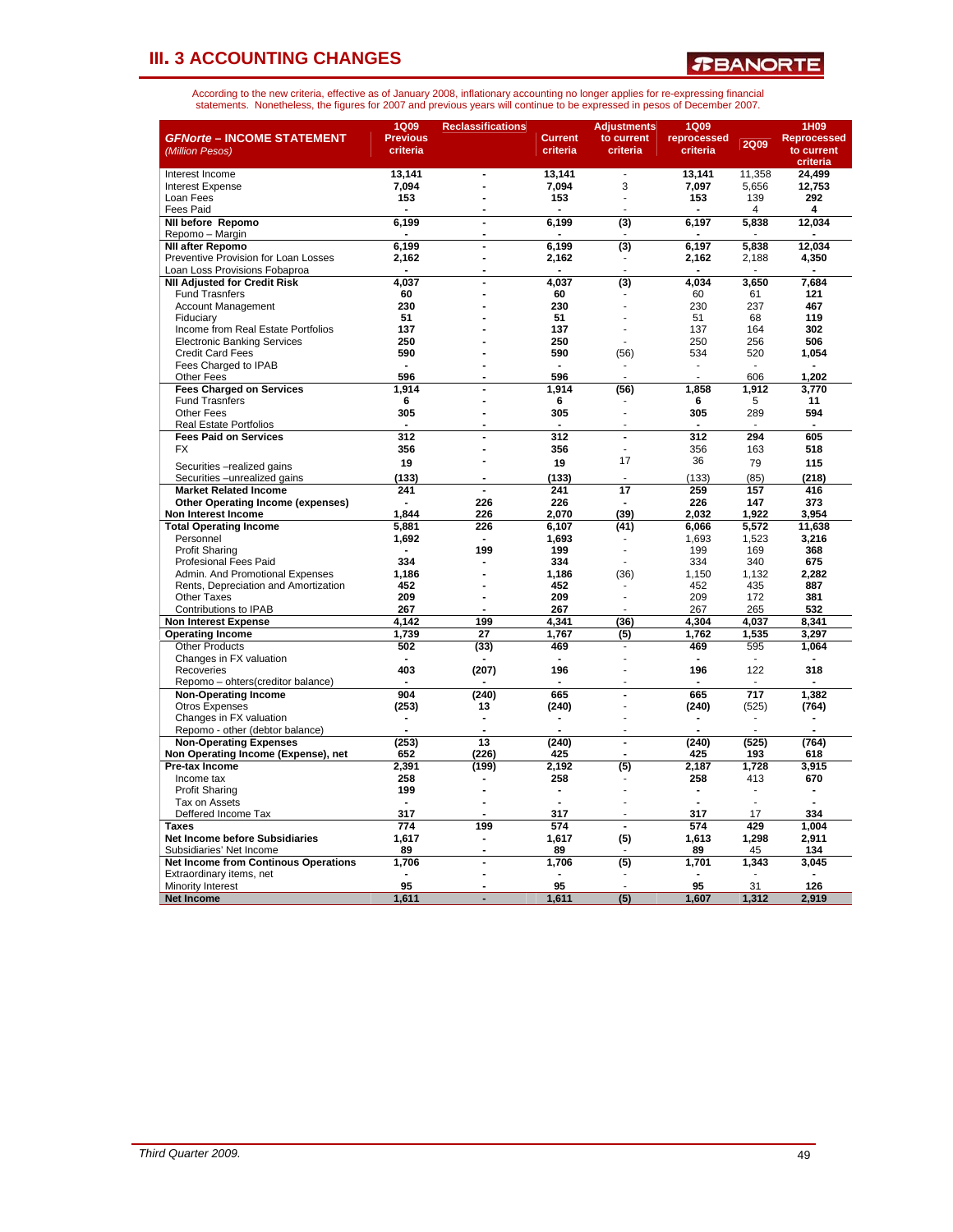## III. 3 ACCOUNTING CHANGES

According to the new criteria, effective as of January 2008, inflationary accounting no longer applies for re-expressing financial statements. Nonetheless, the figures for 2007 and previous years will continue to be expressed in pesos of December 2007.

| ***GFNorte – INCOME STATEMENT*** *(Million Pesos)* | 1Q09 Previous criteria | Reclassifications | Current criteria | Adjustments to current criteria | 1Q09 reprocessed criteria | 2Q09 | 1H09 Reprocessed to current criteria |
|---|---|---|---|---|---|---|---|
| Interest Income | 13,141 | - | 13,141 | - | 13,141 | 11,358 | 24,499 |
| Interest Expense | 7,094 | - | 7,094 | 3 | 7,097 | 5,656 | 12,753 |
| Loan Fees | 153 | - | 153 | - | 153 | 139 | 292 |
| Fees Paid | - | - | - | - | - | 4 | 4 |
| **NII before Repomo** | 6,199 | - | 6,199 | (3) | 6,197 | 5,838 | 12,034 |
| Repomo – Margin | - | - | - | - | - | - | - |
| **NII after Repomo** | 6,199 | - | 6,199 | (3) | 6,197 | 5,838 | 12,034 |
| Preventive Provision for Loan Losses | 2,162 | - | 2,162 | - | 2,162 | 2,188 | 4,350 |
| Loan Loss Provisions Fobaproa | - | - | - | - | - | - | - |
| **NII Adjusted for Credit Risk** | 4,037 | - | 4,037 | (3) | 4,034 | 3,650 | 7,684 |
| Fund Trasnfers | 60 | - | 60 | - | 60 | 61 | 121 |
| Account Management | 230 | - | 230 | - | 230 | 237 | 467 |
| Fiduciary | 51 | - | 51 | - | 51 | 68 | 119 |
| Income from Real Estate Portfolios | 137 | - | 137 | - | 137 | 164 | 302 |
| Electronic Banking Services | 250 | - | 250 | - | 250 | 256 | 506 |
| Credit Card Fees | 590 | - | 590 | (56) | 534 | 520 | 1,054 |
| Fees Charged to IPAB | - | - | - | - | - | - | - |
| Other Fees | 596 | - | 596 | - | - | 606 | 1,202 |
| **Fees Charged on Services** | 1,914 | - | 1,914 | (56) | 1,858 | 1,912 | 3,770 |
| Fund Trasnfers | 6 | - | 6 | - | 6 | 5 | 11 |
| Other Fees | 305 | - | 305 | - | 305 | 289 | 594 |
| Real Estate Portfolios | - | - | - | - | - | - | - |
| **Fees Paid on Services** | 312 | - | 312 | - | 312 | 294 | 605 |
| FX | 356 | - | 356 | - | 356 | 163 | 518 |
| Securities –realized gains | 19 | - | 19 | 17 | 36 | 79 | 115 |
| Securities –unrealized gains | (133) | - | (133) | - | (133) | (85) | (218) |
| **Market Related Income** | 241 | - | 241 | 17 | 259 | 157 | 416 |
| **Other Operating Income (expenses)** | - | 226 | 226 | - | 226 | 147 | 373 |
| **Non Interest Income** | 1,844 | 226 | 2,070 | (39) | 2,032 | 1,922 | 3,954 |
| **Total Operating Income** | 5,881 | 226 | 6,107 | (41) | 6,066 | 5,572 | 11,638 |
| Personnel | 1,692 | - | 1,693 | - | 1,693 | 1,523 | 3,216 |
| Profit Sharing | - | 199 | 199 | - | 199 | 169 | 368 |
| Profesional Fees Paid | 334 | - | 334 | - | 334 | 340 | 675 |
| Admin. And Promotional Expenses | 1,186 | - | 1,186 | (36) | 1,150 | 1,132 | 2,282 |
| Rents, Depreciation and Amortization | 452 | - | 452 | - | 452 | 435 | 887 |
| Other Taxes | 209 | - | 209 | - | 209 | 172 | 381 |
| Contributions to IPAB | 267 | - | 267 | - | 267 | 265 | 532 |
| **Non Interest Expense** | 4,142 | 199 | 4,341 | (36) | 4,304 | 4,037 | 8,341 |
| **Operating Income** | 1,739 | 27 | 1,767 | (5) | 1,762 | 1,535 | 3,297 |
| Other Products | 502 | (33) | 469 | - | 469 | 595 | 1,064 |
| Changes in FX valuation | - | - | - | - | - | - | - |
| Recoveries | 403 | (207) | 196 | - | 196 | 122 | 318 |
| Repomo – ohters(creditor balance) | - | - | - | - | - | - | - |
| **Non-Operating Income** | 904 | (240) | 665 | - | 665 | 717 | 1,382 |
| Otros Expenses | (253) | 13 | (240) | - | (240) | (525) | (764) |
| Changes in FX valuation | - | - | - | - | - | - | - |
| Repomo - other (debtor balance) | - | - | - | - | - | - | - |
| **Non-Operating Expenses** | (253) | 13 | (240) | - | (240) | (525) | (764) |
| **Non Operating Income (Expense), net** | 652 | (226) | 425 | - | 425 | 193 | 618 |
| **Pre-tax Income** | 2,391 | (199) | 2,192 | (5) | 2,187 | 1,728 | 3,915 |
| Income tax | 258 | - | 258 | - | 258 | 413 | 670 |
| Profit Sharing | 199 | - | - | - | - | - | - |
| Tax on Assets | - | - | - | - | - | - | - |
| Deffered Income Tax | 317 | - | 317 | - | 317 | 17 | 334 |
| **Taxes** | 774 | 199 | 574 | - | 574 | 429 | 1,004 |
| **Net Income before Subsidiaries** | 1,617 | - | 1,617 | (5) | 1,613 | 1,298 | 2,911 |
| Subsidiaries' Net Income | 89 | - | 89 | - | 89 | 45 | 134 |
| **Net Income from Continous Operations** | 1,706 | - | 1,706 | (5) | 1,701 | 1,343 | 3,045 |
| Extraordinary items, net | - | - | - | - | - | - | - |
| Minority Interest | 95 | - | 95 | - | 95 | 31 | 126 |
| **Net Income** | 1,611 | - | 1,611 | (5) | 1,607 | 1,312 | 2,919 |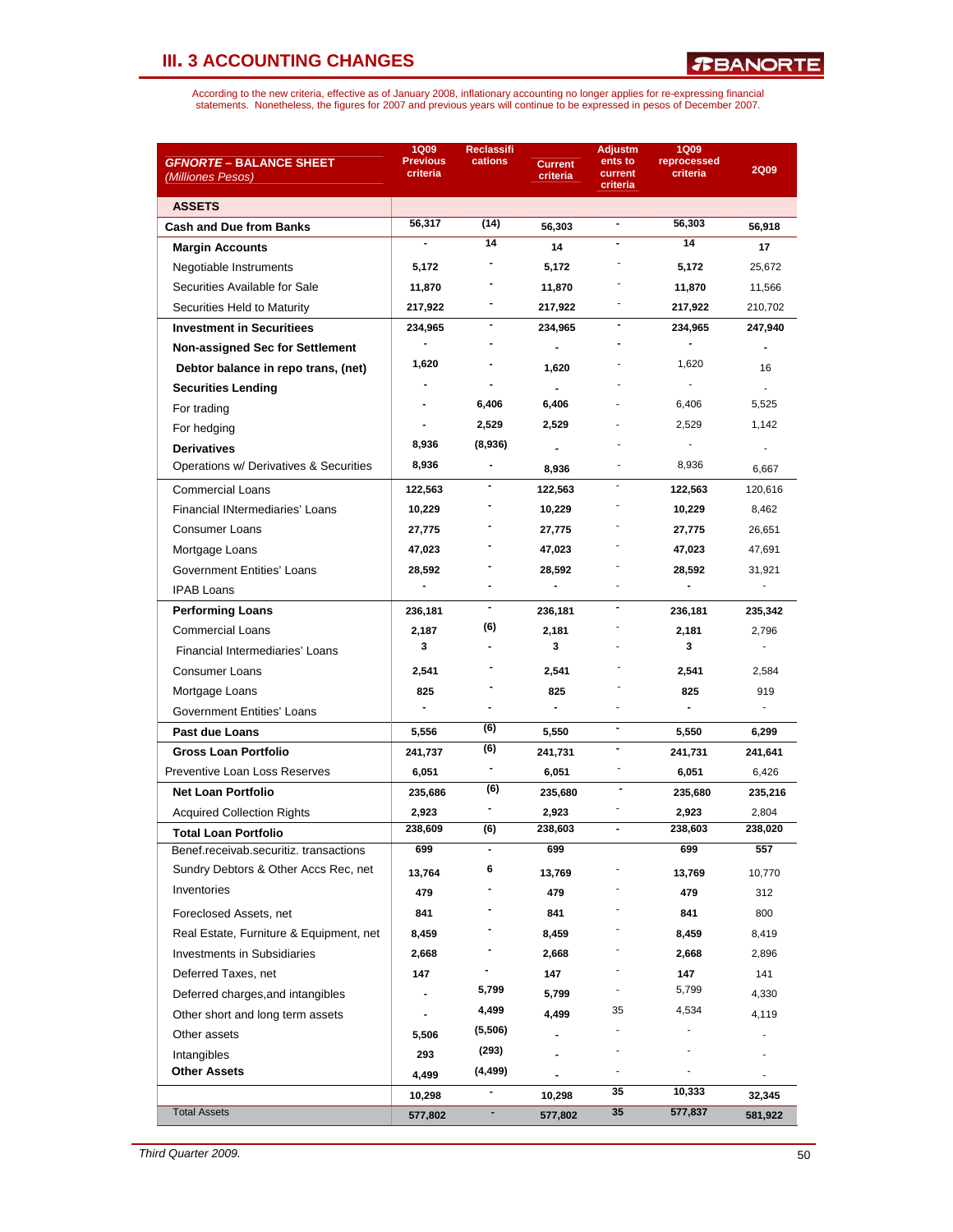## III. 3 ACCOUNTING CHANGES

According to the new criteria, effective as of January 2008, inflationary accounting no longer applies for re-expressing financial statements. Nonetheless, the figures for 2007 and previous years will continue to be expressed in pesos of December 2007.

| ***GFNORTE – BALANCE SHEET*** *(Millones Pesos)* | 1Q09 Previous criteria | Reclassifications | Current criteria | Adjustments to current criteria | 1Q09 reprocessed criteria | 2Q09 |
|---|---|---|---|---|---|---|
| **ASSETS** | | | | | | |
| **Cash and Due from Banks** | 56,317 | (14) | 56,303 | - | 56,303 | 56,918 |
| **Margin Accounts** | - | 14 | 14 | - | 14 | 17 |
| Negotiable Instruments | 5,172 | - | 5,172 | - | 5,172 | 25,672 |
| Securities Available for Sale | 11,870 | - | 11,870 | - | 11,870 | 11,566 |
| Securities Held to Maturity | 217,922 | - | 217,922 | - | 217,922 | 210,702 |
| **Investment in Securitiees** | 234,965 | - | 234,965 | - | 234,965 | 247,940 |
| **Non-assigned Sec for Settlement** | - | - | - | - | - | - |
| **Debtor balance in repo trans, (net)** | 1,620 | - | 1,620 | - | 1,620 | 16 |
| **Securities Lending** | - | - | - | - | - | - |
| For trading | - | 6,406 | 6,406 | - | 6,406 | 5,525 |
| For hedging | - | 2,529 | 2,529 | - | 2,529 | 1,142 |
| **Derivatives** | 8,936 | (8,936) | - | - | - | - |
| Operations w/ Derivatives & Securities | 8,936 | - | 8,936 | - | 8,936 | 6,667 |
| Commercial Loans | 122,563 | - | 122,563 | - | 122,563 | 120,616 |
| Financial INtermediaries' Loans | 10,229 | - | 10,229 | - | 10,229 | 8,462 |
| Consumer Loans | 27,775 | - | 27,775 | - | 27,775 | 26,651 |
| Mortgage Loans | 47,023 | - | 47,023 | - | 47,023 | 47,691 |
| Government Entities' Loans | 28,592 | - | 28,592 | - | 28,592 | 31,921 |
| IPAB Loans | - | - | - | - | - | - |
| **Performing Loans** | 236,181 | - | 236,181 | - | 236,181 | 235,342 |
| Commercial Loans | 2,187 | (6) | 2,181 | - | 2,181 | 2,796 |
| Financial Intermediaries' Loans | 3 | - | 3 | - | 3 | - |
| Consumer Loans | 2,541 | - | 2,541 | - | 2,541 | 2,584 |
| Mortgage Loans | 825 | - | 825 | - | 825 | 919 |
| Government Entities' Loans | - | - | - | - | - | - |
| **Past due Loans** | 5,556 | (6) | 5,550 | - | 5,550 | 6,299 |
| **Gross Loan Portfolio** | 241,737 | (6) | 241,731 | - | 241,731 | 241,641 |
| Preventive Loan Loss Reserves | 6,051 | - | 6,051 | - | 6,051 | 6,426 |
| **Net Loan Portfolio** | 235,686 | (6) | 235,680 | - | 235,680 | 235,216 |
| Acquired Collection Rights | 2,923 | - | 2,923 | - | 2,923 | 2,804 |
| **Total Loan Portfolio** | 238,609 | (6) | 238,603 | - | 238,603 | 238,020 |
| Benef.receivab.securitiz. transactions | 699 | - | 699 | | 699 | 557 |
| Sundry Debtors & Other Accs Rec, net | 13,764 | 6 | 13,769 | - | 13,769 | 10,770 |
| Inventories | 479 | - | 479 | - | 479 | 312 |
| Foreclosed Assets, net | 841 | - | 841 | - | 841 | 800 |
| Real Estate, Furniture & Equipment, net | 8,459 | - | 8,459 | - | 8,459 | 8,419 |
| Investments in Subsidiaries | 2,668 | - | 2,668 | - | 2,668 | 2,896 |
| Deferred Taxes, net | 147 | - | 147 | - | 147 | 141 |
| Deferred charges,and intangibles | - | 5,799 | 5,799 | - | 5,799 | 4,330 |
| Other short and long term assets | - | 4,499 | 4,499 | 35 | 4,534 | 4,119 |
| Other assets | 5,506 | (5,506) | - | - | - | - |
| Intangibles | 293 | (293) | - | - | - | - |
| **Other Assets** | 4,499 | (4,499) | - | - | - | - |
| | 10,298 | - | 10,298 | 35 | 10,333 | 32,345 |
| Total Assets | 577,802 | - | 577,802 | 35 | 577,837 | 581,922 |

*Third Quarter 2009.*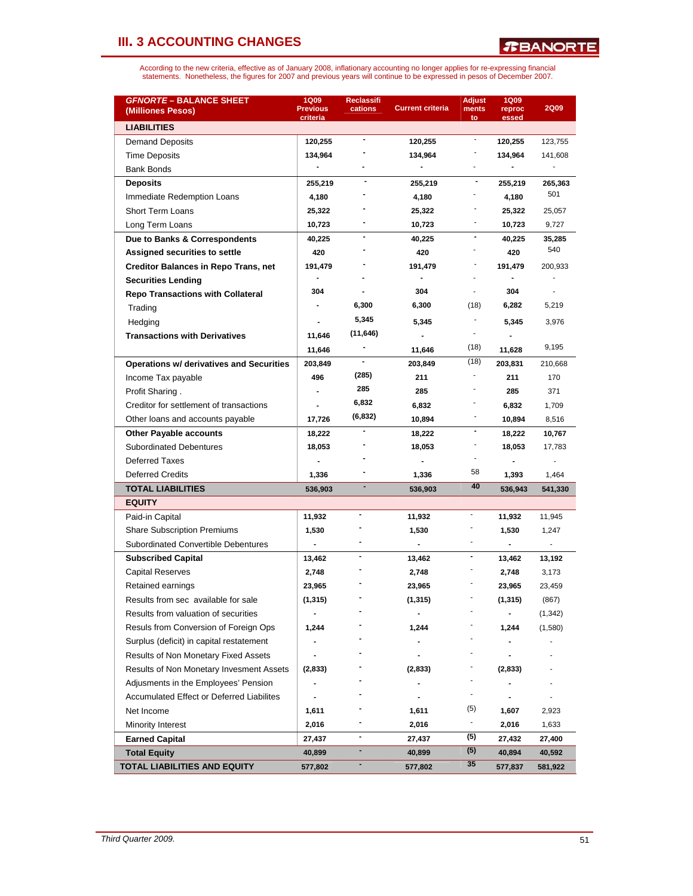## III. 3 ACCOUNTING CHANGES

According to the new criteria, effective as of January 2008, inflationary accounting no longer applies for re-expressing financial statements. Nonetheless, the figures for 2007 and previous years will continue to be expressed in pesos of December 2007.

| *GFNORTE* – BALANCE SHEET (Millones Pesos) | 1Q09 Previous criteria | Reclassifications | Current criteria | Adjustments to | 1Q09 reprocessed | 2Q09 |
|---|---|---|---|---|---|---|
| **LIABILITIES** | | | | | | |
| Demand Deposits | 120,255 | - | 120,255 | - | 120,255 | 123,755 |
| Time Deposits | 134,964 | - | 134,964 | - | 134,964 | 141,608 |
| Bank Bonds | - | - | - | - | - | - |
| **Deposits** | 255,219 | - | 255,219 | - | 255,219 | 265,363 |
| Immediate Redemption Loans | 4,180 | - | 4,180 | - | 4,180 | 501 |
| Short Term Loans | 25,322 | - | 25,322 | - | 25,322 | 25,057 |
| Long Term Loans | 10,723 | - | 10,723 | - | 10,723 | 9,727 |
| **Due to Banks & Correspondents** | 40,225 | - | 40,225 | - | 40,225 | 35,285 |
| **Assigned securities to settle** | 420 | - | 420 | - | 420 | 540 |
| **Creditor Balances in Repo Trans, net** | 191,479 | - | 191,479 | - | 191,479 | 200,933 |
| **Securities Lending** | - | - | - | - | - | - |
| **Repo Transactions with Collateral** | 304 | - | 304 | - | 304 | - |
| Trading | - | 6,300 | 6,300 | (18) | 6,282 | 5,219 |
| Hedging | - | 5,345 | 5,345 | - | 5,345 | 3,976 |
| **Transactions with Derivatives** | 11,646 | (11,646) | - | - | - | |
| | 11,646 | - | 11,646 | (18) | 11,628 | 9,195 |
| **Operations w/ derivatives and Securities** | 203,849 | - | 203,849 | (18) | 203,831 | 210,668 |
| Income Tax payable | 496 | (285) | 211 | - | 211 | 170 |
| Profit Sharing . | - | 285 | 285 | - | 285 | 371 |
| Creditor for settlement of transactions | - | 6,832 | 6,832 | - | 6,832 | 1,709 |
| Other loans and accounts payable | 17,726 | (6,832) | 10,894 | - | 10,894 | 8,516 |
| **Other Payable accounts** | 18,222 | - | 18,222 | - | 18,222 | 10,767 |
| Subordinated Debentures | 18,053 | - | 18,053 | - | 18,053 | 17,783 |
| Deferred Taxes | - | - | - | - | - | - |
| Deferred Credits | 1,336 | - | 1,336 | 58 | 1,393 | 1,464 |
| **TOTAL LIABILITIES** | 536,903 | - | 536,903 | 40 | 536,943 | 541,330 |
| **EQUITY** | | | | | | |
| Paid-in Capital | 11,932 | - | 11,932 | - | 11,932 | 11,945 |
| Share Subscription Premiums | 1,530 | - | 1,530 | - | 1,530 | 1,247 |
| Subordinated Convertible Debentures | - | - | - | - | - | - |
| **Subscribed Capital** | 13,462 | - | 13,462 | - | 13,462 | 13,192 |
| Capital Reserves | 2,748 | - | 2,748 | - | 2,748 | 3,173 |
| Retained earnings | 23,965 | - | 23,965 | - | 23,965 | 23,459 |
| Results from sec available for sale | (1,315) | - | (1,315) | - | (1,315) | (867) |
| Results from valuation of securities | - | - | - | - | - | (1,342) |
| Resuls from Conversion of Foreign Ops | 1,244 | - | 1,244 | - | 1,244 | (1,580) |
| Surplus (deficit) in capital restatement | - | - | - | - | - | - |
| Results of Non Monetary Fixed Assets | - | - | - | - | - | - |
| Results of Non Monetary Invesment Assets | (2,833) | - | (2,833) | - | (2,833) | - |
| Adjustments in the Employees' Pension | - | - | - | - | - | - |
| Accumulated Effect or Deferred Liabilites | - | - | - | - | - | - |
| Net Income | 1,611 | - | 1,611 | (5) | 1,607 | 2,923 |
| Minority Interest | 2,016 | - | 2,016 | - | 2,016 | 1,633 |
| **Earned Capital** | 27,437 | - | 27,437 | (5) | 27,432 | 27,400 |
| **Total Equity** | 40,899 | - | 40,899 | (5) | 40,894 | 40,592 |
| **TOTAL LIABILITIES AND EQUITY** | 577,802 | - | 577,802 | 35 | 577,837 | 581,922 |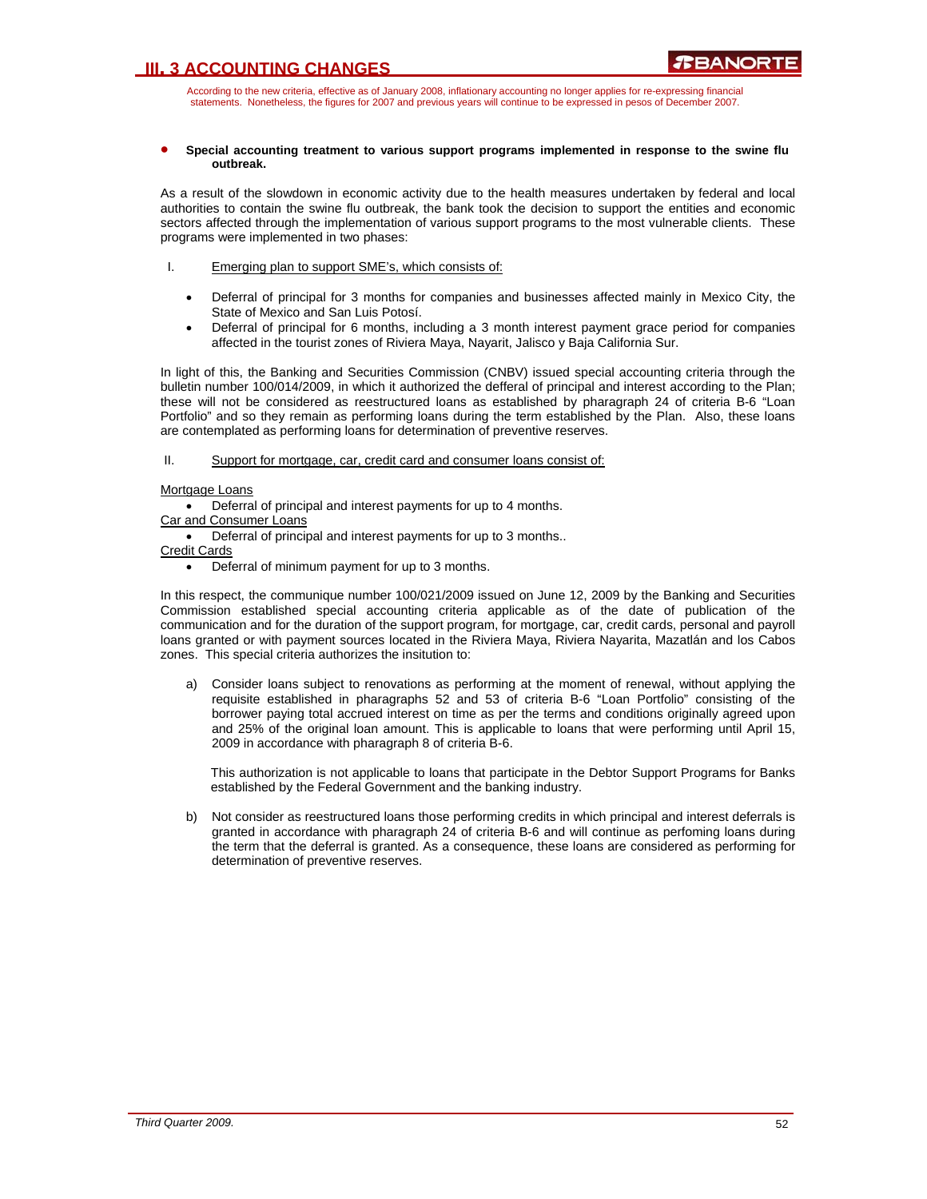## III. 3 ACCOUNTING CHANGES

According to the new criteria, effective as of January 2008, inflationary accounting no longer applies for re-expressing financial statements. Nonetheless, the figures for 2007 and previous years will continue to be expressed in pesos of December 2007.

- **Special accounting treatment to various support programs implemented in response to the swine flu outbreak.**

As a result of the slowdown in economic activity due to the health measures undertaken by federal and local authorities to contain the swine flu outbreak, the bank took the decision to support the entities and economic sectors affected through the implementation of various support programs to the most vulnerable clients. These programs were implemented in two phases:

I. Emerging plan to support SME's, which consists of:

- Deferral of principal for 3 months for companies and businesses affected mainly in Mexico City, the State of Mexico and San Luis Potosí.
- Deferral of principal for 6 months, including a 3 month interest payment grace period for companies affected in the tourist zones of Riviera Maya, Nayarit, Jalisco y Baja California Sur.

In light of this, the Banking and Securities Commission (CNBV) issued special accounting criteria through the bulletin number 100/014/2009, in which it authorized the defferal of principal and interest according to the Plan; these will not be considered as reestructured loans as established by pharagraph 24 of criteria B-6 "Loan Portfolio" and so they remain as performing loans during the term established by the Plan. Also, these loans are contemplated as performing loans for determination of preventive reserves.

II. Support for mortgage, car, credit card and consumer loans consist of:

Mortgage Loans

- Deferral of principal and interest payments for up to 4 months.

Car and Consumer Loans

- Deferral of principal and interest payments for up to 3 months..

Credit Cards

- Deferral of minimum payment for up to 3 months.

In this respect, the communique number 100/021/2009 issued on June 12, 2009 by the Banking and Securities Commission established special accounting criteria applicable as of the date of publication of the communication and for the duration of the support program, for mortgage, car, credit cards, personal and payroll loans granted or with payment sources located in the Riviera Maya, Riviera Nayarita, Mazatlán and los Cabos zones. This special criteria authorizes the insitution to:

a) Consider loans subject to renovations as performing at the moment of renewal, without applying the requisite established in pharagraphs 52 and 53 of criteria B-6 "Loan Portfolio" consisting of the borrower paying total accrued interest on time as per the terms and conditions originally agreed upon and 25% of the original loan amount. This is applicable to loans that were performing until April 15, 2009 in accordance with pharagraph 8 of criteria B-6.

   This authorization is not applicable to loans that participate in the Debtor Support Programs for Banks established by the Federal Government and the banking industry.

b) Not consider as reestructured loans those performing credits in which principal and interest deferrals is granted in accordance with pharagraph 24 of criteria B-6 and will continue as perfoming loans during the term that the deferral is granted. As a consequence, these loans are considered as performing for determination of preventive reserves.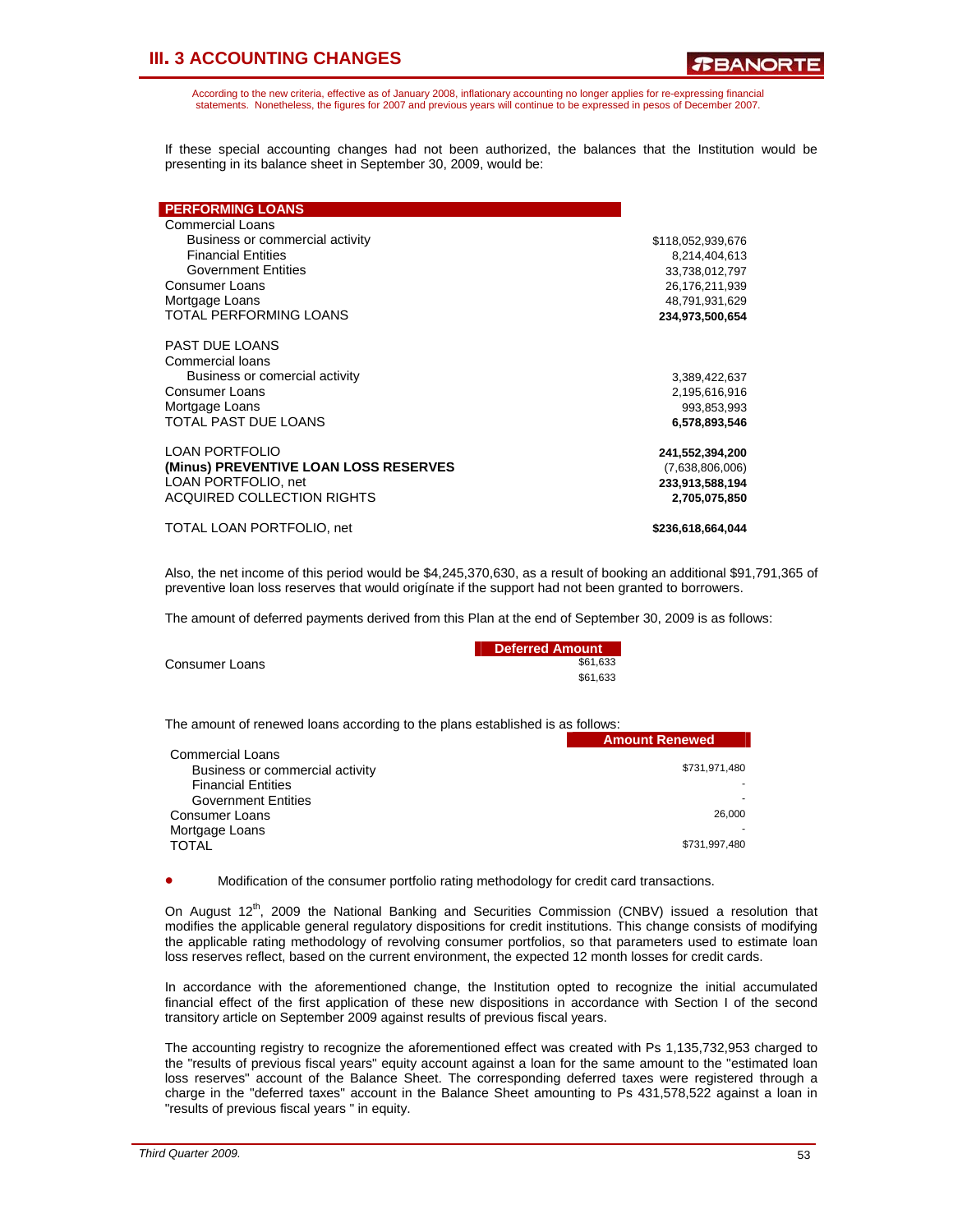# III. 3 ACCOUNTING CHANGES

According to the new criteria, effective as of January 2008, inflationary accounting no longer applies for re-expressing financial statements. Nonetheless, the figures for 2007 and previous years will continue to be expressed in pesos of December 2007.

If these special accounting changes had not been authorized, the balances that the Institution would be presenting in its balance sheet in September 30, 2009, would be:

| PERFORMING LOANS | |
|---|---|
| Commercial Loans | |
| Business or commercial activity | $118,052,939,676 |
| Financial Entities | 8,214,404,613 |
| Government Entities | 33,738,012,797 |
| Consumer Loans | 26,176,211,939 |
| Mortgage Loans | 48,791,931,629 |
| TOTAL PERFORMING LOANS | **234,973,500,654** |
| | |
| PAST DUE LOANS | |
| Commercial loans | |
| Business or comercial activity | 3,389,422,637 |
| Consumer Loans | 2,195,616,916 |
| Mortgage Loans | 993,853,993 |
| TOTAL PAST DUE LOANS | **6,578,893,546** |
| | |
| LOAN PORTFOLIO | **241,552,394,200** |
| **(Minus) PREVENTIVE LOAN LOSS RESERVES** | (7,638,806,006) |
| LOAN PORTFOLIO, net | **233,913,588,194** |
| ACQUIRED COLLECTION RIGHTS | **2,705,075,850** |
| | |
| TOTAL LOAN PORTFOLIO, net | **$236,618,664,044** |

Also, the net income of this period would be $4,245,370,630, as a result of booking an additional $91,791,365 of preventive loan loss reserves that would origínate if the support had not been granted to borrowers.

The amount of deferred payments derived from this Plan at the end of September 30, 2009 is as follows:

| | Deferred Amount |
|---|---|
| Consumer Loans | $61,633 |
| | $61,633 |

The amount of renewed loans according to the plans established is as follows:

| | Amount Renewed |
|---|---|
| Commercial Loans | |
| Business or commercial activity | $731,971,480 |
| Financial Entities | - |
| Government Entities | - |
| Consumer Loans | 26,000 |
| Mortgage Loans | - |
| TOTAL | $731,997,480 |

- Modification of the consumer portfolio rating methodology for credit card transactions.

On August 12th, 2009 the National Banking and Securities Commission (CNBV) issued a resolution that modifies the applicable general regulatory dispositions for credit institutions. This change consists of modifying the applicable rating methodology of revolving consumer portfolios, so that parameters used to estimate loan loss reserves reflect, based on the current environment, the expected 12 month losses for credit cards.

In accordance with the aforementioned change, the Institution opted to recognize the initial accumulated financial effect of the first application of these new dispositions in accordance with Section I of the second transitory article on September 2009 against results of previous fiscal years.

The accounting registry to recognize the aforementioned effect was created with Ps 1,135,732,953 charged to the "results of previous fiscal years" equity account against a loan for the same amount to the "estimated loan loss reserves" account of the Balance Sheet. The corresponding deferred taxes were registered through a charge in the "deferred taxes" account in the Balance Sheet amounting to Ps 431,578,522 against a loan in "results of previous fiscal years " in equity.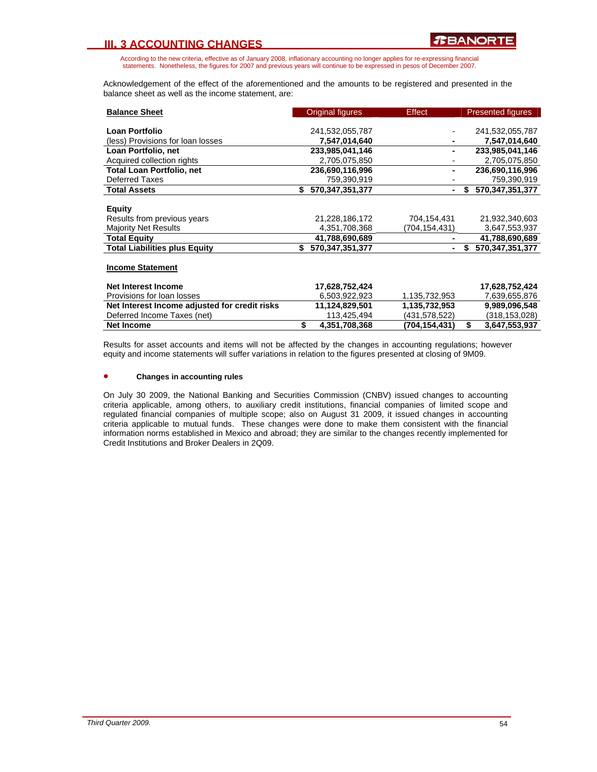## III. 3 ACCOUNTING CHANGES

According to the new criteria, effective as of January 2008, inflationary accounting no longer applies for re-expressing financial statements. Nonetheless, the figures for 2007 and previous years will continue to be expressed in pesos of December 2007.

Acknowledgement of the effect of the aforementioned and the amounts to be registered and presented in the balance sheet as well as the income statement, are:

| Balance Sheet | Original figures | Effect | Presented figures |
|---|---|---|---|
| **Loan Portfolio** | 241,532,055,787 | - | 241,532,055,787 |
| (less) Provisions for loan losses | **7,547,014,640** | **-** | **7,547,014,640** |
| **Loan Portfolio, net** | **233,985,041,146** | **-** | **233,985,041,146** |
| Acquired collection rights | 2,705,075,850 | - | 2,705,075,850 |
| **Total Loan Portfolio, net** | **236,690,116,996** | **-** | **236,690,116,996** |
| Deferred Taxes | 759,390,919 | - | 759,390,919 |
| **Total Assets** | **$ 570,347,351,377** | **-** | **$ 570,347,351,377** |
| **Equity** | | | |
| Results from previous years | 21,228,186,172 | 704,154,431 | 21,932,340,603 |
| Majority Net Results | 4,351,708,368 | (704,154,431) | 3,647,553,937 |
| **Total Equity** | **41,788,690,689** | **-** | **41,788,690,689** |
| **Total Liabilities plus Equity** | **$ 570,347,351,377** | **-** | **$ 570,347,351,377** |

| Income Statement | Original figures | Effect | Presented figures |
|---|---|---|---|
| **Net Interest Income** | **17,628,752,424** | | **17,628,752,424** |
| Provisions for loan losses | 6,503,922,923 | 1,135,732,953 | 7,639,655,876 |
| **Net Interest Income adjusted for credit risks** | **11,124,829,501** | **1,135,732,953** | **9,989,096,548** |
| Deferred Income Taxes (net) | 113,425,494 | (431,578,522) | (318,153,028) |
| **Net Income** | **$ 4,351,708,368** | **(704,154,431)** | **$ 3,647,553,937** |

Results for asset accounts and items will not be affected by the changes in accounting regulations; however equity and income statements will suffer variations in relation to the figures presented at closing of 9M09.

- **Changes in accounting rules**

On July 30 2009, the National Banking and Securities Commission (CNBV) issued changes to accounting criteria applicable, among others, to auxiliary credit institutions, financial companies of limited scope and regulated financial companies of multiple scope; also on August 31 2009, it issued changes in accounting criteria applicable to mutual funds. These changes were done to make them consistent with the financial information norms established in Mexico and abroad; they are similar to the changes recently implemented for Credit Institutions and Broker Dealers in 2Q09.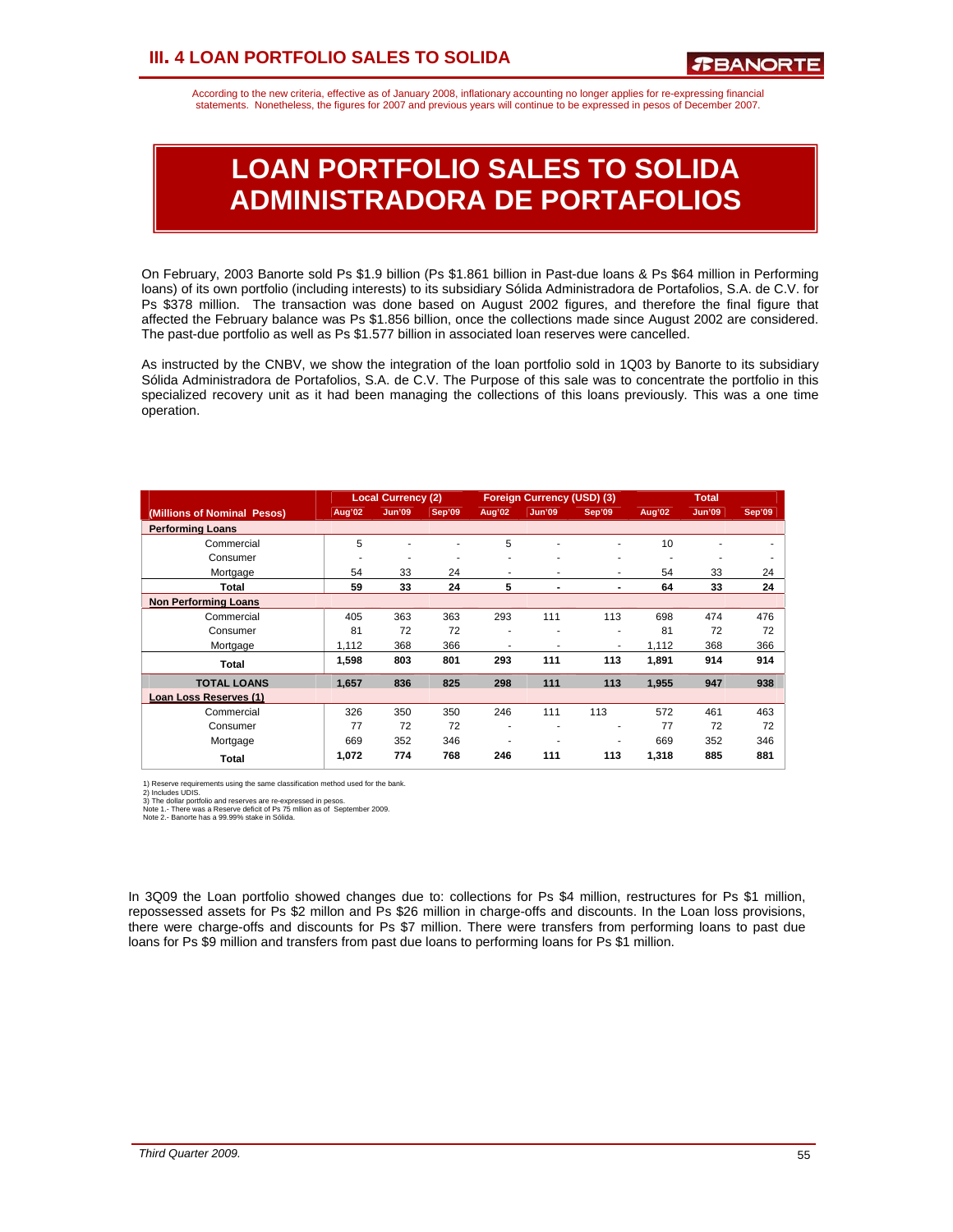According to the new criteria, effective as of January 2008, inflationary accounting no longer applies for re-expressing financial statements. Nonetheless, the figures for 2007 and previous years will continue to be expressed in pesos of December 2007.

# LOAN PORTFOLIO SALES TO SOLIDA ADMINISTRADORA DE PORTAFOLIOS

On February, 2003 Banorte sold Ps $1.9 billion (Ps $1.861 billion in Past-due loans & Ps $64 million in Performing loans) of its own portfolio (including interests) to its subsidiary Sólida Administradora de Portafolios, S.A. de C.V. for Ps $378 million. The transaction was done based on August 2002 figures, and therefore the final figure that affected the February balance was Ps $1.856 billion, once the collections made since August 2002 are considered. The past-due portfolio as well as Ps $1.577 billion in associated loan reserves were cancelled.

As instructed by the CNBV, we show the integration of the loan portfolio sold in 1Q03 by Banorte to its subsidiary Sólida Administradora de Portafolios, S.A. de C.V. The Purpose of this sale was to concentrate the portfolio in this specialized recovery unit as it had been managing the collections of this loans previously. This was a one time operation.

| | Local Currency (2) | | | Foreign Currency (USD) (3) | | | Total | | |
|---|---|---|---|---|---|---|---|---|---|
| (Millions of Nominal Pesos) | Aug'02 | Jun'09 | Sep'09 | Aug'02 | Jun'09 | Sep'09 | Aug'02 | Jun'09 | Sep'09 |
| **Performing Loans** | | | | | | | | | |
| Commercial | 5 | - | - | 5 | - | - | 10 | - | - |
| Consumer | - | - | - | - | - | - | - | - | - |
| Mortgage | 54 | 33 | 24 | - | - | - | 54 | 33 | 24 |
| **Total** | **59** | **33** | **24** | **5** | **-** | **-** | **64** | **33** | **24** |
| **Non Performing Loans** | | | | | | | | | |
| Commercial | 405 | 363 | 363 | 293 | 111 | 113 | 698 | 474 | 476 |
| Consumer | 81 | 72 | 72 | - | - | - | 81 | 72 | 72 |
| Mortgage | 1,112 | 368 | 366 | - | - | - | 1,112 | 368 | 366 |
| **Total** | **1,598** | **803** | **801** | **293** | **111** | **113** | **1,891** | **914** | **914** |
| **TOTAL LOANS** | **1,657** | **836** | **825** | **298** | **111** | **113** | **1,955** | **947** | **938** |
| **Loan Loss Reserves (1)** | | | | | | | | | |
| Commercial | 326 | 350 | 350 | 246 | 111 | 113 | 572 | 461 | 463 |
| Consumer | 77 | 72 | 72 | - | - | - | 77 | 72 | 72 |
| Mortgage | 669 | 352 | 346 | - | - | - | 669 | 352 | 346 |
| **Total** | **1,072** | **774** | **768** | **246** | **111** | **113** | **1,318** | **885** | **881** |

1) Reserve requirements using the same classification method used for the bank.
2) Includes UDIS.
3) The dollar portfolio and reserves are re-expressed in pesos.
Note 1.- There was a Reserve deficit of Ps 75 mllion as of September 2009.
Note 2.- Banorte has a 99.99% stake in Sólida.

In 3Q09 the Loan portfolio showed changes due to: collections for Ps $4 million, restructures for Ps $1 million, repossessed assets for Ps $2 millon and Ps $26 million in charge-offs and discounts. In the Loan loss provisions, there were charge-offs and discounts for Ps $7 million. There were transfers from performing loans to past due loans for Ps $9 million and transfers from past due loans to performing loans for Ps $1 million.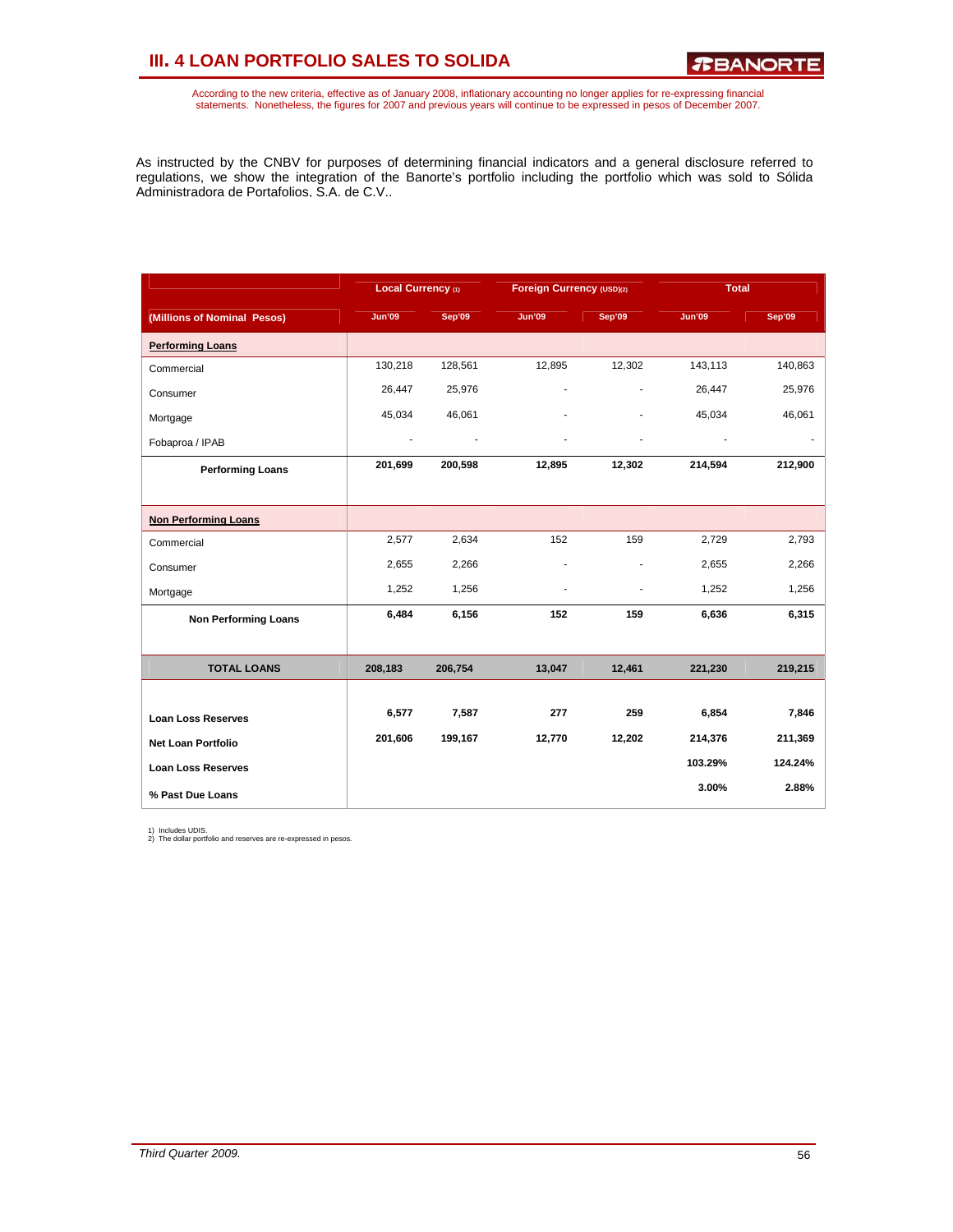# III. 4 LOAN PORTFOLIO SALES TO SOLIDA

According to the new criteria, effective as of January 2008, inflationary accounting no longer applies for re-expressing financial statements. Nonetheless, the figures for 2007 and previous years will continue to be expressed in pesos of December 2007.

As instructed by the CNBV for purposes of determining financial indicators and a general disclosure referred to regulations, we show the integration of the Banorte's portfolio including the portfolio which was sold to Sólida Administradora de Portafolios, S.A. de C.V..

| | Local Currency (1) | | Foreign Currency (USD)(2) | | Total | |
|---|---|---|---|---|---|---|
| **(Millions of Nominal Pesos)** | **Jun'09** | **Sep'09** | **Jun'09** | **Sep'09** | **Jun'09** | **Sep'09** |
| **Performing Loans** | | | | | | |
| Commercial | 130,218 | 128,561 | 12,895 | 12,302 | 143,113 | 140,863 |
| Consumer | 26,447 | 25,976 | - | - | 26,447 | 25,976 |
| Mortgage | 45,034 | 46,061 | - | - | 45,034 | 46,061 |
| Fobaproa / IPAB | - | - | - | - | - | - |
| **Performing Loans** | **201,699** | **200,598** | **12,895** | **12,302** | **214,594** | **212,900** |
| **Non Performing Loans** | | | | | | |
| Commercial | 2,577 | 2,634 | 152 | 159 | 2,729 | 2,793 |
| Consumer | 2,655 | 2,266 | - | - | 2,655 | 2,266 |
| Mortgage | 1,252 | 1,256 | - | - | 1,252 | 1,256 |
| **Non Performing Loans** | **6,484** | **6,156** | **152** | **159** | **6,636** | **6,315** |
| **TOTAL LOANS** | **208,183** | **206,754** | **13,047** | **12,461** | **221,230** | **219,215** |
| **Loan Loss Reserves** | **6,577** | **7,587** | **277** | **259** | **6,854** | **7,846** |
| **Net Loan Portfolio** | **201,606** | **199,167** | **12,770** | **12,202** | **214,376** | **211,369** |
| **Loan Loss Reserves** | | | | | **103.29%** | **124.24%** |
| **% Past Due Loans** | | | | | **3.00%** | **2.88%** |

1) Includes UDIS.
2) The dollar portfolio and reserves are re-expressed in pesos.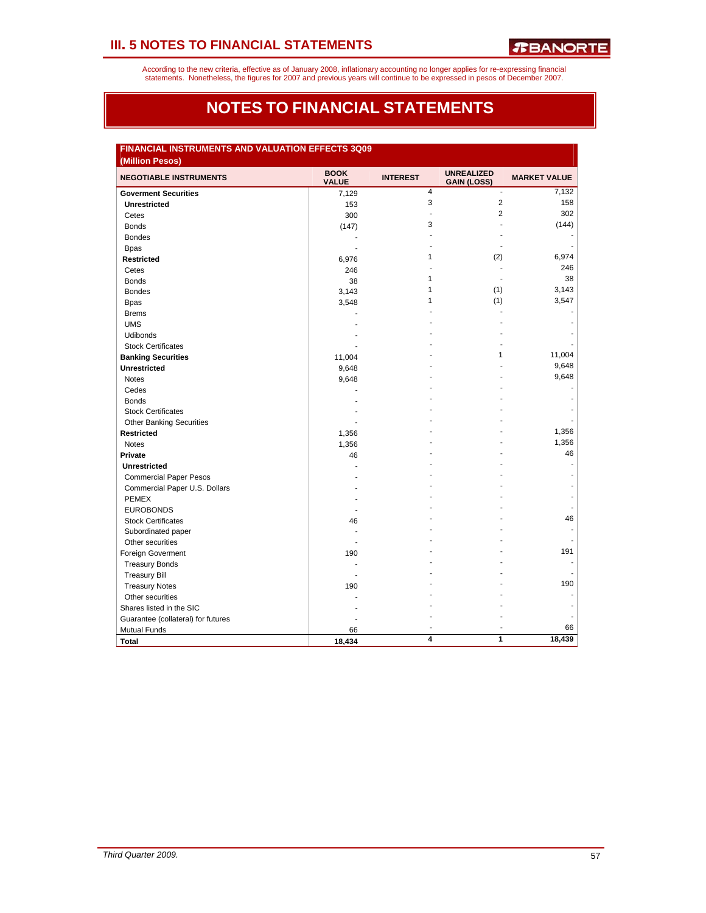According to the new criteria, effective as of January 2008, inflationary accounting no longer applies for re-expressing financial statements. Nonetheless, the figures for 2007 and previous years will continue to be expressed in pesos of December 2007.

# NOTES TO FINANCIAL STATEMENTS

**FINANCIAL INSTRUMENTS AND VALUATION EFFECTS 3Q09**
**(Million Pesos)**

| NEGOTIABLE INSTRUMENTS | BOOK VALUE | INTEREST | UNREALIZED GAIN (LOSS) | MARKET VALUE |
|---|---|---|---|---|
| **Goverment Securities** | 7,129 | 4 | - | 7,132 |
| **Unrestricted** | 153 | 3 | 2 | 158 |
| Cetes | 300 | - | 2 | 302 |
| Bonds | (147) | 3 | - | (144) |
| Bondes | - | - | - | - |
| Bpas | - | - | - | - |
| **Restricted** | 6,976 | 1 | (2) | 6,974 |
| Cetes | 246 | - | - | 246 |
| Bonds | 38 | 1 | - | 38 |
| Bondes | 3,143 | 1 | (1) | 3,143 |
| Bpas | 3,548 | 1 | (1) | 3,547 |
| Brems | - | - | - | - |
| UMS | - | - | - | - |
| Udibonds | - | - | - | - |
| Stock Certificates | - | - | - | - |
| **Banking Securities** | 11,004 | - | 1 | 11,004 |
| **Unrestricted** | 9,648 | - | - | 9,648 |
| Notes | 9,648 | - | - | 9,648 |
| Cedes | - | - | - | - |
| Bonds | - | - | - | - |
| Stock Certificates | - | - | - | - |
| Other Banking Securities | - | - | - | - |
| **Restricted** | 1,356 | - | - | 1,356 |
| Notes | 1,356 | - | - | 1,356 |
| **Private** | 46 | - | - | 46 |
| **Unrestricted** | - | - | - | - |
| Commercial Paper Pesos | - | - | - | - |
| Commercial Paper U.S. Dollars | - | - | - | - |
| PEMEX | - | - | - | - |
| EUROBONDS | - | - | - | - |
| Stock Certificates | 46 | - | - | 46 |
| Subordinated paper | - | - | - | - |
| Other securities | - | - | - | - |
| Foreign Goverment | 190 | - | - | 191 |
| Treasury Bonds | - | - | - | - |
| Treasury Bill | - | - | - | - |
| Treasury Notes | 190 | - | - | 190 |
| Other securities | - | - | - | - |
| Shares listed in the SIC | - | - | - | - |
| Guarantee (collateral) for futures | - | - | - | - |
| Mutual Funds | 66 | - | - | 66 |
| **Total** | **18,434** | **4** | **1** | **18,439** |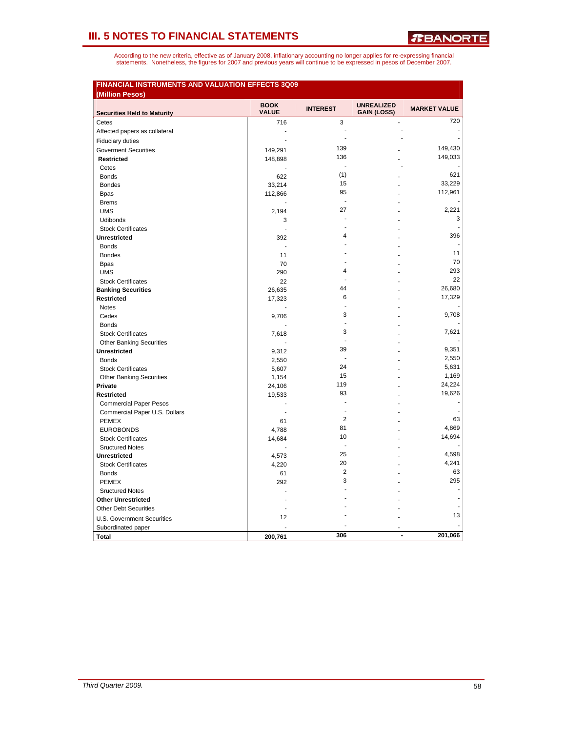# III. 5 NOTES TO FINANCIAL STATEMENTS

According to the new criteria, effective as of January 2008, inflationary accounting no longer applies for re-expressing financial statements. Nonetheless, the figures for 2007 and previous years will continue to be expressed in pesos of December 2007.

**FINANCIAL INSTRUMENTS AND VALUATION EFFECTS 3Q09**
**(Million Pesos)**

| Securities Held to Maturity | BOOK VALUE | INTEREST | UNREALIZED GAIN (LOSS) | MARKET VALUE |
|---|---|---|---|---|
| Cetes | 716 | 3 | - | 720 |
| Affected papers as collateral | - | - | - | - |
| Fiduciary duties | - | - | - | - |
| Goverment Securities | 149,291 | 139 | - | 149,430 |
| **Restricted** | 148,898 | 136 | - | 149,033 |
| Cetes | - | - | - | - |
| Bonds | 622 | (1) | - | 621 |
| Bondes | 33,214 | 15 | - | 33,229 |
| Bpas | 112,866 | 95 | - | 112,961 |
| Brems | - | - | - | - |
| UMS | 2,194 | 27 | - | 2,221 |
| Udibonds | 3 | - | - | 3 |
| Stock Certificates | - | - | - | - |
| **Unrestricted** | 392 | 4 | - | 396 |
| Bonds | - | - | - | - |
| Bondes | 11 | - | - | 11 |
| Bpas | 70 | - | - | 70 |
| UMS | 290 | 4 | - | 293 |
| Stock Certificates | 22 | - | - | 22 |
| **Banking Securities** | 26,635 | 44 | - | 26,680 |
| **Restricted** | 17,323 | 6 | - | 17,329 |
| Notes | - | - | - | - |
| Cedes | 9,706 | 3 | - | 9,708 |
| Bonds | - | - | - | - |
| Stock Certificates | 7,618 | 3 | - | 7,621 |
| Other Banking Securities | - | - | - | - |
| **Unrestricted** | 9,312 | 39 | - | 9,351 |
| Bonds | 2,550 | - | - | 2,550 |
| Stock Certificates | 5,607 | 24 | - | 5,631 |
| Other Banking Securities | 1,154 | 15 | - | 1,169 |
| **Private** | 24,106 | 119 | - | 24,224 |
| **Restricted** | 19,533 | 93 | - | 19,626 |
| Commercial Paper Pesos | - | - | - | - |
| Commercial Paper U.S. Dollars | - | - | - | - |
| PEMEX | 61 | 2 | - | 63 |
| EUROBONDS | 4,788 | 81 | - | 4,869 |
| Stock Certificates | 14,684 | 10 | - | 14,694 |
| Sructured Notes | - | - | - | - |
| **Unrestricted** | 4,573 | 25 | - | 4,598 |
| Stock Certificates | 4,220 | 20 | - | 4,241 |
| Bonds | 61 | 2 | - | 63 |
| PEMEX | 292 | 3 | - | 295 |
| Sructured Notes | - | - | - | - |
| **Other Unrestricted** | - | - | - | - |
| Other Debt Securities | - | - | - | - |
| U.S. Government Securities | 12 | - | - | 13 |
| Subordinated paper | - | - | - | - |
| **Total** | **200,761** | **306** | **-** | **201,066** |

*Third Quarter 2009.*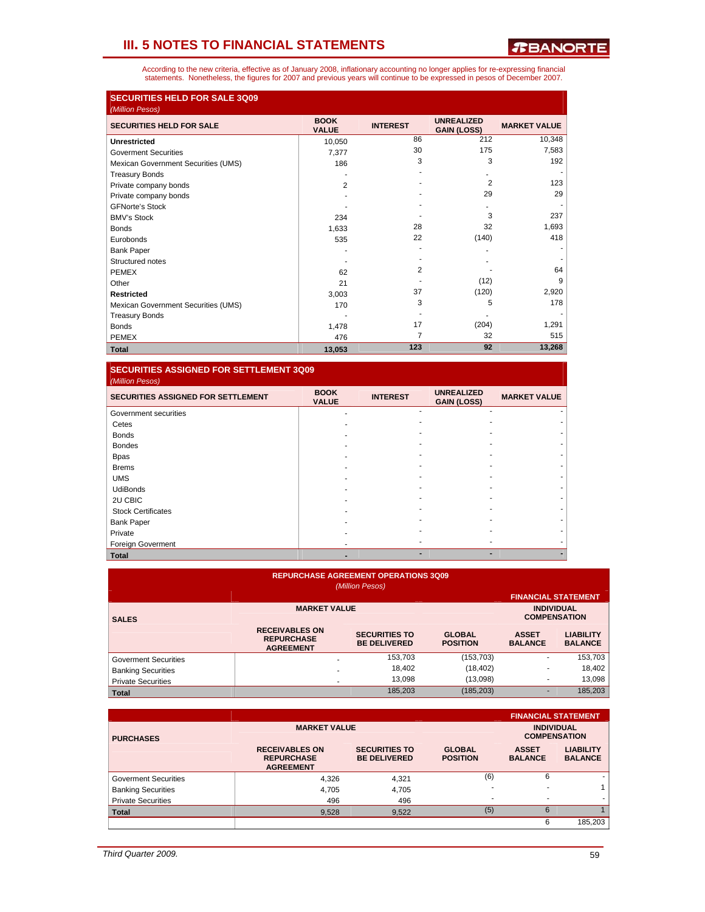## III. 5 NOTES TO FINANCIAL STATEMENTS

According to the new criteria, effective as of January 2008, inflationary accounting no longer applies for re-expressing financial statements. Nonetheless, the figures for 2007 and previous years will continue to be expressed in pesos of December 2007.

### SECURITIES HELD FOR SALE 3Q09

*(Million Pesos)*

| SECURITIES HELD FOR SALE | BOOK VALUE | INTEREST | UNREALIZED GAIN (LOSS) | MARKET VALUE |
|---|---|---|---|---|
| **Unrestricted** | 10,050 | 86 | 212 | 10,348 |
| Goverment Securities | 7,377 | 30 | 175 | 7,583 |
| Mexican Government Securities (UMS) | 186 | 3 | 3 | 192 |
| Treasury Bonds | - | - | - | - |
| Private company bonds | 2 | - | 2 | 123 |
| Private company bonds | - | - | 29 | 29 |
| GFNorte's Stock | - | - | - | - |
| BMV's Stock | 234 | - | 3 | 237 |
| Bonds | 1,633 | 28 | 32 | 1,693 |
| Eurobonds | 535 | 22 | (140) | 418 |
| Bank Paper | - | - | - | - |
| Structured notes | - | - | - | - |
| PEMEX | 62 | 2 | - | 64 |
| Other | 21 | - | (12) | 9 |
| **Restricted** | 3,003 | 37 | (120) | 2,920 |
| Mexican Government Securities (UMS) | 170 | 3 | 5 | 178 |
| Treasury Bonds | - | - | - | - |
| Bonds | 1,478 | 17 | (204) | 1,291 |
| PEMEX | 476 | 7 | 32 | 515 |
| **Total** | **13,053** | **123** | **92** | **13,268** |

### SECURITIES ASSIGNED FOR SETTLEMENT 3Q09

*(Million Pesos)*

| SECURITIES ASSIGNED FOR SETTLEMENT | BOOK VALUE | INTEREST | UNREALIZED GAIN (LOSS) | MARKET VALUE |
|---|---|---|---|---|
| Government securities | - | - | - | - |
| Cetes | - | - | - | - |
| Bonds | - | - | - | - |
| Bondes | - | - | - | - |
| Bpas | - | - | - | - |
| Brems | - | - | - | - |
| UMS | - | - | - | - |
| UdiBonds | - | - | - | - |
| 2U CBIC | - | - | - | - |
| Stock Certificates | - | - | - | - |
| Bank Paper | - | - | - | - |
| Private | - | - | - | - |
| Foreign Goverment | - | - | - | - |
| **Total** | **-** | **-** | **-** | **-** |

### REPURCHASE AGREEMENT OPERATIONS 3Q09

*(Million Pesos)*

| SALES | MARKET VALUE | | | FINANCIAL STATEMENT INDIVIDUAL COMPENSATION | |
|---|---|---|---|---|---|
| | RECEIVABLES ON REPURCHASE AGREEMENT | SECURITIES TO BE DELIVERED | GLOBAL POSITION | ASSET BALANCE | LIABILITY BALANCE |
| Goverment Securities | - | 153,703 | (153,703) | - | 153,703 |
| Banking Securities | - | 18,402 | (18,402) | - | 18,402 |
| Private Securities | - | 13,098 | (13,098) | - | 13,098 |
| **Total** | | 185,203 | (185,203) | - | 185,203 |

| PURCHASES | MARKET VALUE | | | FINANCIAL STATEMENT INDIVIDUAL COMPENSATION | |
|---|---|---|---|---|---|
| | RECEIVABLES ON REPURCHASE AGREEMENT | SECURITIES TO BE DELIVERED | GLOBAL POSITION | ASSET BALANCE | LIABILITY BALANCE |
| Goverment Securities | 4,326 | 4,321 | (6) | 6 | - |
| Banking Securities | 4,705 | 4,705 | - | - | 1 |
| Private Securities | 496 | 496 | - | - | - |
| **Total** | 9,528 | 9,522 | (5) | 6 | 1 |
| | | | | 6 | 185,203 |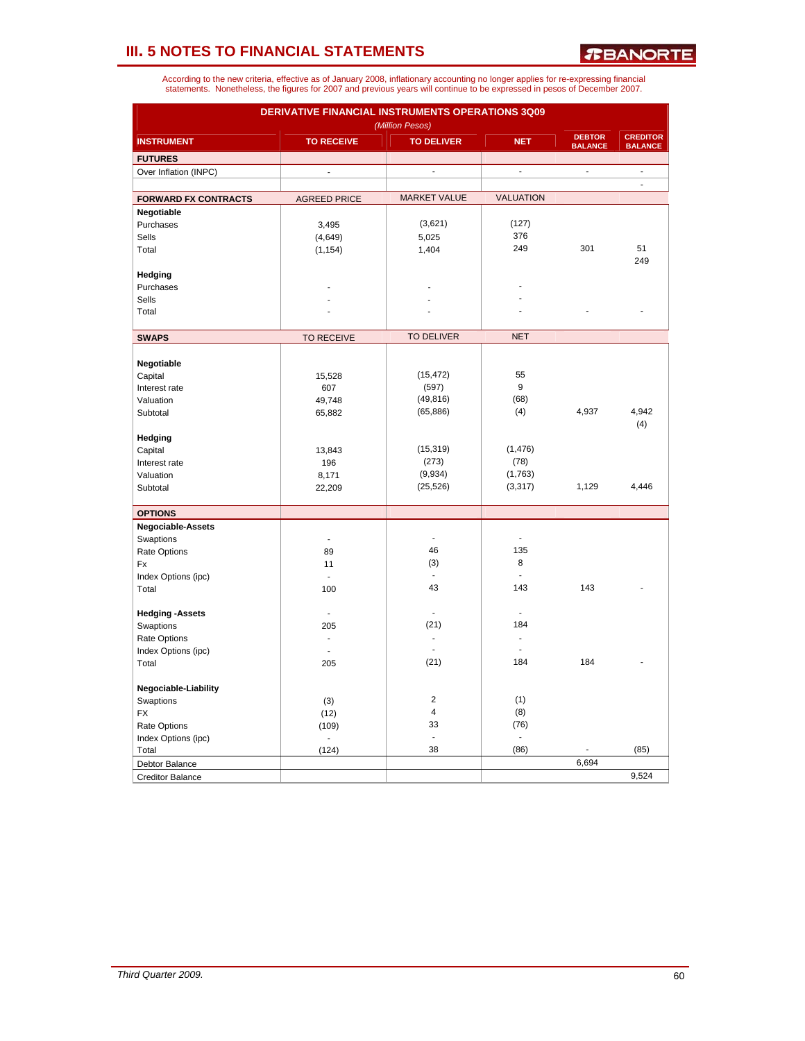## III. 5 NOTES TO FINANCIAL STATEMENTS

According to the new criteria, effective as of January 2008, inflationary accounting no longer applies for re-expressing financial statements. Nonetheless, the figures for 2007 and previous years will continue to be expressed in pesos of December 2007.

**DERIVATIVE FINANCIAL INSTRUMENTS OPERATIONS 3Q09**

*(Million Pesos)*

| INSTRUMENT | TO RECEIVE | TO DELIVER | NET | DEBTOR BALANCE | CREDITOR BALANCE |
|---|---|---|---|---|---|
| **FUTURES** | | | | | |
| Over Inflation (INPC) | - | - | - | - | - |
| | | | | | - |
| **FORWARD FX CONTRACTS** | AGREED PRICE | MARKET VALUE | VALUATION | | |
| **Negotiable** | | | | | |
| Purchases | 3,495 | (3,621) | (127) | | |
| Sells | (4,649) | 5,025 | 376 | | |
| Total | (1,154) | 1,404 | 249 | 301 | 51 |
| | | | | | 249 |
| **Hedging** | | | | | |
| Purchases | - | - | - | | |
| Sells | - | - | - | | |
| Total | - | - | - | - | - |
| **SWAPS** | TO RECEIVE | TO DELIVER | NET | | |
| **Negotiable** | | | | | |
| Capital | 15,528 | (15,472) | 55 | | |
| Interest rate | 607 | (597) | 9 | | |
| Valuation | 49,748 | (49,816) | (68) | | |
| Subtotal | 65,882 | (65,886) | (4) | 4,937 | 4,942 |
| | | | | | (4) |
| **Hedging** | | | | | |
| Capital | 13,843 | (15,319) | (1,476) | | |
| Interest rate | 196 | (273) | (78) | | |
| Valuation | 8,171 | (9,934) | (1,763) | | |
| Subtotal | 22,209 | (25,526) | (3,317) | 1,129 | 4,446 |
| **OPTIONS** | | | | | |
| **Negociable-Assets** | | | | | |
| Swaptions | - | - | - | | |
| Rate Options | 89 | 46 | 135 | | |
| Fx | 11 | (3) | 8 | | |
| Index Options (ipc) | - | - | - | | |
| Total | 100 | 43 | 143 | 143 | - |
| **Hedging -Assets** | - | - | - | | |
| Swaptions | 205 | (21) | 184 | | |
| Rate Options | - | - | - | | |
| Index Options (ipc) | - | - | - | | |
| Total | 205 | (21) | 184 | 184 | - |
| **Negociable-Liability** | | | | | |
| Swaptions | (3) | 2 | (1) | | |
| FX | (12) | 4 | (8) | | |
| Rate Options | (109) | 33 | (76) | | |
| Index Options (ipc) | - | - | - | | |
| Total | (124) | 38 | (86) | - | (85) |
| Debtor Balance | | | | 6,694 | |
| Creditor Balance | | | | | 9,524 |

*Third Quarter 2009.*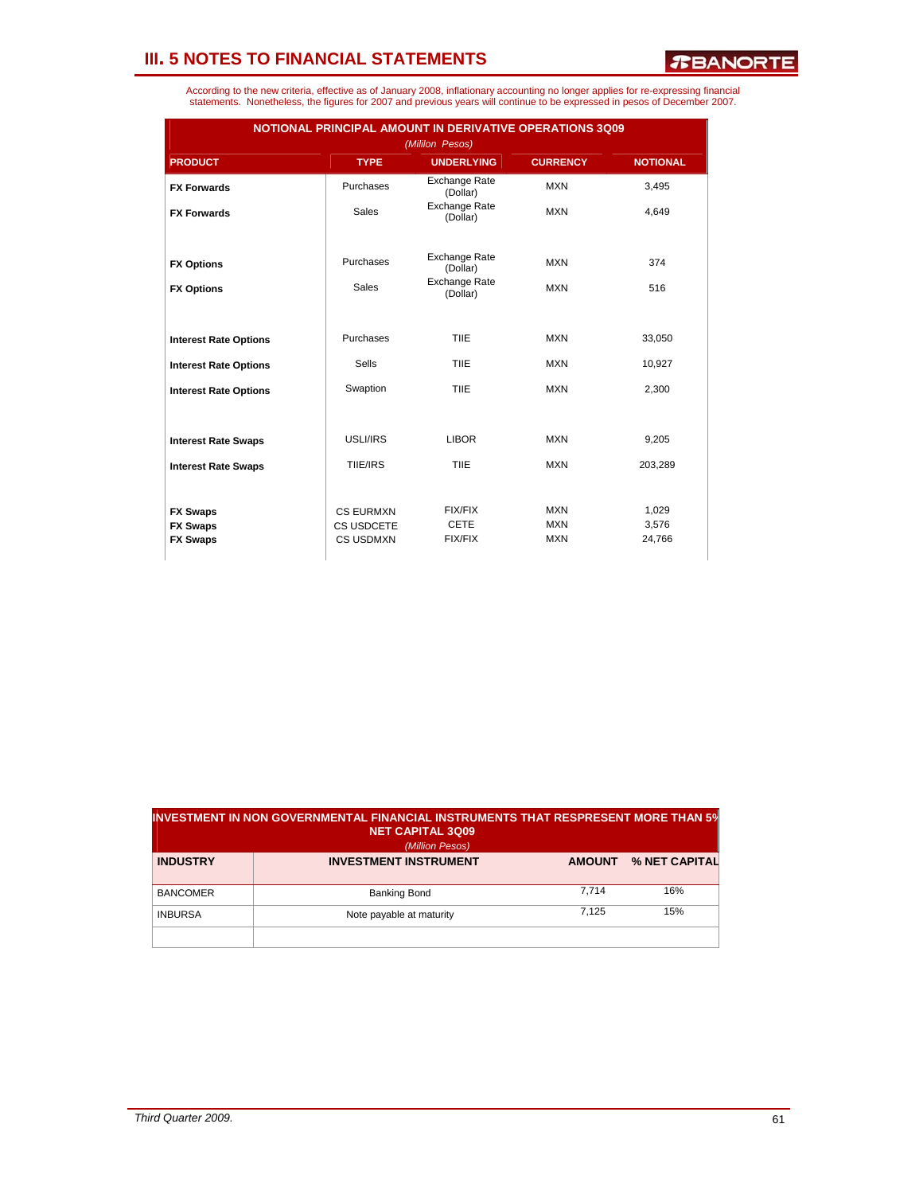# III. 5 NOTES TO FINANCIAL STATEMENTS

According to the new criteria, effective as of January 2008, inflationary accounting no longer applies for re-expressing financial statements. Nonetheless, the figures for 2007 and previous years will continue to be expressed in pesos of December 2007.

**NOTIONAL PRINCIPAL AMOUNT IN DERIVATIVE OPERATIONS 3Q09**
*(Millon Pesos)*

| PRODUCT | TYPE | UNDERLYING | CURRENCY | NOTIONAL |
|---|---|---|---|---|
| **FX Forwards** | Purchases | Exchange Rate (Dollar) | MXN | 3,495 |
| **FX Forwards** | Sales | Exchange Rate (Dollar) | MXN | 4,649 |
| **FX Options** | Purchases | Exchange Rate (Dollar) | MXN | 374 |
| **FX Options** | Sales | Exchange Rate (Dollar) | MXN | 516 |
| **Interest Rate Options** | Purchases | TIIE | MXN | 33,050 |
| **Interest Rate Options** | Sells | TIIE | MXN | 10,927 |
| **Interest Rate Options** | Swaption | TIIE | MXN | 2,300 |
| **Interest Rate Swaps** | USLI/IRS | LIBOR | MXN | 9,205 |
| **Interest Rate Swaps** | TIIE/IRS | TIIE | MXN | 203,289 |
| **FX Swaps** | CS EURMXN | FIX/FIX | MXN | 1,029 |
| **FX Swaps** | CS USDCETE | CETE | MXN | 3,576 |
| **FX Swaps** | CS USDMXN | FIX/FIX | MXN | 24,766 |

**INVESTMENT IN NON GOVERNMENTAL FINANCIAL INSTRUMENTS THAT RESPRESENT MORE THAN 5% NET CAPITAL 3Q09**
*(Million Pesos)*

| INDUSTRY | INVESTMENT INSTRUMENT | AMOUNT | % NET CAPITAL |
|---|---|---|---|
| BANCOMER | Banking Bond | 7,714 | 16% |
| INBURSA | Note payable at maturity | 7,125 | 15% |
| | | | |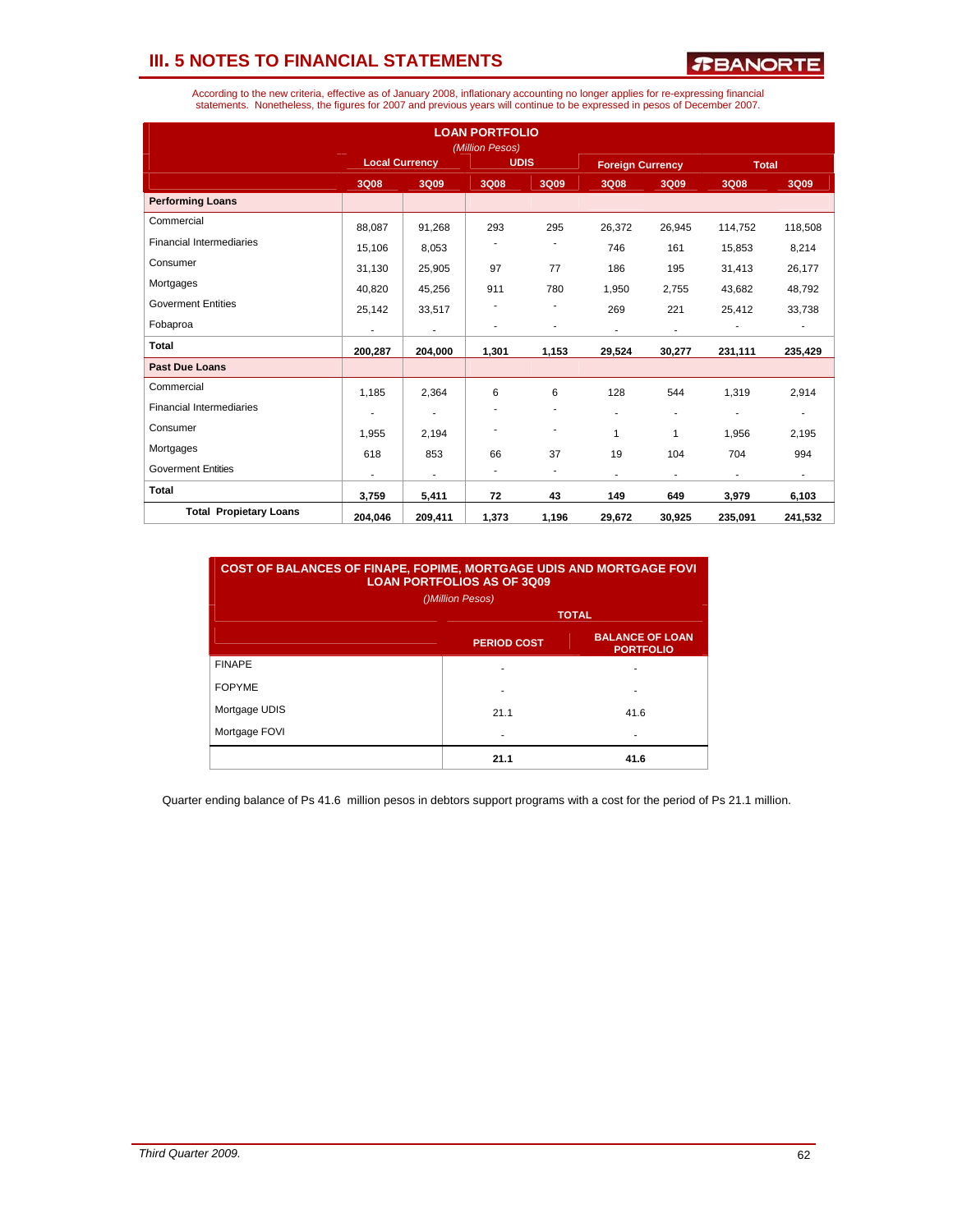## III. 5 NOTES TO FINANCIAL STATEMENTS

According to the new criteria, effective as of January 2008, inflationary accounting no longer applies for re-expressing financial statements. Nonetheless, the figures for 2007 and previous years will continue to be expressed in pesos of December 2007.

**LOAN PORTFOLIO**
*(Million Pesos)*

| | Local Currency | | UDIS | | Foreign Currency | | Total | |
|---|---|---|---|---|---|---|---|---|
| | 3Q08 | 3Q09 | 3Q08 | 3Q09 | 3Q08 | 3Q09 | 3Q08 | 3Q09 |
| **Performing Loans** | | | | | | | | |
| Commercial | 88,087 | 91,268 | 293 | 295 | 26,372 | 26,945 | 114,752 | 118,508 |
| Financial Intermediaries | 15,106 | 8,053 | - | - | 746 | 161 | 15,853 | 8,214 |
| Consumer | 31,130 | 25,905 | 97 | 77 | 186 | 195 | 31,413 | 26,177 |
| Mortgages | 40,820 | 45,256 | 911 | 780 | 1,950 | 2,755 | 43,682 | 48,792 |
| Goverment Entities | 25,142 | 33,517 | - | - | 269 | 221 | 25,412 | 33,738 |
| Fobaproa | - | - | - | - | - | - | - | - |
| **Total** | **200,287** | **204,000** | **1,301** | **1,153** | **29,524** | **30,277** | **231,111** | **235,429** |
| **Past Due Loans** | | | | | | | | |
| Commercial | 1,185 | 2,364 | 6 | 6 | 128 | 544 | 1,319 | 2,914 |
| Financial Intermediaries | - | - | - | - | - | - | - | - |
| Consumer | 1,955 | 2,194 | - | - | 1 | 1 | 1,956 | 2,195 |
| Mortgages | 618 | 853 | 66 | 37 | 19 | 104 | 704 | 994 |
| Goverment Entities | - | - | - | - | - | - | - | - |
| **Total** | **3,759** | **5,411** | **72** | **43** | **149** | **649** | **3,979** | **6,103** |
| **Total Propietary Loans** | **204,046** | **209,411** | **1,373** | **1,196** | **29,672** | **30,925** | **235,091** | **241,532** |

**COST OF BALANCES OF FINAPE, FOPIME, MORTGAGE UDIS AND MORTGAGE FOVI LOAN PORTFOLIOS AS OF 3Q09**
*()Million Pesos)*

| | TOTAL | |
|---|---|---|
| | PERIOD COST | BALANCE OF LOAN PORTFOLIO |
| FINAPE | - | - |
| FOPYME | - | - |
| Mortgage UDIS | 21.1 | 41.6 |
| Mortgage FOVI | - | - |
| | **21.1** | **41.6** |

Quarter ending balance of Ps 41.6 million pesos in debtors support programs with a cost for the period of Ps 21.1 million.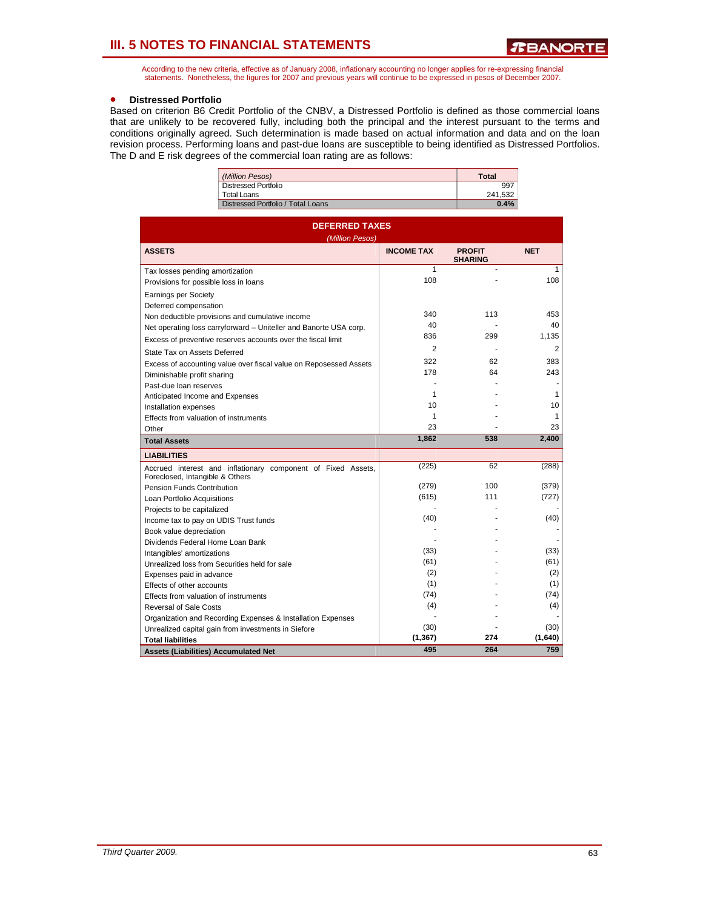# III. 5 NOTES TO FINANCIAL STATEMENTS

According to the new criteria, effective as of January 2008, inflationary accounting no longer applies for re-expressing financial statements. Nonetheless, the figures for 2007 and previous years will continue to be expressed in pesos of December 2007.

- **Distressed Portfolio**

Based on criterion B6 Credit Portfolio of the CNBV, a Distressed Portfolio is defined as those commercial loans that are unlikely to be recovered fully, including both the principal and the interest pursuant to the terms and conditions originally agreed. Such determination is made based on actual information and data and on the loan revision process. Performing loans and past-due loans are susceptible to being identified as Distressed Portfolios. The D and E risk degrees of the commercial loan rating are as follows:

| *(Million Pesos)* | **Total** |
|---|---|
| Distressed Portfolio | 997 |
| Total Loans | 241,532 |
| Distressed Portfolio / Total Loans | **0.4%** |

**DEFERRED TAXES**

*(Million Pesos)*

| **ASSETS** | **INCOME TAX** | **PROFIT SHARING** | **NET** |
|---|---|---|---|
| Tax losses pending amortization | 1 | - | 1 |
| Provisions for possible loss in loans | 108 | - | 108 |
| Earnings per Society | | | |
| Deferred compensation | | | |
| Non deductible provisions and cumulative income | 340 | 113 | 453 |
| Net operating loss carryforward – Uniteller and Banorte USA corp. | 40 | - | 40 |
| Excess of preventive reserves accounts over the fiscal limit | 836 | 299 | 1,135 |
| State Tax on Assets Deferred | 2 | - | 2 |
| Excess of accounting value over fiscal value on Reposessed Assets | 322 | 62 | 383 |
| Diminishable profit sharing | 178 | 64 | 243 |
| Past-due loan reserves | - | - | - |
| Anticipated Income and Expenses | 1 | - | 1 |
| Installation expenses | 10 | - | 10 |
| Effects from valuation of instruments | 1 | - | 1 |
| Other | 23 | - | 23 |
| **Total Assets** | **1,862** | **538** | **2,400** |
| **LIABILITIES** | | | |
| Accrued interest and inflationary component of Fixed Assets, Foreclosed, Intangible & Others | (225) | 62 | (288) |
| Pension Funds Contribution | (279) | 100 | (379) |
| Loan Portfolio Acquisitions | (615) | 111 | (727) |
| Projects to be capitalized | - | - | - |
| Income tax to pay on UDIS Trust funds | (40) | - | (40) |
| Book value depreciation | - | - | - |
| Dividends Federal Home Loan Bank | - | - | - |
| Intangibles' amortizations | (33) | - | (33) |
| Unrealized loss from Securities held for sale | (61) | - | (61) |
| Expenses paid in advance | (2) | - | (2) |
| Effects of other accounts | (1) | - | (1) |
| Effects from valuation of instruments | (74) | - | (74) |
| Reversal of Sale Costs | (4) | - | (4) |
| Organization and Recording Expenses & Installation Expenses | - | - | - |
| Unrealized capital gain from investments in Siefore | (30) | - | (30) |
| **Total liabilities** | **(1,367)** | **274** | **(1,640)** |
| **Assets (Liabilities) Accumulated Net** | **495** | **264** | **759** |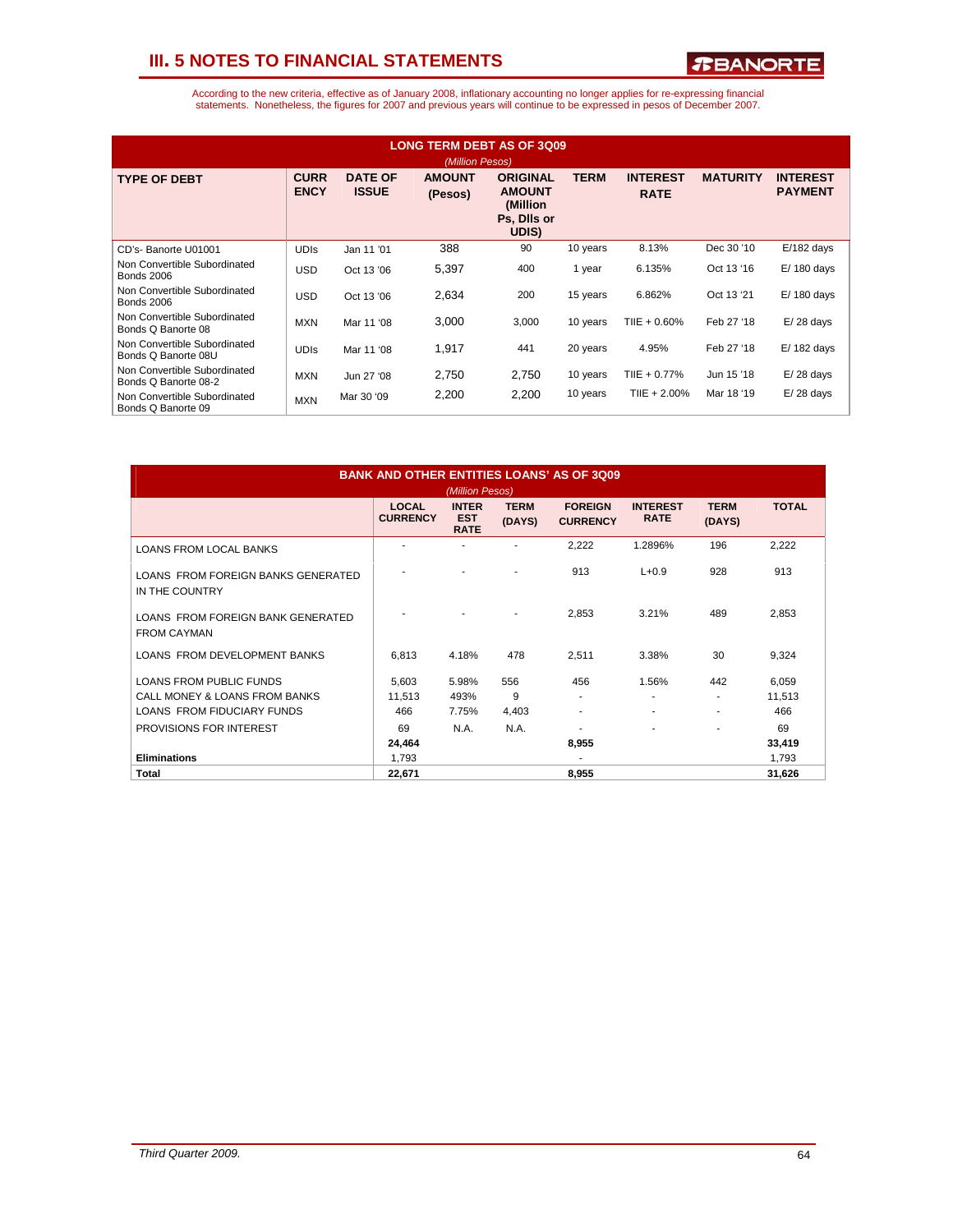## III. 5 NOTES TO FINANCIAL STATEMENTS

According to the new criteria, effective as of January 2008, inflationary accounting no longer applies for re-expressing financial statements. Nonetheless, the figures for 2007 and previous years will continue to be expressed in pesos of December 2007.

| LONG TERM DEBT AS OF 3Q09 (Million Pesos) | | | | | | | | |
|---|---|---|---|---|---|---|---|---|
| **TYPE OF DEBT** | **CURRENCY** | **DATE OF ISSUE** | **AMOUNT (Pesos)** | **ORIGINAL AMOUNT (Million Ps, Dlls or UDIS)** | **TERM** | **INTEREST RATE** | **MATURITY** | **INTEREST PAYMENT** |
| CD's- Banorte U01001 | UDIs | Jan 11 '01 | 388 | 90 | 10 years | 8.13% | Dec 30 '10 | E/182 days |
| Non Convertible Subordinated Bonds 2006 | USD | Oct 13 '06 | 5,397 | 400 | 1 year | 6.135% | Oct 13 '16 | E/ 180 days |
| Non Convertible Subordinated Bonds 2006 | USD | Oct 13 '06 | 2,634 | 200 | 15 years | 6.862% | Oct 13 '21 | E/ 180 days |
| Non Convertible Subordinated Bonds Q Banorte 08 | MXN | Mar 11 '08 | 3,000 | 3,000 | 10 years | TIIE + 0.60% | Feb 27 '18 | E/ 28 days |
| Non Convertible Subordinated Bonds Q Banorte 08U | UDIs | Mar 11 '08 | 1,917 | 441 | 20 years | 4.95% | Feb 27 '18 | E/ 182 days |
| Non Convertible Subordinated Bonds Q Banorte 08-2 | MXN | Jun 27 '08 | 2,750 | 2,750 | 10 years | TIIE + 0.77% | Jun 15 '18 | E/ 28 days |
| Non Convertible Subordinated Bonds Q Banorte 09 | MXN | Mar 30 '09 | 2,200 | 2,200 | 10 years | TIIE + 2.00% | Mar 18 '19 | E/ 28 days |

| BANK AND OTHER ENTITIES LOANS' AS OF 3Q09 (Million Pesos) | | | | | | | |
|---|---|---|---|---|---|---|---|
| | **LOCAL CURRENCY** | **INTEREST RATE** | **TERM (DAYS)** | **FOREIGN CURRENCY** | **INTEREST RATE** | **TERM (DAYS)** | **TOTAL** |
| LOANS FROM LOCAL BANKS | - | - | - | 2,222 | 1.2896% | 196 | 2,222 |
| LOANS FROM FOREIGN BANKS GENERATED IN THE COUNTRY | - | - | - | 913 | L+0.9 | 928 | 913 |
| LOANS FROM FOREIGN BANK GENERATED FROM CAYMAN | - | - | - | 2,853 | 3.21% | 489 | 2,853 |
| LOANS FROM DEVELOPMENT BANKS | 6,813 | 4.18% | 478 | 2,511 | 3.38% | 30 | 9,324 |
| LOANS FROM PUBLIC FUNDS | 5,603 | 5.98% | 556 | 456 | 1.56% | 442 | 6,059 |
| CALL MONEY & LOANS FROM BANKS | 11,513 | 493% | 9 | - | - | - | 11,513 |
| LOANS FROM FIDUCIARY FUNDS | 466 | 7.75% | 4,403 | - | - | - | 466 |
| PROVISIONS FOR INTEREST | 69 | N.A. | N.A. | - | - | - | 69 |
| | **24,464** | | | **8,955** | | | **33,419** |
| **Eliminations** | 1,793 | | | - | | | 1,793 |
| **Total** | **22,671** | | | **8,955** | | | **31,626** |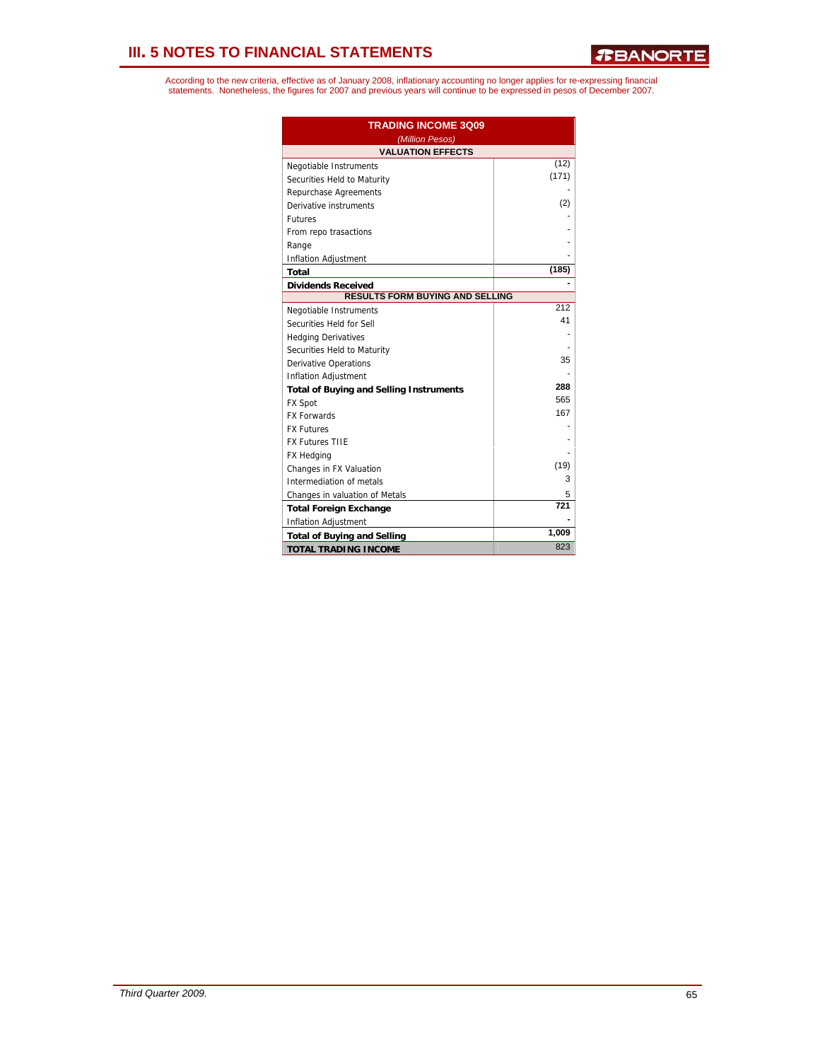# III. 5 NOTES TO FINANCIAL STATEMENTS

According to the new criteria, effective as of January 2008, inflationary accounting no longer applies for re-expressing financial statements. Nonetheless, the figures for 2007 and previous years will continue to be expressed in pesos of December 2007.

| TRADING INCOME 3Q09 | |
|---|---|
| *(Million Pesos)* | |
| **VALUATION EFFECTS** | |
| Negotiable Instruments | (12) |
| Securities Held to Maturity | (171) |
| Repurchase Agreements | - |
| Derivative instruments | (2) |
| Futures | - |
| From repo trasactions | - |
| Range | - |
| Inflation Adjustment | - |
| **Total** | **(185)** |
| **Dividends Received** | **-** |
| **RESULTS FORM BUYING AND SELLING** | |
| Negotiable Instruments | 212 |
| Securities Held for Sell | 41 |
| Hedging Derivatives | - |
| Securities Held to Maturity | - |
| Derivative Operations | 35 |
| Inflation Adjustment | - |
| **Total of Buying and Selling Instruments** | **288** |
| FX Spot | 565 |
| FX Forwards | 167 |
| FX Futures | - |
| FX Futures TIIE | - |
| FX Hedging | - |
| Changes in FX Valuation | (19) |
| Intermediation of metals | 3 |
| Changes in valuation of Metals | 5 |
| **Total Foreign Exchange** | **721** |
| Inflation Adjustment | **-** |
| **Total of Buying and Selling** | **1,009** |
| **TOTAL TRADING INCOME** | 823 |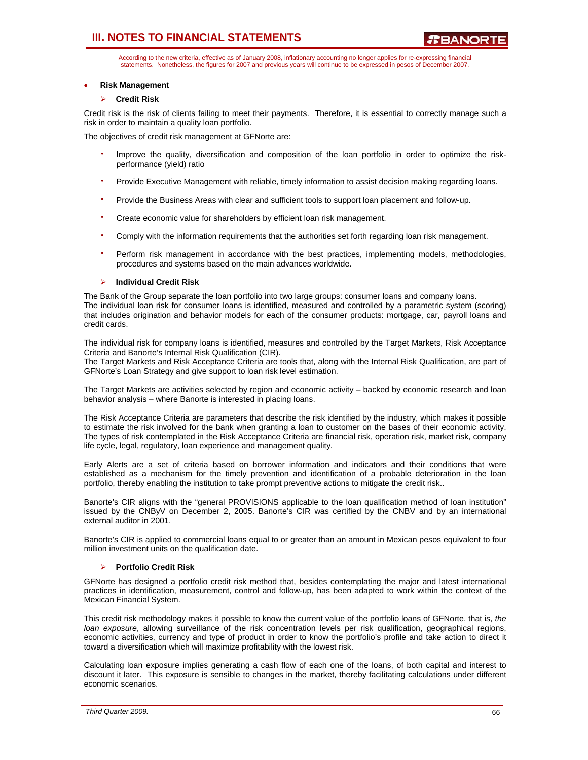According to the new criteria, effective as of January 2008, inflationary accounting no longer applies for re-expressing financial statements. Nonetheless, the figures for 2007 and previous years will continue to be expressed in pesos of December 2007.

- **Risk Management**

  - **Credit Risk**

Credit risk is the risk of clients failing to meet their payments. Therefore, it is essential to correctly manage such a risk in order to maintain a quality loan portfolio.

The objectives of credit risk management at GFNorte are:

- Improve the quality, diversification and composition of the loan portfolio in order to optimize the risk-performance (yield) ratio
- Provide Executive Management with reliable, timely information to assist decision making regarding loans.
- Provide the Business Areas with clear and sufficient tools to support loan placement and follow-up.
- Create economic value for shareholders by efficient loan risk management.
- Comply with the information requirements that the authorities set forth regarding loan risk management.
- Perform risk management in accordance with the best practices, implementing models, methodologies, procedures and systems based on the main advances worldwide.

  - **Individual Credit Risk**

The Bank of the Group separate the loan portfolio into two large groups: consumer loans and company loans.
The individual loan risk for consumer loans is identified, measured and controlled by a parametric system (scoring) that includes origination and behavior models for each of the consumer products: mortgage, car, payroll loans and credit cards.

The individual risk for company loans is identified, measures and controlled by the Target Markets, Risk Acceptance Criteria and Banorte's Internal Risk Qualification (CIR).
The Target Markets and Risk Acceptance Criteria are tools that, along with the Internal Risk Qualification, are part of GFNorte's Loan Strategy and give support to loan risk level estimation.

The Target Markets are activities selected by region and economic activity – backed by economic research and loan behavior analysis – where Banorte is interested in placing loans.

The Risk Acceptance Criteria are parameters that describe the risk identified by the industry, which makes it possible to estimate the risk involved for the bank when granting a loan to customer on the bases of their economic activity. The types of risk contemplated in the Risk Acceptance Criteria are financial risk, operation risk, market risk, company life cycle, legal, regulatory, loan experience and management quality.

Early Alerts are a set of criteria based on borrower information and indicators and their conditions that were established as a mechanism for the timely prevention and identification of a probable deterioration in the loan portfolio, thereby enabling the institution to take prompt preventive actions to mitigate the credit risk..

Banorte's CIR aligns with the "general PROVISIONS applicable to the loan qualification method of loan institution" issued by the CNByV on December 2, 2005. Banorte's CIR was certified by the CNBV and by an international external auditor in 2001.

Banorte's CIR is applied to commercial loans equal to or greater than an amount in Mexican pesos equivalent to four million investment units on the qualification date.

  - **Portfolio Credit Risk**

GFNorte has designed a portfolio credit risk method that, besides contemplating the major and latest international practices in identification, measurement, control and follow-up, has been adapted to work within the context of the Mexican Financial System.

This credit risk methodology makes it possible to know the current value of the portfolio loans of GFNorte, that is, *the loan exposure*, allowing surveillance of the risk concentration levels per risk qualification, geographical regions, economic activities, currency and type of product in order to know the portfolio's profile and take action to direct it toward a diversification which will maximize profitability with the lowest risk.

Calculating loan exposure implies generating a cash flow of each one of the loans, of both capital and interest to discount it later. This exposure is sensible to changes in the market, thereby facilitating calculations under different economic scenarios.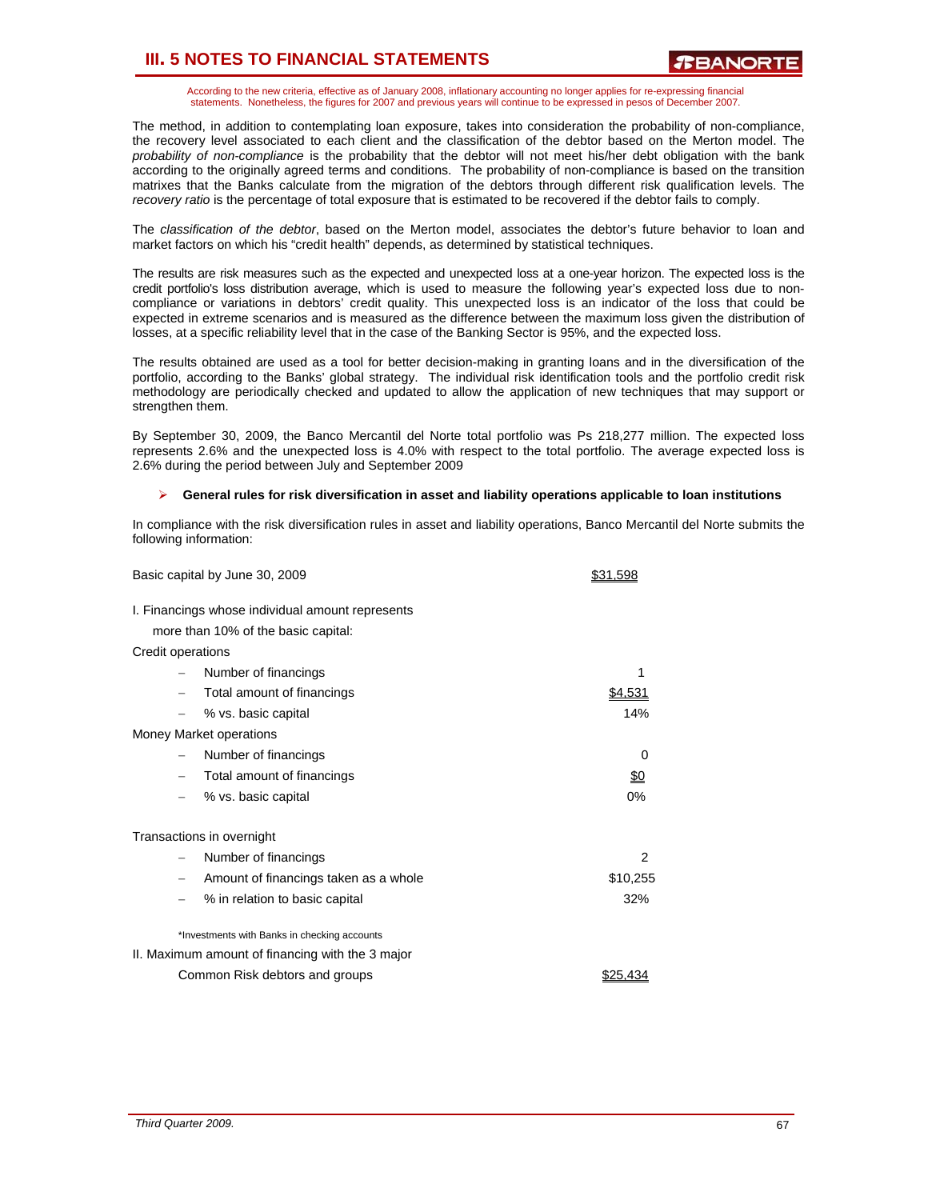According to the new criteria, effective as of January 2008, inflationary accounting no longer applies for re-expressing financial statements. Nonetheless, the figures for 2007 and previous years will continue to be expressed in pesos of December 2007.

The method, in addition to contemplating loan exposure, takes into consideration the probability of non-compliance, the recovery level associated to each client and the classification of the debtor based on the Merton model. The *probability of non-compliance* is the probability that the debtor will not meet his/her debt obligation with the bank according to the originally agreed terms and conditions. The probability of non-compliance is based on the transition matrixes that the Banks calculate from the migration of the debtors through different risk qualification levels. The *recovery ratio* is the percentage of total exposure that is estimated to be recovered if the debtor fails to comply.

The *classification of the debtor*, based on the Merton model, associates the debtor's future behavior to loan and market factors on which his "credit health" depends, as determined by statistical techniques.

The results are risk measures such as the expected and unexpected loss at a one-year horizon. The expected loss is the credit portfolio's loss distribution average, which is used to measure the following year's expected loss due to non-compliance or variations in debtors' credit quality. This unexpected loss is an indicator of the loss that could be expected in extreme scenarios and is measured as the difference between the maximum loss given the distribution of losses, at a specific reliability level that in the case of the Banking Sector is 95%, and the expected loss.

The results obtained are used as a tool for better decision-making in granting loans and in the diversification of the portfolio, according to the Banks' global strategy. The individual risk identification tools and the portfolio credit risk methodology are periodically checked and updated to allow the application of new techniques that may support or strengthen them.

By September 30, 2009, the Banco Mercantil del Norte total portfolio was Ps 218,277 million. The expected loss represents 2.6% and the unexpected loss is 4.0% with respect to the total portfolio. The average expected loss is 2.6% during the period between July and September 2009

- **General rules for risk diversification in asset and liability operations applicable to loan institutions**

In compliance with the risk diversification rules in asset and liability operations, Banco Mercantil del Norte submits the following information:

| | |
|---|---|
| Basic capital by June 30, 2009 | $31,598 |
| I. Financings whose individual amount represents more than 10% of the basic capital: | |
| Credit operations | |
| – Number of financings | 1 |
| – Total amount of financings | $4,531 |
| – % vs. basic capital | 14% |
| Money Market operations | |
| – Number of financings | 0 |
| – Total amount of financings | $0 |
| – % vs. basic capital | 0% |
| Transactions in overnight | |
| – Number of financings | 2 |
| – Amount of financings taken as a whole | $10,255 |
| – % in relation to basic capital | 32% |
| *Investments with Banks in checking accounts | |
| II. Maximum amount of financing with the 3 major Common Risk debtors and groups | $25,434 |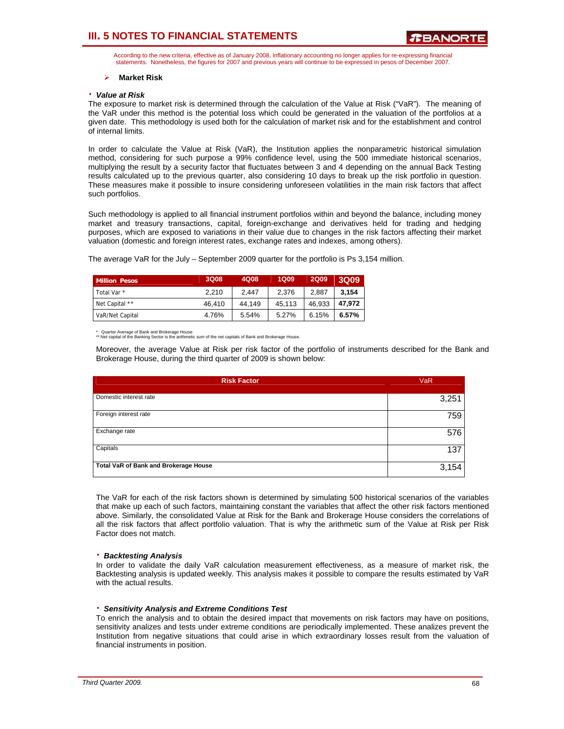# III. 5 NOTES TO FINANCIAL STATEMENTS

According to the new criteria, effective as of January 2008, inflationary accounting no longer applies for re-expressing financial statements. Nonetheless, the figures for 2007 and previous years will continue to be expressed in pesos of December 2007.

- **Market Risk**

- ***Value at Risk***

The exposure to market risk is determined through the calculation of the Value at Risk ("VaR"). The meaning of the VaR under this method is the potential loss which could be generated in the valuation of the portfolios at a given date. This methodology is used both for the calculation of market risk and for the establishment and control of internal limits.

In order to calculate the Value at Risk (VaR), the Institution applies the nonparametric historical simulation method, considering for such purpose a 99% confidence level, using the 500 immediate historical scenarios, multiplying the result by a security factor that fluctuates between 3 and 4 depending on the annual Back Testing results calculated up to the previous quarter, also considering 10 days to break up the risk portfolio in question. These measures make it possible to insure considering unforeseen volatilities in the main risk factors that affect such portfolios.

Such methodology is applied to all financial instrument portfolios within and beyond the balance, including money market and treasury transactions, capital, foreign-exchange and derivatives held for trading and hedging purposes, which are exposed to variations in their value due to changes in the risk factors affecting their market valuation (domestic and foreign interest rates, exchange rates and indexes, among others).

The average VaR for the July – September 2009 quarter for the portfolio is Ps 3,154 million.

| Million Pesos | 3Q08 | 4Q08 | 1Q09 | 2Q09 | 3Q09 |
|---|---|---|---|---|---|
| Total Var * | 2,210 | 2,447 | 2,376 | 2,887 | **3,154** |
| Net Capital ** | 46,410 | 44,149 | 45,113 | 46,933 | **47,972** |
| VaR/Net Capital | 4.76% | 5.54% | 5.27% | 6.15% | **6.57%** |

\* Quarter Average of Bank and Brokerage House
** Net capital of the Banking Sector is the arithmetic sum of the net capitals of Bank and Brokerage House.

Moreover, the average Value at Risk per risk factor of the portfolio of instruments described for the Bank and Brokerage House, during the third quarter of 2009 is shown below:

| Risk Factor | VaR |
|---|---|
| Domestic interest rate | 3,251 |
| Foreign interest rate | 759 |
| Exchange rate | 576 |
| Capitals | 137 |
| **Total VaR of Bank and Brokerage House** | 3,154 |

The VaR for each of the risk factors shown is determined by simulating 500 historical scenarios of the variables that make up each of such factors, maintaining constant the variables that affect the other risk factors mentioned above. Similarly, the consolidated Value at Risk for the Bank and Brokerage House considers the correlations of all the risk factors that affect portfolio valuation. That is why the arithmetic sum of the Value at Risk per Risk Factor does not match.

- ***Backtesting Analysis***

In order to validate the daily VaR calculation measurement effectiveness, as a measure of market risk, the Backtesting analysis is updated weekly. This analysis makes it possible to compare the results estimated by VaR with the actual results.

- ***Sensitivity Analysis and Extreme Conditions Test***

To enrich the analysis and to obtain the desired impact that movements on risk factors may have on positions, sensitivity analizes and tests under extreme conditions are periodically implemented. These analizes prevent the Institution from negative situations that could arise in which extraordinary losses result from the valuation of financial instruments in position.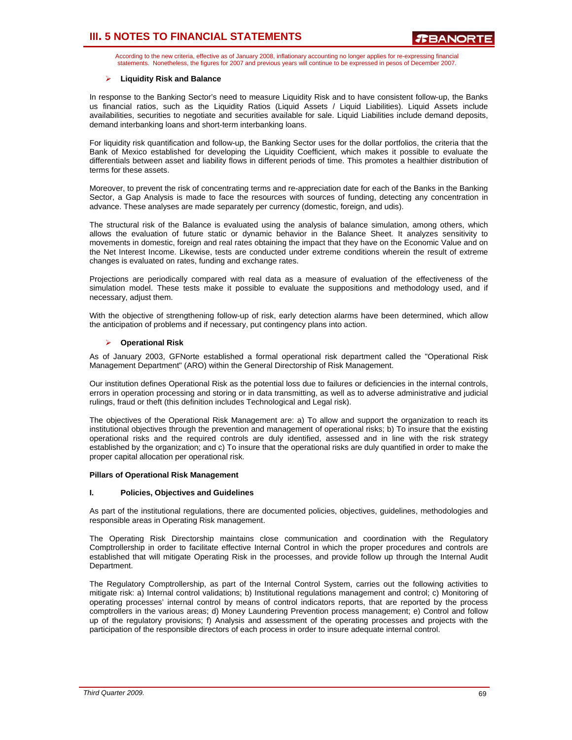According to the new criteria, effective as of January 2008, inflationary accounting no longer applies for re-expressing financial statements. Nonetheless, the figures for 2007 and previous years will continue to be expressed in pesos of December 2007.

- **Liquidity Risk and Balance**

In response to the Banking Sector's need to measure Liquidity Risk and to have consistent follow-up, the Banks us financial ratios, such as the Liquidity Ratios (Liquid Assets / Liquid Liabilities). Liquid Assets include availabilities, securities to negotiate and securities available for sale. Liquid Liabilities include demand deposits, demand interbanking loans and short-term interbanking loans.

For liquidity risk quantification and follow-up, the Banking Sector uses for the dollar portfolios, the criteria that the Bank of Mexico established for developing the Liquidity Coefficient, which makes it possible to evaluate the differentials between asset and liability flows in different periods of time. This promotes a healthier distribution of terms for these assets.

Moreover, to prevent the risk of concentrating terms and re-appreciation date for each of the Banks in the Banking Sector, a Gap Analysis is made to face the resources with sources of funding, detecting any concentration in advance. These analyses are made separately per currency (domestic, foreign, and udis).

The structural risk of the Balance is evaluated using the analysis of balance simulation, among others, which allows the evaluation of future static or dynamic behavior in the Balance Sheet. It analyzes sensitivity to movements in domestic, foreign and real rates obtaining the impact that they have on the Economic Value and on the Net Interest Income. Likewise, tests are conducted under extreme conditions wherein the result of extreme changes is evaluated on rates, funding and exchange rates.

Projections are periodically compared with real data as a measure of evaluation of the effectiveness of the simulation model. These tests make it possible to evaluate the suppositions and methodology used, and if necessary, adjust them.

With the objective of strengthening follow-up of risk, early detection alarms have been determined, which allow the anticipation of problems and if necessary, put contingency plans into action.

- **Operational Risk**

As of January 2003, GFNorte established a formal operational risk department called the "Operational Risk Management Department" (ARO) within the General Directorship of Risk Management.

Our institution defines Operational Risk as the potential loss due to failures or deficiencies in the internal controls, errors in operation processing and storing or in data transmitting, as well as to adverse administrative and judicial rulings, fraud or theft (this definition includes Technological and Legal risk).

The objectives of the Operational Risk Management are: a) To allow and support the organization to reach its institutional objectives through the prevention and management of operational risks; b) To insure that the existing operational risks and the required controls are duly identified, assessed and in line with the risk strategy established by the organization; and c) To insure that the operational risks are duly quantified in order to make the proper capital allocation per operational risk.

**Pillars of Operational Risk Management**

**I. Policies, Objectives and Guidelines**

As part of the institutional regulations, there are documented policies, objectives, guidelines, methodologies and responsible areas in Operating Risk management.

The Operating Risk Directorship maintains close communication and coordination with the Regulatory Comptrollership in order to facilitate effective Internal Control in which the proper procedures and controls are established that will mitigate Operating Risk in the processes, and provide follow up through the Internal Audit Department.

The Regulatory Comptrollership, as part of the Internal Control System, carries out the following activities to mitigate risk: a) Internal control validations; b) Institutional regulations management and control; c) Monitoring of operating processes' internal control by means of control indicators reports, that are reported by the process comptrollers in the various areas; d) Money Laundering Prevention process management; e) Control and follow up of the regulatory provisions; f) Analysis and assessment of the operating processes and projects with the participation of the responsible directors of each process in order to insure adequate internal control.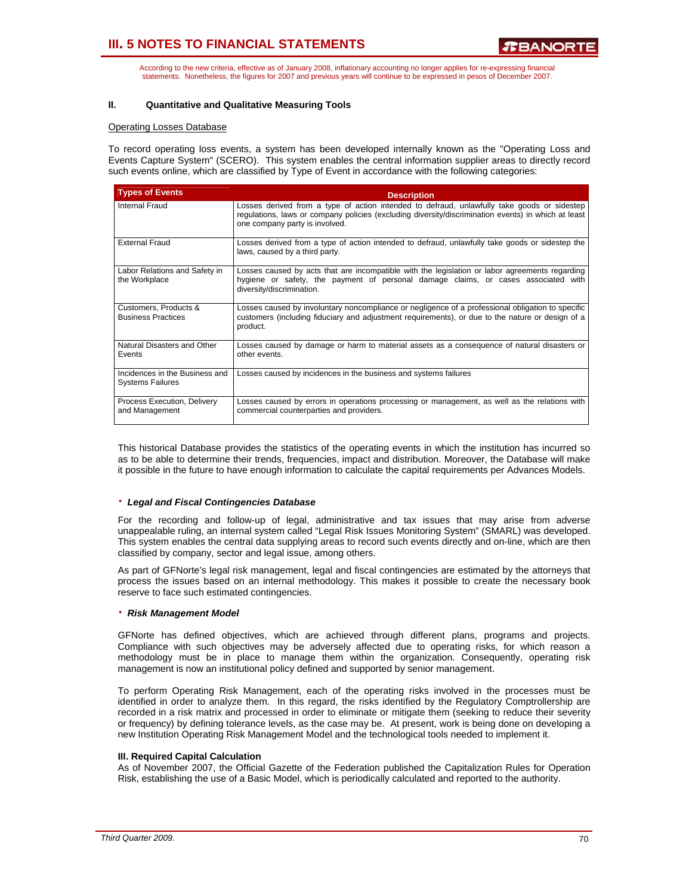According to the new criteria, effective as of January 2008, inflationary accounting no longer applies for re-expressing financial statements. Nonetheless, the figures for 2007 and previous years will continue to be expressed in pesos of December 2007.

## II. Quantitative and Qualitative Measuring Tools

Operating Losses Database

To record operating loss events, a system has been developed internally known as the "Operating Loss and Events Capture System" (SCERO). This system enables the central information supplier areas to directly record such events online, which are classified by Type of Event in accordance with the following categories:

| Types of Events | Description |
|---|---|
| Internal Fraud | Losses derived from a type of action intended to defraud, unlawfully take goods or sidestep regulations, laws or company policies (excluding diversity/discrimination events) in which at least one company party is involved. |
| External Fraud | Losses derived from a type of action intended to defraud, unlawfully take goods or sidestep the laws, caused by a third party. |
| Labor Relations and Safety in the Workplace | Losses caused by acts that are incompatible with the legislation or labor agreements regarding hygiene or safety, the payment of personal damage claims, or cases associated with diversity/discrimination. |
| Customers, Products & Business Practices | Losses caused by involuntary noncompliance or negligence of a professional obligation to specific customers (including fiduciary and adjustment requirements), or due to the nature or design of a product. |
| Natural Disasters and Other Events | Losses caused by damage or harm to material assets as a consequence of natural disasters or other events. |
| Incidences in the Business and Systems Failures | Losses caused by incidences in the business and systems failures |
| Process Execution, Delivery and Management | Losses caused by errors in operations processing or management, as well as the relations with commercial counterparties and providers. |

This historical Database provides the statistics of the operating events in which the institution has incurred so as to be able to determine their trends, frequencies, impact and distribution. Moreover, the Database will make it possible in the future to have enough information to calculate the capital requirements per Advances Models.

- ***Legal and Fiscal Contingencies Database***

For the recording and follow-up of legal, administrative and tax issues that may arise from adverse unappealable ruling, an internal system called "Legal Risk Issues Monitoring System" (SMARL) was developed. This system enables the central data supplying areas to record such events directly and on-line, which are then classified by company, sector and legal issue, among others.

As part of GFNorte's legal risk management, legal and fiscal contingencies are estimated by the attorneys that process the issues based on an internal methodology. This makes it possible to create the necessary book reserve to face such estimated contingencies.

- ***Risk Management Model***

GFNorte has defined objectives, which are achieved through different plans, programs and projects. Compliance with such objectives may be adversely affected due to operating risks, for which reason a methodology must be in place to manage them within the organization. Consequently, operating risk management is now an institutional policy defined and supported by senior management.

To perform Operating Risk Management, each of the operating risks involved in the processes must be identified in order to analyze them. In this regard, the risks identified by the Regulatory Comptrollership are recorded in a risk matrix and processed in order to eliminate or mitigate them (seeking to reduce their severity or frequency) by defining tolerance levels, as the case may be. At present, work is being done on developing a new Institution Operating Risk Management Model and the technological tools needed to implement it.

**III. Required Capital Calculation**

As of November 2007, the Official Gazette of the Federation published the Capitalization Rules for Operation Risk, establishing the use of a Basic Model, which is periodically calculated and reported to the authority.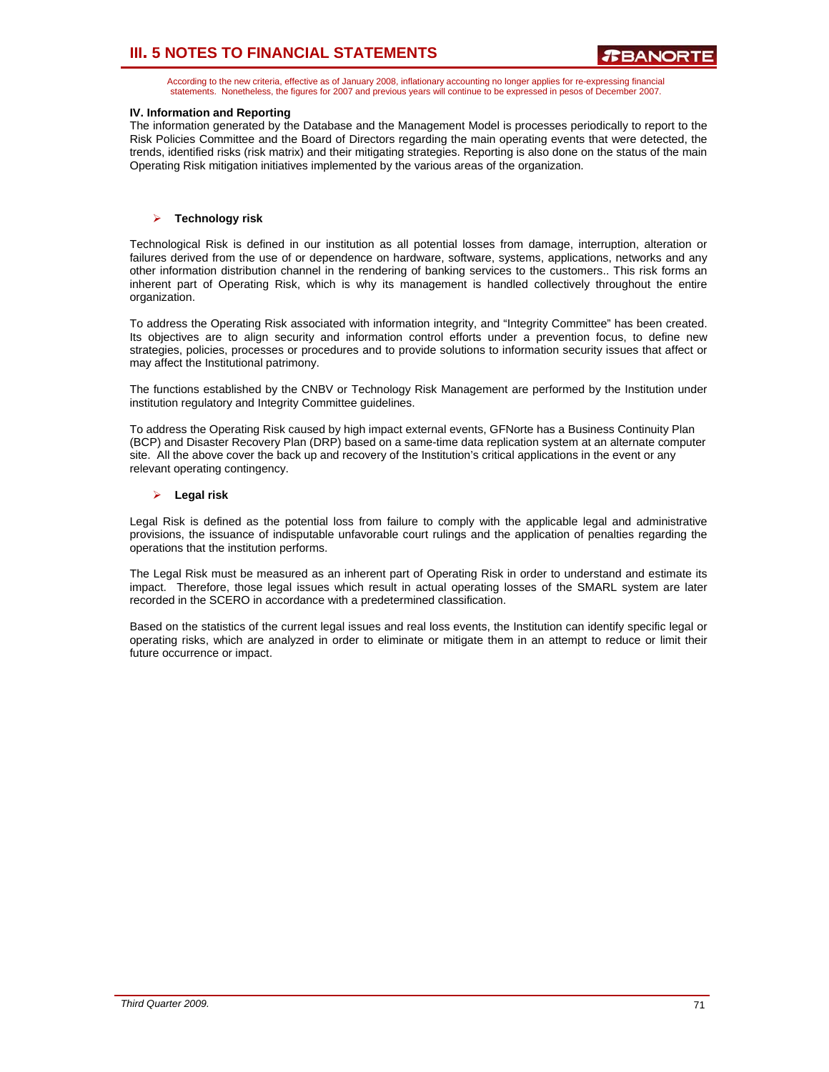According to the new criteria, effective as of January 2008, inflationary accounting no longer applies for re-expressing financial statements. Nonetheless, the figures for 2007 and previous years will continue to be expressed in pesos of December 2007.

**IV. Information and Reporting**

The information generated by the Database and the Management Model is processes periodically to report to the Risk Policies Committee and the Board of Directors regarding the main operating events that were detected, the trends, identified risks (risk matrix) and their mitigating strategies. Reporting is also done on the status of the main Operating Risk mitigation initiatives implemented by the various areas of the organization.

- **Technology risk**

Technological Risk is defined in our institution as all potential losses from damage, interruption, alteration or failures derived from the use of or dependence on hardware, software, systems, applications, networks and any other information distribution channel in the rendering of banking services to the customers.. This risk forms an inherent part of Operating Risk, which is why its management is handled collectively throughout the entire organization.

To address the Operating Risk associated with information integrity, and "Integrity Committee" has been created. Its objectives are to align security and information control efforts under a prevention focus, to define new strategies, policies, processes or procedures and to provide solutions to information security issues that affect or may affect the Institutional patrimony.

The functions established by the CNBV or Technology Risk Management are performed by the Institution under institution regulatory and Integrity Committee guidelines.

To address the Operating Risk caused by high impact external events, GFNorte has a Business Continuity Plan (BCP) and Disaster Recovery Plan (DRP) based on a same-time data replication system at an alternate computer site. All the above cover the back up and recovery of the Institution's critical applications in the event or any relevant operating contingency.

- **Legal risk**

Legal Risk is defined as the potential loss from failure to comply with the applicable legal and administrative provisions, the issuance of indisputable unfavorable court rulings and the application of penalties regarding the operations that the institution performs.

The Legal Risk must be measured as an inherent part of Operating Risk in order to understand and estimate its impact. Therefore, those legal issues which result in actual operating losses of the SMARL system are later recorded in the SCERO in accordance with a predetermined classification.

Based on the statistics of the current legal issues and real loss events, the Institution can identify specific legal or operating risks, which are analyzed in order to eliminate or mitigate them in an attempt to reduce or limit their future occurrence or impact.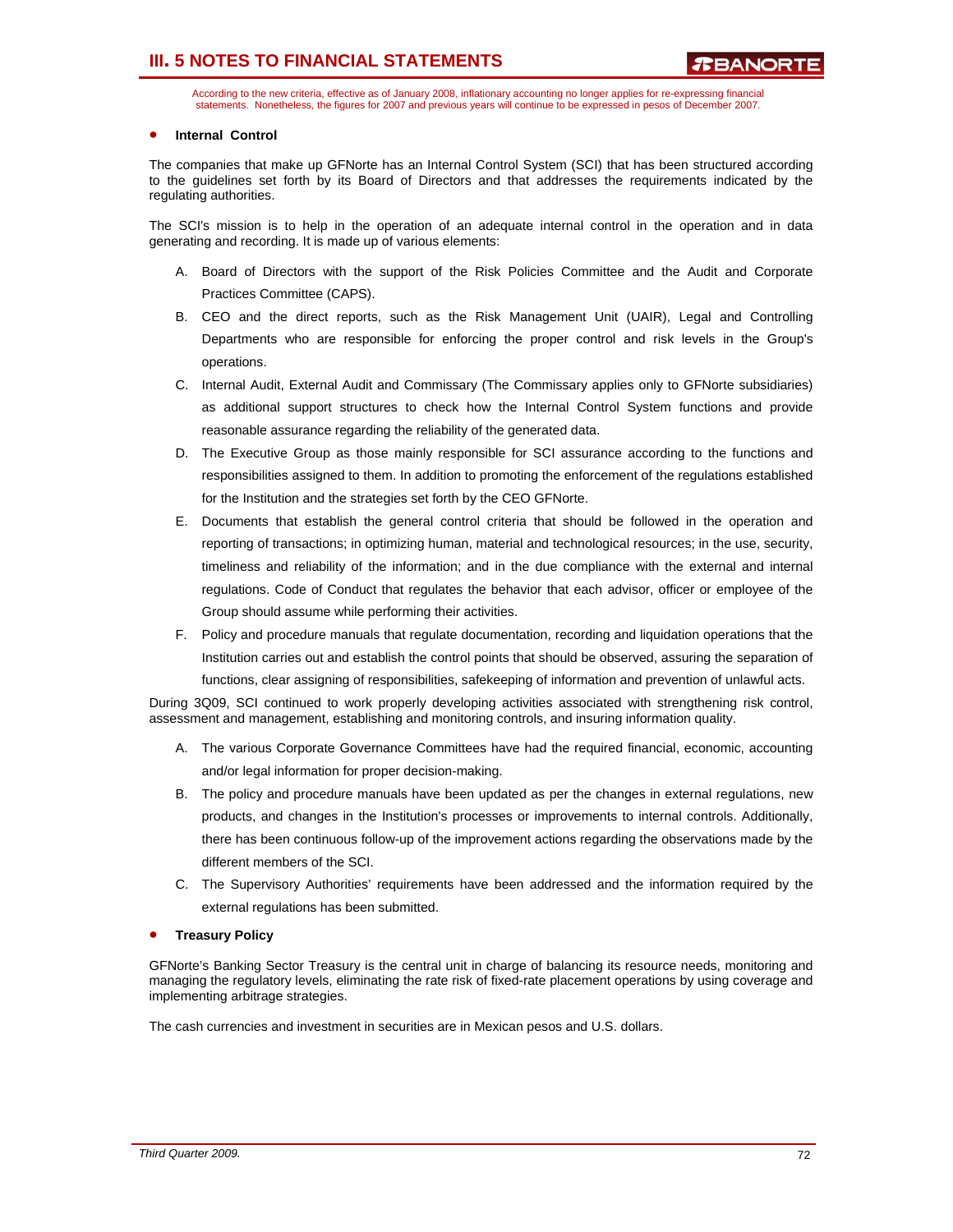According to the new criteria, effective as of January 2008, inflationary accounting no longer applies for re-expressing financial statements. Nonetheless, the figures for 2007 and previous years will continue to be expressed in pesos of December 2007.

- **Internal Control**

The companies that make up GFNorte has an Internal Control System (SCI) that has been structured according to the guidelines set forth by its Board of Directors and that addresses the requirements indicated by the regulating authorities.

The SCI's mission is to help in the operation of an adequate internal control in the operation and in data generating and recording. It is made up of various elements:

A. Board of Directors with the support of the Risk Policies Committee and the Audit and Corporate Practices Committee (CAPS).
B. CEO and the direct reports, such as the Risk Management Unit (UAIR), Legal and Controlling Departments who are responsible for enforcing the proper control and risk levels in the Group's operations.
C. Internal Audit, External Audit and Commissary (The Commissary applies only to GFNorte subsidiaries) as additional support structures to check how the Internal Control System functions and provide reasonable assurance regarding the reliability of the generated data.
D. The Executive Group as those mainly responsible for SCI assurance according to the functions and responsibilities assigned to them. In addition to promoting the enforcement of the regulations established for the Institution and the strategies set forth by the CEO GFNorte.
E. Documents that establish the general control criteria that should be followed in the operation and reporting of transactions; in optimizing human, material and technological resources; in the use, security, timeliness and reliability of the information; and in the due compliance with the external and internal regulations. Code of Conduct that regulates the behavior that each advisor, officer or employee of the Group should assume while performing their activities.
F. Policy and procedure manuals that regulate documentation, recording and liquidation operations that the Institution carries out and establish the control points that should be observed, assuring the separation of functions, clear assigning of responsibilities, safekeeping of information and prevention of unlawful acts.

During 3Q09, SCI continued to work properly developing activities associated with strengthening risk control, assessment and management, establishing and monitoring controls, and insuring information quality.

A. The various Corporate Governance Committees have had the required financial, economic, accounting and/or legal information for proper decision-making.
B. The policy and procedure manuals have been updated as per the changes in external regulations, new products, and changes in the Institution's processes or improvements to internal controls. Additionally, there has been continuous follow-up of the improvement actions regarding the observations made by the different members of the SCI.
C. The Supervisory Authorities' requirements have been addressed and the information required by the external regulations has been submitted.

- **Treasury Policy**

GFNorte's Banking Sector Treasury is the central unit in charge of balancing its resource needs, monitoring and managing the regulatory levels, eliminating the rate risk of fixed-rate placement operations by using coverage and implementing arbitrage strategies.

The cash currencies and investment in securities are in Mexican pesos and U.S. dollars.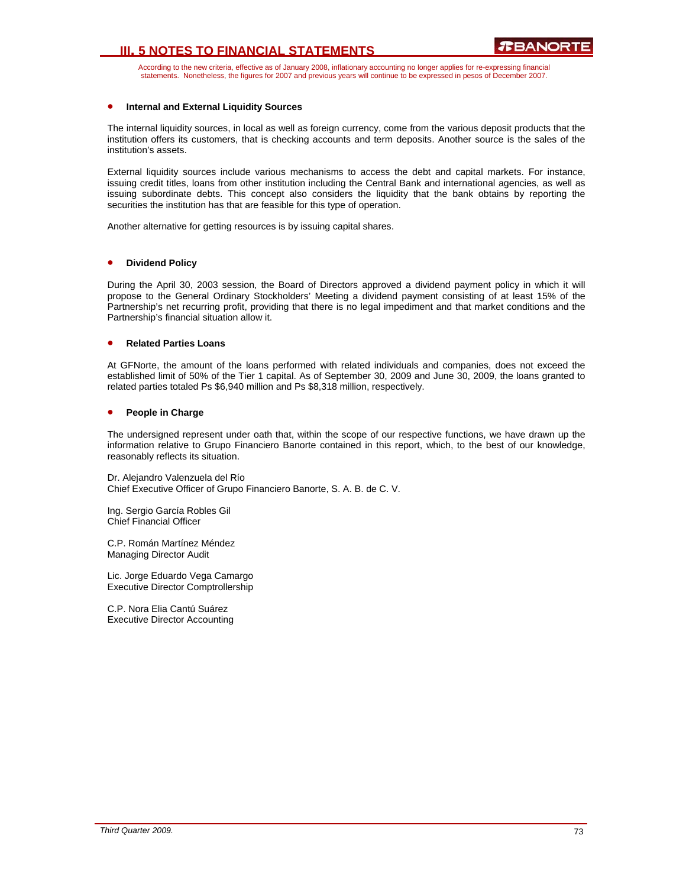- **Internal and External Liquidity Sources**

The internal liquidity sources, in local as well as foreign currency, come from the various deposit products that the institution offers its customers, that is checking accounts and term deposits. Another source is the sales of the institution's assets.

External liquidity sources include various mechanisms to access the debt and capital markets. For instance, issuing credit titles, loans from other institution including the Central Bank and international agencies, as well as issuing subordinate debts. This concept also considers the liquidity that the bank obtains by reporting the securities the institution has that are feasible for this type of operation.

Another alternative for getting resources is by issuing capital shares.

- **Dividend Policy**

During the April 30, 2003 session, the Board of Directors approved a dividend payment policy in which it will propose to the General Ordinary Stockholders' Meeting a dividend payment consisting of at least 15% of the Partnership's net recurring profit, providing that there is no legal impediment and that market conditions and the Partnership's financial situation allow it.

- **Related Parties Loans**

At GFNorte, the amount of the loans performed with related individuals and companies, does not exceed the established limit of 50% of the Tier 1 capital. As of September 30, 2009 and June 30, 2009, the loans granted to related parties totaled Ps $6,940 million and Ps $8,318 million, respectively.

- **People in Charge**

The undersigned represent under oath that, within the scope of our respective functions, we have drawn up the information relative to Grupo Financiero Banorte contained in this report, which, to the best of our knowledge, reasonably reflects its situation.

Dr. Alejandro Valenzuela del Río
Chief Executive Officer of Grupo Financiero Banorte, S. A. B. de C. V.

Ing. Sergio García Robles Gil
Chief Financial Officer

C.P. Román Martínez Méndez
Managing Director Audit

Lic. Jorge Eduardo Vega Camargo
Executive Director Comptrollership

C.P. Nora Elia Cantú Suárez
Executive Director Accounting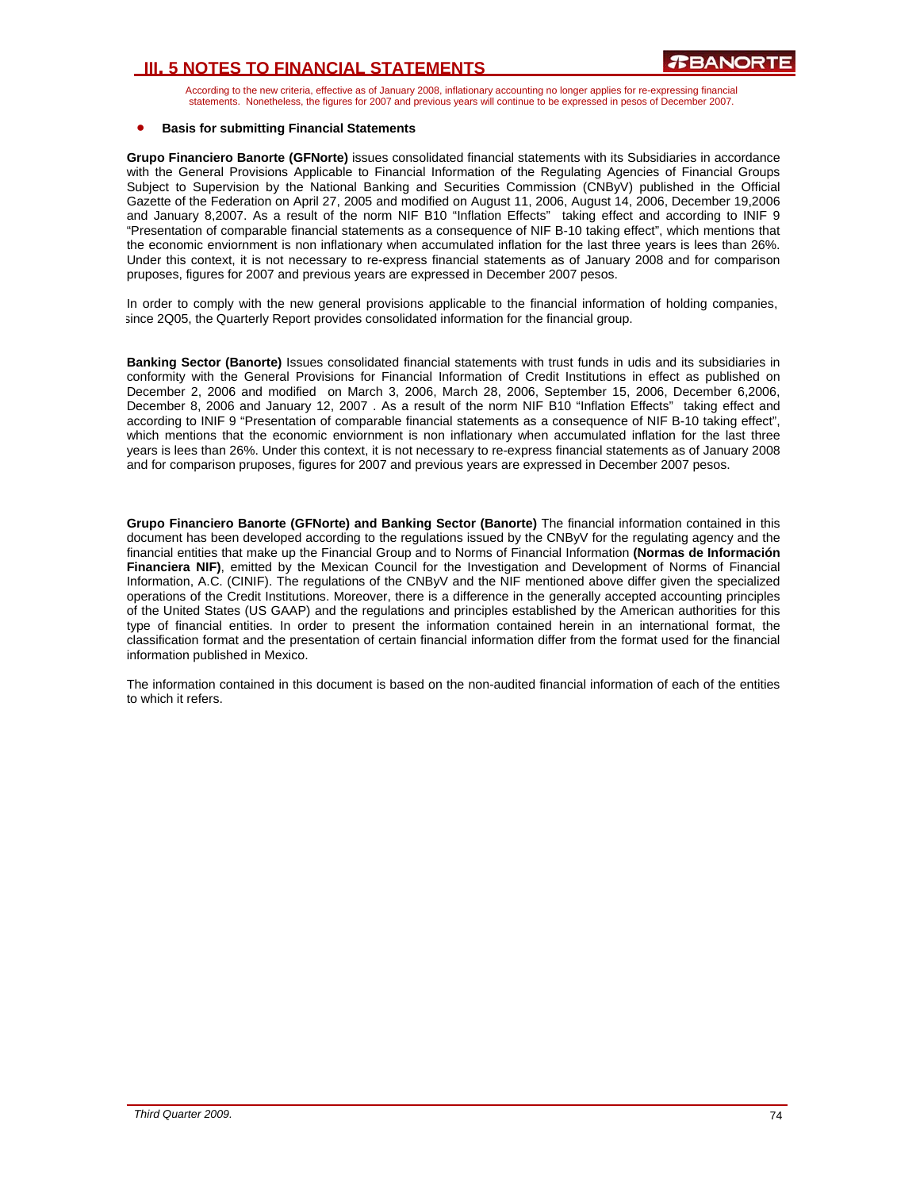# III. 5 NOTES TO FINANCIAL STATEMENTS

According to the new criteria, effective as of January 2008, inflationary accounting no longer applies for re-expressing financial statements. Nonetheless, the figures for 2007 and previous years will continue to be expressed in pesos of December 2007.

- **Basis for submitting Financial Statements**

**Grupo Financiero Banorte (GFNorte)** issues consolidated financial statements with its Subsidiaries in accordance with the General Provisions Applicable to Financial Information of the Regulating Agencies of Financial Groups Subject to Supervision by the National Banking and Securities Commission (CNByV) published in the Official Gazette of the Federation on April 27, 2005 and modified on August 11, 2006, August 14, 2006, December 19,2006 and January 8,2007. As a result of the norm NIF B10 "Inflation Effects" taking effect and according to INIF 9 "Presentation of comparable financial statements as a consequence of NIF B-10 taking effect", which mentions that the economic enviornment is non inflationary when accumulated inflation for the last three years is lees than 26%. Under this context, it is not necessary to re-express financial statements as of January 2008 and for comparison pruposes, figures for 2007 and previous years are expressed in December 2007 pesos.

In order to comply with the new general provisions applicable to the financial information of holding companies, since 2Q05, the Quarterly Report provides consolidated information for the financial group.

**Banking Sector (Banorte)** Issues consolidated financial statements with trust funds in udis and its subsidiaries in conformity with the General Provisions for Financial Information of Credit Institutions in effect as published on December 2, 2006 and modified on March 3, 2006, March 28, 2006, September 15, 2006, December 6,2006, December 8, 2006 and January 12, 2007 . As a result of the norm NIF B10 "Inflation Effects" taking effect and according to INIF 9 "Presentation of comparable financial statements as a consequence of NIF B-10 taking effect", which mentions that the economic enviornment is non inflationary when accumulated inflation for the last three years is lees than 26%. Under this context, it is not necessary to re-express financial statements as of January 2008 and for comparison pruposes, figures for 2007 and previous years are expressed in December 2007 pesos.

**Grupo Financiero Banorte (GFNorte) and Banking Sector (Banorte)** The financial information contained in this document has been developed according to the regulations issued by the CNByV for the regulating agency and the financial entities that make up the Financial Group and to Norms of Financial Information **(Normas de Información Financiera NIF)**, emitted by the Mexican Council for the Investigation and Development of Norms of Financial Information, A.C. (CINIF). The regulations of the CNByV and the NIF mentioned above differ given the specialized operations of the Credit Institutions. Moreover, there is a difference in the generally accepted accounting principles of the United States (US GAAP) and the regulations and principles established by the American authorities for this type of financial entities. In order to present the information contained herein in an international format, the classification format and the presentation of certain financial information differ from the format used for the financial information published in Mexico.

The information contained in this document is based on the non-audited financial information of each of the entities to which it refers.